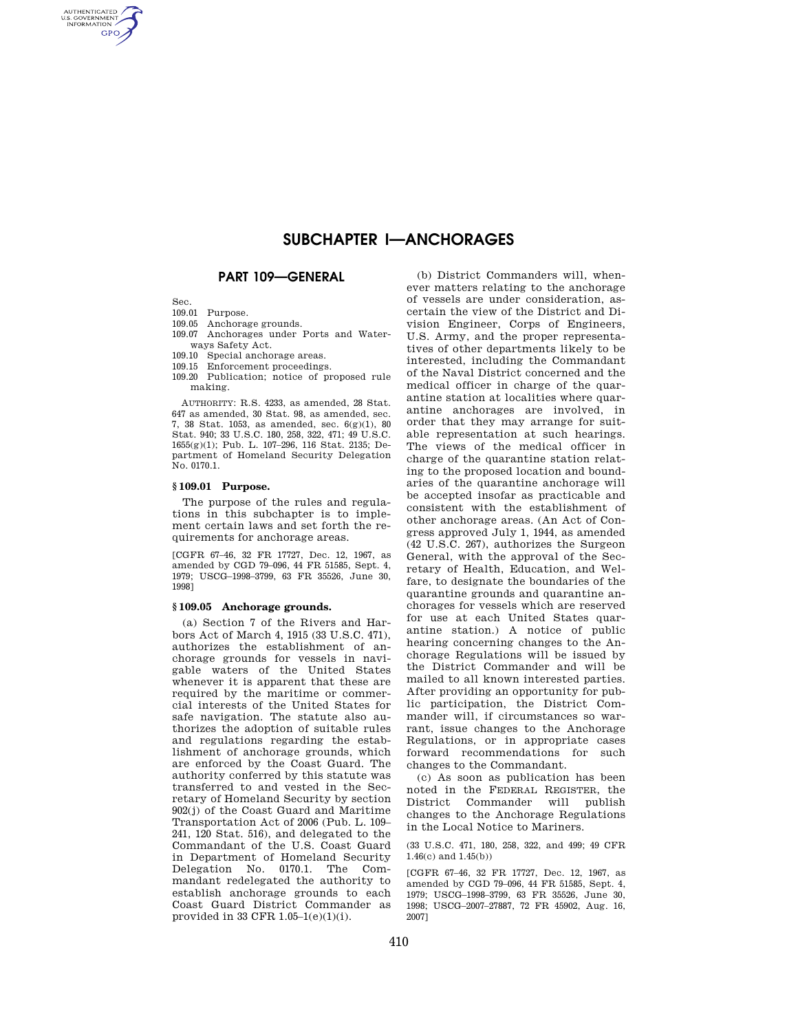# SUBCHAPTER I—ANCHORAGES

## PART 109—GENERAL

Sec.

109.01 Purpose.

109.05 Anchorage grounds.

109.07 Anchorages under Ports and Waterways Safety Act.

109.10 Special anchorage areas.

109.15 Enforcement proceedings.

109.20 Publication; notice of proposed rule making.

AUTHORITY: R.S. 4233, as amended, 28 Stat. 647 as amended, 30 Stat. 98, as amended, sec. 7, 38 Stat. 1053, as amended, sec. 6(g)(1), 80 Stat. 940; 33 U.S.C. 180, 258, 322, 471; 49 U.S.C. 1655(g)(1); Pub. L. 107–296, 116 Stat. 2135; Department of Homeland Security Delegation No. 0170.1.

### § 109.01 Purpose.

The purpose of the rules and regulations in this subchapter is to implement certain laws and set forth the requirements for anchorage areas.

[CGFR 67–46, 32 FR 17727, Dec. 12, 1967, as amended by CGD 79–096, 44 FR 51585, Sept. 4, 1979; USCG–1998–3799, 63 FR 35526, June 30, 1998]

### § 109.05 Anchorage grounds.

(a) Section 7 of the Rivers and Harbors Act of March 4, 1915 (33 U.S.C. 471), authorizes the establishment of anchorage grounds for vessels in navigable waters of the United States whenever it is apparent that these are required by the maritime or commercial interests of the United States for safe navigation. The statute also authorizes the adoption of suitable rules and regulations regarding the establishment of anchorage grounds, which are enforced by the Coast Guard. The authority conferred by this statute was transferred to and vested in the Secretary of Homeland Security by section 902(j) of the Coast Guard and Maritime Transportation Act of 2006 (Pub. L. 109–241, 120 Stat. 516), and delegated to the Commandant of the U.S. Coast Guard in Department of Homeland Security Delegation No. 0170.1. The Commandant redelegated the authority to establish anchorage grounds to each Coast Guard District Commander as provided in 33 CFR 1.05–1(e)(1)(i).

(b) District Commanders will, whenever matters relating to the anchorage of vessels are under consideration, ascertain the view of the District and Division Engineer, Corps of Engineers, U.S. Army, and the proper representatives of other departments likely to be interested, including the Commandant of the Naval District concerned and the medical officer in charge of the quarantine station at localities where quarantine anchorages are involved, in order that they may arrange for suitable representation at such hearings. The views of the medical officer in charge of the quarantine station relating to the proposed location and boundaries of the quarantine anchorage will be accepted insofar as practicable and consistent with the establishment of other anchorage areas. (An Act of Congress approved July 1, 1944, as amended (42 U.S.C. 267), authorizes the Surgeon General, with the approval of the Secretary of Health, Education, and Welfare, to designate the boundaries of the quarantine grounds and quarantine anchorages for vessels which are reserved for use at each United States quarantine station.) A notice of public hearing concerning changes to the Anchorage Regulations will be issued by the District Commander and will be mailed to all known interested parties. After providing an opportunity for public participation, the District Commander will, if circumstances so warrant, issue changes to the Anchorage Regulations, or in appropriate cases forward recommendations for such changes to the Commandant.

(c) As soon as publication has been noted in the FEDERAL REGISTER, the District Commander will publish changes to the Anchorage Regulations in the Local Notice to Mariners.

(33 U.S.C. 471, 180, 258, 322, and 499; 49 CFR 1.46(c) and 1.45(b))

[CGFR 67–46, 32 FR 17727, Dec. 12, 1967, as amended by CGD 79–096, 44 FR 51585, Sept. 4, 1979; USCG–1998–3799, 63 FR 35526, June 30, 1998; USCG–2007–27887, 72 FR 45902, Aug. 16, 2007]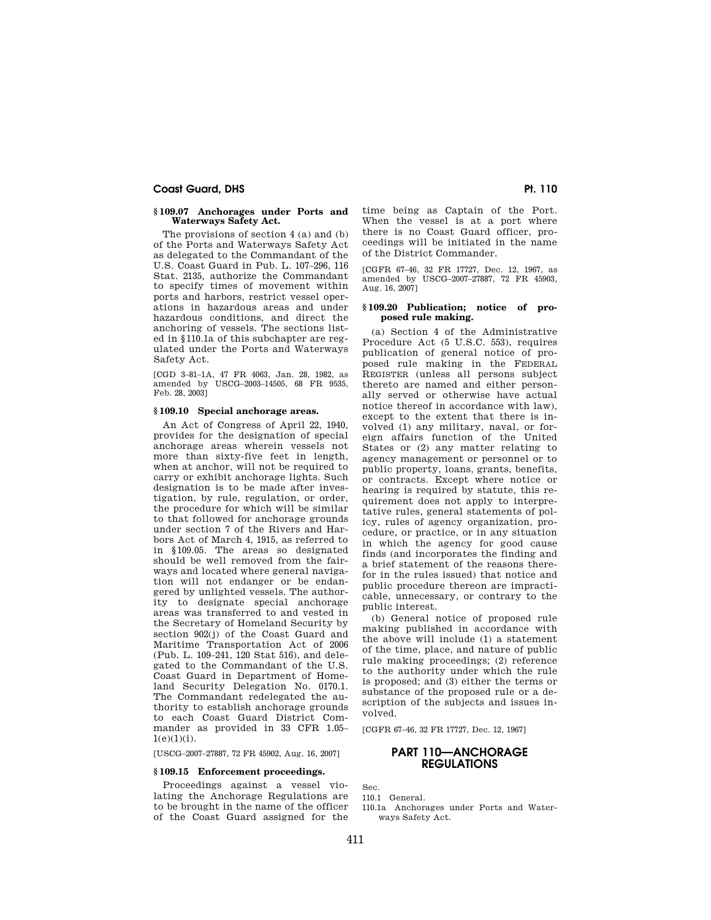### § 109.07 Anchorages under Ports and Waterways Safety Act.

The provisions of section 4 (a) and (b) of the Ports and Waterways Safety Act as delegated to the Commandant of the U.S. Coast Guard in Pub. L. 107–296, 116 Stat. 2135, authorize the Commandant to specify times of movement within ports and harbors, restrict vessel operations in hazardous areas and under hazardous conditions, and direct the anchoring of vessels. The sections listed in §110.1a of this subchapter are regulated under the Ports and Waterways Safety Act.

[CGD 3–81–1A, 47 FR 4063, Jan. 28, 1982, as amended by USCG–2003–14505, 68 FR 9535, Feb. 28, 2003]

### § 109.10 Special anchorage areas.

An Act of Congress of April 22, 1940, provides for the designation of special anchorage areas wherein vessels not more than sixty-five feet in length, when at anchor, will not be required to carry or exhibit anchorage lights. Such designation is to be made after investigation, by rule, regulation, or order, the procedure for which will be similar to that followed for anchorage grounds under section 7 of the Rivers and Harbors Act of March 4, 1915, as referred to in §109.05. The areas so designated should be well removed from the fairways and located where general navigation will not endanger or be endangered by unlighted vessels. The authority to designate special anchorage areas was transferred to and vested in the Secretary of Homeland Security by section 902(j) of the Coast Guard and Maritime Transportation Act of 2006 (Pub. L. 109–241, 120 Stat 516), and delegated to the Commandant of the U.S. Coast Guard in Department of Homeland Security Delegation No. 0170.1. The Commandant redelegated the authority to establish anchorage grounds to each Coast Guard District Commander as provided in 33 CFR 1.05–1(e)(1)(i).

[USCG–2007–27887, 72 FR 45902, Aug. 16, 2007]

### § 109.15 Enforcement proceedings.

Proceedings against a vessel violating the Anchorage Regulations are to be brought in the name of the officer of the Coast Guard assigned for the time being as Captain of the Port. When the vessel is at a port where there is no Coast Guard officer, proceedings will be initiated in the name of the District Commander.

[CGFR 67–46, 32 FR 17727, Dec. 12, 1967, as amended by USCG–2007–27887, 72 FR 45903, Aug. 16, 2007]

### § 109.20 Publication; notice of proposed rule making.

(a) Section 4 of the Administrative Procedure Act (5 U.S.C. 553), requires publication of general notice of proposed rule making in the FEDERAL REGISTER (unless all persons subject thereto are named and either personally served or otherwise have actual notice thereof in accordance with law), except to the extent that there is involved (1) any military, naval, or foreign affairs function of the United States or (2) any matter relating to agency management or personnel or to public property, loans, grants, benefits, or contracts. Except where notice or hearing is required by statute, this requirement does not apply to interpretative rules, general statements of policy, rules of agency organization, procedure, or practice, or in any situation in which the agency for good cause finds (and incorporates the finding and a brief statement of the reasons therefor in the rules issued) that notice and public procedure thereon are impracticable, unnecessary, or contrary to the public interest.

(b) General notice of proposed rule making published in accordance with the above will include (1) a statement of the time, place, and nature of public rule making proceedings; (2) reference to the authority under which the rule is proposed; and (3) either the terms or substance of the proposed rule or a description of the subjects and issues involved.

[CGFR 67–46, 32 FR 17727, Dec. 12, 1967]

## PART 110—ANCHORAGE REGULATIONS

Sec.
110.1 General.
110.1a Anchorages under Ports and Waterways Safety Act.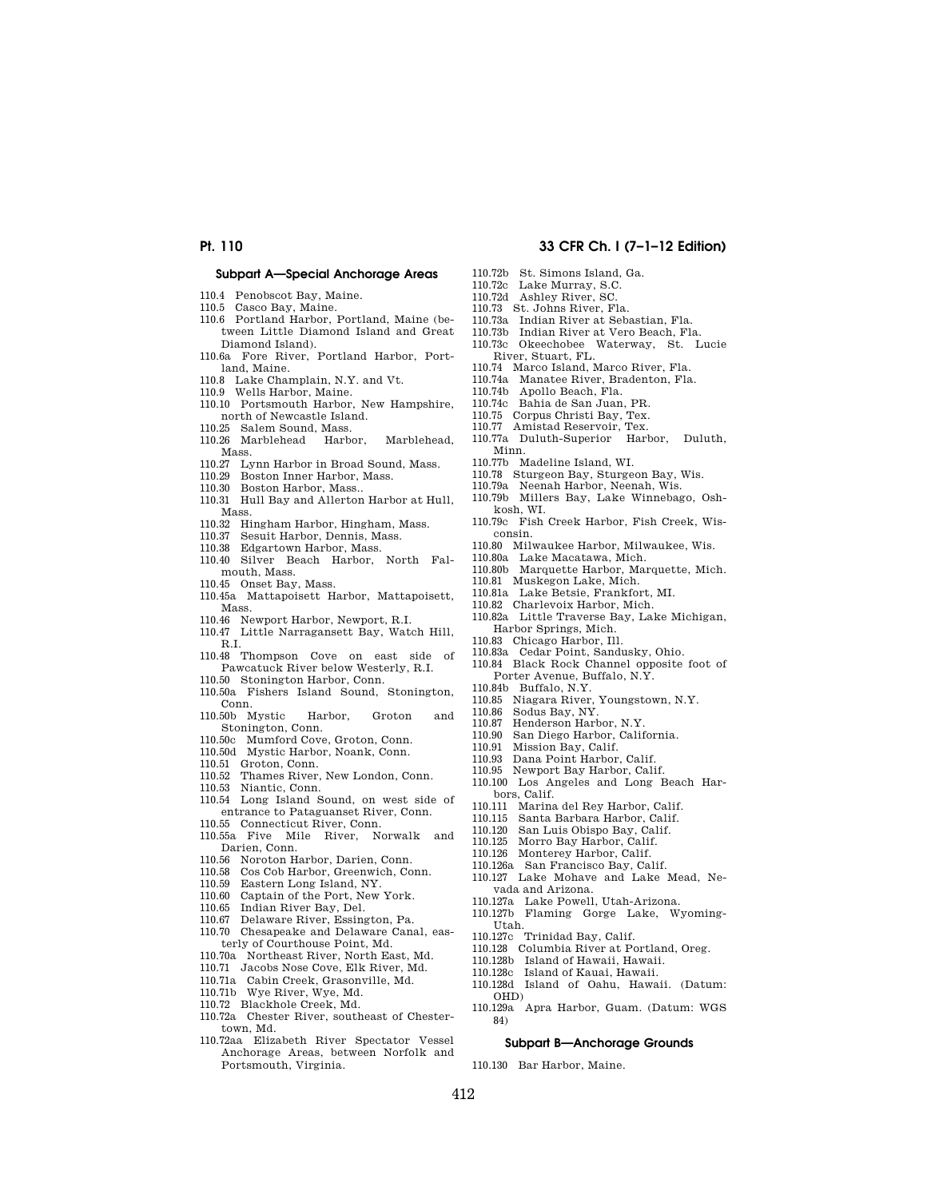### Subpart A—Special Anchorage Areas

110.4 Penobscot Bay, Maine.
110.5 Casco Bay, Maine.
110.6 Portland Harbor, Portland, Maine (between Little Diamond Island and Great Diamond Island).
110.6a Fore River, Portland Harbor, Portland, Maine.
110.8 Lake Champlain, N.Y. and Vt.
110.9 Wells Harbor, Maine.
110.10 Portsmouth Harbor, New Hampshire, north of Newcastle Island.
110.25 Salem Sound, Mass.
110.26 Marblehead Harbor, Marblehead, Mass.
110.27 Lynn Harbor in Broad Sound, Mass.
110.29 Boston Inner Harbor, Mass.
110.30 Boston Harbor, Mass..
110.31 Hull Bay and Allerton Harbor at Hull, Mass.
110.32 Hingham Harbor, Hingham, Mass.
110.37 Sesuit Harbor, Dennis, Mass.
110.38 Edgartown Harbor, Mass.
110.40 Silver Beach Harbor, North Falmouth, Mass.
110.45 Onset Bay, Mass.
110.45a Mattapoisett Harbor, Mattapoisett, Mass.
110.46 Newport Harbor, Newport, R.I.
110.47 Little Narragansett Bay, Watch Hill, R.I.
110.48 Thompson Cove on east side of Pawcatuck River below Westerly, R.I.
110.50 Stonington Harbor, Conn.
110.50a Fishers Island Sound, Stonington, Conn.
110.50b Mystic Harbor, Groton and Stonington, Conn.
110.50c Mumford Cove, Groton, Conn.
110.50d Mystic Harbor, Noank, Conn.
110.51 Groton, Conn.
110.52 Thames River, New London, Conn.
110.53 Niantic, Conn.
110.54 Long Island Sound, on west side of entrance to Pataguanset River, Conn.
110.55 Connecticut River, Conn.
110.55a Five Mile River, Norwalk and Darien, Conn.
110.56 Noroton Harbor, Darien, Conn.
110.58 Cos Cob Harbor, Greenwich, Conn.
110.59 Eastern Long Island, NY.
110.60 Captain of the Port, New York.
110.65 Indian River Bay, Del.
110.67 Delaware River, Essington, Pa.
110.70 Chesapeake and Delaware Canal, easterly of Courthouse Point, Md.
110.70a Northeast River, North East, Md.
110.71 Jacobs Nose Cove, Elk River, Md.
110.71a Cabin Creek, Grasonville, Md.
110.71b Wye River, Wye, Md.
110.72 Blackhole Creek, Md.
110.72a Chester River, southeast of Chestertown, Md.
110.72aa Elizabeth River Spectator Vessel Anchorage Areas, between Norfolk and Portsmouth, Virginia.
110.72b St. Simons Island, Ga.
110.72c Lake Murray, S.C.
110.72d Ashley River, SC.
110.73 St. Johns River, Fla.
110.73a Indian River at Sebastian, Fla.
110.73b Indian River at Vero Beach, Fla.
110.73c Okeechobee Waterway, St. Lucie River, Stuart, FL.
110.74 Marco Island, Marco River, Fla.
110.74a Manatee River, Bradenton, Fla.
110.74b Apollo Beach, Fla.
110.74c Bahia de San Juan, PR.
110.75 Corpus Christi Bay, Tex.
110.77 Amistad Reservoir, Tex.
110.77a Duluth-Superior Harbor, Duluth, Minn.
110.77b Madeline Island, WI.
110.78 Sturgeon Bay, Sturgeon Bay, Wis.
110.79a Neenah Harbor, Neenah, Wis.
110.79b Millers Bay, Lake Winnebago, Oshkosh, WI.
110.79c Fish Creek Harbor, Fish Creek, Wisconsin.
110.80 Milwaukee Harbor, Milwaukee, Wis.
110.80a Lake Macatawa, Mich.
110.80b Marquette Harbor, Marquette, Mich.
110.81 Muskegon Lake, Mich.
110.81a Lake Betsie, Frankfort, MI.
110.82 Charlevoix Harbor, Mich.
110.82a Little Traverse Bay, Lake Michigan, Harbor Springs, Mich.
110.83 Chicago Harbor, Ill.
110.83a Cedar Point, Sandusky, Ohio.
110.84 Black Rock Channel opposite foot of Porter Avenue, Buffalo, N.Y.
110.84b Buffalo, N.Y.
110.85 Niagara River, Youngstown, N.Y.
110.86 Sodus Bay, NY.
110.87 Henderson Harbor, N.Y.
110.90 San Diego Harbor, California.
110.91 Mission Bay, Calif.
110.93 Dana Point Harbor, Calif.
110.95 Newport Bay Harbor, Calif.
110.100 Los Angeles and Long Beach Harbors, Calif.
110.111 Marina del Rey Harbor, Calif.
110.115 Santa Barbara Harbor, Calif.
110.120 San Luis Obispo Bay, Calif.
110.125 Morro Bay Harbor, Calif.
110.126 Monterey Harbor, Calif.
110.126a San Francisco Bay, Calif.
110.127 Lake Mohave and Lake Mead, Nevada and Arizona.
110.127a Lake Powell, Utah-Arizona.
110.127b Flaming Gorge Lake, Wyoming-Utah.
110.127c Trinidad Bay, Calif.
110.128 Columbia River at Portland, Oreg.
110.128b Island of Hawaii, Hawaii.
110.128c Island of Kauai, Hawaii.
110.128d Island of Oahu, Hawaii. (Datum: OHD)
110.129a Apra Harbor, Guam. (Datum: WGS 84)

### Subpart B—Anchorage Grounds

110.130 Bar Harbor, Maine.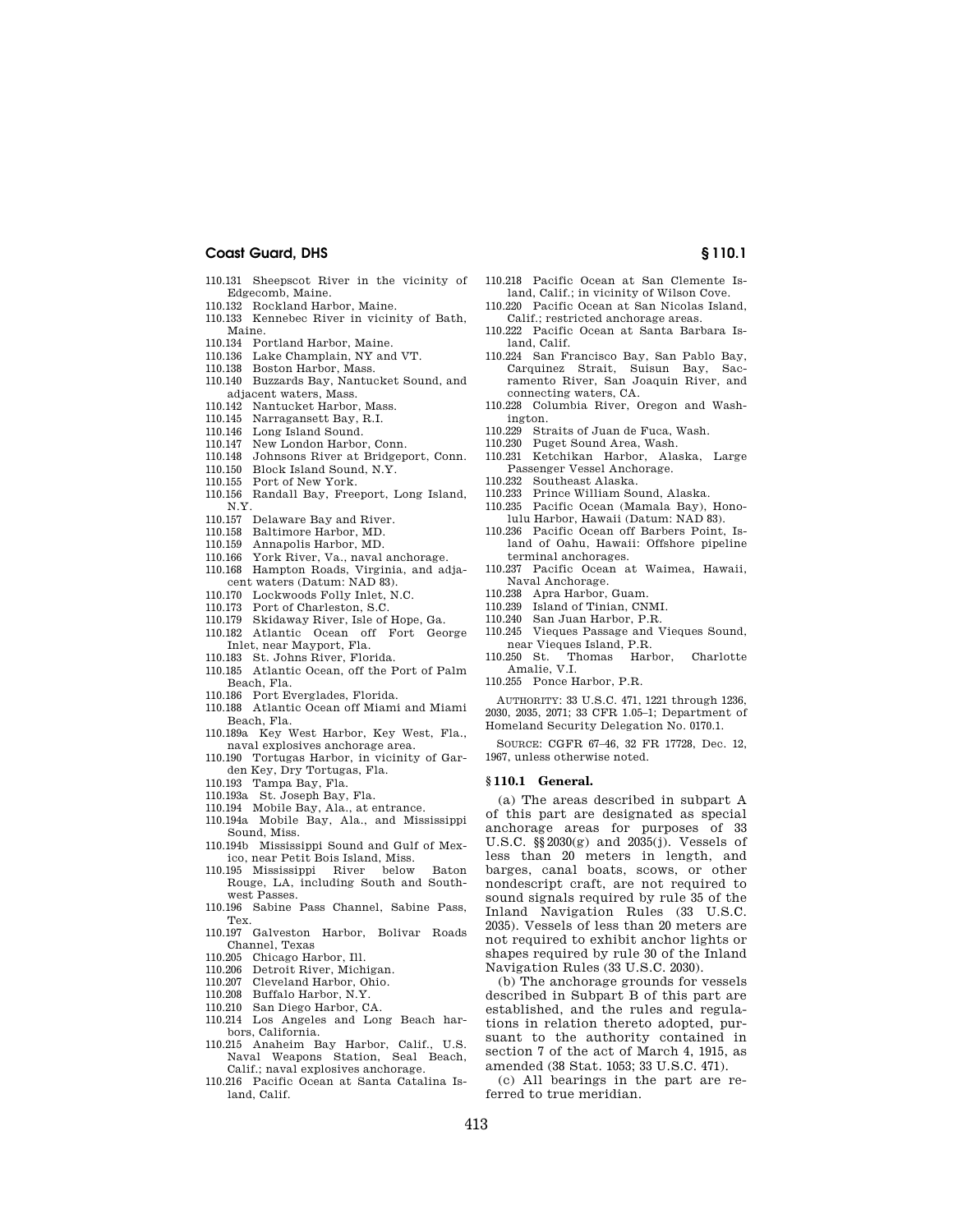110.131 Sheepscot River in the vicinity of Edgecomb, Maine.
110.132 Rockland Harbor, Maine.
110.133 Kennebec River in vicinity of Bath, Maine.
110.134 Portland Harbor, Maine.
110.136 Lake Champlain, NY and VT.
110.138 Boston Harbor, Mass.
110.140 Buzzards Bay, Nantucket Sound, and adjacent waters, Mass.
110.142 Nantucket Harbor, Mass.
110.145 Narragansett Bay, R.I.
110.146 Long Island Sound.
110.147 New London Harbor, Conn.
110.148 Johnsons River at Bridgeport, Conn.
110.150 Block Island Sound, N.Y.
110.155 Port of New York.
110.156 Randall Bay, Freeport, Long Island, N.Y.
110.157 Delaware Bay and River.
110.158 Baltimore Harbor, MD.
110.159 Annapolis Harbor, MD.
110.166 York River, Va., naval anchorage.
110.168 Hampton Roads, Virginia, and adjacent waters (Datum: NAD 83).
110.170 Lockwoods Folly Inlet, N.C.
110.173 Port of Charleston, S.C.
110.179 Skidaway River, Isle of Hope, Ga.
110.182 Atlantic Ocean off Fort George Inlet, near Mayport, Fla.
110.183 St. Johns River, Florida.
110.185 Atlantic Ocean, off the Port of Palm Beach, Fla.
110.186 Port Everglades, Florida.
110.188 Atlantic Ocean off Miami and Miami Beach, Fla.
110.189a Key West Harbor, Key West, Fla., naval explosives anchorage area.
110.190 Tortugas Harbor, in vicinity of Garden Key, Dry Tortugas, Fla.
110.193 Tampa Bay, Fla.
110.193a St. Joseph Bay, Fla.
110.194 Mobile Bay, Ala., at entrance.
110.194a Mobile Bay, Ala., and Mississippi Sound, Miss.
110.194b Mississippi Sound and Gulf of Mexico, near Petit Bois Island, Miss.
110.195 Mississippi River below Baton Rouge, LA, including South and Southwest Passes.
110.196 Sabine Pass Channel, Sabine Pass, Tex.
110.197 Galveston Harbor, Bolivar Roads Channel, Texas
110.205 Chicago Harbor, Ill.
110.206 Detroit River, Michigan.
110.207 Cleveland Harbor, Ohio.
110.208 Buffalo Harbor, N.Y.
110.210 San Diego Harbor, CA.
110.214 Los Angeles and Long Beach harbors, California.
110.215 Anaheim Bay Harbor, Calif., U.S. Naval Weapons Station, Seal Beach, Calif.; naval explosives anchorage.
110.216 Pacific Ocean at Santa Catalina Island, Calif.
110.218 Pacific Ocean at San Clemente Island, Calif.; in vicinity of Wilson Cove.
110.220 Pacific Ocean at San Nicolas Island, Calif.; restricted anchorage areas.
110.222 Pacific Ocean at Santa Barbara Island, Calif.
110.224 San Francisco Bay, San Pablo Bay, Carquinez Strait, Suisun Bay, Sacramento River, San Joaquin River, and connecting waters, CA.
110.228 Columbia River, Oregon and Washington.
110.229 Straits of Juan de Fuca, Wash.
110.230 Puget Sound Area, Wash.
110.231 Ketchikan Harbor, Alaska, Large Passenger Vessel Anchorage.
110.232 Southeast Alaska.
110.233 Prince William Sound, Alaska.
110.235 Pacific Ocean (Mamala Bay), Honolulu Harbor, Hawaii (Datum: NAD 83).
110.236 Pacific Ocean off Barbers Point, Island of Oahu, Hawaii: Offshore pipeline terminal anchorages.
110.237 Pacific Ocean at Waimea, Hawaii, Naval Anchorage.
110.238 Apra Harbor, Guam.
110.239 Island of Tinian, CNMI.
110.240 San Juan Harbor, P.R.
110.245 Vieques Passage and Vieques Sound, near Vieques Island, P.R.
110.250 St. Thomas Harbor, Charlotte Amalie, V.I.
110.255 Ponce Harbor, P.R.

AUTHORITY: 33 U.S.C. 471, 1221 through 1236, 2030, 2035, 2071; 33 CFR 1.05–1; Department of Homeland Security Delegation No. 0170.1.

SOURCE: CGFR 67–46, 32 FR 17728, Dec. 12, 1967, unless otherwise noted.

## § 110.1 General.

(a) The areas described in subpart A of this part are designated as special anchorage areas for purposes of 33 U.S.C. §§ 2030(g) and 2035(j). Vessels of less than 20 meters in length, and barges, canal boats, scows, or other nondescript craft, are not required to sound signals required by rule 35 of the Inland Navigation Rules (33 U.S.C. 2035). Vessels of less than 20 meters are not required to exhibit anchor lights or shapes required by rule 30 of the Inland Navigation Rules (33 U.S.C. 2030).

(b) The anchorage grounds for vessels described in Subpart B of this part are established, and the rules and regulations in relation thereto adopted, pursuant to the authority contained in section 7 of the act of March 4, 1915, as amended (38 Stat. 1053; 33 U.S.C. 471).

(c) All bearings in the part are referred to true meridian.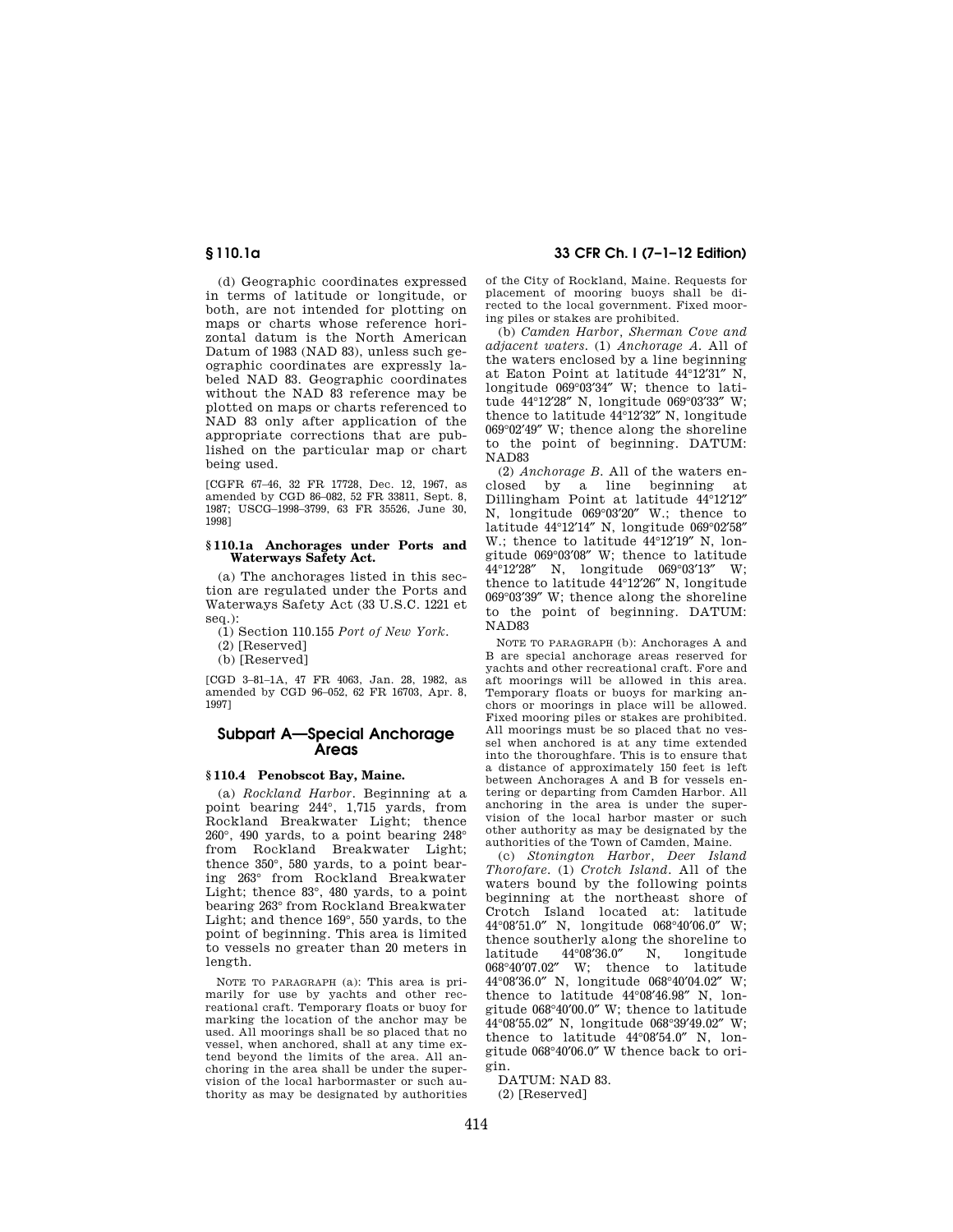(d) Geographic coordinates expressed in terms of latitude or longitude, or both, are not intended for plotting on maps or charts whose reference horizontal datum is the North American Datum of 1983 (NAD 83), unless such geographic coordinates are expressly labeled NAD 83. Geographic coordinates without the NAD 83 reference may be plotted on maps or charts referenced to NAD 83 only after application of the appropriate corrections that are published on the particular map or chart being used.

[CGFR 67–46, 32 FR 17728, Dec. 12, 1967, as amended by CGD 86–082, 52 FR 33811, Sept. 8, 1987; USCG–1998–3799, 63 FR 35526, June 30, 1998]

### § 110.1a Anchorages under Ports and Waterways Safety Act.

(a) The anchorages listed in this section are regulated under the Ports and Waterways Safety Act (33 U.S.C. 1221 et seq.):

(1) Section 110.155 *Port of New York.*

(2) [Reserved]

(b) [Reserved]

[CGD 3–81–1A, 47 FR 4063, Jan. 28, 1982, as amended by CGD 96–052, 62 FR 16703, Apr. 8, 1997]

## Subpart A—Special Anchorage Areas

### § 110.4 Penobscot Bay, Maine.

(a) *Rockland Harbor.* Beginning at a point bearing 244°, 1,715 yards, from Rockland Breakwater Light; thence 260°, 490 yards, to a point bearing 248° from Rockland Breakwater Light; thence 350°, 580 yards, to a point bearing 263° from Rockland Breakwater Light; thence 83°, 480 yards, to a point bearing 263° from Rockland Breakwater Light; and thence 169°, 550 yards, to the point of beginning. This area is limited to vessels no greater than 20 meters in length.

NOTE TO PARAGRAPH (a): This area is primarily for use by yachts and other recreational craft. Temporary floats or buoy for marking the location of the anchor may be used. All moorings shall be so placed that no vessel, when anchored, shall at any time extend beyond the limits of the area. All anchoring in the area shall be under the supervision of the local harbormaster or such authority as may be designated by authorities of the City of Rockland, Maine. Requests for placement of mooring buoys shall be directed to the local government. Fixed mooring piles or stakes are prohibited.

(b) *Camden Harbor, Sherman Cove and adjacent waters.* (1) *Anchorage A.* All of the waters enclosed by a line beginning at Eaton Point at latitude 44°12′31″ N, longitude 069°03′34″ W; thence to latitude 44°12′28″ N, longitude 069°03′33″ W; thence to latitude 44°12′32″ N, longitude 069°02′49″ W; thence along the shoreline to the point of beginning. DATUM: NAD83

(2) *Anchorage B.* All of the waters enclosed by a line beginning at Dillingham Point at latitude 44°12′12″ N, longitude 069°03′20″ W.; thence to latitude 44°12′14″ N, longitude 069°02′58″ W.; thence to latitude 44°12′19″ N, longitude 069°03′08″ W; thence to latitude 44°12′28″ N, longitude 069°03′13″ W; thence to latitude 44°12′26″ N, longitude 069°03′39″ W; thence along the shoreline to the point of beginning. DATUM: NAD83

NOTE TO PARAGRAPH (b): Anchorages A and B are special anchorage areas reserved for yachts and other recreational craft. Fore and aft moorings will be allowed in this area. Temporary floats or buoys for marking anchors or moorings in place will be allowed. Fixed mooring piles or stakes are prohibited. All moorings must be so placed that no vessel when anchored is at any time extended into the thoroughfare. This is to ensure that a distance of approximately 150 feet is left between Anchorages A and B for vessels entering or departing from Camden Harbor. All anchoring in the area is under the supervision of the local harbor master or such other authority as may be designated by the authorities of the Town of Camden, Maine.

(c) *Stonington Harbor, Deer Island Thorofare.* (1) *Crotch Island.* All of the waters bound by the following points beginning at the northeast shore of Crotch Island located at: latitude 44°08′51.0″ N, longitude 068°40′06.0″ W; thence southerly along the shoreline to latitude 44°08′36.0″ N, longitude 068°40′07.02″ W; thence to latitude 44°08′36.0″ N, longitude 068°40′04.02″ W; thence to latitude 44°08′46.98″ N, longitude 068°40′00.0″ W; thence to latitude 44°08′55.02″ N, longitude 068°39′49.02″ W; thence to latitude 44°08′54.0″ N, longitude 068°40′06.0″ W thence back to origin.

DATUM: NAD 83.

(2) [Reserved]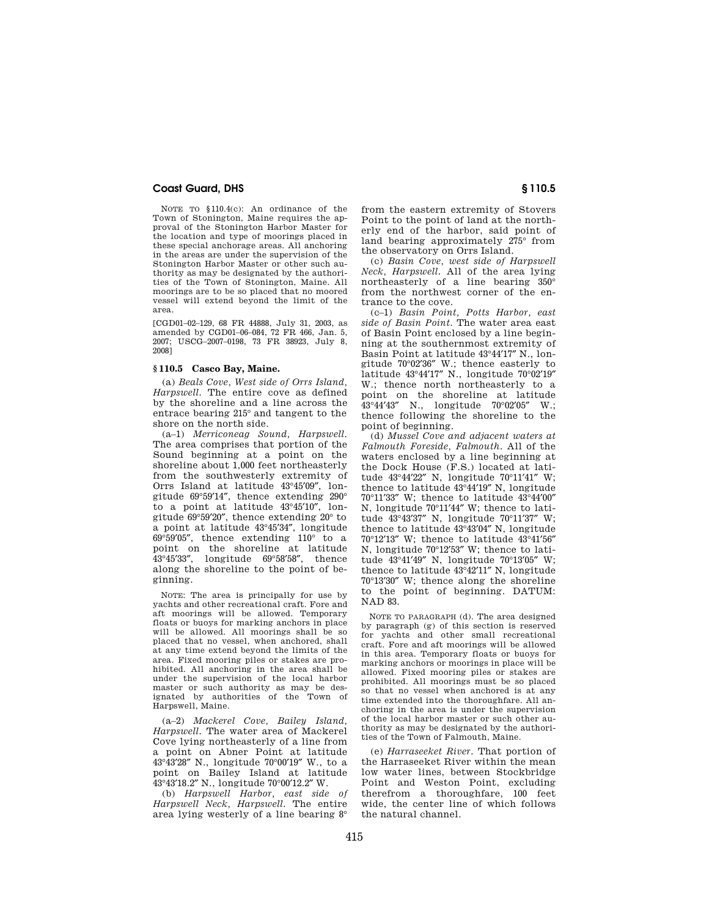NOTE TO §110.4(c): An ordinance of the Town of Stonington, Maine requires the approval of the Stonington Harbor Master for the location and type of moorings placed in these special anchorage areas. All anchoring in the areas are under the supervision of the Stonington Harbor Master or other such authority as may be designated by the authorities of the Town of Stonington, Maine. All moorings are to be so placed that no moored vessel will extend beyond the limit of the area.

[CGD01–02–129, 68 FR 44888, July 31, 2003, as amended by CGD01–06–084, 72 FR 466, Jan. 5, 2007; USCG–2007–0198, 73 FR 38923, July 8, 2008]

## § 110.5 Casco Bay, Maine.

(a) *Beals Cove, West side of Orrs Island, Harpswell.* The entire cove as defined by the shoreline and a line across the entrace bearing 215° and tangent to the shore on the north side.

(a–1) *Merriconeag Sound, Harpswell.* The area comprises that portion of the Sound beginning at a point on the shoreline about 1,000 feet northeasterly from the southwesterly extremity of Orrs Island at latitude 43°45′09″, longitude 69°59′14″, thence extending 290° to a point at latitude 43°45′10″, longitude 69°59′20″, thence extending 20° to a point at latitude 43°45′34″, longitude 69°59′05″, thence extending 110° to a point on the shoreline at latitude 43°45′33″, longitude 69°58′58″, thence along the shoreline to the point of beginning.

NOTE: The area is principally for use by yachts and other recreational craft. Fore and aft moorings will be allowed. Temporary floats or buoys for marking anchors in place will be allowed. All moorings shall be so placed that no vessel, when anchored, shall at any time extend beyond the limits of the area. Fixed mooring piles or stakes are prohibited. All anchoring in the area shall be under the supervision of the local harbor master or such authority as may be designated by authorities of the Town of Harpswell, Maine.

(a–2) *Mackerel Cove, Bailey Island, Harpswell.* The water area of Mackerel Cove lying northeasterly of a line from a point on Abner Point at latitude 43°43′28″ N., longitude 70°00′19″ W., to a point on Bailey Island at latitude 43°43′18.2″ N., longitude 70°00′12.2″ W.

(b) *Harpswell Harbor, east side of Harpswell Neck, Harpswell.* The entire area lying westerly of a line bearing 8° from the eastern extremity of Stovers Point to the point of land at the northerly end of the harbor, said point of land bearing approximately 275° from the observatory on Orrs Island.

(c) *Basin Cove, west side of Harpswell Neck, Harpswell.* All of the area lying northeasterly of a line bearing 350° from the northwest corner of the entrance to the cove.

(c–1) *Basin Point, Potts Harbor, east side of Basin Point.* The water area east of Basin Point enclosed by a line beginning at the southernmost extremity of Basin Point at latitude 43°44′17″ N., longitude 70°02′36″ W.; thence easterly to latitude 43°44′17″ N., longitude 70°02′19″ W.; thence north northeasterly to a point on the shoreline at latitude 43°44′43″ N., longitude 70°02′05″ W.; thence following the shoreline to the point of beginning.

(d) *Mussel Cove and adjacent waters at Falmouth Foreside, Falmouth.* All of the waters enclosed by a line beginning at the Dock House (F.S.) located at latitude 43°44′22″ N, longitude 70°11′41″ W; thence to latitude 43°44′19″ N, longitude 70°11′33″ W; thence to latitude 43°44′00″ N, longitude 70°11′44″ W; thence to latitude 43°43′37″ N, longitude 70°11′37″ W; thence to latitude 43°43′04″ N, longitude 70°12′13″ W; thence to latitude 43°41′56″ N, longitude 70°12′53″ W; thence to latitude 43°41′49″ N, longitude 70°13′05″ W; thence to latitude 43°42′11″ N, longitude 70°13′30″ W; thence along the shoreline to the point of beginning. DATUM: NAD 83.

NOTE TO PARAGRAPH (d). The area designed by paragraph (g) of this section is reserved for yachts and other small recreational craft. Fore and aft moorings will be allowed in this area. Temporary floats or buoys for marking anchors or moorings in place will be allowed. Fixed mooring piles or stakes are prohibited. All moorings must be so placed so that no vessel when anchored is at any time extended into the thoroughfare. All anchoring in the area is under the supervision of the local harbor master or such other authority as may be designated by the authorities of the Town of Falmouth, Maine.

(e) *Harraseeket River.* That portion of the Harraseeket River within the mean low water lines, between Stockbridge Point and Weston Point, excluding therefrom a thoroughfare, 100 feet wide, the center line of which follows the natural channel.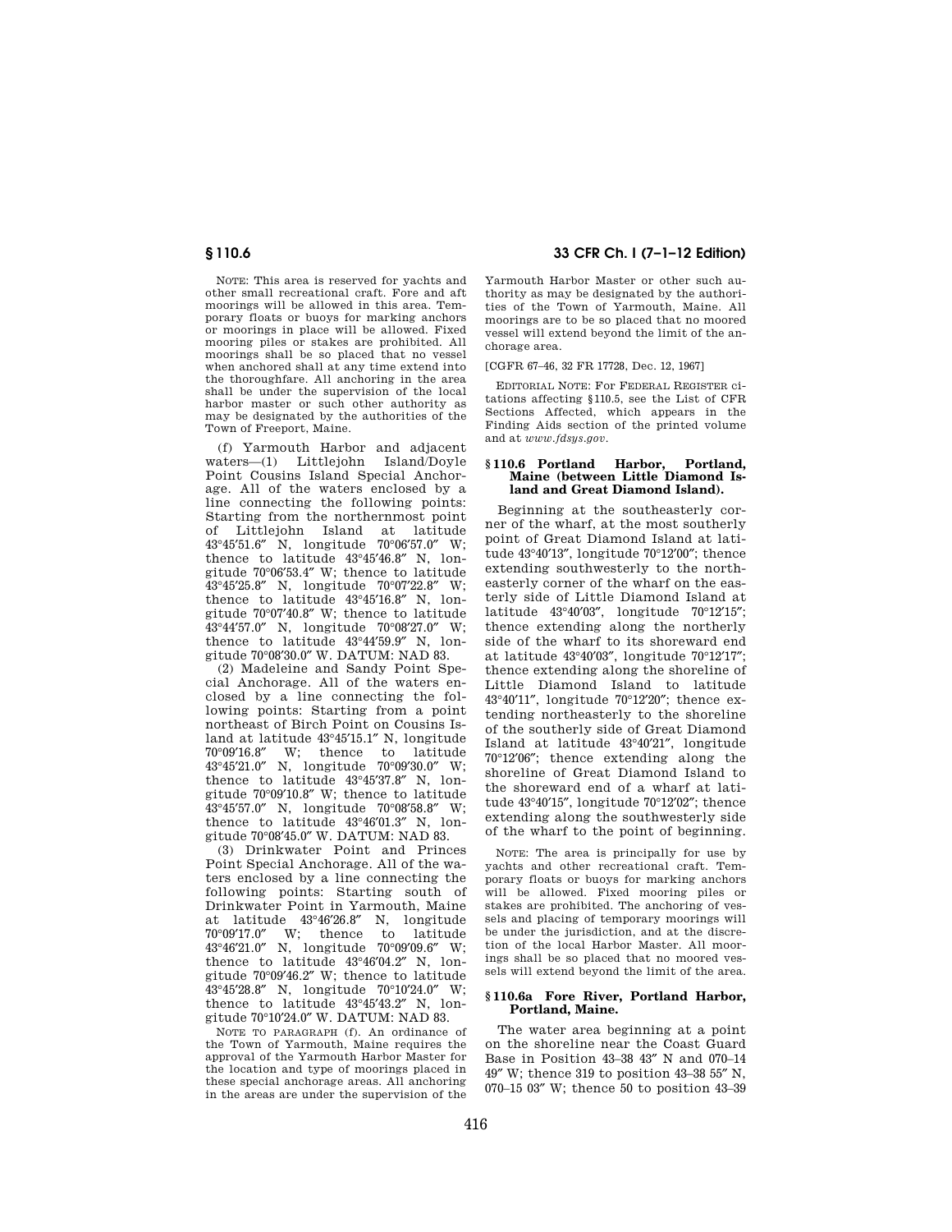NOTE: This area is reserved for yachts and other small recreational craft. Fore and aft moorings will be allowed in this area. Temporary floats or buoys for marking anchors or moorings in place will be allowed. Fixed mooring piles or stakes are prohibited. All moorings shall be so placed that no vessel when anchored shall at any time extend into the thoroughfare. All anchoring in the area shall be under the supervision of the local harbor master or such other authority as may be designated by the authorities of the Town of Freeport, Maine.

(f) Yarmouth Harbor and adjacent waters—(1) Littlejohn Island/Doyle Point Cousins Island Special Anchorage. All of the waters enclosed by a line connecting the following points: Starting from the northernmost point of Littlejohn Island at latitude 43°45′51.6″ N, longitude 70°06′57.0″ W; thence to latitude 43°45′46.8″ N, longitude 70°06′53.4″ W; thence to latitude 43°45′25.8″ N, longitude 70°07′22.8″ W; thence to latitude 43°45′16.8″ N, longitude 70°07′40.8″ W; thence to latitude 43°44′57.0″ N, longitude 70°08′27.0″ W; thence to latitude 43°44′59.9″ N, longitude 70°08′30.0″ W. DATUM: NAD 83.

(2) Madeleine and Sandy Point Special Anchorage. All of the waters enclosed by a line connecting the following points: Starting from a point northeast of Birch Point on Cousins Island at latitude 43°45′15.1″ N, longitude 70°09′16.8″ W; thence to latitude 43°45′21.0″ N, longitude 70°09′30.0″ W; thence to latitude 43°45′37.8″ N, longitude 70°09′10.8″ W; thence to latitude 43°45′57.0″ N, longitude 70°08′58.8″ W; thence to latitude 43°46′01.3″ N, longitude 70°08′45.0″ W. DATUM: NAD 83.

(3) Drinkwater Point and Princes Point Special Anchorage. All of the waters enclosed by a line connecting the following points: Starting south of Drinkwater Point in Yarmouth, Maine at latitude 43°46′26.8″ N, longitude 70°09′17.0″ W; thence to latitude 43°46′21.0″ N, longitude 70°09′09.6″ W; thence to latitude 43°46′04.2″ N, longitude 70°09′46.2″ W; thence to latitude 43°45′28.8″ N, longitude 70°10′24.0″ W; thence to latitude 43°45′43.2″ N, longitude 70°10′24.0″ W. DATUM: NAD 83.

NOTE TO PARAGRAPH (f). An ordinance of the Town of Yarmouth, Maine requires the approval of the Yarmouth Harbor Master for the location and type of moorings placed in these special anchorage areas. All anchoring in the areas are under the supervision of the Yarmouth Harbor Master or other such authority as may be designated by the authorities of the Town of Yarmouth, Maine. All moorings are to be so placed that no moored vessel will extend beyond the limit of the anchorage area.

[CGFR 67–46, 32 FR 17728, Dec. 12, 1967]

EDITORIAL NOTE: For FEDERAL REGISTER citations affecting §110.5, see the List of CFR Sections Affected, which appears in the Finding Aids section of the printed volume and at *www.fdsys.gov*.

### § 110.6 Portland Harbor, Portland, Maine (between Little Diamond Island and Great Diamond Island).

Beginning at the southeasterly corner of the wharf, at the most southerly point of Great Diamond Island at latitude 43°40′13″, longitude 70°12′00″; thence extending southwesterly to the northeasterly corner of the wharf on the easterly side of Little Diamond Island at latitude 43°40′03″, longitude 70°12′15″; thence extending along the northerly side of the wharf to its shoreward end at latitude 43°40′03″, longitude 70°12′17″; thence extending along the shoreline of Little Diamond Island to latitude 43°40′11″, longitude 70°12′20″; thence extending northeasterly to the shoreline of the southerly side of Great Diamond Island at latitude 43°40′21″, longitude 70°12′06″; thence extending along the shoreline of Great Diamond Island to the shoreward end of a wharf at latitude 43°40′15″, longitude 70°12′02″; thence extending along the southwesterly side of the wharf to the point of beginning.

NOTE: The area is principally for use by yachts and other recreational craft. Temporary floats or buoys for marking anchors will be allowed. Fixed mooring piles or stakes are prohibited. The anchoring of vessels and placing of temporary moorings will be under the jurisdiction, and at the discretion of the local Harbor Master. All moorings shall be so placed that no moored vessels will extend beyond the limit of the area.

### § 110.6a Fore River, Portland Harbor, Portland, Maine.

The water area beginning at a point on the shoreline near the Coast Guard Base in Position 43–38 43″ N and 070–14 49″ W; thence 319 to position 43–38 55″ N, 070–15 03″ W; thence 50 to position 43–39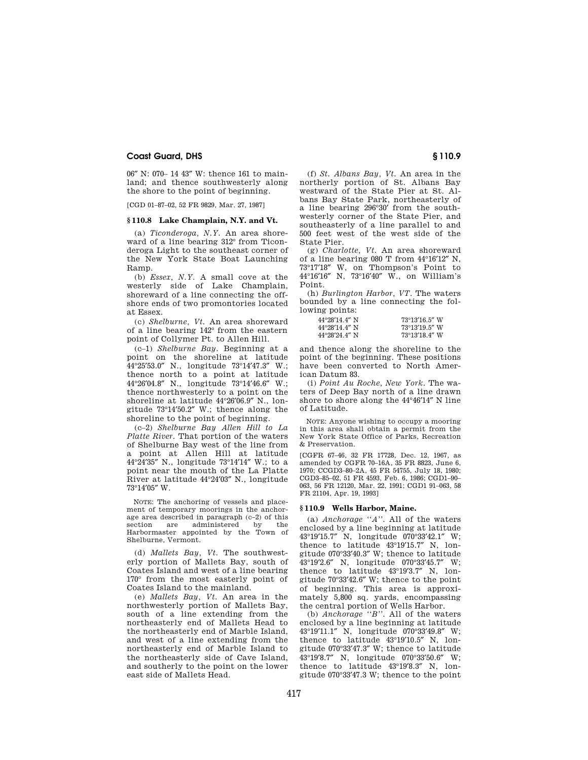06″ N: 070– 14 43″ W: thence 161 to mainland; and thence southwesterly along the shore to the point of beginning.

[CGD 01–87–02, 52 FR 9829, Mar. 27, 1987]

## § 110.8 Lake Champlain, N.Y. and Vt.

(a) *Ticonderoga, N.Y.* An area shoreward of a line bearing 312° from Ticonderoga Light to the southeast corner of the New York State Boat Launching Ramp.

(b) *Essex, N.Y.* A small cove at the westerly side of Lake Champlain, shoreward of a line connecting the offshore ends of two promontories located at Essex.

(c) *Shelburne, Vt.* An area shoreward of a line bearing 142° from the eastern point of Collymer Pt. to Allen Hill.

(c–1) *Shelburne Bay*. Beginning at a point on the shoreline at latitude 44°25′53.0″ N., longitude 73°14′47.3″ W.; thence north to a point at latitude 44°26′04.8″ N., longitude 73°14′46.6″ W.; thence northwesterly to a point on the shoreline at latitude 44°26′06.9″ N., longitude 73°14′50.2″ W.; thence along the shoreline to the point of beginning.

(c–2) *Shelburne Bay Allen Hill to La Platte River*. That portion of the waters of Shelburne Bay west of the line from a point at Allen Hill at latitude 44°24′35″ N., longitude 73°14′14″ W.; to a point near the mouth of the La Platte River at latitude 44°24′03″ N., longitude 73°14′05″ W.

NOTE: The anchoring of vessels and placement of temporary moorings in the anchorage area described in paragraph (c–2) of this section are administered by the Harbormaster appointed by the Town of Shelburne, Vermont.

(d) *Mallets Bay, Vt.* The southwesterly portion of Mallets Bay, south of Coates Island and west of a line bearing 170° from the most easterly point of Coates Island to the mainland.

(e) *Mallets Bay, Vt.* An area in the northwesterly portion of Mallets Bay, south of a line extending from the northeasterly end of Mallets Head to the northeasterly end of Marble Island, and west of a line extending from the northeasterly end of Marble Island to the northeasterly side of Cave Island, and southerly to the point on the lower east side of Mallets Head.

(f) *St. Albans Bay, Vt.* An area in the northerly portion of St. Albans Bay westward of the State Pier at St. Albans Bay State Park, northeasterly of a line bearing 296°30′ from the southwesterly corner of the State Pier, and southeasterly of a line parallel to and 500 feet west of the west side of the State Pier.

(g) *Charlotte, Vt.* An area shoreward of a line bearing 080 T from 44°16′12″ N, 73°17′18″ W, on Thompson's Point to 44°16′16″ N, 73°16′40″ W., on William's Point.

(h) *Burlington Harbor, VT*. The waters bounded by a line connecting the following points:

| | |
|---|---|
| 44°28′14.4″ N | 73°13′16.5″ W |
| 44°28′14.4″ N | 73°13′19.5″ W |
| 44°28′24.4″ N | 73°13′18.4″ W |

and thence along the shoreline to the point of the beginning. These positions have been converted to North American Datum 83.

(i) *Point Au Roche, New York*. The waters of Deep Bay north of a line drawn shore to shore along the 44°46′14″ N line of Latitude.

NOTE: Anyone wishing to occupy a mooring in this area shall obtain a permit from the New York State Office of Parks, Recreation & Preservation.

[CGFR 67–46, 32 FR 17728, Dec. 12, 1967, as amended by CGFR 70–16A, 35 FR 8823, June 6, 1970; CCGD3–80–2A, 45 FR 54755, July 18, 1980; CGD3–85–02, 51 FR 4593, Feb. 6, 1986; CGD1–90–063, 56 FR 12120, Mar. 22, 1991; CGD1 91–063, 58 FR 21104, Apr. 19, 1993]

## § 110.9 Wells Harbor, Maine.

(a) *Anchorage "A"*. All of the waters enclosed by a line beginning at latitude 43°19′15.7″ N, longitude 070°33′42.1″ W; thence to latitude 43°19′15.7″ N, longitude 070°33′40.3″ W; thence to latitude 43°19′2.6″ N, longitude 070°33′45.7″ W; thence to latitude 43°19′3.7″ N, longitude 70°33′42.6″ W; thence to the point of beginning. This area is approximately 5,800 sq. yards, encompassing the central portion of Wells Harbor.

(b) *Anchorage "B"*. All of the waters enclosed by a line beginning at latitude 43°19′11.1″ N, longitude 070°33′49.8″ W; thence to latitude 43°19′10.5″ N, longitude 070°33′47.3″ W; thence to latitude 43°19′8.7″ N, longitude 070°33′50.6″ W; thence to latitude 43°19′8.3″ N, longitude 070°33′47.3 W; thence to the point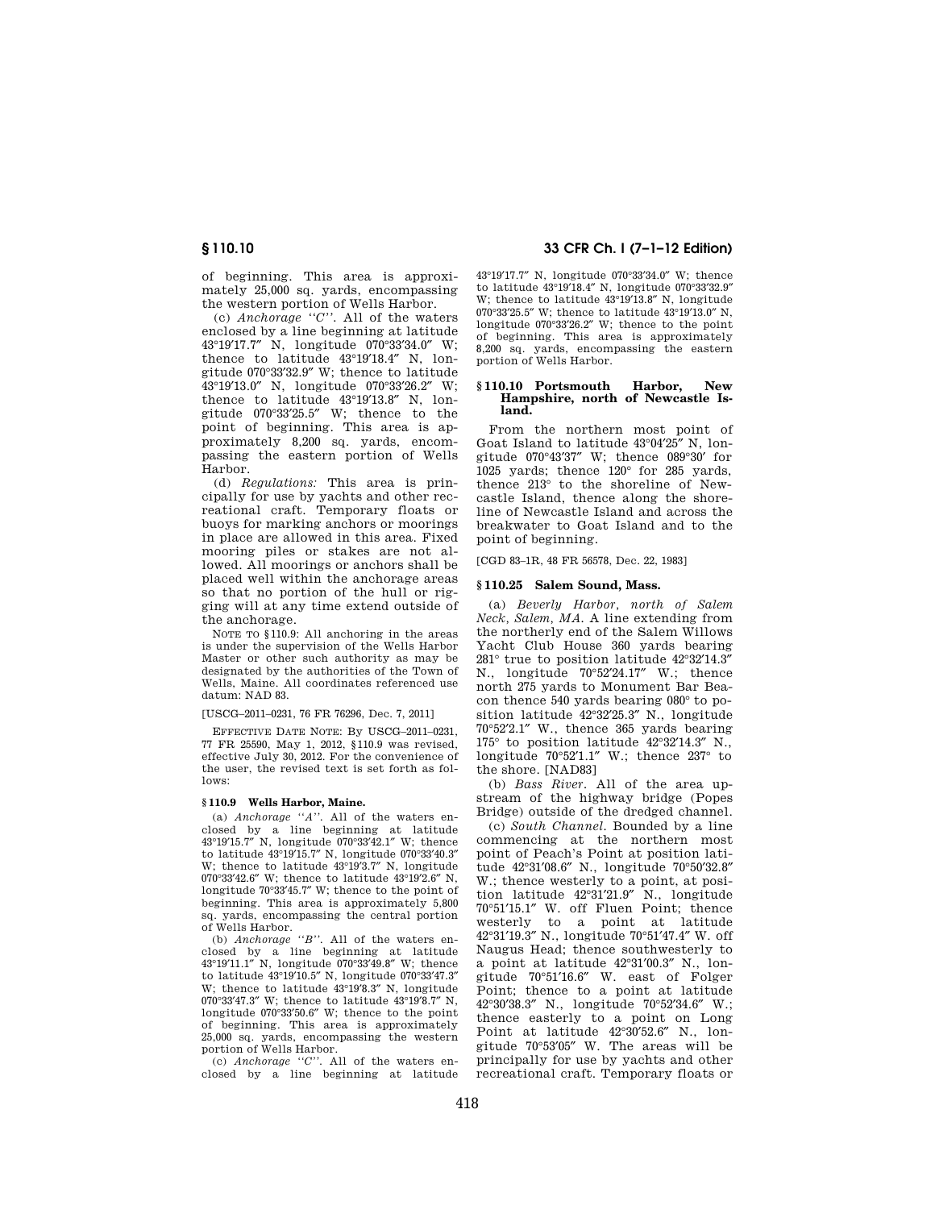of beginning. This area is approximately 25,000 sq. yards, encompassing the western portion of Wells Harbor.

(c) *Anchorage "C"*. All of the waters enclosed by a line beginning at latitude 43°19′17.7″ N, longitude 070°33′34.0″ W; thence to latitude 43°19′18.4″ N, longitude 070°33′32.9″ W; thence to latitude 43°19′13.0″ N, longitude 070°33′26.2″ W; thence to latitude 43°19′13.8″ N, longitude 070°33′25.5″ W; thence to the point of beginning. This area is approximately 8,200 sq. yards, encompassing the eastern portion of Wells Harbor.

(d) *Regulations:* This area is principally for use by yachts and other recreational craft. Temporary floats or buoys for marking anchors or moorings in place are allowed in this area. Fixed mooring piles or stakes are not allowed. All moorings or anchors shall be placed well within the anchorage areas so that no portion of the hull or rigging will at any time extend outside of the anchorage.

NOTE TO §110.9: All anchoring in the areas is under the supervision of the Wells Harbor Master or other such authority as may be designated by the authorities of the Town of Wells, Maine. All coordinates referenced use datum: NAD 83.

[USCG–2011–0231, 76 FR 76296, Dec. 7, 2011]

EFFECTIVE DATE NOTE: By USCG–2011–0231, 77 FR 25590, May 1, 2012, §110.9 was revised, effective July 30, 2012. For the convenience of the user, the revised text is set forth as follows:

**§110.9 Wells Harbor, Maine.**

(a) *Anchorage "A"*. All of the waters enclosed by a line beginning at latitude 43°19′15.7″ N, longitude 070°33′42.1″ W; thence to latitude 43°19′15.7″ N, longitude 070°33′40.3″ W; thence to latitude 43°19′3.7″ N, longitude 070°33′42.6″ W; thence to latitude 43°19′2.6″ N, longitude 70°33′45.7″ W; thence to the point of beginning. This area is approximately 5,800 sq. yards, encompassing the central portion of Wells Harbor.

(b) *Anchorage "B"*. All of the waters enclosed by a line beginning at latitude 43°19′11.1″ N, longitude 070°33′49.8″ W; thence to latitude 43°19′10.5″ N, longitude 070°33′47.3″ W; thence to latitude 43°19′8.3″ N, longitude 070°33′47.3″ W; thence to latitude 43°19′8.7″ N, longitude 070°33′50.6″ W; thence to the point of beginning. This area is approximately 25,000 sq. yards, encompassing the western portion of Wells Harbor.

(c) *Anchorage "C"*. All of the waters enclosed by a line beginning at latitude 43°19′17.7″ N, longitude 070°33′34.0″ W; thence to latitude 43°19′18.4″ N, longitude 070°33′32.9″ W; thence to latitude 43°19′13.8″ N, longitude 070°33′25.5″ W; thence to latitude 43°19′13.0″ N, longitude 070°33′26.2″ W; thence to the point of beginning. This area is approximately 8,200 sq. yards, encompassing the eastern portion of Wells Harbor.

## §110.10 Portsmouth Harbor, New Hampshire, north of Newcastle Island.

From the northern most point of Goat Island to latitude 43°04′25″ N, longitude 070°43′37″ W; thence 089°30′ for 1025 yards; thence 120° for 285 yards, thence 213° to the shoreline of Newcastle Island, thence along the shoreline of Newcastle Island and across the breakwater to Goat Island and to the point of beginning.

[CGD 83–1R, 48 FR 56578, Dec. 22, 1983]

## §110.25 Salem Sound, Mass.

(a) *Beverly Harbor, north of Salem Neck, Salem, MA.* A line extending from the northerly end of the Salem Willows Yacht Club House 360 yards bearing 281° true to position latitude 42°32′14.3″ N., longitude 70°52′24.17″ W.; thence north 275 yards to Monument Bar Beacon thence 540 yards bearing 080° to position latitude 42°32′25.3″ N., longitude 70°52′2.1″ W., thence 365 yards bearing 175° to position latitude 42°32′14.3″ N., longitude 70°52′1.1″ W.; thence 237° to the shore. [NAD83]

(b) *Bass River*. All of the area upstream of the highway bridge (Popes Bridge) outside of the dredged channel.

(c) *South Channel*. Bounded by a line commencing at the northern most point of Peach's Point at position latitude 42°31′08.6″ N., longitude 70°50′32.8″ W.; thence westerly to a point, at position latitude 42°31′21.9″ N., longitude 70°51′15.1″ W. off Fluen Point; thence westerly to a point at latitude 42°31′19.3″ N., longitude 70°51′47.4″ W. off Naugus Head; thence southwesterly to a point at latitude 42°31′00.3″ N., longitude 70°51′16.6″ W. east of Folger Point; thence to a point at latitude 42°30′38.3″ N., longitude 70°52′34.6″ W.; thence easterly to a point on Long Point at latitude 42°30′52.6″ N., longitude 70°53′05″ W. The areas will be principally for use by yachts and other recreational craft. Temporary floats or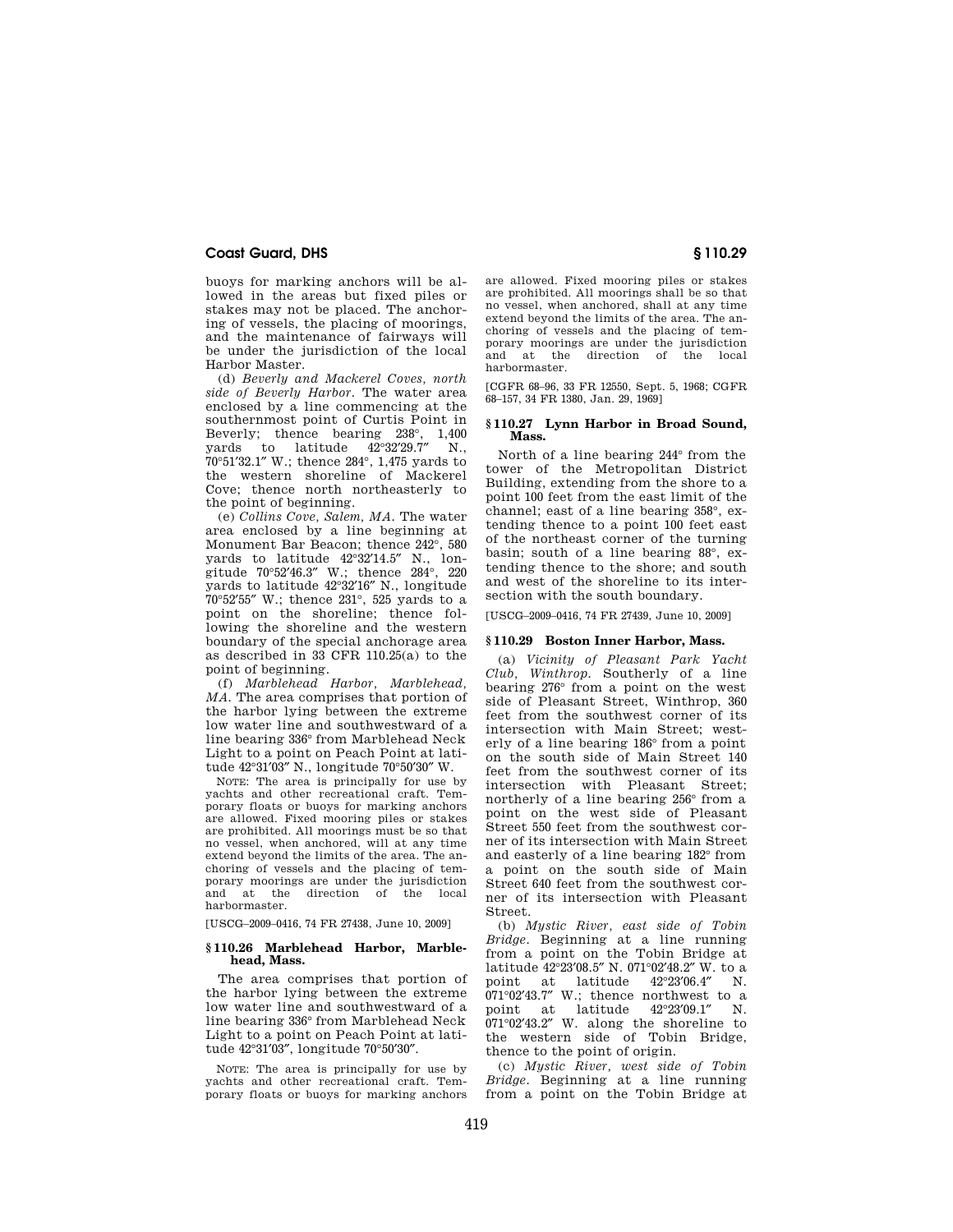buoys for marking anchors will be allowed in the areas but fixed piles or stakes may not be placed. The anchoring of vessels, the placing of moorings, and the maintenance of fairways will be under the jurisdiction of the local Harbor Master.

(d) *Beverly and Mackerel Coves, north side of Beverly Harbor.* The water area enclosed by a line commencing at the southernmost point of Curtis Point in Beverly; thence bearing 238°, 1,400 yards to latitude 42°32′29.7″ N., 70°51′32.1″ W.; thence 284°, 1,475 yards to the western shoreline of Mackerel Cove; thence north northeasterly to the point of beginning.

(e) *Collins Cove, Salem, MA.* The water area enclosed by a line beginning at Monument Bar Beacon; thence 242°, 580 yards to latitude 42°32′14.5″ N., longitude 70°52′46.3″ W.; thence 284°, 220 yards to latitude 42°32′16″ N., longitude 70°52′55″ W.; thence 231°, 525 yards to a point on the shoreline; thence following the shoreline and the western boundary of the special anchorage area as described in 33 CFR 110.25(a) to the point of beginning.

(f) *Marblehead Harbor, Marblehead, MA.* The area comprises that portion of the harbor lying between the extreme low water line and southwestward of a line bearing 336° from Marblehead Neck Light to a point on Peach Point at latitude 42°31′03″ N., longitude 70°50′30″ W.

NOTE: The area is principally for use by yachts and other recreational craft. Temporary floats or buoys for marking anchors are allowed. Fixed mooring piles or stakes are prohibited. All moorings must be so that no vessel, when anchored, will at any time extend beyond the limits of the area. The anchoring of vessels and the placing of temporary moorings are under the jurisdiction and at the direction of the local harbormaster.

[USCG–2009–0416, 74 FR 27438, June 10, 2009]

## § 110.26 Marblehead Harbor, Marblehead, Mass.

The area comprises that portion of the harbor lying between the extreme low water line and southwestward of a line bearing 336° from Marblehead Neck Light to a point on Peach Point at latitude 42°31′03″, longitude 70°50′30″.

NOTE: The area is principally for use by yachts and other recreational craft. Temporary floats or buoys for marking anchors are allowed. Fixed mooring piles or stakes are prohibited. All moorings shall be so that no vessel, when anchored, shall at any time extend beyond the limits of the area. The anchoring of vessels and the placing of temporary moorings are under the jurisdiction and at the direction of the local harbormaster.

[CGFR 68–96, 33 FR 12550, Sept. 5, 1968; CGFR 68–157, 34 FR 1380, Jan. 29, 1969]

## § 110.27 Lynn Harbor in Broad Sound, Mass.

North of a line bearing 244° from the tower of the Metropolitan District Building, extending from the shore to a point 100 feet from the east limit of the channel; east of a line bearing 358°, extending thence to a point 100 feet east of the northeast corner of the turning basin; south of a line bearing 88°, extending thence to the shore; and south and west of the shoreline to its intersection with the south boundary.

[USCG–2009–0416, 74 FR 27439, June 10, 2009]

## § 110.29 Boston Inner Harbor, Mass.

(a) *Vicinity of Pleasant Park Yacht Club, Winthrop.* Southerly of a line bearing 276° from a point on the west side of Pleasant Street, Winthrop, 360 feet from the southwest corner of its intersection with Main Street; westerly of a line bearing 186° from a point on the south side of Main Street 140 feet from the southwest corner of its intersection with Pleasant Street; northerly of a line bearing 256° from a point on the west side of Pleasant Street 550 feet from the southwest corner of its intersection with Main Street and easterly of a line bearing 182° from a point on the south side of Main Street 640 feet from the southwest corner of its intersection with Pleasant Street.

(b) *Mystic River, east side of Tobin Bridge.* Beginning at a line running from a point on the Tobin Bridge at latitude 42°23′08.5″ N. 071°02′48.2″ W. to a point at latitude 42°23′06.4″ N. 071°02′43.7″ W.; thence northwest to a point at latitude 42°23′09.1″ N. 071°02′43.2″ W. along the shoreline to the western side of Tobin Bridge, thence to the point of origin.

(c) *Mystic River, west side of Tobin Bridge.* Beginning at a line running from a point on the Tobin Bridge at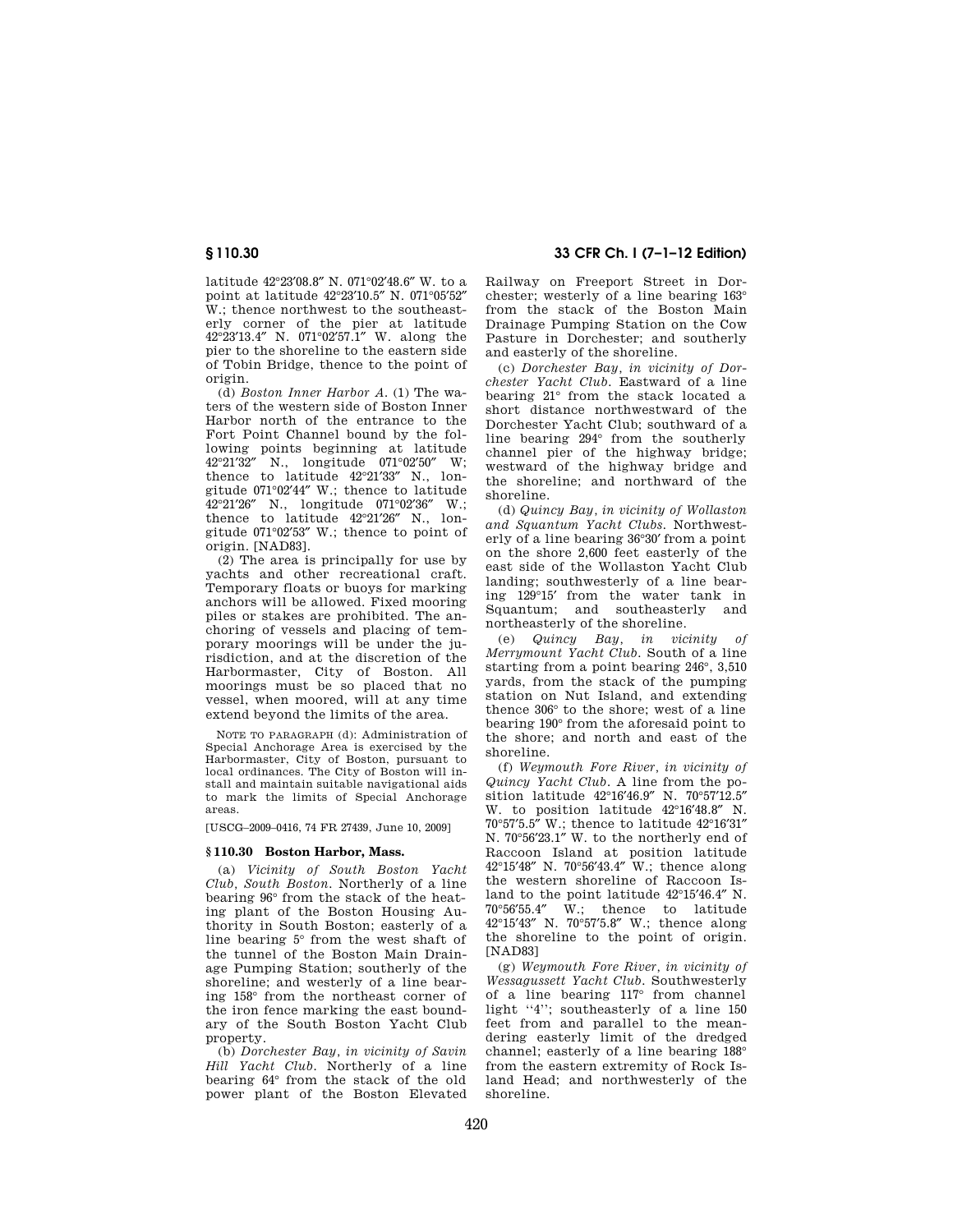latitude 42°23′08.8″ N. 071°02′48.6″ W. to a point at latitude 42°23′10.5″ N. 071°05′52″ W.; thence northwest to the southeasterly corner of the pier at latitude 42°23′13.4″ N. 071°02′57.1″ W. along the pier to the shoreline to the eastern side of Tobin Bridge, thence to the point of origin.

(d) *Boston Inner Harbor A.* (1) The waters of the western side of Boston Inner Harbor north of the entrance to the Fort Point Channel bound by the following points beginning at latitude 42°21′32″ N., longitude 071°02′50″ W; thence to latitude 42°21′33″ N., longitude 071°02′44″ W.; thence to latitude 42°21′26″ N., longitude 071°02′36″ W.; thence to latitude 42°21′26″ N., longitude 071°02′53″ W.; thence to point of origin. [NAD83].

(2) The area is principally for use by yachts and other recreational craft. Temporary floats or buoys for marking anchors will be allowed. Fixed mooring piles or stakes are prohibited. The anchoring of vessels and placing of temporary moorings will be under the jurisdiction, and at the discretion of the Harbormaster, City of Boston. All moorings must be so placed that no vessel, when moored, will at any time extend beyond the limits of the area.

NOTE TO PARAGRAPH (d): Administration of Special Anchorage Area is exercised by the Harbormaster, City of Boston, pursuant to local ordinances. The City of Boston will install and maintain suitable navigational aids to mark the limits of Special Anchorage areas.

[USCG–2009–0416, 74 FR 27439, June 10, 2009]

## § 110.30 Boston Harbor, Mass.

(a) *Vicinity of South Boston Yacht Club, South Boston.* Northerly of a line bearing 96° from the stack of the heating plant of the Boston Housing Authority in South Boston; easterly of a line bearing 5° from the west shaft of the tunnel of the Boston Main Drainage Pumping Station; southerly of the shoreline; and westerly of a line bearing 158° from the northeast corner of the iron fence marking the east boundary of the South Boston Yacht Club property.

(b) *Dorchester Bay, in vicinity of Savin Hill Yacht Club.* Northerly of a line bearing 64° from the stack of the old power plant of the Boston Elevated Railway on Freeport Street in Dorchester; westerly of a line bearing 163° from the stack of the Boston Main Drainage Pumping Station on the Cow Pasture in Dorchester; and southerly and easterly of the shoreline.

(c) *Dorchester Bay, in vicinity of Dorchester Yacht Club.* Eastward of a line bearing 21° from the stack located a short distance northwestward of the Dorchester Yacht Club; southward of a line bearing 294° from the southerly channel pier of the highway bridge; westward of the highway bridge and the shoreline; and northward of the shoreline.

(d) *Quincy Bay, in vicinity of Wollaston and Squantum Yacht Clubs.* Northwesterly of a line bearing 36°30′ from a point on the shore 2,600 feet easterly of the east side of the Wollaston Yacht Club landing; southwesterly of a line bearing 129°15′ from the water tank in Squantum; and southeasterly and northeasterly of the shoreline.

(e) *Quincy Bay, in vicinity of Merrymount Yacht Club.* South of a line starting from a point bearing 246°, 3,510 yards, from the stack of the pumping station on Nut Island, and extending thence 306° to the shore; west of a line bearing 190° from the aforesaid point to the shore; and north and east of the shoreline.

(f) *Weymouth Fore River, in vicinity of Quincy Yacht Club.* A line from the position latitude 42°16′46.9″ N. 70°57′12.5″ W. to position latitude 42°16′48.8″ N. 70°57′5.5″ W.; thence to latitude 42°16′31″ N. 70°56′23.1″ W. to the northerly end of Raccoon Island at position latitude 42°15′48″ N. 70°56′43.4″ W.; thence along the western shoreline of Raccoon Island to the point latitude 42°15′46.4″ N. 70°56′55.4″ W.; thence to latitude 42°15′43″ N. 70°57′5.8″ W.; thence along the shoreline to the point of origin. [NAD83]

(g) *Weymouth Fore River, in vicinity of Wessagussett Yacht Club.* Southwesterly of a line bearing 117° from channel light "4"; southeasterly of a line 150 feet from and parallel to the meandering easterly limit of the dredged channel; easterly of a line bearing 188° from the eastern extremity of Rock Island Head; and northwesterly of the shoreline.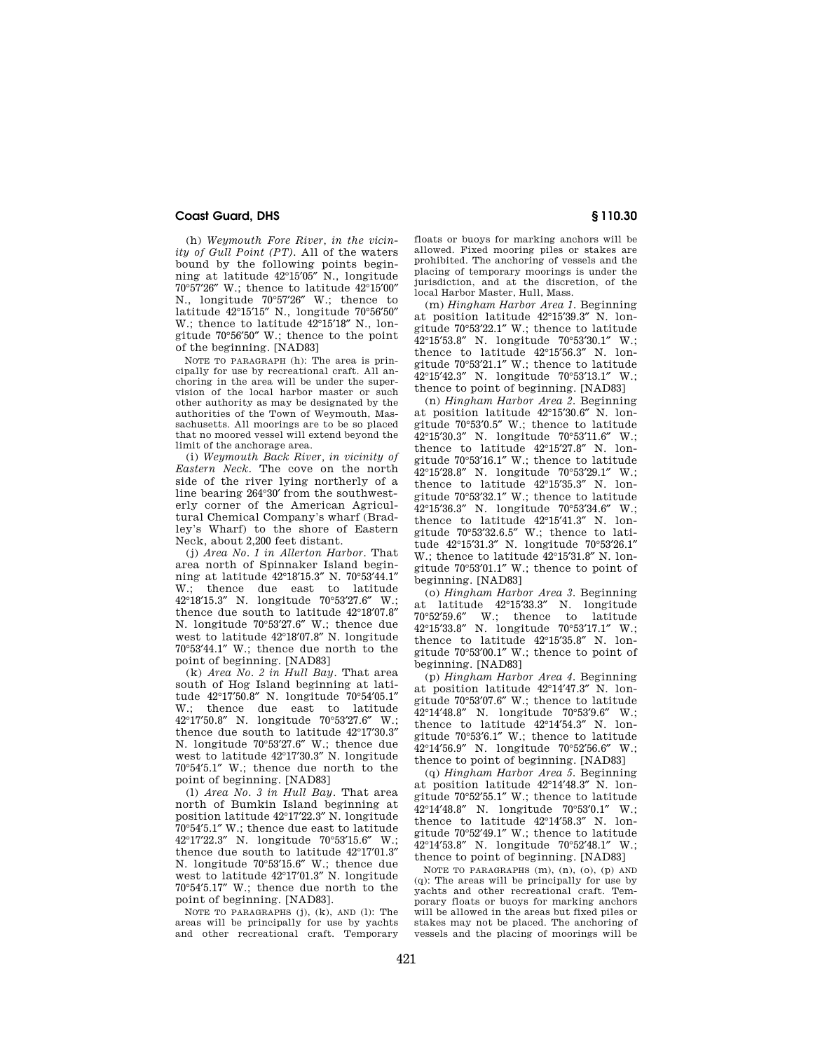(h) *Weymouth Fore River, in the vicinity of Gull Point (PT).* All of the waters bound by the following points beginning at latitude 42°15′05″ N., longitude 70°57′26″ W.; thence to latitude 42°15′00″ N., longitude 70°57′26″ W.; thence to latitude 42°15′15″ N., longitude 70°56′50″ W.; thence to latitude 42°15′18″ N., longitude 70°56′50″ W.; thence to the point of the beginning. [NAD83]

NOTE TO PARAGRAPH (h): The area is principally for use by recreational craft. All anchoring in the area will be under the supervision of the local harbor master or such other authority as may be designated by the authorities of the Town of Weymouth, Massachusetts. All moorings are to be so placed that no moored vessel will extend beyond the limit of the anchorage area.

(i) *Weymouth Back River, in vicinity of Eastern Neck.* The cove on the north side of the river lying northerly of a line bearing 264°30′ from the southwesterly corner of the American Agricultural Chemical Company's wharf (Bradley's Wharf) to the shore of Eastern Neck, about 2,200 feet distant.

(j) *Area No. 1 in Allerton Harbor.* That area north of Spinnaker Island beginning at latitude 42°18′15.3″ N. 70°53′44.1″ W.; thence due east to latitude 42°18′15.3″ N. longitude 70°53′27.6″ W.; thence due south to latitude 42°18′07.8″ N. longitude 70°53′27.6″ W.; thence due west to latitude 42°18′07.8″ N. longitude 70°53′44.1″ W.; thence due north to the point of beginning. [NAD83]

(k) *Area No. 2 in Hull Bay.* That area south of Hog Island beginning at latitude 42°17′50.8″ N. longitude 70°54′05.1″ W.; thence due east to latitude 42°17′50.8″ N. longitude 70°53′27.6″ W.; thence due south to latitude 42°17′30.3″ N. longitude 70°53′27.6″ W.; thence due west to latitude 42°17′30.3″ N. longitude 70°54′5.1″ W.; thence due north to the point of beginning. [NAD83]

(l) *Area No. 3 in Hull Bay.* That area north of Bumkin Island beginning at position latitude 42°17′22.3″ N. longitude 70°54′5.1″ W.; thence due east to latitude 42°17′22.3″ N. longitude 70°53′15.6″ W.; thence due south to latitude 42°17′01.3″ N. longitude 70°53′15.6″ W.; thence due west to latitude 42°17′01.3″ N. longitude 70°54′5.17″ W.; thence due north to the point of beginning. [NAD83].

NOTE TO PARAGRAPHS (j), (k), AND (l): The areas will be principally for use by yachts and other recreational craft. Temporary floats or buoys for marking anchors will be allowed. Fixed mooring piles or stakes are prohibited. The anchoring of vessels and the placing of temporary moorings is under the jurisdiction, and at the discretion, of the local Harbor Master, Hull, Mass.

(m) *Hingham Harbor Area 1.* Beginning at position latitude 42°15′39.3″ N. longitude 70°53′22.1″ W.; thence to latitude 42°15′53.8″ N. longitude 70°53′30.1″ W.; thence to latitude 42°15′56.3″ N. longitude 70°53′21.1″ W.; thence to latitude 42°15′42.3″ N. longitude 70°53′13.1″ W.; thence to point of beginning. [NAD83]

(n) *Hingham Harbor Area 2.* Beginning at position latitude 42°15′30.6″ N. longitude 70°53′0.5″ W.; thence to latitude 42°15′30.3″ N. longitude 70°53′11.6″ W.; thence to latitude 42°15′27.8″ N. longitude 70°53′16.1″ W.; thence to latitude 42°15′28.8″ N. longitude 70°53′29.1″ W.; thence to latitude 42°15′35.3″ N. longitude 70°53′32.1″ W.; thence to latitude 42°15′36.3″ N. longitude 70°53′34.6″ W.; thence to latitude 42°15′41.3″ N. longitude 70°53′32.6.5″ W.; thence to latitude 42°15′31.3″ N. longitude 70°53′26.1″ W.; thence to latitude 42°15′31.8″ N. longitude 70°53′01.1″ W.; thence to point of beginning. [NAD83]

(o) *Hingham Harbor Area 3.* Beginning at latitude 42°15′33.3″ N. longitude 70°52′59.6″ W.; thence to latitude 42°15′33.8″ N. longitude 70°53′17.1″ W.; thence to latitude 42°15′35.8″ N. longitude 70°53′00.1″ W.; thence to point of beginning. [NAD83]

(p) *Hingham Harbor Area 4.* Beginning at position latitude 42°14′47.3″ N. longitude 70°53′07.6″ W.; thence to latitude 42°14′48.8″ N. longitude 70°53′9.6″ W.; thence to latitude 42°14′54.3″ N. longitude 70°53′6.1″ W.; thence to latitude 42°14′56.9″ N. longitude 70°52′56.6″ W.; thence to point of beginning. [NAD83]

(q) *Hingham Harbor Area 5.* Beginning at position latitude 42°14′48.3″ N. longitude 70°52′55.1″ W.; thence to latitude 42°14′48.8″ N. longitude 70°53′0.1″ W.; thence to latitude 42°14′58.3″ N. longitude 70°52′49.1″ W.; thence to latitude 42°14′53.8″ N. longitude 70°52′48.1″ W.; thence to point of beginning. [NAD83]

NOTE TO PARAGRAPHS (m), (n), (o), (p) AND (q): The areas will be principally for use by yachts and other recreational craft. Temporary floats or buoys for marking anchors will be allowed in the areas but fixed piles or stakes may not be placed. The anchoring of vessels and the placing of moorings will be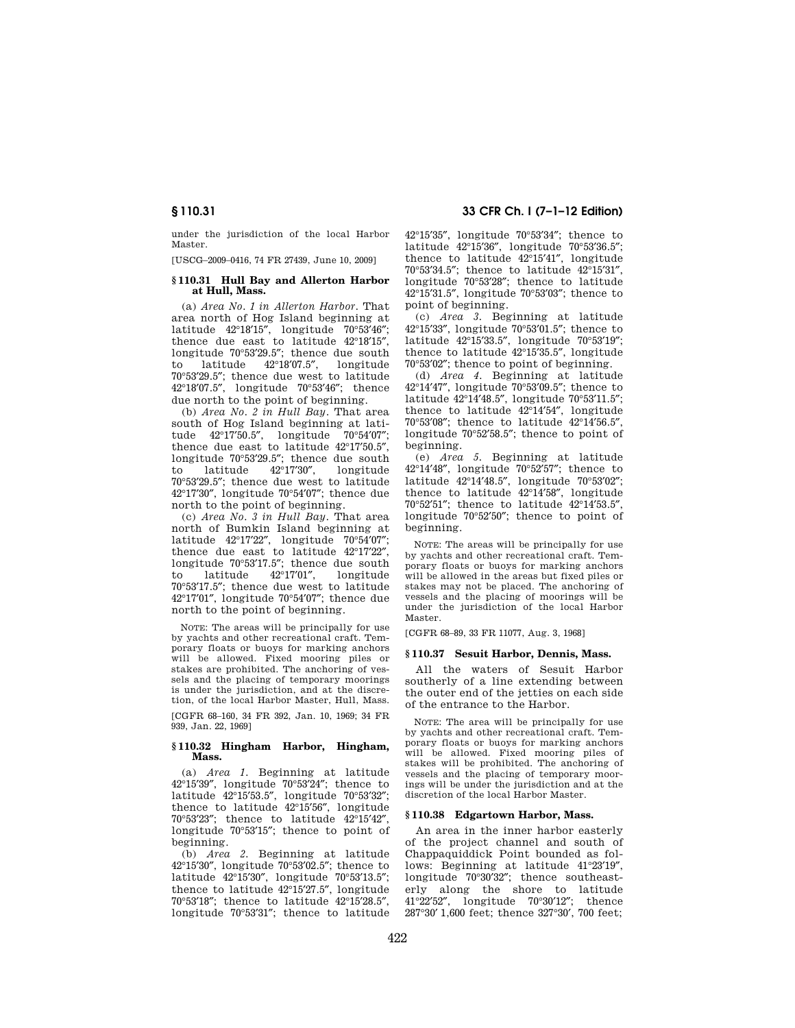under the jurisdiction of the local Harbor Master.

[USCG–2009–0416, 74 FR 27439, June 10, 2009]

### § 110.31 Hull Bay and Allerton Harbor at Hull, Mass.

(a) *Area No. 1 in Allerton Harbor.* That area north of Hog Island beginning at latitude 42°18′15″, longitude 70°53′46″; thence due east to latitude 42°18′15″, longitude 70°53′29.5″; thence due south to latitude 42°18′07.5″, longitude 70°53′29.5″; thence due west to latitude 42°18′07.5″, longitude 70°53′46″; thence due north to the point of beginning.

(b) *Area No. 2 in Hull Bay.* That area south of Hog Island beginning at latitude 42°17′50.5″, longitude 70°54′07″; thence due east to latitude 42°17′50.5″, longitude 70°53′29.5″; thence due south to latitude 42°17′30″, longitude 70°53′29.5″; thence due west to latitude 42°17′30″, longitude 70°54′07″; thence due north to the point of beginning.

(c) *Area No. 3 in Hull Bay.* That area north of Bumkin Island beginning at latitude 42°17′22″, longitude 70°54′07″; thence due east to latitude 42°17′22″, longitude 70°53′17.5″; thence due south to latitude 42°17′01″, longitude 70°53′17.5″; thence due west to latitude 42°17′01″, longitude 70°54′07″; thence due north to the point of beginning.

NOTE: The areas will be principally for use by yachts and other recreational craft. Temporary floats or buoys for marking anchors will be allowed. Fixed mooring piles or stakes are prohibited. The anchoring of vessels and the placing of temporary moorings is under the jurisdiction, and at the discretion, of the local Harbor Master, Hull, Mass.

[CGFR 68–160, 34 FR 392, Jan. 10, 1969; 34 FR 939, Jan. 22, 1969]

### § 110.32 Hingham Harbor, Hingham, Mass.

(a) *Area 1.* Beginning at latitude 42°15′39″, longitude 70°53′24″; thence to latitude 42°15′53.5″, longitude 70°53′32″; thence to latitude 42°15′56″, longitude 70°53′23″; thence to latitude 42°15′42″, longitude 70°53′15″; thence to point of beginning.

(b) *Area 2.* Beginning at latitude 42°15′30″, longitude 70°53′02.5″; thence to latitude 42°15′30″, longitude 70°53′13.5″; thence to latitude 42°15′27.5″, longitude 70°53′18″; thence to latitude 42°15′28.5″, longitude 70°53′31″; thence to latitude 42°15′35″, longitude 70°53′34″; thence to latitude 42°15′36″, longitude 70°53′36.5″; thence to latitude 42°15′41″, longitude 70°53′34.5″; thence to latitude 42°15′31″, longitude 70°53′28″; thence to latitude 42°15′31.5″, longitude 70°53′03″; thence to point of beginning.

(c) *Area 3.* Beginning at latitude 42°15′33″, longitude 70°53′01.5″; thence to latitude 42°15′33.5″, longitude 70°53′19″; thence to latitude 42°15′35.5″, longitude 70°53′02″; thence to point of beginning.

(d) *Area 4.* Beginning at latitude 42°14′47″, longitude 70°53′09.5″; thence to latitude 42°14′48.5″, longitude 70°53′11.5″; thence to latitude 42°14′54″, longitude 70°53′08″; thence to latitude 42°14′56.5″, longitude 70°52′58.5″; thence to point of beginning.

(e) *Area 5.* Beginning at latitude 42°14′48″, longitude 70°52′57″; thence to latitude 42°14′48.5″, longitude 70°53′02″; thence to latitude 42°14′58″, longitude 70°52′51″; thence to latitude 42°14′53.5″, longitude 70°52′50″; thence to point of beginning.

NOTE: The areas will be principally for use by yachts and other recreational craft. Temporary floats or buoys for marking anchors will be allowed in the areas but fixed piles or stakes may not be placed. The anchoring of vessels and the placing of moorings will be under the jurisdiction of the local Harbor Master.

[CGFR 68–89, 33 FR 11077, Aug. 3, 1968]

### § 110.37 Sesuit Harbor, Dennis, Mass.

All the waters of Sesuit Harbor southerly of a line extending between the outer end of the jetties on each side of the entrance to the Harbor.

NOTE: The area will be principally for use by yachts and other recreational craft. Temporary floats or buoys for marking anchors will be allowed. Fixed mooring piles of stakes will be prohibited. The anchoring of vessels and the placing of temporary moorings will be under the jurisdiction and at the discretion of the local Harbor Master.

### § 110.38 Edgartown Harbor, Mass.

An area in the inner harbor easterly of the project channel and south of Chappaquiddick Point bounded as follows: Beginning at latitude 41°23′19″, longitude 70°30′32″; thence southeasterly along the shore to latitude 41°22′52″, longitude 70°30′12″; thence 287°30′ 1,600 feet; thence 327°30′, 700 feet;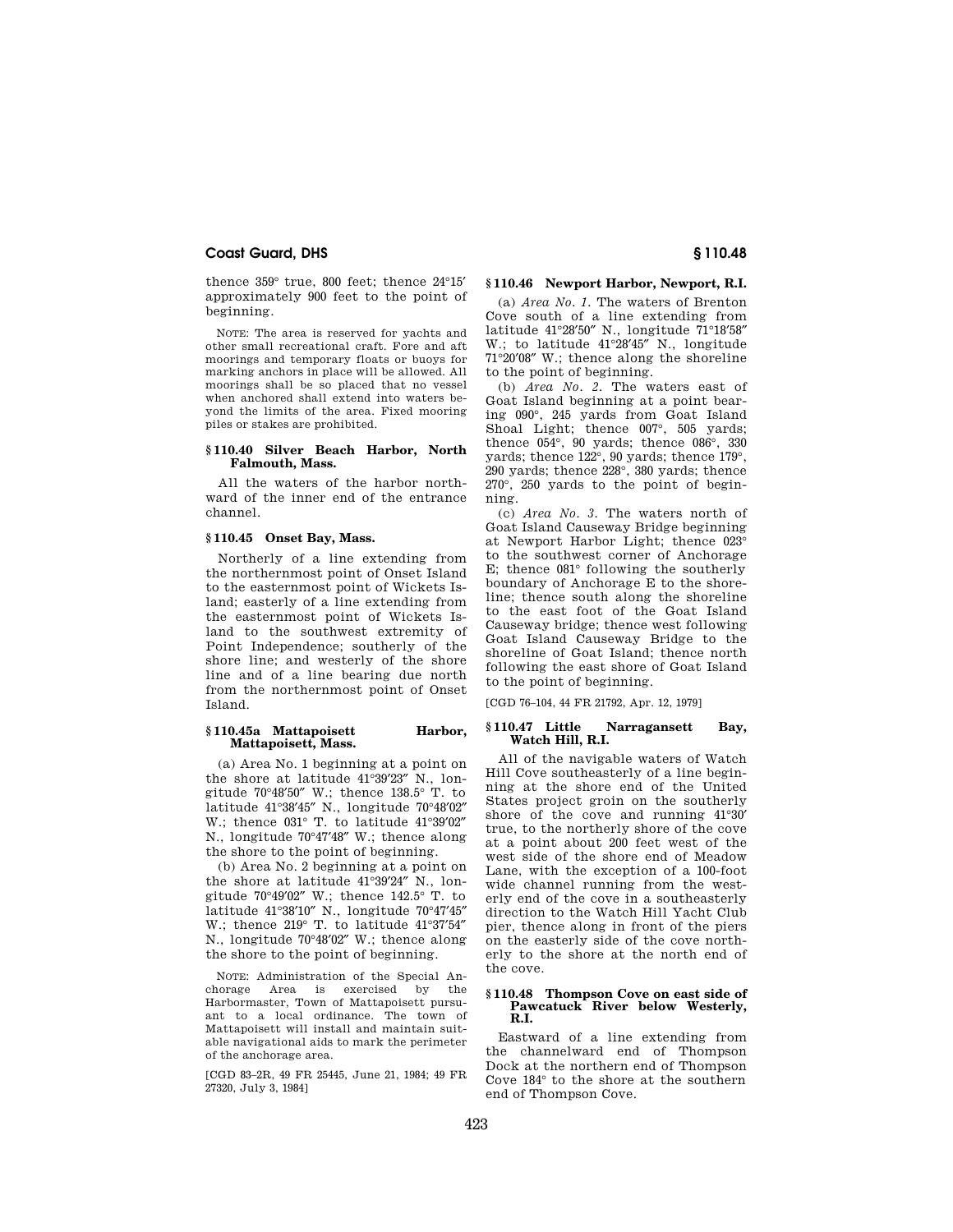thence 359° true, 800 feet; thence 24°15′ approximately 900 feet to the point of beginning.

NOTE: The area is reserved for yachts and other small recreational craft. Fore and aft moorings and temporary floats or buoys for marking anchors in place will be allowed. All moorings shall be so placed that no vessel when anchored shall extend into waters beyond the limits of the area. Fixed mooring piles or stakes are prohibited.

### § 110.40 Silver Beach Harbor, North Falmouth, Mass.

All the waters of the harbor northward of the inner end of the entrance channel.

### § 110.45 Onset Bay, Mass.

Northerly of a line extending from the northernmost point of Onset Island to the easternmost point of Wickets Island; easterly of a line extending from the easternmost point of Wickets Island to the southwest extremity of Point Independence; southerly of the shore line; and westerly of the shore line and of a line bearing due north from the northernmost point of Onset Island.

### § 110.45a Mattapoisett Harbor, Mattapoisett, Mass.

(a) Area No. 1 beginning at a point on the shore at latitude 41°39′23″ N., longitude 70°48′50″ W.; thence 138.5° T. to latitude 41°38′45″ N., longitude 70°48′02″ W.; thence 031° T. to latitude 41°39′02″ N., longitude 70°47′48″ W.; thence along the shore to the point of beginning.

(b) Area No. 2 beginning at a point on the shore at latitude 41°39′24″ N., longitude 70°49′02″ W.; thence 142.5° T. to latitude 41°38′10″ N., longitude 70°47′45″ W.; thence 219° T. to latitude 41°37′54″ N., longitude 70°48′02″ W.; thence along the shore to the point of beginning.

NOTE: Administration of the Special Anchorage Area is exercised by the Harbormaster, Town of Mattapoisett pursuant to a local ordinance. The town of Mattapoisett will install and maintain suitable navigational aids to mark the perimeter of the anchorage area.

[CGD 83–2R, 49 FR 25445, June 21, 1984; 49 FR 27320, July 3, 1984]

### § 110.46 Newport Harbor, Newport, R.I.

(a) *Area No. 1.* The waters of Brenton Cove south of a line extending from latitude 41°28′50″ N., longitude 71°18′58″ W.; to latitude 41°28′45″ N., longitude 71°20′08″ W.; thence along the shoreline to the point of beginning.

(b) *Area No. 2.* The waters east of Goat Island beginning at a point bearing 090°, 245 yards from Goat Island Shoal Light; thence 007°, 505 yards; thence 054°, 90 yards; thence 086°, 330 yards; thence 122°, 90 yards; thence 179°, 290 yards; thence 228°, 380 yards; thence 270°, 250 yards to the point of beginning.

(c) *Area No. 3.* The waters north of Goat Island Causeway Bridge beginning at Newport Harbor Light; thence 023° to the southwest corner of Anchorage E; thence 081° following the southerly boundary of Anchorage E to the shoreline; thence south along the shoreline to the east foot of the Goat Island Causeway bridge; thence west following Goat Island Causeway Bridge to the shoreline of Goat Island; thence north following the east shore of Goat Island to the point of beginning.

[CGD 76–104, 44 FR 21792, Apr. 12, 1979]

### § 110.47 Little Narragansett Bay, Watch Hill, R.I.

All of the navigable waters of Watch Hill Cove southeasterly of a line beginning at the shore end of the United States project groin on the southerly shore of the cove and running 41°30′ true, to the northerly shore of the cove at a point about 200 feet west of the west side of the shore end of Meadow Lane, with the exception of a 100-foot wide channel running from the westerly end of the cove in a southeasterly direction to the Watch Hill Yacht Club pier, thence along in front of the piers on the easterly side of the cove northerly to the shore at the north end of the cove.

### § 110.48 Thompson Cove on east side of Pawcatuck River below Westerly, R.I.

Eastward of a line extending from the channelward end of Thompson Dock at the northern end of Thompson Cove 184° to the shore at the southern end of Thompson Cove.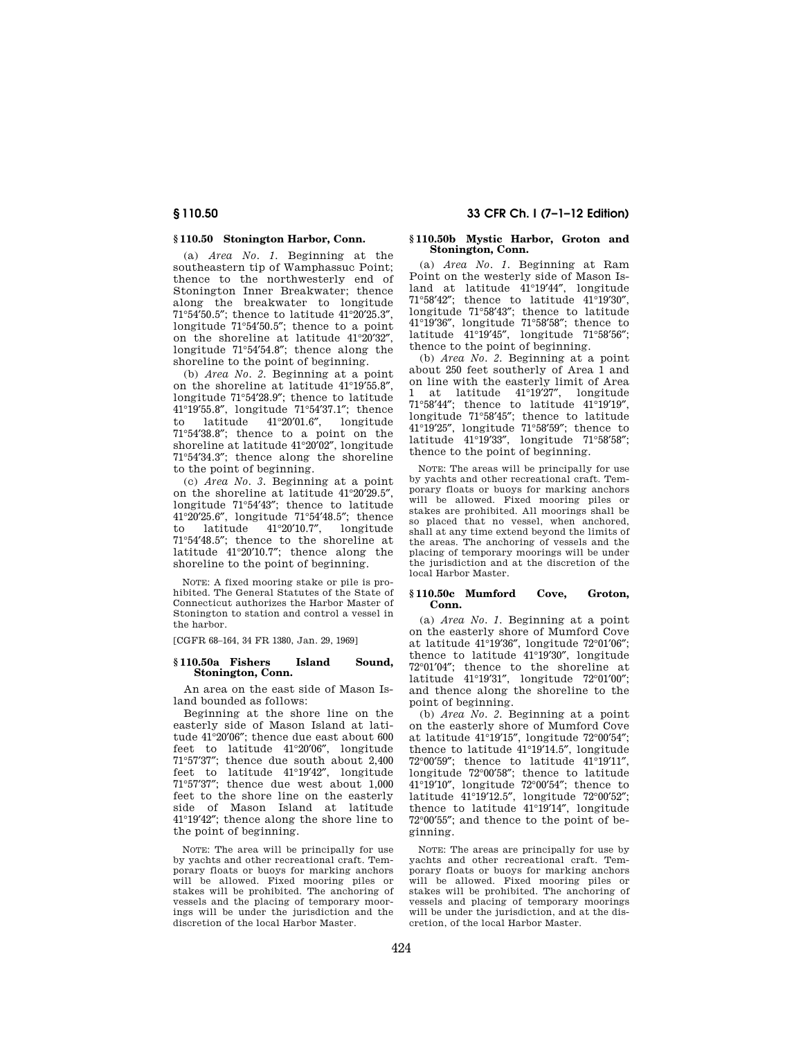### § 110.50 Stonington Harbor, Conn.

(a) *Area No. 1.* Beginning at the southeastern tip of Wamphassuc Point; thence to the northwesterly end of Stonington Inner Breakwater; thence along the breakwater to longitude 71°54′50.5″; thence to latitude 41°20′25.3″, longitude 71°54′50.5″; thence to a point on the shoreline at latitude 41°20′32″, longitude 71°54′54.8″; thence along the shoreline to the point of beginning.

(b) *Area No. 2.* Beginning at a point on the shoreline at latitude 41°19′55.8″, longitude 71°54′28.9″; thence to latitude 41°19′55.8″, longitude 71°54′37.1″; thence to latitude 41°20′01.6″, longitude 71°54′38.8″; thence to a point on the shoreline at latitude 41°20′02″, longitude 71°54′34.3″; thence along the shoreline to the point of beginning.

(c) *Area No. 3.* Beginning at a point on the shoreline at latitude 41°20′29.5″, longitude 71°54′43″; thence to latitude 41°20′25.6″, longitude 71°54′48.5″; thence to latitude 41°20′10.7″, longitude 71°54′48.5″; thence to the shoreline at latitude 41°20′10.7″; thence along the shoreline to the point of beginning.

NOTE: A fixed mooring stake or pile is prohibited. The General Statutes of the State of Connecticut authorizes the Harbor Master of Stonington to station and control a vessel in the harbor.

[CGFR 68–164, 34 FR 1380, Jan. 29, 1969]

### § 110.50a Fishers Island Sound, Stonington, Conn.

An area on the east side of Mason Island bounded as follows:

Beginning at the shore line on the easterly side of Mason Island at latitude 41°20′06″; thence due east about 600 feet to latitude 41°20′06″, longitude 71°57′37″; thence due south about 2,400 feet to latitude 41°19′42″, longitude 71°57′37″; thence due west about 1,000 feet to the shore line on the easterly side of Mason Island at latitude 41°19′42″; thence along the shore line to the point of beginning.

NOTE: The area will be principally for use by yachts and other recreational craft. Temporary floats or buoys for marking anchors will be allowed. Fixed mooring piles or stakes will be prohibited. The anchoring of vessels and the placing of temporary moorings will be under the jurisdiction and the discretion of the local Harbor Master.

### § 110.50b Mystic Harbor, Groton and Stonington, Conn.

(a) *Area No. 1.* Beginning at Ram Point on the westerly side of Mason Island at latitude 41°19′44″, longitude 71°58′42″; thence to latitude 41°19′30″, longitude 71°58′43″; thence to latitude 41°19′36″, longitude 71°58′58″; thence to latitude 41°19′45″, longitude 71°58′56″; thence to the point of beginning.

(b) *Area No. 2.* Beginning at a point about 250 feet southerly of Area 1 and on line with the easterly limit of Area 1 at latitude 41°19′27″, longitude 71°58′44″; thence to latitude 41°19′19″, longitude 71°58′45″; thence to latitude 41°19′25″, longitude 71°58′59″; thence to latitude 41°19′33″, longitude 71°58′58″; thence to the point of beginning.

NOTE: The areas will be principally for use by yachts and other recreational craft. Temporary floats or buoys for marking anchors will be allowed. Fixed mooring piles or stakes are prohibited. All moorings shall be so placed that no vessel, when anchored, shall at any time extend beyond the limits of the areas. The anchoring of vessels and the placing of temporary moorings will be under the jurisdiction and at the discretion of the local Harbor Master.

### § 110.50c Mumford Cove, Groton, Conn.

(a) *Area No. 1.* Beginning at a point on the easterly shore of Mumford Cove at latitude 41°19′36″, longitude 72°01′06″; thence to latitude 41°19′30″, longitude 72°01′04″; thence to the shoreline at latitude 41°19′31″, longitude 72°01′00″; and thence along the shoreline to the point of beginning.

(b) *Area No. 2.* Beginning at a point on the easterly shore of Mumford Cove at latitude 41°19′15″, longitude 72°00′54″; thence to latitude 41°19′14.5″, longitude 72°00′59″; thence to latitude 41°19′11″, longitude 72°00′58″; thence to latitude 41°19′10″, longitude 72°00′54″; thence to latitude 41°19′12.5″, longitude 72°00′52″; thence to latitude 41°19′14″, longitude 72°00′55″; and thence to the point of beginning.

NOTE: The areas are principally for use by yachts and other recreational craft. Temporary floats or buoys for marking anchors will be allowed. Fixed mooring piles or stakes will be prohibited. The anchoring of vessels and placing of temporary moorings will be under the jurisdiction, and at the discretion, of the local Harbor Master.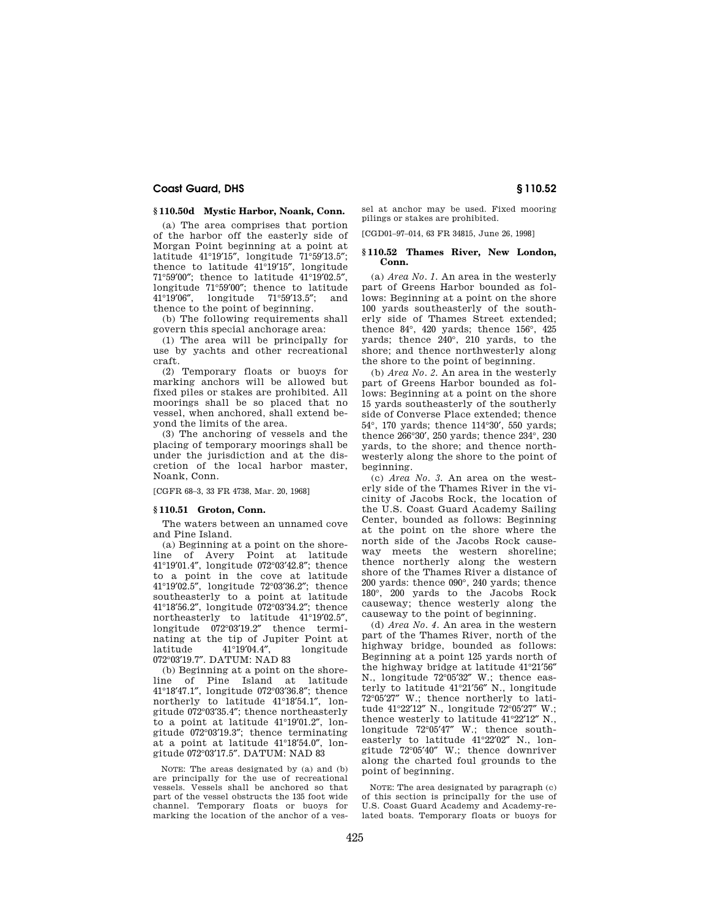### § 110.50d Mystic Harbor, Noank, Conn.

(a) The area comprises that portion of the harbor off the easterly side of Morgan Point beginning at a point at latitude 41°19′15″, longitude 71°59′13.5″; thence to latitude 41°19′15″, longitude 71°59′00″; thence to latitude 41°19′02.5″, longitude 71°59′00″; thence to latitude 41°19′06″, longitude 71°59′13.5″; and thence to the point of beginning.

(b) The following requirements shall govern this special anchorage area:

(1) The area will be principally for use by yachts and other recreational craft.

(2) Temporary floats or buoys for marking anchors will be allowed but fixed piles or stakes are prohibited. All moorings shall be so placed that no vessel, when anchored, shall extend beyond the limits of the area.

(3) The anchoring of vessels and the placing of temporary moorings shall be under the jurisdiction and at the discretion of the local harbor master, Noank, Conn.

[CGFR 68–3, 33 FR 4738, Mar. 20, 1968]

### § 110.51 Groton, Conn.

The waters between an unnamed cove and Pine Island.

(a) Beginning at a point on the shoreline of Avery Point at latitude 41°19′01.4″, longitude 072°03′42.8″; thence to a point in the cove at latitude 41°19′02.5″, longitude 72°03′36.2″; thence southeasterly to a point at latitude 41°18′56.2″, longitude 072°03′34.2″; thence northeasterly to latitude 41°19′02.5″, longitude 072°03′19.2″ thence terminating at the tip of Jupiter Point at latitude 41°19′04.4″, longitude 072°03′19.7″. DATUM: NAD 83

(b) Beginning at a point on the shoreline of Pine Island at latitude 41°18′47.1″, longitude 072°03′36.8″; thence northerly to latitude 41°18′54.1″, longitude 072°03′35.4″; thence northeasterly to a point at latitude 41°19′01.2″, longitude 072°03′19.3″; thence terminating at a point at latitude 41°18′54.0″, longitude 072°03′17.5″. DATUM: NAD 83

NOTE: The areas designated by (a) and (b) are principally for the use of recreational vessels. Vessels shall be anchored so that part of the vessel obstructs the 135 foot wide channel. Temporary floats or buoys for marking the location of the anchor of a vessel at anchor may be used. Fixed mooring pilings or stakes are prohibited.

[CGD01–97–014, 63 FR 34815, June 26, 1998]

### § 110.52 Thames River, New London, Conn.

(a) *Area No. 1.* An area in the westerly part of Greens Harbor bounded as follows: Beginning at a point on the shore 100 yards southeasterly of the southerly side of Thames Street extended; thence 84°, 420 yards; thence 156°, 425 yards; thence 240°, 210 yards, to the shore; and thence northwesterly along the shore to the point of beginning.

(b) *Area No. 2.* An area in the westerly part of Greens Harbor bounded as follows: Beginning at a point on the shore 15 yards southeasterly of the southerly side of Converse Place extended; thence 54°, 170 yards; thence 114°30′, 550 yards; thence 266°30′, 250 yards; thence 234°, 230 yards, to the shore; and thence northwesterly along the shore to the point of beginning.

(c) *Area No. 3.* An area on the westerly side of the Thames River in the vicinity of Jacobs Rock, the location of the U.S. Coast Guard Academy Sailing Center, bounded as follows: Beginning at the point on the shore where the north side of the Jacobs Rock causeway meets the western shoreline; thence northerly along the western shore of the Thames River a distance of 200 yards: thence 090°, 240 yards; thence 180°, 200 yards to the Jacobs Rock causeway; thence westerly along the causeway to the point of beginning.

(d) *Area No. 4.* An area in the western part of the Thames River, north of the highway bridge, bounded as follows: Beginning at a point 125 yards north of the highway bridge at latitude 41°21′56″ N., longitude 72°05′32″ W.; thence easterly to latitude 41°21′56″ N., longitude 72°05′27″ W.; thence northerly to latitude 41°22′12″ N., longitude 72°05′27″ W.; thence westerly to latitude 41°22′12″ N., longitude 72°05′47″ W.; thence southeasterly to latitude 41°22′02″ N., longitude 72°05′40″ W.; thence downriver along the charted foul grounds to the point of beginning.

NOTE: The area designated by paragraph (c) of this section is principally for the use of U.S. Coast Guard Academy and Academy-related boats. Temporary floats or buoys for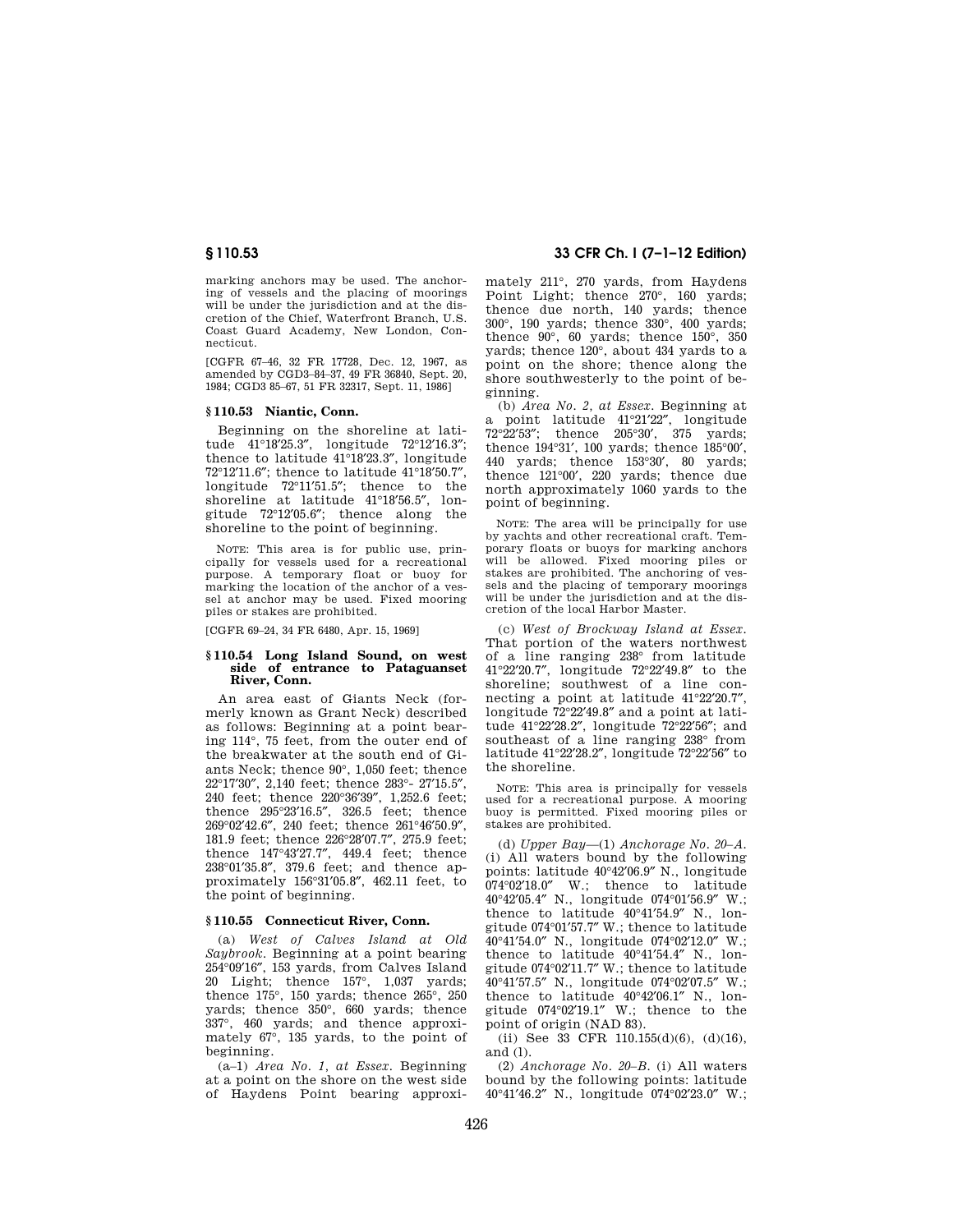marking anchors may be used. The anchoring of vessels and the placing of moorings will be under the jurisdiction and at the discretion of the Chief, Waterfront Branch, U.S. Coast Guard Academy, New London, Connecticut.

[CGFR 67–46, 32 FR 17728, Dec. 12, 1967, as amended by CGD3–84–37, 49 FR 36840, Sept. 20, 1984; CGD3 85–67, 51 FR 32317, Sept. 11, 1986]

### § 110.53 Niantic, Conn.

Beginning on the shoreline at latitude 41°18′25.3″, longitude 72°12′16.3″; thence to latitude 41°18′23.3″, longitude 72°12′11.6″; thence to latitude 41°18′50.7″, longitude 72°11′51.5″; thence to the shoreline at latitude 41°18′56.5″, longitude 72°12′05.6″; thence along the shoreline to the point of beginning.

NOTE: This area is for public use, principally for vessels used for a recreational purpose. A temporary float or buoy for marking the location of the anchor of a vessel at anchor may be used. Fixed mooring piles or stakes are prohibited.

[CGFR 69–24, 34 FR 6480, Apr. 15, 1969]

### § 110.54 Long Island Sound, on west side of entrance to Pataguanset River, Conn.

An area east of Giants Neck (formerly known as Grant Neck) described as follows: Beginning at a point bearing 114°, 75 feet, from the outer end of the breakwater at the south end of Giants Neck; thence 90°, 1,050 feet; thence 22°17′30″, 2,140 feet; thence 283°- 27′15.5″, 240 feet; thence 220°36′39″, 1,252.6 feet; thence 295°23′16.5″, 326.5 feet; thence 269°02′42.6″, 240 feet; thence 261°46′50.9″, 181.9 feet; thence 226°28′07.7″, 275.9 feet; thence 147°43′27.7″, 449.4 feet; thence 238°01′35.8″, 379.6 feet; and thence approximately 156°31′05.8″, 462.11 feet, to the point of beginning.

### § 110.55 Connecticut River, Conn.

(a) *West of Calves Island at Old Saybrook.* Beginning at a point bearing 254°09′16″, 153 yards, from Calves Island 20 Light; thence 157°, 1,037 yards; thence 175°, 150 yards; thence 265°, 250 yards; thence 350°, 660 yards; thence 337°, 460 yards; and thence approximately 67°, 135 yards, to the point of beginning.

(a–1) *Area No. 1, at Essex.* Beginning at a point on the shore on the west side of Haydens Point bearing approximately 211°, 270 yards, from Haydens Point Light; thence 270°, 160 yards; thence due north, 140 yards; thence 300°, 190 yards; thence 330°, 400 yards; thence 90°, 60 yards; thence 150°, 350 yards; thence 120°, about 434 yards to a point on the shore; thence along the shore southwesterly to the point of beginning.

(b) *Area No. 2, at Essex.* Beginning at a point latitude 41°21′22″, longitude 72°22′53″; thence 205°30′, 375 yards; thence 194°31′, 100 yards; thence 185°00′, 440 yards; thence 153°30′, 80 yards; thence 121°00′, 220 yards; thence due north approximately 1060 yards to the point of beginning.

NOTE: The area will be principally for use by yachts and other recreational craft. Temporary floats or buoys for marking anchors will be allowed. Fixed mooring piles or stakes are prohibited. The anchoring of vessels and the placing of temporary moorings will be under the jurisdiction and at the discretion of the local Harbor Master.

(c) *West of Brockway Island at Essex.* That portion of the waters northwest of a line ranging 238° from latitude 41°22′20.7″, longitude 72°22′49.8″ to the shoreline; southwest of a line connecting a point at latitude 41°22′20.7″, longitude 72°22′49.8″ and a point at latitude 41°22′28.2″, longitude 72°22′56″; and southeast of a line ranging 238° from latitude 41°22′28.2″, longitude 72°22′56″ to the shoreline.

NOTE: This area is principally for vessels used for a recreational purpose. A mooring buoy is permitted. Fixed mooring piles or stakes are prohibited.

(d) *Upper Bay*—(1) *Anchorage No. 20–A.* (i) All waters bound by the following points: latitude 40°42′06.9″ N., longitude 074°02′18.0″ W.; thence to latitude 40°42′05.4″ N., longitude 074°01′56.9″ W.; thence to latitude 40°41′54.9″ N., longitude 074°01′57.7″ W.; thence to latitude 40°41′54.0″ N., longitude 074°02′12.0″ W.; thence to latitude 40°41′54.4″ N., longitude 074°02′11.7″ W.; thence to latitude 40°41′57.5″ N., longitude 074°02′07.5″ W.; thence to latitude 40°42′06.1″ N., longitude 074°02′19.1″ W.; thence to the point of origin (NAD 83).

(ii) See 33 CFR 110.155(d)(6), (d)(16), and (l).

(2) *Anchorage No. 20–B.* (i) All waters bound by the following points: latitude 40°41′46.2″ N., longitude 074°02′23.0″ W.;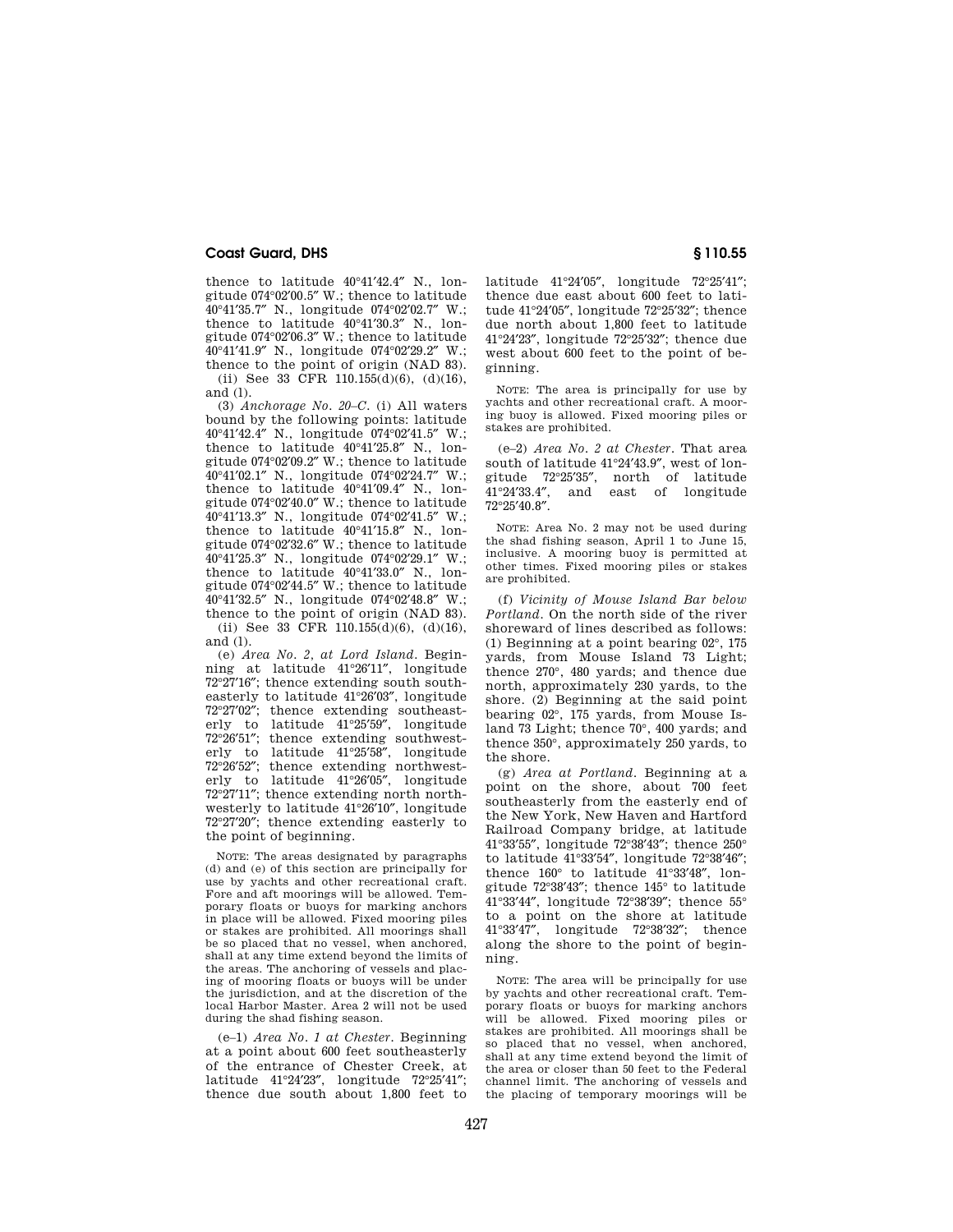thence to latitude 40°41′42.4″ N., longitude 074°02′00.5″ W.; thence to latitude 40°41′35.7″ N., longitude 074°02′02.7″ W.; thence to latitude 40°41′30.3″ N., longitude 074°02′06.3″ W.; thence to latitude 40°41′41.9″ N., longitude 074°02′29.2″ W.; thence to the point of origin (NAD 83).

(ii) See 33 CFR 110.155(d)(6), (d)(16), and (l).

(3) *Anchorage No. 20–C*. (i) All waters bound by the following points: latitude 40°41′42.4″ N., longitude 074°02′41.5″ W.; thence to latitude 40°41′25.8″ N., longitude 074°02′09.2″ W.; thence to latitude 40°41′02.1″ N., longitude 074°02′24.7″ W.; thence to latitude 40°41′09.4″ N., longitude 074°02′40.0″ W.; thence to latitude 40°41′13.3″ N., longitude 074°02′41.5″ W.; thence to latitude 40°41′15.8″ N., longitude 074°02′32.6″ W.; thence to latitude 40°41′25.3″ N., longitude 074°02′29.1″ W.; thence to latitude 40°41′33.0″ N., longitude 074°02′44.5″ W.; thence to latitude 40°41′32.5″ N., longitude 074°02′48.8″ W.; thence to the point of origin (NAD 83).

(ii) See 33 CFR 110.155(d)(6), (d)(16), and (l).

(e) *Area No. 2, at Lord Island*. Beginning at latitude 41°26′11″, longitude 72°27′16″; thence extending south southeasterly to latitude 41°26′03″, longitude 72°27′02″; thence extending southeasterly to latitude 41°25′59″, longitude 72°26′51″; thence extending southwesterly to latitude 41°25′58″, longitude 72°26′52″; thence extending northwesterly to latitude 41°26′05″, longitude 72°27′11″; thence extending north northwesterly to latitude 41°26′10″, longitude 72°27′20″; thence extending easterly to the point of beginning.

NOTE: The areas designated by paragraphs (d) and (e) of this section are principally for use by yachts and other recreational craft. Fore and aft moorings will be allowed. Temporary floats or buoys for marking anchors in place will be allowed. Fixed mooring piles or stakes are prohibited. All moorings shall be so placed that no vessel, when anchored, shall at any time extend beyond the limits of the areas. The anchoring of vessels and placing of mooring floats or buoys will be under the jurisdiction, and at the discretion of the local Harbor Master. Area 2 will not be used during the shad fishing season.

(e–1) *Area No. 1 at Chester*. Beginning at a point about 600 feet southeasterly of the entrance of Chester Creek, at latitude 41°24′23″, longitude 72°25′41″; thence due south about 1,800 feet to latitude 41°24′05″, longitude 72°25′41″; thence due east about 600 feet to latitude 41°24′05″, longitude 72°25′32″; thence due north about 1,800 feet to latitude 41°24′23″, longitude 72°25′32″; thence due west about 600 feet to the point of beginning.

NOTE: The area is principally for use by yachts and other recreational craft. A mooring buoy is allowed. Fixed mooring piles or stakes are prohibited.

(e–2) *Area No. 2 at Chester*. That area south of latitude 41°24′43.9″, west of longitude 72°25′35″, north of latitude 41°24′33.4″, and east of longitude 72°25′40.8″.

NOTE: Area No. 2 may not be used during the shad fishing season, April 1 to June 15, inclusive. A mooring buoy is permitted at other times. Fixed mooring piles or stakes are prohibited.

(f) *Vicinity of Mouse Island Bar below Portland*. On the north side of the river shoreward of lines described as follows: (1) Beginning at a point bearing 02°, 175 yards, from Mouse Island 73 Light; thence 270°, 480 yards; and thence due north, approximately 230 yards, to the shore. (2) Beginning at the said point bearing 02°, 175 yards, from Mouse Island 73 Light; thence 70°, 400 yards; and thence 350°, approximately 250 yards, to the shore.

(g) *Area at Portland*. Beginning at a point on the shore, about 700 feet southeasterly from the easterly end of the New York, New Haven and Hartford Railroad Company bridge, at latitude 41°33′55″, longitude 72°38′43″; thence 250° to latitude 41°33′54″, longitude 72°38′46″; thence 160° to latitude 41°33′48″, longitude 72°38′43″; thence 145° to latitude 41°33′44″, longitude 72°38′39″; thence 55° to a point on the shore at latitude 41°33′47″, longitude 72°38′32″; thence along the shore to the point of beginning.

NOTE: The area will be principally for use by yachts and other recreational craft. Temporary floats or buoys for marking anchors will be allowed. Fixed mooring piles or stakes are prohibited. All moorings shall be so placed that no vessel, when anchored, shall at any time extend beyond the limit of the area or closer than 50 feet to the Federal channel limit. The anchoring of vessels and the placing of temporary moorings will be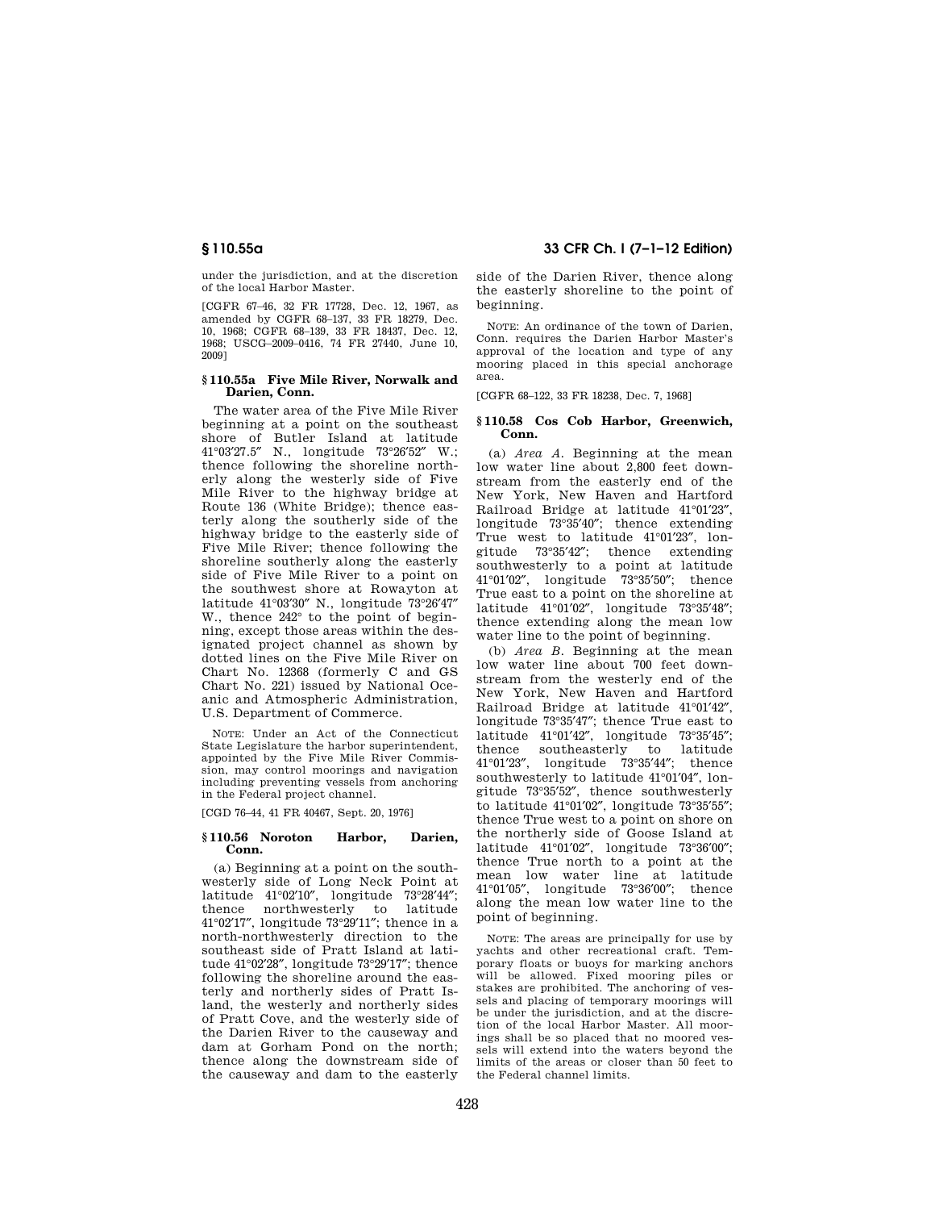under the jurisdiction, and at the discretion of the local Harbor Master.

[CGFR 67–46, 32 FR 17728, Dec. 12, 1967, as amended by CGFR 68–137, 33 FR 18279, Dec. 10, 1968; CGFR 68–139, 33 FR 18437, Dec. 12, 1968; USCG–2009–0416, 74 FR 27440, June 10, 2009]

### § 110.55a Five Mile River, Norwalk and Darien, Conn.

The water area of the Five Mile River beginning at a point on the southeast shore of Butler Island at latitude 41°03′27.5″ N., longitude 73°26′52″ W.; thence following the shoreline northerly along the westerly side of Five Mile River to the highway bridge at Route 136 (White Bridge); thence easterly along the southerly side of the highway bridge to the easterly side of Five Mile River; thence following the shoreline southerly along the easterly side of Five Mile River to a point on the southwest shore at Rowayton at latitude 41°03′30″ N., longitude 73°26′47″ W., thence 242° to the point of beginning, except those areas within the designated project channel as shown by dotted lines on the Five Mile River on Chart No. 12368 (formerly C and GS Chart No. 221) issued by National Oceanic and Atmospheric Administration, U.S. Department of Commerce.

NOTE: Under an Act of the Connecticut State Legislature the harbor superintendent, appointed by the Five Mile River Commission, may control moorings and navigation including preventing vessels from anchoring in the Federal project channel.

[CGD 76–44, 41 FR 40467, Sept. 20, 1976]

### § 110.56 Noroton Harbor, Darien, Conn.

(a) Beginning at a point on the southwesterly side of Long Neck Point at latitude 41°02′10″, longitude 73°28′44″; thence northwesterly to latitude 41°02′17″, longitude 73°29′11″; thence in a north-northwesterly direction to the southeast side of Pratt Island at latitude 41°02′28″, longitude 73°29′17″; thence following the shoreline around the easterly and northerly sides of Pratt Island, the westerly and northerly sides of Pratt Cove, and the westerly side of the Darien River to the causeway and dam at Gorham Pond on the north; thence along the downstream side of the causeway and dam to the easterly side of the Darien River, thence along the easterly shoreline to the point of beginning.

NOTE: An ordinance of the town of Darien, Conn. requires the Darien Harbor Master's approval of the location and type of any mooring placed in this special anchorage area.

[CGFR 68–122, 33 FR 18238, Dec. 7, 1968]

### § 110.58 Cos Cob Harbor, Greenwich, Conn.

(a) *Area A.* Beginning at the mean low water line about 2,800 feet downstream from the easterly end of the New York, New Haven and Hartford Railroad Bridge at latitude 41°01′23″, longitude 73°35′40″; thence extending True west to latitude 41°01′23″, longitude 73°35′42″; thence extending southwesterly to a point at latitude 41°01′02″, longitude 73°35′50″; thence True east to a point on the shoreline at latitude 41°01′02″, longitude 73°35′48″; thence extending along the mean low water line to the point of beginning.

(b) *Area B.* Beginning at the mean low water line about 700 feet downstream from the westerly end of the New York, New Haven and Hartford Railroad Bridge at latitude 41°01′42″, longitude 73°35′47″; thence True east to latitude 41°01′42″, longitude 73°35′45″; thence southeasterly to latitude 41°01′23″, longitude 73°35′44″; thence southwesterly to latitude 41°01′04″, longitude 73°35′52″, thence southwesterly to latitude 41°01′02″, longitude 73°35′55″; thence True west to a point on shore on the northerly side of Goose Island at latitude 41°01′02″, longitude 73°36′00″; thence True north to a point at the mean low water line at latitude 41°01′05″, longitude 73°36′00″; thence along the mean low water line to the point of beginning.

NOTE: The areas are principally for use by yachts and other recreational craft. Temporary floats or buoys for marking anchors will be allowed. Fixed mooring piles or stakes are prohibited. The anchoring of vessels and placing of temporary moorings will be under the jurisdiction, and at the discretion of the local Harbor Master. All moorings shall be so placed that no moored vessels will extend into the waters beyond the limits of the areas or closer than 50 feet to the Federal channel limits.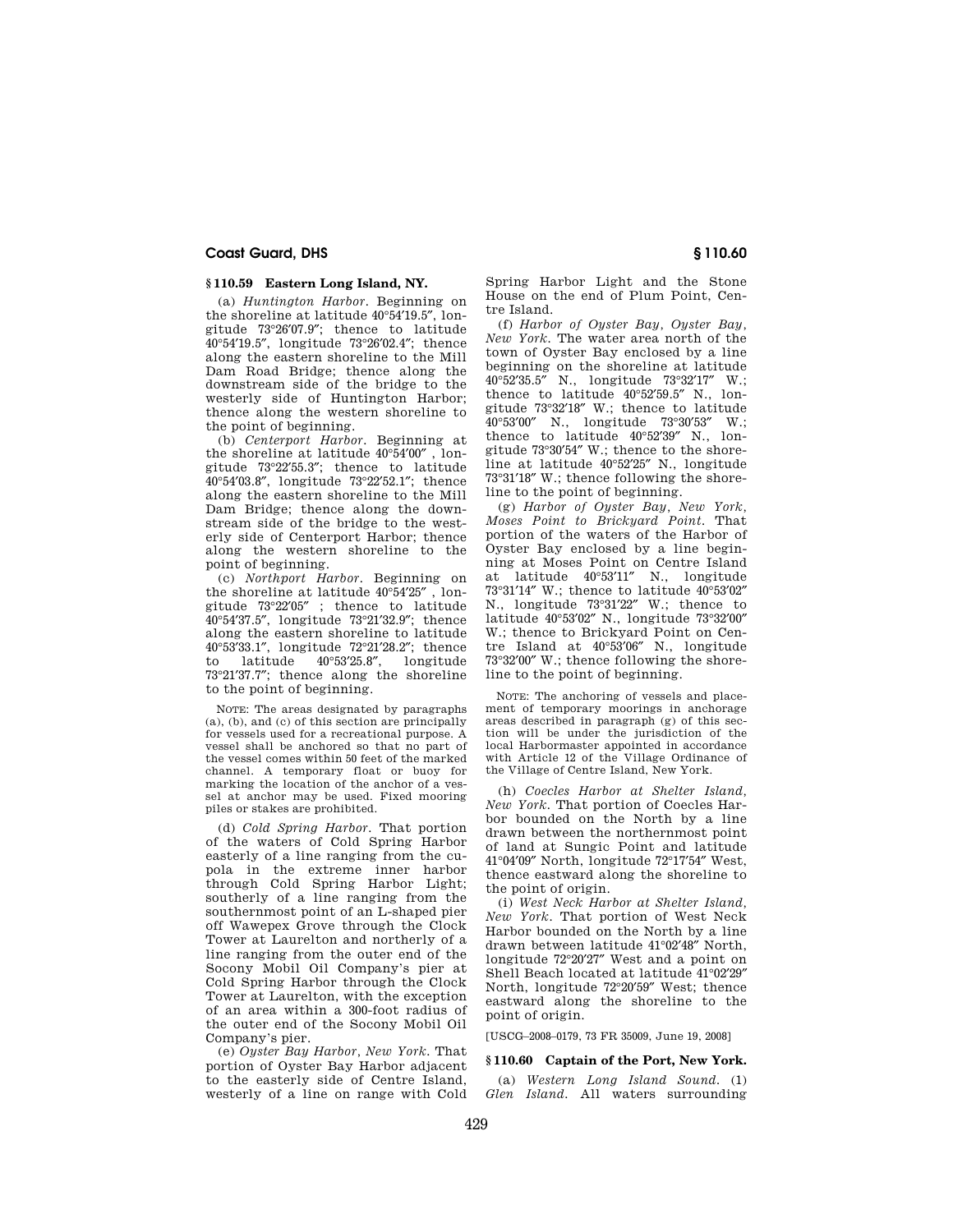## § 110.59 Eastern Long Island, NY.

(a) *Huntington Harbor.* Beginning on the shoreline at latitude 40°54′19.5″, longitude 73°26′07.9″; thence to latitude 40°54′19.5″, longitude 73°26′02.4″; thence along the eastern shoreline to the Mill Dam Road Bridge; thence along the downstream side of the bridge to the westerly side of Huntington Harbor; thence along the western shoreline to the point of beginning.

(b) *Centerport Harbor.* Beginning at the shoreline at latitude 40°54′00″ , longitude 73°22′55.3″; thence to latitude 40°54′03.8″, longitude 73°22′52.1″; thence along the eastern shoreline to the Mill Dam Bridge; thence along the downstream side of the bridge to the westerly side of Centerport Harbor; thence along the western shoreline to the point of beginning.

(c) *Northport Harbor.* Beginning on the shoreline at latitude 40°54′25″ , longitude 73°22′05″ ; thence to latitude 40°54′37.5″, longitude 73°21′32.9″; thence along the eastern shoreline to latitude 40°53′33.1″, longitude 72°21′28.2″; thence to latitude 40°53′25.8″, longitude 73°21′37.7″; thence along the shoreline to the point of beginning.

NOTE: The areas designated by paragraphs (a), (b), and (c) of this section are principally for vessels used for a recreational purpose. A vessel shall be anchored so that no part of the vessel comes within 50 feet of the marked channel. A temporary float or buoy for marking the location of the anchor of a vessel at anchor may be used. Fixed mooring piles or stakes are prohibited.

(d) *Cold Spring Harbor.* That portion of the waters of Cold Spring Harbor easterly of a line ranging from the cupola in the extreme inner harbor through Cold Spring Harbor Light; southerly of a line ranging from the southernmost point of an L-shaped pier off Wawepex Grove through the Clock Tower at Laurelton and northerly of a line ranging from the outer end of the Socony Mobil Oil Company's pier at Cold Spring Harbor through the Clock Tower at Laurelton, with the exception of an area within a 300-foot radius of the outer end of the Socony Mobil Oil Company's pier.

(e) *Oyster Bay Harbor, New York.* That portion of Oyster Bay Harbor adjacent to the easterly side of Centre Island, westerly of a line on range with Cold Spring Harbor Light and the Stone House on the end of Plum Point, Centre Island.

(f) *Harbor of Oyster Bay, Oyster Bay, New York.* The water area north of the town of Oyster Bay enclosed by a line beginning on the shoreline at latitude 40°52′35.5″ N., longitude 73°32′17″ W.; thence to latitude 40°52′59.5″ N., longitude 73°32′18″ W.; thence to latitude 40°53′00″ N., longitude 73°30′53″ W.; thence to latitude 40°52′39″ N., longitude 73°30′54″ W.; thence to the shoreline at latitude 40°52′25″ N., longitude 73°31′18″ W.; thence following the shoreline to the point of beginning.

(g) *Harbor of Oyster Bay, New York, Moses Point to Brickyard Point.* That portion of the waters of the Harbor of Oyster Bay enclosed by a line beginning at Moses Point on Centre Island at latitude 40°53′11″ N., longitude 73°31′14″ W.; thence to latitude 40°53′02″ N., longitude 73°31′22″ W.; thence to latitude 40°53′02″ N., longitude 73°32′00″ W.; thence to Brickyard Point on Centre Island at 40°53′06″ N., longitude 73°32′00″ W.; thence following the shoreline to the point of beginning.

NOTE: The anchoring of vessels and placement of temporary moorings in anchorage areas described in paragraph (g) of this section will be under the jurisdiction of the local Harbormaster appointed in accordance with Article 12 of the Village Ordinance of the Village of Centre Island, New York.

(h) *Coecles Harbor at Shelter Island, New York.* That portion of Coecles Harbor bounded on the North by a line drawn between the northernmost point of land at Sungic Point and latitude 41°04′09″ North, longitude 72°17′54″ West, thence eastward along the shoreline to the point of origin.

(i) *West Neck Harbor at Shelter Island, New York.* That portion of West Neck Harbor bounded on the North by a line drawn between latitude 41°02′48″ North, longitude 72°20′27″ West and a point on Shell Beach located at latitude 41°02′29″ North, longitude 72°20′59″ West; thence eastward along the shoreline to the point of origin.

[USCG–2008–0179, 73 FR 35009, June 19, 2008]

## § 110.60 Captain of the Port, New York.

(a) *Western Long Island Sound.* (1) *Glen Island.* All waters surrounding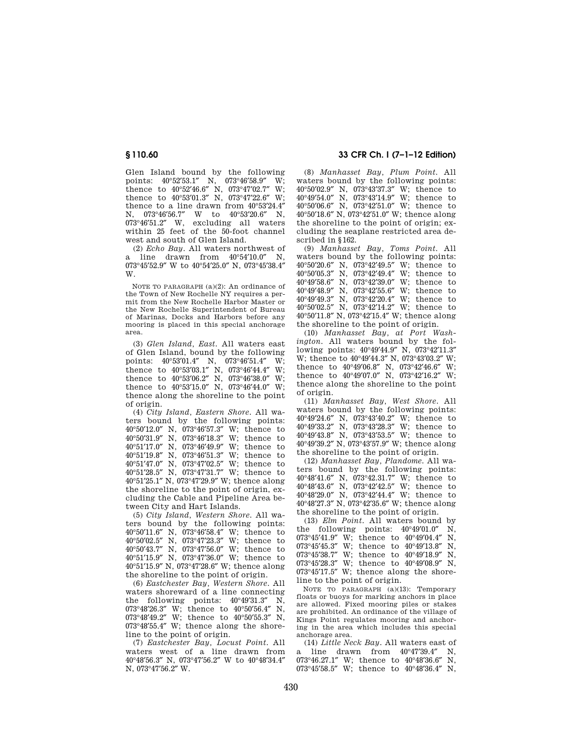Glen Island bound by the following points: 40°52′53.1″ N, 073°46′58.9″ W; thence to 40°52′46.6″ N, 073°47′02.7″ W; thence to 40°53′01.3″ N, 073°47′22.6″ W; thence to a line drawn from 40°53′24.4″ N, 073°46′56.7″ W to 40°53′20.6″ N, 073°46′51.2″ W, excluding all waters within 25 feet of the 50-foot channel west and south of Glen Island.

(2) *Echo Bay.* All waters northwest of a line drawn from 40°54′10.0″ N, 073°45′52.9″ W to 40°54′25.0″ N, 073°45′38.4″ W.

NOTE TO PARAGRAPH (a)(2): An ordinance of the Town of New Rochelle NY requires a permit from the New Rochelle Harbor Master or the New Rochelle Superintendent of Bureau of Marinas, Docks and Harbors before any mooring is placed in this special anchorage area.

(3) *Glen Island, East.* All waters east of Glen Island, bound by the following points: 40°53′01.4″ N, 073°46′51.4″ W; thence to 40°53′03.1″ N, 073°46′44.4″ W; thence to 40°53′06.2″ N, 073°46′38.0″ W; thence to 40°53′15.0″ N, 073°46′44.0″ W; thence along the shoreline to the point of origin.

(4) *City Island, Eastern Shore.* All waters bound by the following points: 40°50′12.0″ N, 073°46′57.3″ W; thence to 40°50′31.9″ N, 073°46′18.3″ W; thence to 40°51′17.0″ N, 073°46′49.9″ W; thence to 40°51′19.8″ N, 073°46′51.3″ W; thence to 40°51′47.0″ N, 073°47′02.5″ W; thence to 40°51′28.5″ N, 073°47′31.7″ W; thence to 40°51′25.1″ N, 073°47′29.9″ W; thence along the shoreline to the point of origin, excluding the Cable and Pipeline Area between City and Hart Islands.

(5) *City Island, Western Shore.* All waters bound by the following points: 40°50′11.6″ N, 073°46′58.4″ W; thence to 40°50′02.5″ N, 073°47′23.3″ W; thence to 40°50′43.7″ N, 073°47′56.0″ W; thence to 40°51′15.9″ N, 073°47′36.0″ W; thence to 40°51′15.9″ N, 073°47′28.6″ W; thence along the shoreline to the point of origin.

(6) *Eastchester Bay, Western Shore.* All waters shoreward of a line connecting the following points: 40°49′31.3″ N, 073°48′26.3″ W; thence to 40°50′56.4″ N, 073°48′49.2″ W; thence to 40°50′55.3″ N, 073°48′55.4″ W; thence along the shoreline to the point of origin.

(7) *Eastchester Bay, Locust Point.* All waters west of a line drawn from 40°48′56.3″ N, 073°47′56.2″ W to 40°48′34.4″ N, 073°47′56.2″ W.

(8) *Manhasset Bay, Plum Point.* All waters bound by the following points: 40°50′02.9″ N, 073°43′37.3″ W; thence to 40°49′54.0″ N, 073°43′14.9″ W; thence to 40°50′06.6″ N, 073°42′51.0″ W; thence to 40°50′18.6″ N, 073°42′51.0″ W; thence along the shoreline to the point of origin; excluding the seaplane restricted area described in §162.

(9) *Manhasset Bay, Toms Point.* All waters bound by the following points: 40°50′20.6″ N, 073°42′49.5″ W; thence to 40°50′05.3″ N, 073°42′49.4″ W; thence to 40°49′58.6″ N, 073°42′39.0″ W; thence to 40°49′48.9″ N, 073°42′55.6″ W; thence to 40°49′49.3″ N, 073°42′20.4″ W; thence to 40°50′02.5″ N, 073°42′14.2″ W; thence to 40°50′11.8″ N, 073°42′15.4″ W; thence along the shoreline to the point of origin.

(10) *Manhasset Bay, at Port Washington.* All waters bound by the following points: 40°49′44.9″ N, 073°42′11.3″ W; thence to 40°49′44.3″ N, 073°43′03.2″ W; thence to 40°49′06.8″ N, 073°42′46.6″ W; thence to 40°49′07.0″ N, 073°42′16.2″ W; thence along the shoreline to the point of origin.

(11) *Manhasset Bay, West Shore.* All waters bound by the following points: 40°49′24.6″ N, 073°43′40.2″ W; thence to 40°49′33.2″ N, 073°43′28.3″ W; thence to 40°49′43.8″ N, 073°43′53.5″ W; thence to 40°49′39.2″ N, 073°43′57.9″ W; thence along the shoreline to the point of origin.

(12) *Manhasset Bay, Plandome.* All waters bound by the following points: 40°48′41.6″ N, 073°42.31.7″ W; thence to 40°48′43.6″ N, 073°42′42.5″ W; thence to 40°48′29.0″ N, 073°42′44.4″ W; thence to 40°48′27.3″ N, 073°42′35.6″ W; thence along the shoreline to the point of origin.

(13) *Elm Point.* All waters bound by the following points: 40°49′01.0″ N, 073°45′41.9″ W; thence to 40°49′04.4″ N, 073°45′45.3″ W; thence to 40°49′13.8″ N, 073°45′38.7″ W; thence to 40°49′18.9″ N, 073°45′28.3″ W; thence to 40°49′08.9″ N, 073°45′17.5″ W; thence along the shoreline to the point of origin.

NOTE TO PARAGRAPH (a)(13): Temporary floats or buoys for marking anchors in place are allowed. Fixed mooring piles or stakes are prohibited. An ordinance of the village of Kings Point regulates mooring and anchoring in the area which includes this special anchorage area.

(14) *Little Neck Bay.* All waters east of a line drawn from 40°47′39.4″ N, 073°46.27.1″ W; thence to 40°48′36.6″ N, 073°45′58.5″ W; thence to 40°48′36.4″ N,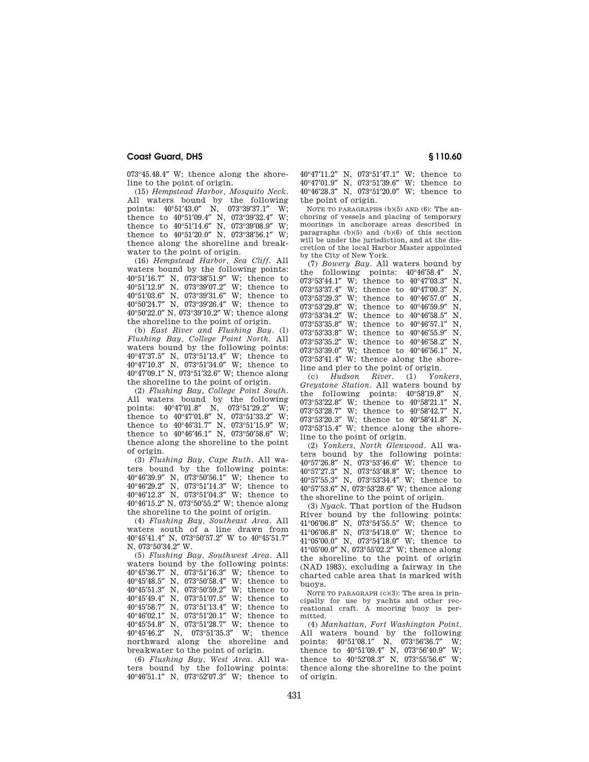073°45.48.4″ W; thence along the shoreline to the point of origin.

(15) *Hempstead Harbor, Mosquito Neck.* All waters bound by the following points: 40°51′43.0″ N, 073°39′37.1″ W; thence to 40°51′09.4″ N, 073°39′32.4″ W; thence to 40°51′14.6″ N, 073°39′08.9″ W; thence to 40°51′20.0″ N, 073°38′56.1″ W; thence along the shoreline and breakwater to the point of origin.

(16) *Hempstead Harbor, Sea Cliff.* All waters bound by the following points: 40°51′16.7″ N, 073°38′51.9″ W; thence to 40°51′12.9″ N, 073°39′07.2″ W; thence to 40°51′03.6″ N, 073°39′31.6″ W; thence to 40°50′24.7″ N, 073°39′26.4″ W; thence to 40°50′22.0″ N, 073°39′10.2″ W; thence along the shoreline to the point of origin.

(b) *East River and Flushing Bay.* (1) *Flushing Bay, College Point North.* All waters bound by the following points: 40°47′37.5″ N, 073°51′13.4″ W; thence to 40°47′10.3″ N, 073°51′34.0″ W; thence to 40°47′09.1″ N, 073°51′32.6″ W; thence along the shoreline to the point of origin.

(2) *Flushing Bay, College Point South.* All waters bound by the following points: 40°47′01.8″ N, 073°51′29.2″ W; thence to 40°47′01.8″ N, 073°51′33.2″ W; thence to 40°46′31.7″ N, 073°51′15.9″ W; thence to 40°46′46.1″ N, 073°50′58.6″ W; thence along the shoreline to the point of origin.

(3) *Flushing Bay, Cape Ruth.* All waters bound by the following points: 40°46′39.9″ N, 073°50′56.1″ W; thence to 40°46′29.2″ N, 073°51′14.3″ W; thence to 40°46′12.3″ N, 073°51′04.3″ W; thence to 40°46′15.2″ N, 073°50′55.2″ W; thence along the shoreline to the point of origin.

(4) *Flushing Bay, Southeast Area.* All waters south of a line drawn from 40°45′41.4″ N, 073°50′57.2″ W to 40°45′51.7″ N, 073°50′34.2″ W.

(5) *Flushing Bay, Southwest Area.* All waters bound by the following points: 40°45′36.7″ N, 073°51′16.3″ W; thence to 40°45′48.5″ N, 073°50′58.4″ W; thence to 40°45′51.3″ N, 073°50′59.2″ W; thence to 40°45′49.4″ N, 073°51′07.5″ W; thence to 40°45′58.7″ N, 073°51′13.4″ W; thence to 40°46′02.1″ N, 073°51′20.1″ W; thence to 40°45′54.8″ N, 073°51′28.7″ W; thence to 40°45′46.2″ N, 073°51′35.3″ W; thence northward along the shoreline and breakwater to the point of origin.

(6) *Flushing Bay, West Area.* All waters bound by the following points: 40°46′51.1″ N, 073°52′07.3″ W; thence to 40°47′11.2″ N, 073°51′47.1″ W; thence to 40°47′01.9″ N, 073°51′39.6″ W; thence to 40°46′28.3″ N, 073°51′20.0″ W; thence to the point of origin.

NOTE TO PARAGRAPHS (b)(5) AND (6): The anchoring of vessels and placing of temporary moorings in anchorage areas described in paragraphs (b)(5) and (b)(6) of this section will be under the jurisdiction, and at the discretion of the local Harbor Master appointed by the City of New York.

(7) *Bowery Bay.* All waters bound by the following points: 40°46′58.4″ N, 073°53′44.1″ W; thence to 40°47′03.3″ N, 073°53′37.4″ W; thence to 40°47′00.3″ N, 073°53′29.3″ W; thence to 40°46′57.0″ N, 073°53′29.8″ W; thence to 40°46′59.9″ N, 073°53′34.2″ W; thence to 40°46′58.5″ N, 073°53′35.8″ W; thence to 40°46′57.1″ N, 073°53′33.8″ W; thence to 40°46′55.9″ N, 073°53′35.2″ W; thence to 40°46′58.2″ N, 073°53′39.0″ W; thence to 40°46′56.1″ N, 073°53′41.4″ W; thence along the shoreline and pier to the point of origin.

(c) *Hudson River.* (1) *Yonkers, Greystone Station.* All waters bound by the following points: 40°58′19.8″ N, 073°53′22.8″ W; thence to 40°58′21.1″ N, 073°53′28.7″ W; thence to 40°58′42.7″ N, 073°53′20.3″ W; thence to 40°58′41.8″ N, 073°53′15.4″ W; thence along the shoreline to the point of origin.

(2) *Yonkers, North Glenwood.* All waters bound by the following points: 40°57′26.8″ N, 073°53′46.6″ W; thence to 40°57′27.3″ N, 073°53′48.8″ W; thence to 40°57′55.3″ N, 073°53′34.4″ W; thence to 40°57′53.6″ N, 073°53′28.6″ W; thence along the shoreline to the point of origin.

(3) *Nyack.* That portion of the Hudson River bound by the following points: 41°06′06.8″ N, 073°54′55.5″ W; thence to 41°06′06.8″ N, 073°54′18.0″ W; thence to 41°05′00.0″ N, 073°54′18.0″ W; thence to 41°05′00.0″ N, 073°55′02.2″ W; thence along the shoreline to the point of origin (NAD 1983), excluding a fairway in the charted cable area that is marked with buoys.

NOTE TO PARAGRAPH (c)(3): The area is principally for use by yachts and other recreational craft. A mooring buoy is permitted.

(4) *Manhattan, Fort Washington Point.* All waters bound by the following points: 40°51′08.1″ N, 073°56′36.7″ W; thence to 40°51′09.4″ N, 073°56′40.9″ W; thence to 40°52′08.3″ N, 073°55′56.6″ W; thence along the shoreline to the point of origin.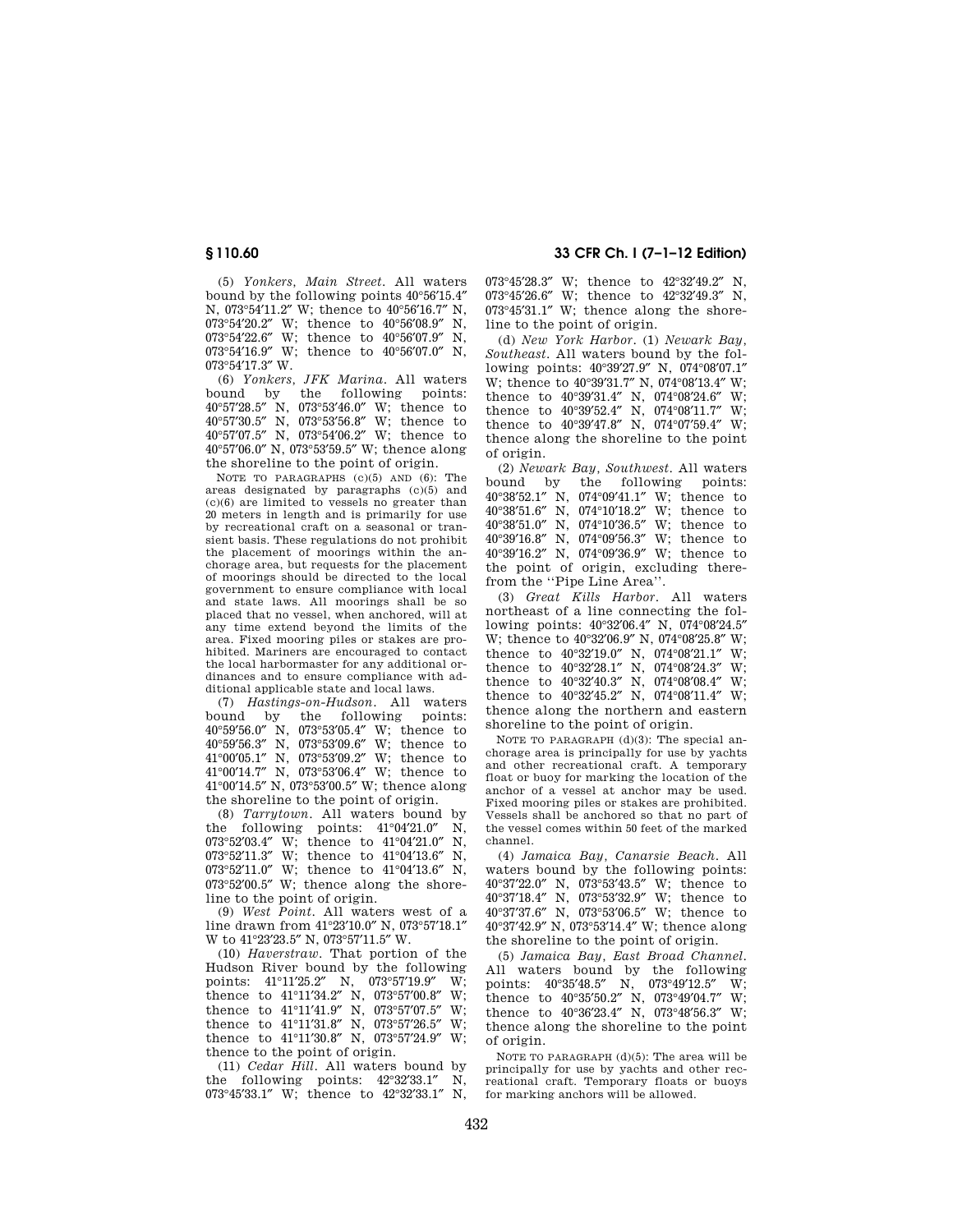(5) *Yonkers, Main Street.* All waters bound by the following points 40°56′15.4″ N, 073°54′11.2″ W; thence to 40°56′16.7″ N, 073°54′20.2″ W; thence to 40°56′08.9″ N, 073°54′22.6″ W; thence to 40°56′07.9″ N, 073°54′16.9″ W; thence to 40°56′07.0″ N, 073°54′17.3″ W.

(6) *Yonkers, JFK Marina.* All waters bound by the following points: 40°57′28.5″ N, 073°53′46.0″ W; thence to 40°57′30.5″ N, 073°53′56.8″ W; thence to 40°57′07.5″ N, 073°54′06.2″ W; thence to 40°57′06.0″ N, 073°53′59.5″ W; thence along the shoreline to the point of origin.

NOTE TO PARAGRAPHS (c)(5) AND (6): The areas designated by paragraphs (c)(5) and (c)(6) are limited to vessels no greater than 20 meters in length and is primarily for use by recreational craft on a seasonal or transient basis. These regulations do not prohibit the placement of moorings within the anchorage area, but requests for the placement of moorings should be directed to the local government to ensure compliance with local and state laws. All moorings shall be so placed that no vessel, when anchored, will at any time extend beyond the limits of the area. Fixed mooring piles or stakes are prohibited. Mariners are encouraged to contact the local harbormaster for any additional ordinances and to ensure compliance with additional applicable state and local laws.

(7) *Hastings-on-Hudson.* All waters bound by the following points: 40°59′56.0″ N, 073°53′05.4″ W; thence to 40°59′56.3″ N, 073°53′09.6″ W; thence to 41°00′05.1″ N, 073°53′09.2″ W; thence to 41°00′14.7″ N, 073°53′06.4″ W; thence to 41°00′14.5″ N, 073°53′00.5″ W; thence along the shoreline to the point of origin.

(8) *Tarrytown.* All waters bound by the following points: 41°04′21.0″ N, 073°52′03.4″ W; thence to 41°04′21.0″ N, 073°52′11.3″ W; thence to 41°04′13.6″ N, 073°52′11.0″ W; thence to 41°04′13.6″ N, 073°52′00.5″ W; thence along the shoreline to the point of origin.

(9) *West Point.* All waters west of a line drawn from 41°23′10.0″ N, 073°57′18.1″ W to 41°23′23.5″ N, 073°57′11.5″ W.

(10) *Haverstraw.* That portion of the Hudson River bound by the following points: 41°11′25.2″ N, 073°57′19.9″ W; thence to 41°11′34.2″ N, 073°57′00.8″ W; thence to 41°11′41.9″ N, 073°57′07.5″ W; thence to 41°11′31.8″ N, 073°57′26.5″ W; thence to 41°11′30.8″ N, 073°57′24.9″ W; thence to the point of origin.

(11) *Cedar Hill.* All waters bound by the following points: 42°32′33.1″ N, 073°45′33.1″ W; thence to 42°32′33.1″ N, 073°45′28.3″ W; thence to 42°32′49.2″ N, 073°45′26.6″ W; thence to 42°32′49.3″ N, 073°45′31.1″ W; thence along the shoreline to the point of origin.

(d) *New York Harbor.* (1) *Newark Bay, Southeast.* All waters bound by the following points: 40°39′27.9″ N, 074°08′07.1″ W; thence to 40°39′31.7″ N, 074°08′13.4″ W; thence to 40°39′31.4″ N, 074°08′24.6″ W; thence to 40°39′52.4″ N, 074°08′11.7″ W; thence to 40°39′47.8″ N, 074°07′59.4″ W; thence along the shoreline to the point of origin.

(2) *Newark Bay, Southwest.* All waters bound by the following points: 40°38′52.1″ N, 074°09′41.1″ W; thence to 40°38′51.6″ N, 074°10′18.2″ W; thence to 40°38′51.0″ N, 074°10′36.5″ W; thence to 40°39′16.8″ N, 074°09′56.3″ W; thence to 40°39′16.2″ N, 074°09′36.9″ W; thence to the point of origin, excluding therefrom the ''Pipe Line Area''.

(3) *Great Kills Harbor.* All waters northeast of a line connecting the following points: 40°32′06.4″ N, 074°08′24.5″ W; thence to 40°32′06.9″ N, 074°08′25.8″ W; thence to 40°32′19.0″ N, 074°08′21.1″ W; thence to 40°32′28.1″ N, 074°08′24.3″ W; thence to 40°32′40.3″ N, 074°08′08.4″ W; thence to 40°32′45.2″ N, 074°08′11.4″ W; thence along the northern and eastern shoreline to the point of origin.

NOTE TO PARAGRAPH (d)(3): The special anchorage area is principally for use by yachts and other recreational craft. A temporary float or buoy for marking the location of the anchor of a vessel at anchor may be used. Fixed mooring piles or stakes are prohibited. Vessels shall be anchored so that no part of the vessel comes within 50 feet of the marked channel.

(4) *Jamaica Bay, Canarsie Beach.* All waters bound by the following points: 40°37′22.0″ N, 073°53′43.5″ W; thence to 40°37′18.4″ N, 073°53′32.9″ W; thence to 40°37′37.6″ N, 073°53′06.5″ W; thence to 40°37′42.9″ N, 073°53′14.4″ W; thence along the shoreline to the point of origin.

(5) *Jamaica Bay, East Broad Channel.* All waters bound by the following points: 40°35′48.5″ N, 073°49′12.5″ W; thence to 40°35′50.2″ N, 073°49′04.7″ W; thence to 40°36′23.4″ N, 073°48′56.3″ W; thence along the shoreline to the point of origin.

NOTE TO PARAGRAPH (d)(5): The area will be principally for use by yachts and other recreational craft. Temporary floats or buoys for marking anchors will be allowed.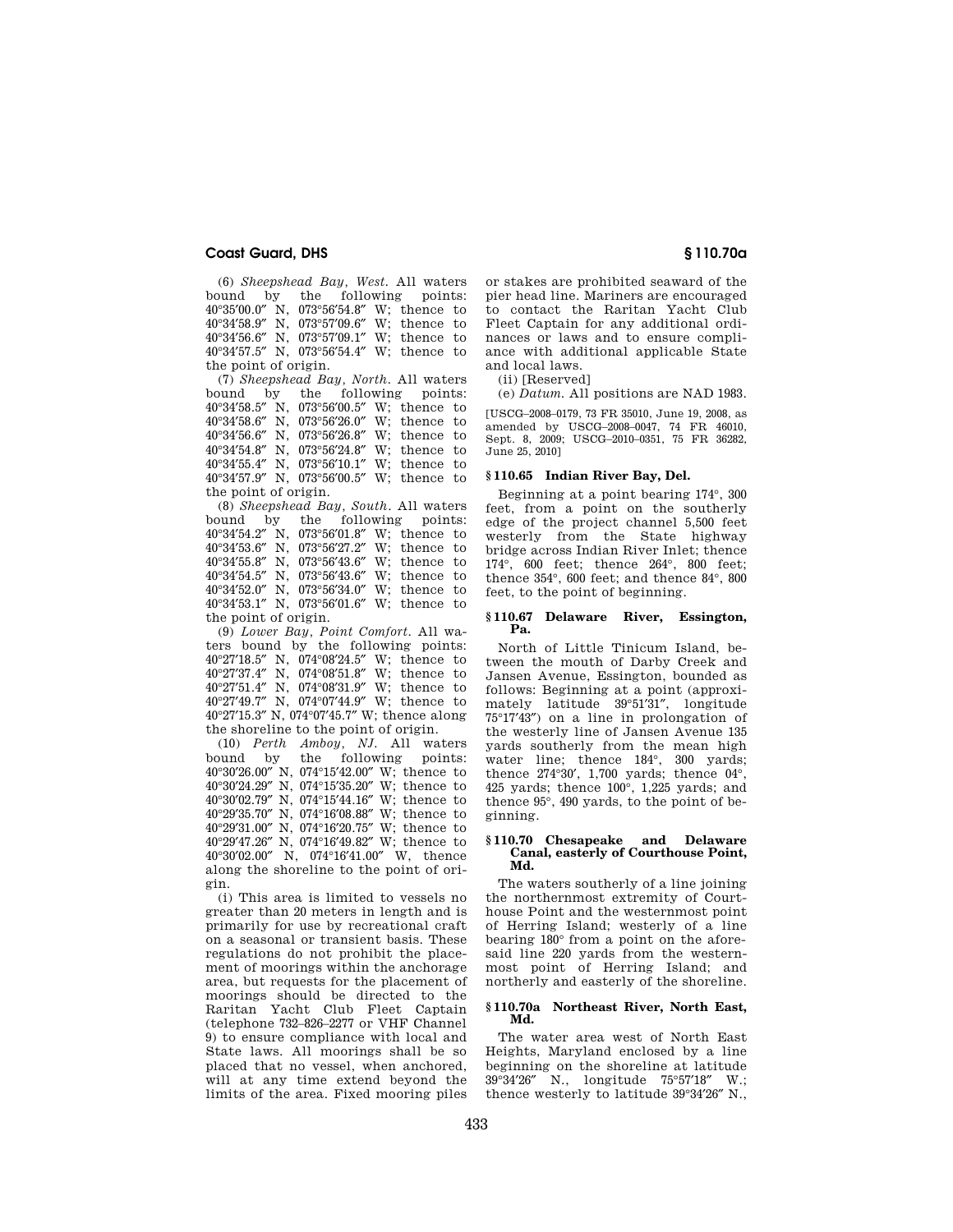(6) *Sheepshead Bay, West.* All waters bound by the following points: 40°35′00.0″ N, 073°56′54.8″ W; thence to 40°34′58.9″ N, 073°57′09.6″ W; thence to 40°34′56.6″ N, 073°57′09.1″ W; thence to 40°34′57.5″ N, 073°56′54.4″ W; thence to the point of origin.

(7) *Sheepshead Bay, North.* All waters bound by the following points: 40°34′58.5″ N, 073°56′00.5″ W; thence to 40°34′58.6″ N, 073°56′26.0″ W; thence to 40°34′56.6″ N, 073°56′26.8″ W; thence to 40°34′54.8″ N, 073°56′24.8″ W; thence to 40°34′55.4″ N, 073°56′10.1″ W; thence to 40°34′57.9″ N, 073°56′00.5″ W; thence to the point of origin.

(8) *Sheepshead Bay, South.* All waters bound by the following points: 40°34′54.2″ N, 073°56′01.8″ W; thence to 40°34′53.6″ N, 073°56′27.2″ W; thence to 40°34′55.8″ N, 073°56′43.6″ W; thence to 40°34′54.5″ N, 073°56′43.6″ W; thence to 40°34′52.0″ N, 073°56′34.0″ W; thence to 40°34′53.1″ N, 073°56′01.6″ W; thence to the point of origin.

(9) *Lower Bay, Point Comfort.* All waters bound by the following points: 40°27′18.5″ N, 074°08′24.5″ W; thence to 40°27′37.4″ N, 074°08′51.8″ W; thence to 40°27′51.4″ N, 074°08′31.9″ W; thence to 40°27′49.7″ N, 074°07′44.9″ W; thence to 40°27′15.3″ N, 074°07′45.7″ W; thence along the shoreline to the point of origin.

(10) *Perth Amboy, NJ.* All waters bound by the following points: 40°30′26.00″ N, 074°15′42.00″ W; thence to 40°30′24.29″ N, 074°15′35.20″ W; thence to 40°30′02.79″ N, 074°15′44.16″ W; thence to 40°29′35.70″ N, 074°16′08.88″ W; thence to 40°29′31.00″ N, 074°16′20.75″ W; thence to 40°29′47.26″ N, 074°16′49.82″ W; thence to 40°30′02.00″ N, 074°16′41.00″ W, thence along the shoreline to the point of origin.

(i) This area is limited to vessels no greater than 20 meters in length and is primarily for use by recreational craft on a seasonal or transient basis. These regulations do not prohibit the placement of moorings within the anchorage area, but requests for the placement of moorings should be directed to the Raritan Yacht Club Fleet Captain (telephone 732–826–2277 or VHF Channel 9) to ensure compliance with local and State laws. All moorings shall be so placed that no vessel, when anchored, will at any time extend beyond the limits of the area. Fixed mooring piles or stakes are prohibited seaward of the pier head line. Mariners are encouraged to contact the Raritan Yacht Club Fleet Captain for any additional ordinances or laws and to ensure compliance with additional applicable State and local laws.

(ii) [Reserved]

(e) *Datum.* All positions are NAD 1983.

[USCG–2008–0179, 73 FR 35010, June 19, 2008, as amended by USCG–2008–0047, 74 FR 46010, Sept. 8, 2009; USCG–2010–0351, 75 FR 36282, June 25, 2010]

## § 110.65 Indian River Bay, Del.

Beginning at a point bearing 174°, 300 feet, from a point on the southerly edge of the project channel 5,500 feet westerly from the State highway bridge across Indian River Inlet; thence 174°, 600 feet; thence 264°, 800 feet; thence 354°, 600 feet; and thence 84°, 800 feet, to the point of beginning.

## § 110.67 Delaware River, Essington, Pa.

North of Little Tinicum Island, between the mouth of Darby Creek and Jansen Avenue, Essington, bounded as follows: Beginning at a point (approximately latitude 39°51′31″, longitude 75°17′43″) on a line in prolongation of the westerly line of Jansen Avenue 135 yards southerly from the mean high water line; thence 184°, 300 yards; thence 274°30′, 1,700 yards; thence 04°, 425 yards; thence 100°, 1,225 yards; and thence 95°, 490 yards, to the point of beginning.

## § 110.70 Chesapeake and Delaware Canal, easterly of Courthouse Point, Md.

The waters southerly of a line joining the northernmost extremity of Courthouse Point and the westernmost point of Herring Island; westerly of a line bearing 180° from a point on the aforesaid line 220 yards from the westernmost point of Herring Island; and northerly and easterly of the shoreline.

## § 110.70a Northeast River, North East, Md.

The water area west of North East Heights, Maryland enclosed by a line beginning on the shoreline at latitude 39°34′26″ N., longitude 75°57′18″ W.; thence westerly to latitude 39°34′26″ N.,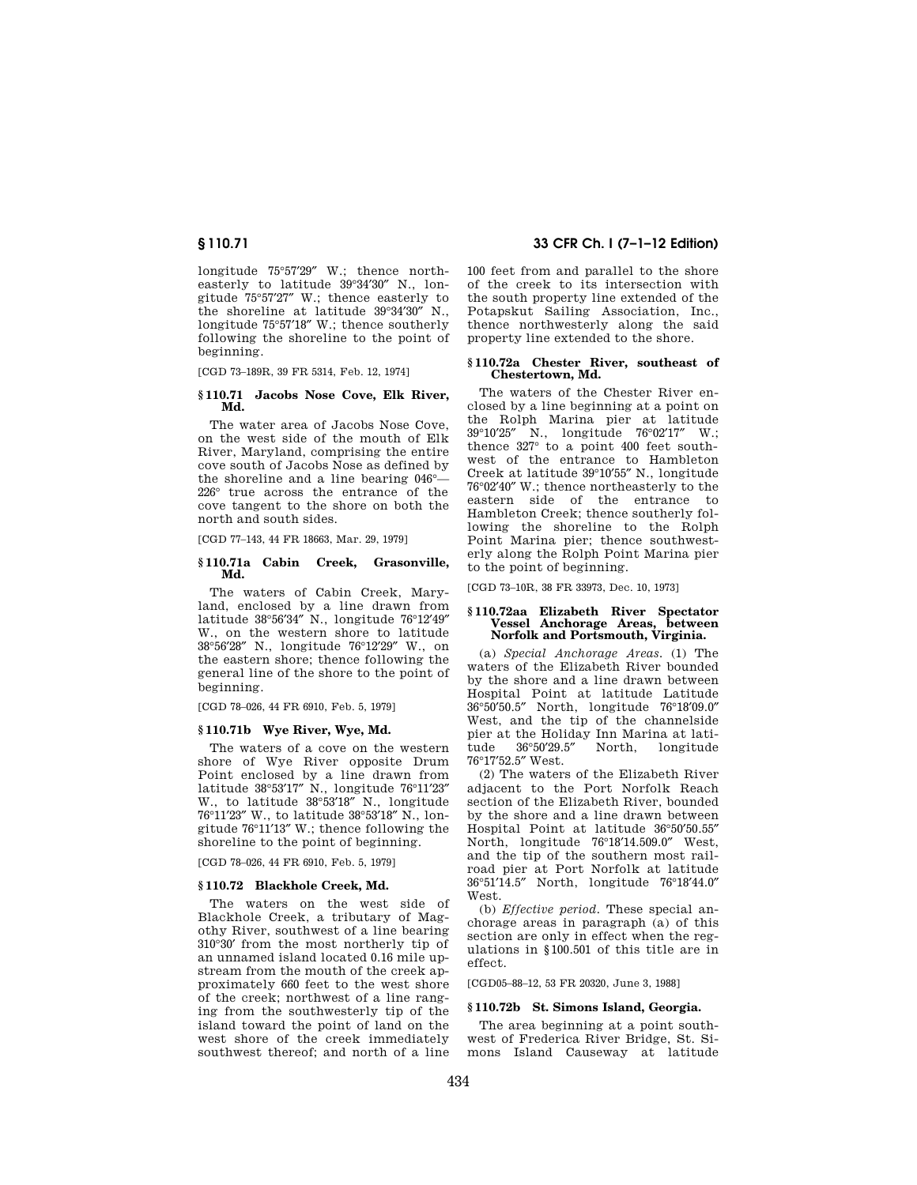longitude 75°57′29″ W.; thence northeasterly to latitude 39°34′30″ N., longitude 75°57′27″ W.; thence easterly to the shoreline at latitude 39°34′30″ N., longitude 75°57′18″ W.; thence southerly following the shoreline to the point of beginning.

[CGD 73–189R, 39 FR 5314, Feb. 12, 1974]

### § 110.71 Jacobs Nose Cove, Elk River, Md.

The water area of Jacobs Nose Cove, on the west side of the mouth of Elk River, Maryland, comprising the entire cove south of Jacobs Nose as defined by the shoreline and a line bearing 046°—226° true across the entrance of the cove tangent to the shore on both the north and south sides.

[CGD 77–143, 44 FR 18663, Mar. 29, 1979]

### § 110.71a Cabin Creek, Grasonville, Md.

The waters of Cabin Creek, Maryland, enclosed by a line drawn from latitude 38°56′34″ N., longitude 76°12′49″ W., on the western shore to latitude 38°56′28″ N., longitude 76°12′29″ W., on the eastern shore; thence following the general line of the shore to the point of beginning.

[CGD 78–026, 44 FR 6910, Feb. 5, 1979]

### § 110.71b Wye River, Wye, Md.

The waters of a cove on the western shore of Wye River opposite Drum Point enclosed by a line drawn from latitude 38°53′17″ N., longitude 76°11′23″ W., to latitude 38°53′18″ N., longitude 76°11′23″ W., to latitude 38°53′18″ N., longitude 76°11′13″ W.; thence following the shoreline to the point of beginning.

[CGD 78–026, 44 FR 6910, Feb. 5, 1979]

### § 110.72 Blackhole Creek, Md.

The waters on the west side of Blackhole Creek, a tributary of Magothy River, southwest of a line bearing 310°30′ from the most northerly tip of an unnamed island located 0.16 mile upstream from the mouth of the creek approximately 660 feet to the west shore of the creek; northwest of a line ranging from the southwesterly tip of the island toward the point of land on the west shore of the creek immediately southwest thereof; and north of a line 100 feet from and parallel to the shore of the creek to its intersection with the south property line extended of the Potapskut Sailing Association, Inc., thence northwesterly along the said property line extended to the shore.

### § 110.72a Chester River, southeast of Chestertown, Md.

The waters of the Chester River enclosed by a line beginning at a point on the Rolph Marina pier at latitude 39°10′25″ N., longitude 76°02′17″ W.; thence 327° to a point 400 feet southwest of the entrance to Hambleton Creek at latitude 39°10′55″ N., longitude 76°02′40″ W.; thence northeasterly to the eastern side of the entrance to Hambleton Creek; thence southerly following the shoreline to the Rolph Point Marina pier; thence southwesterly along the Rolph Point Marina pier to the point of beginning.

[CGD 73–10R, 38 FR 33973, Dec. 10, 1973]

### § 110.72aa Elizabeth River Spectator Vessel Anchorage Areas, between Norfolk and Portsmouth, Virginia.

(a) *Special Anchorage Areas.* (1) The waters of the Elizabeth River bounded by the shore and a line drawn between Hospital Point at latitude Latitude 36°50′50.5″ North, longitude 76°18′09.0″ West, and the tip of the channelside pier at the Holiday Inn Marina at latitude 36°50′29.5″ North, longitude 76°17′52.5″ West.

(2) The waters of the Elizabeth River adjacent to the Port Norfolk Reach section of the Elizabeth River, bounded by the shore and a line drawn between Hospital Point at latitude 36°50′50.55″ North, longitude 76°18′14.509.0″ West, and the tip of the southern most railroad pier at Port Norfolk at latitude 36°51′14.5″ North, longitude 76°18′44.0″ West.

(b) *Effective period.* These special anchorage areas in paragraph (a) of this section are only in effect when the regulations in §100.501 of this title are in effect.

[CGD05–88–12, 53 FR 20320, June 3, 1988]

### § 110.72b St. Simons Island, Georgia.

The area beginning at a point southwest of Frederica River Bridge, St. Simons Island Causeway at latitude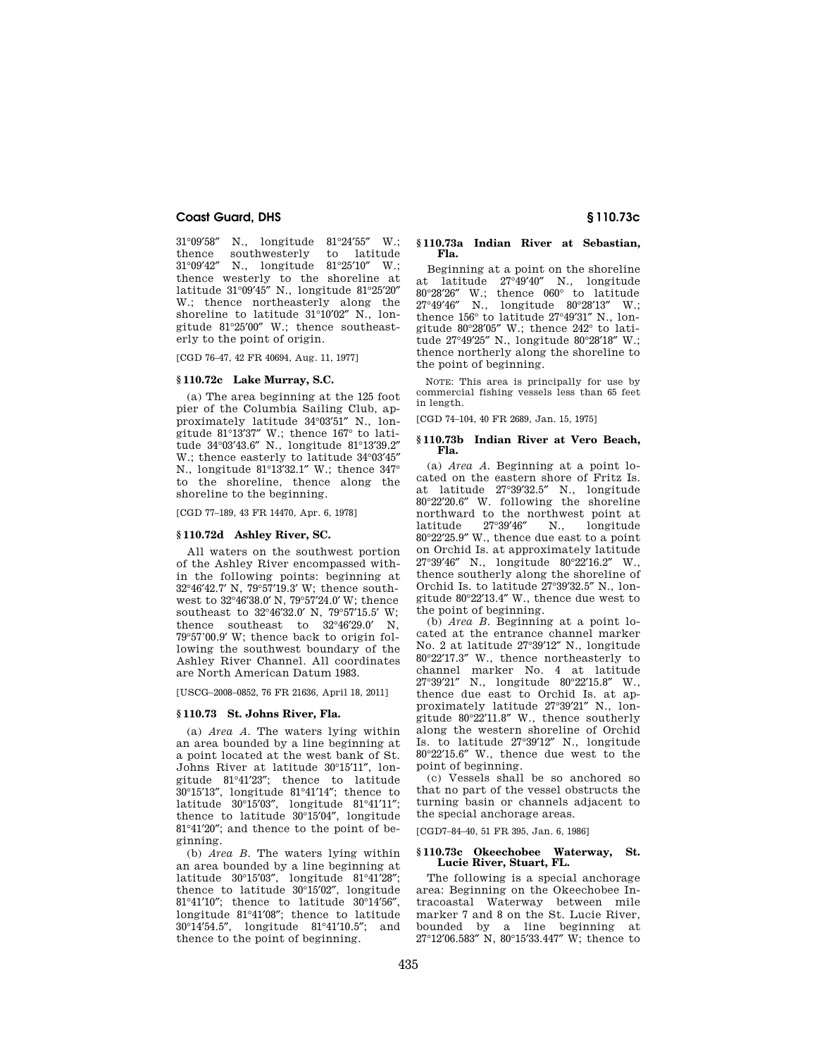31°09′58″ N., longitude 81°24′55″ W.; thence southwesterly to latitude 31°09′42″ N., longitude 81°25′10″ W.; thence westerly to the shoreline at latitude 31°09′45″ N., longitude 81°25′20″ W.; thence northeasterly along the shoreline to latitude 31°10′02″ N., longitude 81°25′00″ W.; thence southeasterly to the point of origin.

[CGD 76–47, 42 FR 40694, Aug. 11, 1977]

### § 110.72c Lake Murray, S.C.

(a) The area beginning at the 125 foot pier of the Columbia Sailing Club, approximately latitude 34°03′51″ N., longitude 81°13′37″ W.; thence 167° to latitude 34°03′43.6″ N., longitude 81°13′39.2″ W.; thence easterly to latitude 34°03′45″ N., longitude 81°13′32.1″ W.; thence 347° to the shoreline, thence along the shoreline to the beginning.

[CGD 77–189, 43 FR 14470, Apr. 6, 1978]

### § 110.72d Ashley River, SC.

All waters on the southwest portion of the Ashley River encompassed within in the following points: beginning at 32°46′42.7′ N, 79°57′19.3′ W; thence southwest to 32°46′38.0′ N, 79°57′24.0′ W; thence southeast to 32°46′32.0′ N, 79°57′15.5′ W; thence southeast to 32°46′29.0′ N, 79°57′00.9′ W; thence back to origin following the southwest boundary of the Ashley River Channel. All coordinates are North American Datum 1983.

[USCG–2008–0852, 76 FR 21636, April 18, 2011]

### § 110.73 St. Johns River, Fla.

(a) *Area A.* The waters lying within an area bounded by a line beginning at a point located at the west bank of St. Johns River at latitude 30°15′11″, longitude 81°41′23″; thence to latitude 30°15′13″, longitude 81°41′14″; thence to latitude 30°15′03″, longitude 81°41′11″; thence to latitude 30°15′04″, longitude 81°41′20″; and thence to the point of beginning.

(b) *Area B.* The waters lying within an area bounded by a line beginning at latitude 30°15′03″, longitude 81°41′28″; thence to latitude 30°15′02″, longitude 81°41′10″; thence to latitude 30°14′56″, longitude 81°41′08″; thence to latitude 30°14′54.5″, longitude 81°41′10.5″; and thence to the point of beginning.

### § 110.73a Indian River at Sebastian, Fla.

Beginning at a point on the shoreline at latitude 27°49′40″ N., longitude 80°28′26″ W.; thence 060° to latitude 27°49′46″ N., longitude 80°28′13″ W.; thence 156° to latitude 27°49′31″ N., longitude 80°28′05″ W.; thence 242° to latitude 27°49′25″ N., longitude 80°28′18″ W.; thence northerly along the shoreline to the point of beginning.

NOTE: This area is principally for use by commercial fishing vessels less than 65 feet in length.

[CGD 74–104, 40 FR 2689, Jan. 15, 1975]

### § 110.73b Indian River at Vero Beach, Fla.

(a) *Area A.* Beginning at a point located on the eastern shore of Fritz Is. at latitude 27°39′32.5″ N., longitude 80°22′20.6″ W. following the shoreline northward to the northwest point at latitude 27°39′46″ N., longitude 80°22′25.9″ W., thence due east to a point on Orchid Is. at approximately latitude 27°39′46″ N., longitude 80°22′16.2″ W., thence southerly along the shoreline of Orchid Is. to latitude 27°39′32.5″ N., longitude 80°22′13.4″ W., thence due west to the point of beginning.

(b) *Area B.* Beginning at a point located at the entrance channel marker No. 2 at latitude 27°39′12″ N., longitude 80°22′17.3″ W., thence northeasterly to channel marker No. 4 at latitude 27°39′21″ N., longitude 80°22′15.8″ W., thence due east to Orchid Is. at approximately latitude 27°39′21″ N., longitude 80°22′11.8″ W., thence southerly along the western shoreline of Orchid Is. to latitude 27°39′12″ N., longitude 80°22′15.6″ W., thence due west to the point of beginning.

(c) Vessels shall be so anchored so that no part of the vessel obstructs the turning basin or channels adjacent to the special anchorage areas.

[CGD7–84–40, 51 FR 395, Jan. 6, 1986]

### § 110.73c Okeechobee Waterway, St. Lucie River, Stuart, FL.

The following is a special anchorage area: Beginning on the Okeechobee Intracoastal Waterway between mile marker 7 and 8 on the St. Lucie River, bounded by a line beginning at 27°12′06.583″ N, 80°15′33.447″ W; thence to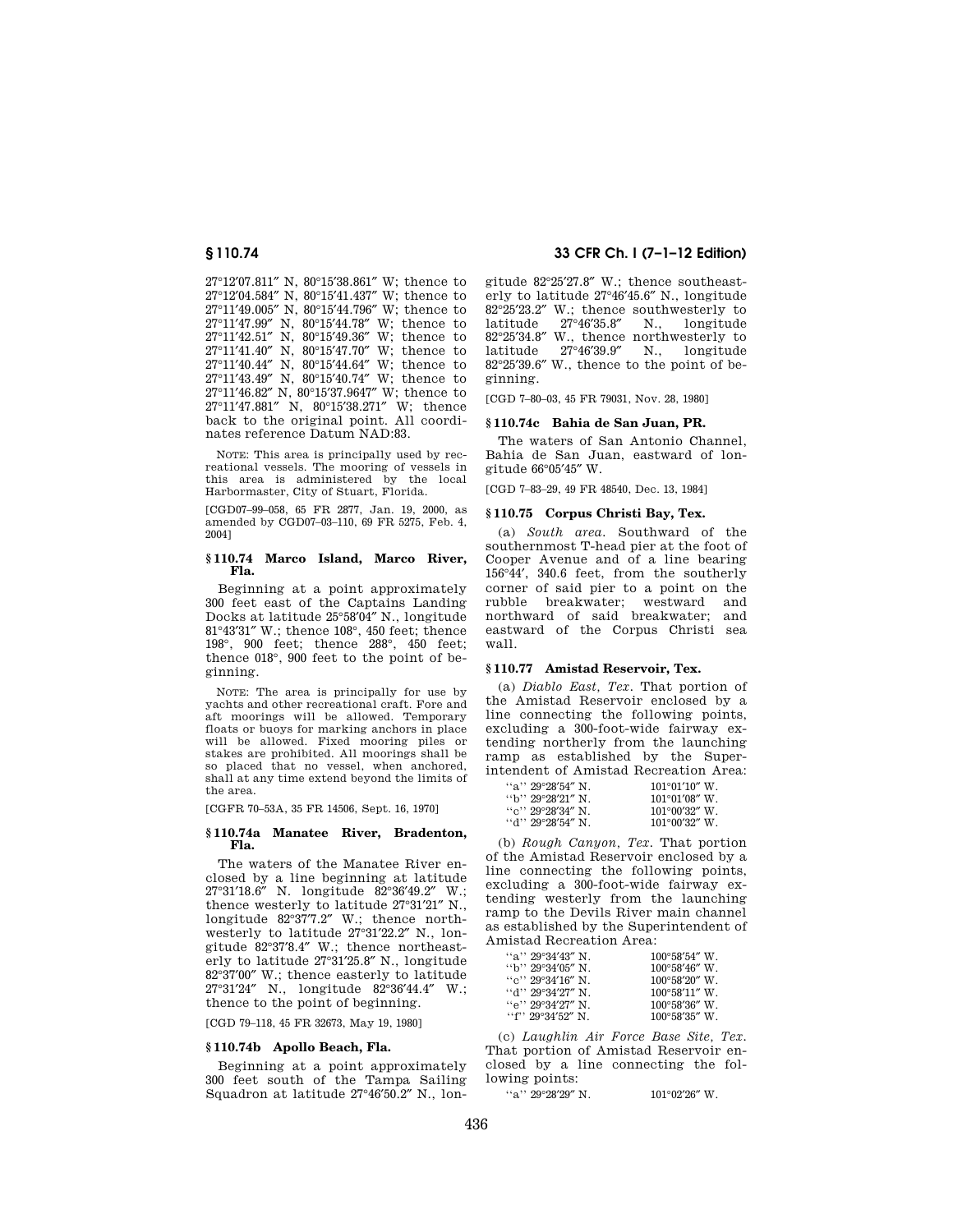27°12′07.811″ N, 80°15′38.861″ W; thence to 27°12′04.584″ N, 80°15′41.437″ W; thence to 27°11′49.005″ N, 80°15′44.796″ W; thence to 27°11′47.99″ N, 80°15′44.78″ W; thence to 27°11′42.51″ N, 80°15′49.36″ W; thence to 27°11′41.40″ N, 80°15′47.70″ W; thence to 27°11′40.44″ N, 80°15′44.64″ W; thence to 27°11′43.49″ N, 80°15′40.74″ W; thence to 27°11′46.82″ N, 80°15′37.9647″ W; thence to 27°11′47.881″ N, 80°15′38.271″ W; thence back to the original point. All coordinates reference Datum NAD:83.

NOTE: This area is principally used by recreational vessels. The mooring of vessels in this area is administered by the local Harbormaster, City of Stuart, Florida.

[CGD07–99–058, 65 FR 2877, Jan. 19, 2000, as amended by CGD07–03–110, 69 FR 5275, Feb. 4, 2004]

### § 110.74 Marco Island, Marco River, Fla.

Beginning at a point approximately 300 feet east of the Captains Landing Docks at latitude 25°58′04″ N., longitude 81°43′31″ W.; thence 108°, 450 feet; thence 198°, 900 feet; thence 288°, 450 feet; thence 018°, 900 feet to the point of beginning.

NOTE: The area is principally for use by yachts and other recreational craft. Fore and aft moorings will be allowed. Temporary floats or buoys for marking anchors in place will be allowed. Fixed mooring piles or stakes are prohibited. All moorings shall be so placed that no vessel, when anchored, shall at any time extend beyond the limits of the area.

[CGFR 70–53A, 35 FR 14506, Sept. 16, 1970]

### § 110.74a Manatee River, Bradenton, Fla.

The waters of the Manatee River enclosed by a line beginning at latitude 27°31′18.6″ N. longitude 82°36′49.2″ W.; thence westerly to latitude 27°31′21″ N., longitude 82°37′7.2″ W.; thence northwesterly to latitude 27°31′22.2″ N., longitude 82°37′8.4″ W.; thence northeasterly to latitude 27°31′25.8″ N., longitude 82°37′00″ W.; thence easterly to latitude 27°31′24″ N., longitude 82°36′44.4″ W.; thence to the point of beginning.

[CGD 79–118, 45 FR 32673, May 19, 1980]

### § 110.74b Apollo Beach, Fla.

Beginning at a point approximately 300 feet south of the Tampa Sailing Squadron at latitude 27°46′50.2″ N., longitude 82°25′27.8″ W.; thence southeasterly to latitude 27°46′45.6″ N., longitude 82°25′23.2″ W.; thence southwesterly to latitude 27°46′35.8″ N., longitude 82°25′34.8″ W., thence northwesterly to latitude 27°46′39.9″ N., longitude 82°25′39.6″ W., thence to the point of beginning.

[CGD 7–80–03, 45 FR 79031, Nov. 28, 1980]

### § 110.74c Bahia de San Juan, PR.

The waters of San Antonio Channel, Bahia de San Juan, eastward of longitude 66°05′45″ W.

[CGD 7–83–29, 49 FR 48540, Dec. 13, 1984]

### § 110.75 Corpus Christi Bay, Tex.

(a) *South area.* Southward of the southernmost T-head pier at the foot of Cooper Avenue and of a line bearing 156°44′, 340.6 feet, from the southerly corner of said pier to a point on the rubble breakwater; westward and northward of said breakwater; and eastward of the Corpus Christi sea wall.

### § 110.77 Amistad Reservoir, Tex.

(a) *Diablo East, Tex.* That portion of the Amistad Reservoir enclosed by a line connecting the following points, excluding a 300-foot-wide fairway extending northerly from the launching ramp as established by the Superintendent of Amistad Recreation Area:

| | |
|---|---|
| "a" 29°28′54″ N. | 101°01′10″ W. |
| "b" 29°28′21″ N. | 101°01′08″ W. |
| "c" 29°28′34″ N. | 101°00′32″ W. |
| "d" 29°28′54″ N. | 101°00′32″ W. |

(b) *Rough Canyon, Tex.* That portion of the Amistad Reservoir enclosed by a line connecting the following points, excluding a 300-foot-wide fairway extending westerly from the launching ramp to the Devils River main channel as established by the Superintendent of Amistad Recreation Area:

| | |
|---|---|
| "a" 29°34′43″ N. | 100°58′54″ W. |
| "b" 29°34′05″ N. | 100°58′46″ W. |
| "c" 29°34′16″ N. | 100°58′20″ W. |
| "d" 29°34′27″ N. | 100°58′11″ W. |
| "e" 29°34′27″ N. | 100°58′36″ W. |
| "f" 29°34′52″ N. | 100°58′35″ W. |

(c) *Laughlin Air Force Base Site, Tex.* That portion of Amistad Reservoir enclosed by a line connecting the following points:

| | |
|---|---|
| "a" 29°28′29″ N. | 101°02′26″ W. |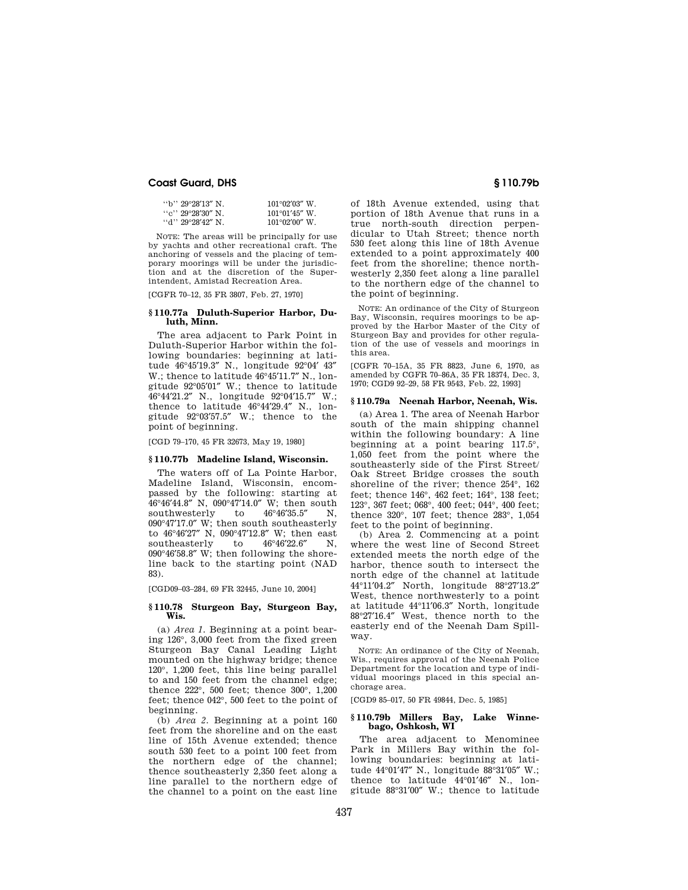| | |
|---|---|
| "b" 29°28′13″ N. | 101°02′03″ W. |
| "c" 29°28′30″ N. | 101°01′45″ W. |
| "d" 29°28′42″ N. | 101°02′00″ W. |

NOTE: The areas will be principally for use by yachts and other recreational craft. The anchoring of vessels and the placing of temporary moorings will be under the jurisdiction and at the discretion of the Superintendent, Amistad Recreation Area.

[CGFR 70–12, 35 FR 3807, Feb. 27, 1970]

### § 110.77a Duluth-Superior Harbor, Duluth, Minn.

The area adjacent to Park Point in Duluth-Superior Harbor within the following boundaries: beginning at latitude 46°45′19.3″ N., longitude 92°04′ 43″ W.; thence to latitude 46°45′11.7″ N., longitude 92°05′01″ W.; thence to latitude 46°44′21.2″ N., longitude 92°04′15.7″ W.; thence to latitude 46°44′29.4″ N., longitude 92°03′57.5″ W.; thence to the point of beginning.

[CGD 79–170, 45 FR 32673, May 19, 1980]

### § 110.77b Madeline Island, Wisconsin.

The waters off of La Pointe Harbor, Madeline Island, Wisconsin, encompassed by the following: starting at 46°46′44.8″ N, 090°47′14.0″ W; then south southwesterly to 46°46′35.5″ N, 090°47′17.0″ W; then south southeasterly to 46°46′27″ N, 090°47′12.8″ W; then east southeasterly to 46°46′22.6″ N, 090°46′58.8″ W; then following the shoreline back to the starting point (NAD 83).

[CGD09–03–284, 69 FR 32445, June 10, 2004]

### § 110.78 Sturgeon Bay, Sturgeon Bay, Wis.

(a) *Area 1.* Beginning at a point bearing 126°, 3,000 feet from the fixed green Sturgeon Bay Canal Leading Light mounted on the highway bridge; thence 120°, 1,200 feet, this line being parallel to and 150 feet from the channel edge; thence 222°, 500 feet; thence 300°, 1,200 feet; thence 042°, 500 feet to the point of beginning.

(b) *Area 2.* Beginning at a point 160 feet from the shoreline and on the east line of 15th Avenue extended; thence south 530 feet to a point 100 feet from the northern edge of the channel; thence southeasterly 2,350 feet along a line parallel to the northern edge of the channel to a point on the east line of 18th Avenue extended, using that portion of 18th Avenue that runs in a true north-south direction perpendicular to Utah Street; thence north 530 feet along this line of 18th Avenue extended to a point approximately 400 feet from the shoreline; thence northwesterly 2,350 feet along a line parallel to the northern edge of the channel to the point of beginning.

NOTE: An ordinance of the City of Sturgeon Bay, Wisconsin, requires moorings to be approved by the Harbor Master of the City of Sturgeon Bay and provides for other regulation of the use of vessels and moorings in this area.

[CGFR 70–15A, 35 FR 8823, June 6, 1970, as amended by CGFR 70–86A, 35 FR 18374, Dec. 3, 1970; CGD9 92–29, 58 FR 9543, Feb. 22, 1993]

### § 110.79a Neenah Harbor, Neenah, Wis.

(a) Area 1. The area of Neenah Harbor south of the main shipping channel within the following boundary: A line beginning at a point bearing 117.5°, 1,050 feet from the point where the southeasterly side of the First Street/Oak Street Bridge crosses the south shoreline of the river; thence 254°, 162 feet; thence 146°, 462 feet; 164°, 138 feet; 123°, 367 feet; 068°, 400 feet; 044°, 400 feet; thence 320°, 107 feet; thence 283°, 1,054 feet to the point of beginning.

(b) Area 2. Commencing at a point where the west line of Second Street extended meets the north edge of the harbor, thence south to intersect the north edge of the channel at latitude 44°11′04.2″ North, longitude 88°27′13.2″ West, thence northwesterly to a point at latitude 44°11′06.3″ North, longitude 88°27′16.4″ West, thence north to the easterly end of the Neenah Dam Spillway.

NOTE: An ordinance of the City of Neenah, Wis., requires approval of the Neenah Police Department for the location and type of individual moorings placed in this special anchorage area.

[CGD9 85–017, 50 FR 49844, Dec. 5, 1985]

### § 110.79b Millers Bay, Lake Winnebago, Oshkosh, WI

The area adjacent to Menominee Park in Millers Bay within the following boundaries: beginning at latitude 44°01′47″ N., longitude 88°31′05″ W.; thence to latitude 44°01′46″ N., longitude 88°31′00″ W.; thence to latitude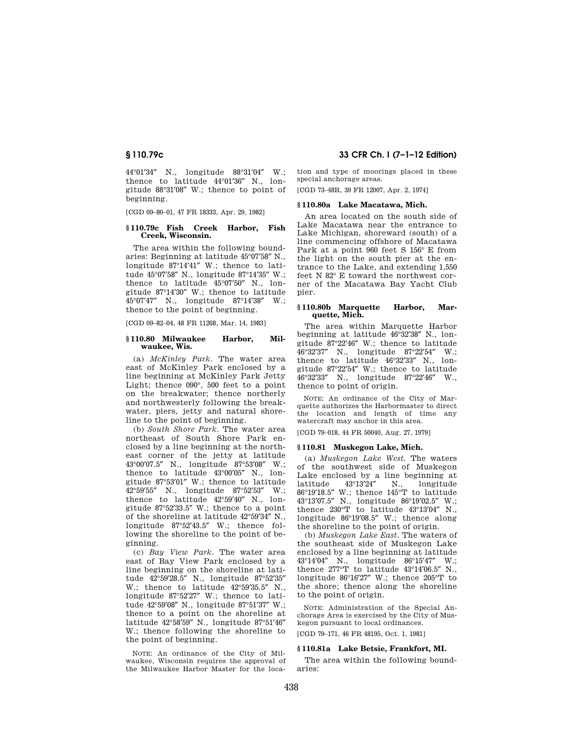44°01′34″ N., longitude 88°31′04″ W.; thence to latitude 44°01′36″ N., longitude 88°31′08″ W.; thence to point of beginning.

[CGD 09–80–01, 47 FR 18333, Apr. 29, 1982]

### § 110.79c Fish Creek Harbor, Fish Creek, Wisconsin.

The area within the following boundaries: Beginning at latitude 45°07′58″ N., longitude 87°14′41″ W.; thence to latitude 45°07′58″ N., longitude 87°14′35″ W.; thence to latitude 45°07′50″ N., longitude 87°14′30″ W.; thence to latitude 45°07′47″ N., longitude 87°14′38″ W.; thence to the point of beginning.

[CGD 09–82–04, 48 FR 11268, Mar. 14, 1983]

### § 110.80 Milwaukee Harbor, Milwaukee, Wis.

(a) *McKinley Park.* The water area east of McKinley Park enclosed by a line beginning at McKinley Park Jetty Light; thence 090°, 500 feet to a point on the breakwater; thence northerly and northwesterly following the breakwater, piers, jetty and natural shoreline to the point of beginning.

(b) *South Shore Park.* The water area northeast of South Shore Park enclosed by a line beginning at the northeast corner of the jetty at latitude 43°00′07.5″ N., longitude 87°53′08″ W.; thence to latitude 43°00′05″ N., longitude 87°53′01″ W.; thence to latitude 42°59′55″ N., longitude 87°52′53″ W.; thence to latitude 42°59′40″ N., longitude 87°52′33.5″ W.; thence to a point of the shoreline at latitude 42°59′34″ N., longitude 87°52′43.5″ W.; thence following the shoreline to the point of beginning.

(c) *Bay View Park.* The water area east of Bay View Park enclosed by a line beginning on the shoreline at latitude 42°59′28.5″ N., longitude 87°52′35″ W.; thence to latitude 42°59′35.5″ N., longitude 87°52′27″ W.; thence to latitude 42°59′08″ N., longitude 87°51′37″ W.; thence to a point on the shoreline at latitude 42°58′59″ N., longitude 87°51′46″ W.; thence following the shoreline to the point of beginning.

NOTE: An ordinance of the City of Milwaukee, Wisconsin requires the approval of the Milwaukee Harbor Master for the location and type of moorings placed in these special anchorage areas.

[CGD 73–48R, 39 FR 12007, Apr. 2, 1974]

### § 110.80a Lake Macatawa, Mich.

An area located on the south side of Lake Macatawa near the entrance to Lake Michigan, shoreward (south) of a line commencing offshore of Macatawa Park at a point 960 feet S 156° E from the light on the south pier at the entrance to the Lake, and extending 1,550 feet N 82° E toward the northwest corner of the Macatawa Bay Yacht Club pier.

### § 110.80b Marquette Harbor, Marquette, Mich.

The area within Marquette Harbor beginning at latitude 46°32′38″ N., longitude 87°22′46″ W.; thence to latitude 46°32′37″ N., longitude 87°22′54″ W.; thence to latitude 46°32′33″ N., longitude 87°22′54″ W.; thence to latitude 46°32′33″ N., longitude 87°22′46″ W., thence to point of origin.

NOTE: An ordinance of the City of Marquette authorizes the Harbormaster to direct the location and length of time any watercraft may anchor in this area.

[CGD 79–018, 44 FR 50040, Aug. 27, 1979]

### § 110.81 Muskegon Lake, Mich.

(a) *Muskegon Lake West.* The waters of the southwest side of Muskegon Lake enclosed by a line beginning at latitude 43°13′24″ N., longitude 86°19′18.5″ W.; thence 145°T to latitude 43°13′07.5″ N., longitude 86°19′02.5″ W.; thence 230°T to latitude 43°13′04″ N., longitude 86°19′08.5″ W.; thence along the shoreline to the point of origin.

(b) *Muskegon Lake East.* The waters of the southeast side of Muskegon Lake enclosed by a line beginning at latitude 43°14′04″ N., longitude 86°15′47″ W.; thence 277°T to latitude 43°14′06.5″ N., longitude 86°16′27″ W.; thence 205°T to the shore; thence along the shoreline to the point of origin.

NOTE: Administration of the Special Anchorage Area is exercised by the City of Muskegon pursuant to local ordinances.

[CGD 79–171, 46 FR 48195, Oct. 1, 1981]

### § 110.81a Lake Betsie, Frankfort, MI.

The area within the following boundaries: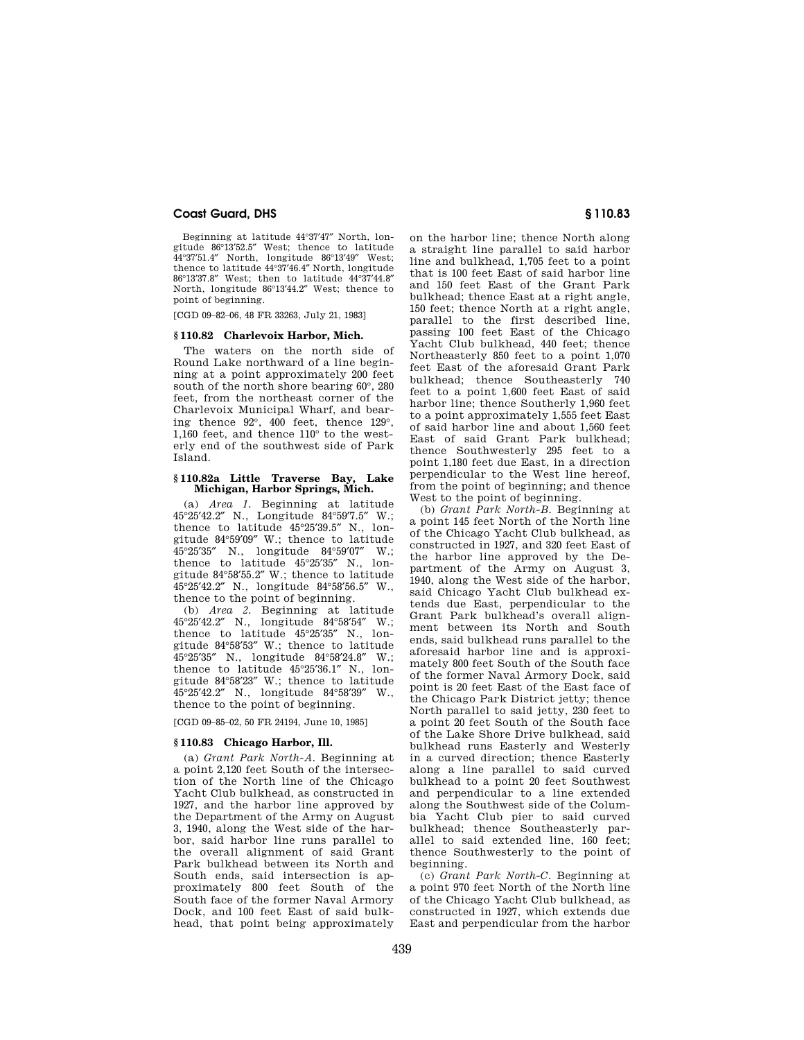Beginning at latitude 44°37′47″ North, longitude 86°13′52.5″ West; thence to latitude 44°37′51.4″ North, longitude 86°13′49″ West; thence to latitude 44°37′46.4″ North, longitude 86°13′37.8″ West; then to latitude 44°37′44.8″ North, longitude 86°13′44.2″ West; thence to point of beginning.

[CGD 09–82–06, 48 FR 33263, July 21, 1983]

### § 110.82 Charlevoix Harbor, Mich.

The waters on the north side of Round Lake northward of a line beginning at a point approximately 200 feet south of the north shore bearing 60°, 280 feet, from the northeast corner of the Charlevoix Municipal Wharf, and bearing thence 92°, 400 feet, thence 129°, 1,160 feet, and thence 110° to the westerly end of the southwest side of Park Island.

### § 110.82a Little Traverse Bay, Lake Michigan, Harbor Springs, Mich.

(a) *Area 1.* Beginning at latitude 45°25′42.2″ N., Longitude 84°59′7.5″ W.; thence to latitude 45°25′39.5″ N., longitude 84°59′09″ W.; thence to latitude 45°25′35″ N., longitude 84°59′07″ W.; thence to latitude 45°25′35″ N., longitude 84°58′55.2″ W.; thence to latitude 45°25′42.2″ N., longitude 84°58′56.5″ W., thence to the point of beginning.

(b) *Area 2.* Beginning at latitude 45°25′42.2″ N., longitude 84°58′54″ W.; thence to latitude 45°25′35″ N., longitude 84°58′53″ W.; thence to latitude 45°25′35″ N., longitude 84°58′24.8″ W.; thence to latitude 45°25′36.1″ N., longitude 84°58′23″ W.; thence to latitude 45°25′42.2″ N., longitude 84°58′39″ W., thence to the point of beginning.

[CGD 09–85–02, 50 FR 24194, June 10, 1985]

### § 110.83 Chicago Harbor, Ill.

(a) *Grant Park North-A.* Beginning at a point 2,120 feet South of the intersection of the North line of the Chicago Yacht Club bulkhead, as constructed in 1927, and the harbor line approved by the Department of the Army on August 3, 1940, along the West side of the harbor, said harbor line runs parallel to the overall alignment of said Grant Park bulkhead between its North and South ends, said intersection is approximately 800 feet South of the South face of the former Naval Armory Dock, and 100 feet East of said bulkhead, that point being approximately on the harbor line; thence North along a straight line parallel to said harbor line and bulkhead, 1,705 feet to a point that is 100 feet East of said harbor line and 150 feet East of the Grant Park bulkhead; thence East at a right angle, 150 feet; thence North at a right angle, parallel to the first described line, passing 100 feet East of the Chicago Yacht Club bulkhead, 440 feet; thence Northeasterly 850 feet to a point 1,070 feet East of the aforesaid Grant Park bulkhead; thence Southeasterly 740 feet to a point 1,600 feet East of said harbor line; thence Southerly 1,960 feet to a point approximately 1,555 feet East of said harbor line and about 1,560 feet East of said Grant Park bulkhead; thence Southwesterly 295 feet to a point 1,180 feet due East, in a direction perpendicular to the West line hereof, from the point of beginning; and thence West to the point of beginning.

(b) *Grant Park North-B.* Beginning at a point 145 feet North of the North line of the Chicago Yacht Club bulkhead, as constructed in 1927, and 320 feet East of the harbor line approved by the Department of the Army on August 3, 1940, along the West side of the harbor, said Chicago Yacht Club bulkhead extends due East, perpendicular to the Grant Park bulkhead's overall alignment between its North and South ends, said bulkhead runs parallel to the aforesaid harbor line and is approximately 800 feet South of the South face of the former Naval Armory Dock, said point is 20 feet East of the East face of the Chicago Park District jetty; thence North parallel to said jetty, 230 feet to a point 20 feet South of the South face of the Lake Shore Drive bulkhead, said bulkhead runs Easterly and Westerly in a curved direction; thence Easterly along a line parallel to said curved bulkhead to a point 20 feet Southwest and perpendicular to a line extended along the Southwest side of the Columbia Yacht Club pier to said curved bulkhead; thence Southeasterly parallel to said extended line, 160 feet; thence Southwesterly to the point of beginning.

(c) *Grant Park North-C.* Beginning at a point 970 feet North of the North line of the Chicago Yacht Club bulkhead, as constructed in 1927, which extends due East and perpendicular from the harbor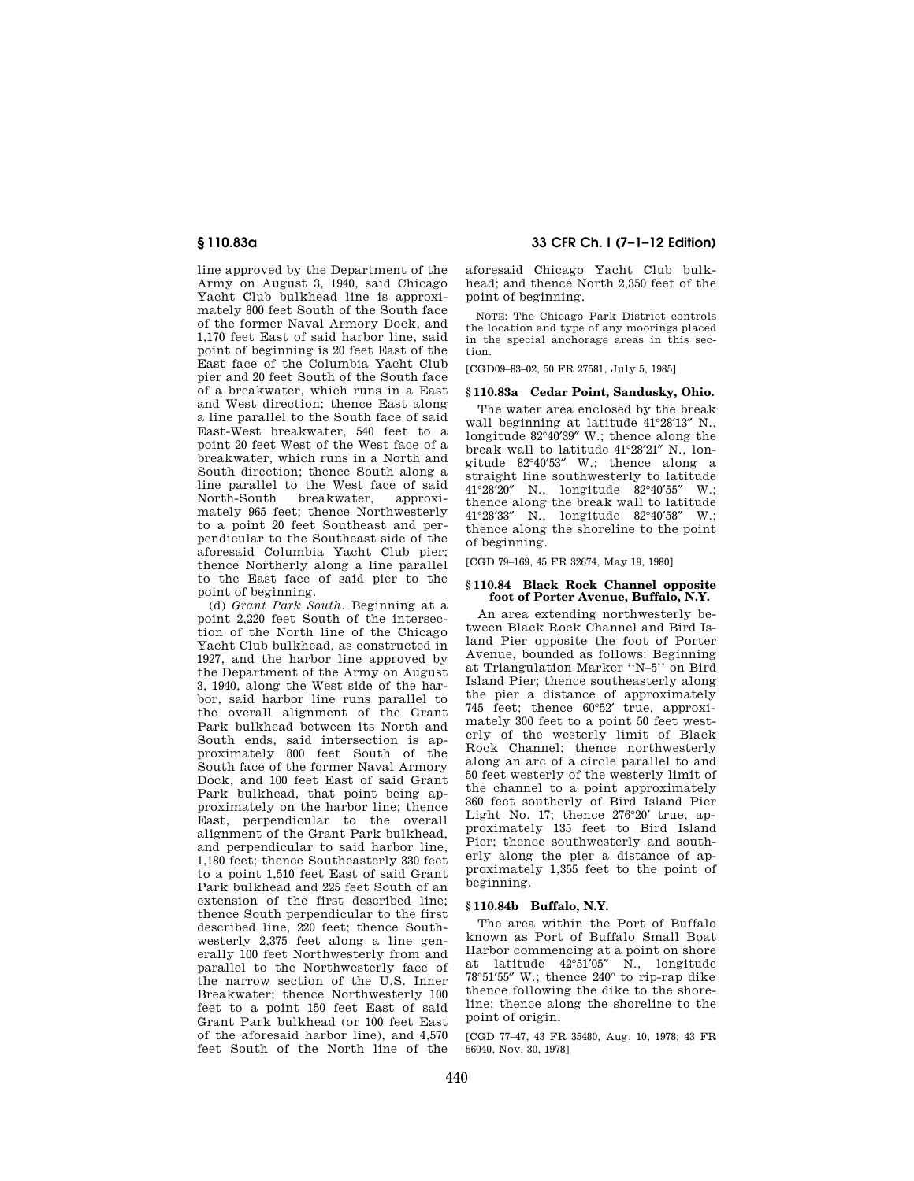line approved by the Department of the Army on August 3, 1940, said Chicago Yacht Club bulkhead line is approximately 800 feet South of the South face of the former Naval Armory Dock, and 1,170 feet East of said harbor line, said point of beginning is 20 feet East of the East face of the Columbia Yacht Club pier and 20 feet South of the South face of a breakwater, which runs in a East and West direction; thence East along a line parallel to the South face of said East-West breakwater, 540 feet to a point 20 feet West of the West face of a breakwater, which runs in a North and South direction; thence South along a line parallel to the West face of said North-South breakwater, approximately 965 feet; thence Northwesterly to a point 20 feet Southeast and perpendicular to the Southeast side of the aforesaid Columbia Yacht Club pier; thence Northerly along a line parallel to the East face of said pier to the point of beginning.

(d) *Grant Park South.* Beginning at a point 2,220 feet South of the intersection of the North line of the Chicago Yacht Club bulkhead, as constructed in 1927, and the harbor line approved by the Department of the Army on August 3, 1940, along the West side of the harbor, said harbor line runs parallel to the overall alignment of the Grant Park bulkhead between its North and South ends, said intersection is approximately 800 feet South of the South face of the former Naval Armory Dock, and 100 feet East of said Grant Park bulkhead, that point being approximately on the harbor line; thence East, perpendicular to the overall alignment of the Grant Park bulkhead, and perpendicular to said harbor line, 1,180 feet; thence Southeasterly 330 feet to a point 1,510 feet East of said Grant Park bulkhead and 225 feet South of an extension of the first described line; thence South perpendicular to the first described line, 220 feet; thence Southwesterly 2,375 feet along a line generally 100 feet Northwesterly from and parallel to the Northwesterly face of the narrow section of the U.S. Inner Breakwater; thence Northwesterly 100 feet to a point 150 feet East of said Grant Park bulkhead (or 100 feet East of the aforesaid harbor line), and 4,570 feet South of the North line of the aforesaid Chicago Yacht Club bulkhead; and thence North 2,350 feet of the point of beginning.

NOTE: The Chicago Park District controls the location and type of any moorings placed in the special anchorage areas in this section.

[CGD09–83–02, 50 FR 27581, July 5, 1985]

## § 110.83a Cedar Point, Sandusky, Ohio.

The water area enclosed by the break wall beginning at latitude 41°28′13″ N., longitude 82°40′39″ W.; thence along the break wall to latitude 41°28′21″ N., longitude 82°40′53″ W.; thence along a straight line southwesterly to latitude 41°28′20″ N., longitude 82°40′55″ W.; thence along the break wall to latitude 41°28′33″ N., longitude 82°40′58″ W.; thence along the shoreline to the point of beginning.

[CGD 79–169, 45 FR 32674, May 19, 1980]

## § 110.84 Black Rock Channel opposite foot of Porter Avenue, Buffalo, N.Y.

An area extending northwesterly between Black Rock Channel and Bird Island Pier opposite the foot of Porter Avenue, bounded as follows: Beginning at Triangulation Marker "N–5" on Bird Island Pier; thence southeasterly along the pier a distance of approximately 745 feet; thence 60°52′ true, approximately 300 feet to a point 50 feet westerly of the westerly limit of Black Rock Channel; thence northwesterly along an arc of a circle parallel to and 50 feet westerly of the westerly limit of the channel to a point approximately 360 feet southerly of Bird Island Pier Light No. 17; thence 276°20′ true, approximately 135 feet to Bird Island Pier; thence southwesterly and southerly along the pier a distance of approximately 1,355 feet to the point of beginning.

## § 110.84b Buffalo, N.Y.

The area within the Port of Buffalo known as Port of Buffalo Small Boat Harbor commencing at a point on shore at latitude 42°51′05″ N., longitude 78°51′55″ W.; thence 240° to rip-rap dike thence following the dike to the shoreline; thence along the shoreline to the point of origin.

[CGD 77–47, 43 FR 35480, Aug. 10, 1978; 43 FR 56040, Nov. 30, 1978]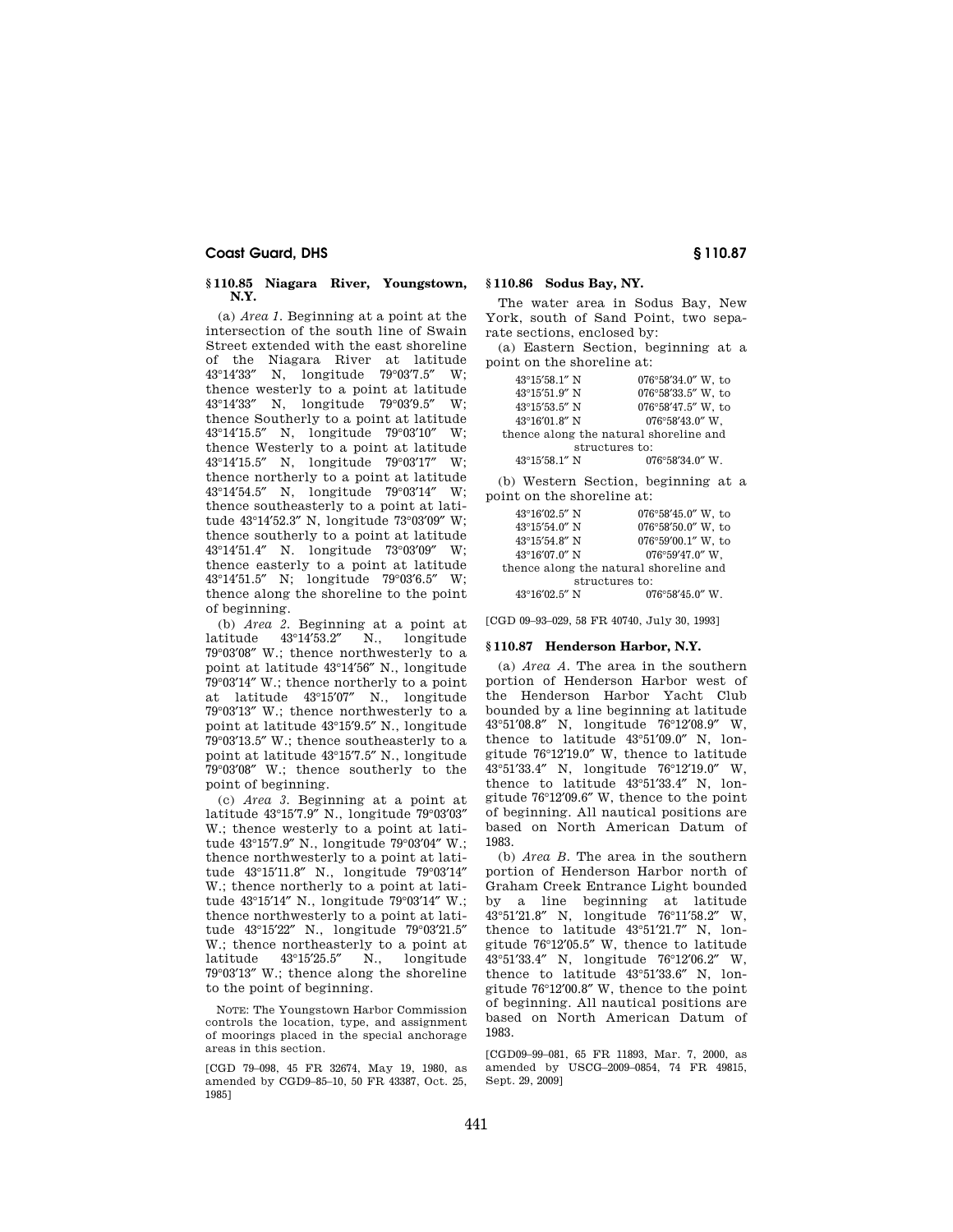### § 110.85 Niagara River, Youngstown, N.Y.

(a) *Area 1.* Beginning at a point at the intersection of the south line of Swain Street extended with the east shoreline of the Niagara River at latitude 43°14′33″ N, longitude 79°03′7.5″ W; thence westerly to a point at latitude 43°14′33″ N, longitude 79°03′9.5″ W; thence Southerly to a point at latitude 43°14′15.5″ N, longitude 79°03′10″ W; thence Westerly to a point at latitude 43°14′15.5″ N, longitude 79°03′17″ W; thence northerly to a point at latitude 43°14′54.5″ N, longitude 79°03′14″ W; thence southeasterly to a point at latitude 43°14′52.3″ N, longitude 73°03′09″ W; thence southerly to a point at latitude 43°14′51.4″ N. longitude 73°03′09″ W; thence easterly to a point at latitude 43°14′51.5″ N; longitude 79°03′6.5″ W; thence along the shoreline to the point of beginning.

(b) *Area 2.* Beginning at a point at latitude 43°14′53.2″ N., longitude 79°03′08″ W.; thence northwesterly to a point at latitude 43°14′56″ N., longitude 79°03′14″ W.; thence northerly to a point at latitude 43°15′07″ N., longitude 79°03′13″ W.; thence northwesterly to a point at latitude 43°15′9.5″ N., longitude 79°03′13.5″ W.; thence southeasterly to a point at latitude 43°15′7.5″ N., longitude 79°03′08″ W.; thence southerly to the point of beginning.

(c) *Area 3.* Beginning at a point at latitude 43°15′7.9″ N., longitude 79°03′03″ W.; thence westerly to a point at latitude 43°15′7.9″ N., longitude 79°03′04″ W.; thence northwesterly to a point at latitude 43°15′11.8″ N., longitude 79°03′14″ W.; thence northerly to a point at latitude 43°15′14″ N., longitude 79°03′14″ W.; thence northwesterly to a point at latitude 43°15′22″ N., longitude 79°03′21.5″ W.; thence northeasterly to a point at latitude 43°15′25.5″ N., longitude 79°03′13″ W.; thence along the shoreline to the point of beginning.

NOTE: The Youngstown Harbor Commission controls the location, type, and assignment of moorings placed in the special anchorage areas in this section.

[CGD 79–098, 45 FR 32674, May 19, 1980, as amended by CGD9–85–10, 50 FR 43387, Oct. 25, 1985]

### § 110.86 Sodus Bay, NY.

The water area in Sodus Bay, New York, south of Sand Point, two separate sections, enclosed by:

(a) Eastern Section, beginning at a point on the shoreline at:

| | |
|---|---|
| 43°15′58.1″ N | 076°58′34.0″ W, to |
| 43°15′51.9″ N | 076°58′33.5″ W, to |
| 43°15′53.5″ N | 076°58′47.5″ W, to |
| 43°16′01.8″ N | 076°58′43.0″ W, |

thence along the natural shoreline and structures to:

| | |
|---|---|
| 43°15′58.1″ N | 076°58′34.0″ W. |

(b) Western Section, beginning at a point on the shoreline at:

| | |
|---|---|
| 43°16′02.5″ N | 076°58′45.0″ W, to |
| 43°15′54.0″ N | 076°58′50.0″ W, to |
| 43°15′54.8″ N | 076°59′00.1″ W, to |
| 43°16′07.0″ N | 076°59′47.0″ W, |

thence along the natural shoreline and structures to:

| | |
|---|---|
| 43°16′02.5″ N | 076°58′45.0″ W. |

[CGD 09–93–029, 58 FR 40740, July 30, 1993]

### § 110.87 Henderson Harbor, N.Y.

(a) *Area A.* The area in the southern portion of Henderson Harbor west of the Henderson Harbor Yacht Club bounded by a line beginning at latitude 43°51′08.8″ N, longitude 76°12′08.9″ W, thence to latitude 43°51′09.0″ N, longitude 76°12′19.0″ W, thence to latitude 43°51′33.4″ N, longitude 76°12′19.0″ W, thence to latitude 43°51′33.4″ N, longitude 76°12′09.6″ W, thence to the point of beginning. All nautical positions are based on North American Datum of 1983.

(b) *Area B.* The area in the southern portion of Henderson Harbor north of Graham Creek Entrance Light bounded by a line beginning at latitude 43°51′21.8″ N, longitude 76°11′58.2″ W, thence to latitude 43°51′21.7″ N, longitude 76°12′05.5″ W, thence to latitude 43°51′33.4″ N, longitude 76°12′06.2″ W, thence to latitude 43°51′33.6″ N, longitude 76°12′00.8″ W, thence to the point of beginning. All nautical positions are based on North American Datum of 1983.

[CGD09–99–081, 65 FR 11893, Mar. 7, 2000, as amended by USCG–2009–0854, 74 FR 49815, Sept. 29, 2009]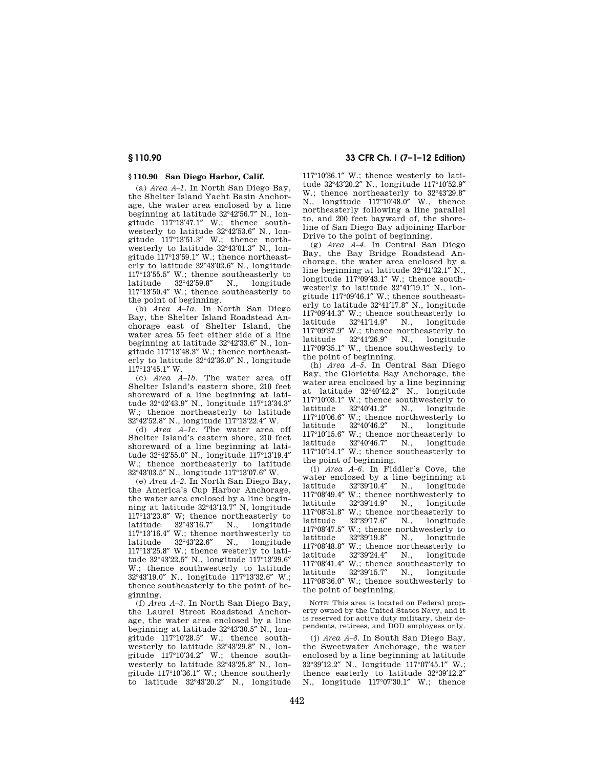## § 110.90 San Diego Harbor, Calif.

(a) *Area A–1.* In North San Diego Bay, the Shelter Island Yacht Basin Anchorage, the water area enclosed by a line beginning at latitude 32°42′56.7″ N., longitude 117°13′47.1″ W.; thence southwesterly to latitude 32°42′53.6″ N., longitude 117°13′51.3″ W.; thence northwesterly to latitude 32°43′01.3″ N., longitude 117°13′59.1″ W.; thence northeasterly to latitude 32°43′02.6″ N., longitude 117°13′55.5″ W.; thence southeasterly to latitude 32°42′59.8″ N., longitude 117°13′50.4″ W.; thence southeasterly to the point of beginning.

(b) *Area A–1a.* In North San Diego Bay, the Shelter Island Roadstead Anchorage east of Shelter Island, the water area 55 feet either side of a line beginning at latitude 32°42′33.6″ N., longitude 117°13′48.3″ W.; thence northeasterly to latitude 32°42′36.0″ N., longitude 117°13′45.1″ W.

(c) *Area A–1b.* The water area off Shelter Island's eastern shore, 210 feet shoreward of a line beginning at latitude 32°42′43.9″ N., longitude 117°13′34.3″ W.; thence northeasterly to latitude 32°42′52.8″ N., longitude 117°13′22.4″ W.

(d) *Area A–1c.* The water area off Shelter Island's eastern shore, 210 feet shoreward of a line beginning at latitude 32°42′55.0″ N., longitude 117°13′19.4″ W.; thence northeasterly to latitude 32°43′03.5″ N., longitude 117°13′07.6″ W.

(e) *Area A–2.* In North San Diego Bay, the America's Cup Harbor Anchorage, the water area enclosed by a line beginning at latitude 32°43′13.7″ N, longitude 117°13′23.8″ W; thence northeasterly to latitude 32°43′16.7″ N., longitude 117°13′16.4″ W.; thence northwesterly to latitude 32°43′22.6″ N., longitude 117°13′25.8″ W.; thence westerly to latitude 32°43′22.5″ N., longitude 117°13′29.6″ W.; thence southwesterly to latitude 32°43′19.0″ N., longitude 117°13′32.6″ W.; thence southeasterly to the point of beginning.

(f) *Area A–3.* In North San Diego Bay, the Laurel Street Roadstead Anchorage, the water area enclosed by a line beginning at latitude 32°43′30.5″ N., longitude 117°10′28.5″ W.; thence southwesterly to latitude 32°43′29.8″ N., longitude 117°10′34.2″ W.; thence southwesterly to latitude 32°43′25.8″ N., longitude 117°10′36.1″ W.; thence southerly to latitude 32°43′20.2″ N., longitude 117°10′36.1″ W.; thence westerly to latitude 32°43′20.2″ N., longitude 117°10′52.9″ W.; thence northeasterly to 32°43′29.8″ N., longitude 117°10′48.0″ W., thence northeasterly following a line parallel to, and 200 feet bayward of, the shoreline of San Diego Bay adjoining Harbor Drive to the point of beginning.

(g) *Area A–4.* In Central San Diego Bay, the Bay Bridge Roadstead Anchorage, the water area enclosed by a line beginning at latitude 32°41′32.1″ N., longitude 117°09′43.1″ W.; thence southwesterly to latitude 32°41′19.1″ N., longitude 117°09′46.1″ W.; thence southeasterly to latitude 32°41′17.8″ N., longitude 117°09′44.3″ W.; thence southeasterly to latitude 32°41′14.9″ N., longitude 117°09′37.9″ W.; thence northeasterly to latitude 32°41′26.9″ N., longitude 117°09′35.1″ W., thence southwesterly to the point of beginning.

(h) *Area A–5.* In Central San Diego Bay, the Glorietta Bay Anchorage, the water area enclosed by a line beginning at latitude 32°40′42.2″ N., longitude 117°10′03.1″ W.; thence southwesterly to latitude 32°40′41.2″ N., longitude 117°10′06.6″ W.; thence northwesterly to latitude 32°40′46.2″ N., longitude 117°10′15.6″ W.; thence northeasterly to latitude 32°40′46.7″ N., longitude 117°10′14.1″ W.; thence southeasterly to the point of beginning.

(i) *Area A–6.* In Fiddler's Cove, the water enclosed by a line beginning at latitude 32°39′10.4″ N., longitude 117°08′49.4″ W.; thence northwesterly to latitude 32°39′14.9″ N., longitude 117°08′51.8″ W.; thence northeasterly to latitude 32°39′17.6″ N., longitude 117°08′47.5″ W.; thence northwesterly to latitude 32°39′19.8″ N., longitude 117°08′48.8″ W.; thence northeasterly to latitude 32°39′24.4″ N., longitude 117°08′41.4″ W.; thence southeasterly to latitude 32°39′15.7″ N., longitude 117°08′36.0″ W.; thence southwesterly to the point of beginning.

NOTE: This area is located on Federal property owned by the United States Navy, and it is reserved for active duty military, their dependents, retirees, and DOD employees only.

(j) *Area A–8.* In South San Diego Bay, the Sweetwater Anchorage, the water enclosed by a line beginning at latitude 32°39′12.2″ N., longitude 117°07′45.1″ W.; thence easterly to latitude 32°39′12.2″ N., longitude 117°07′30.1″ W.; thence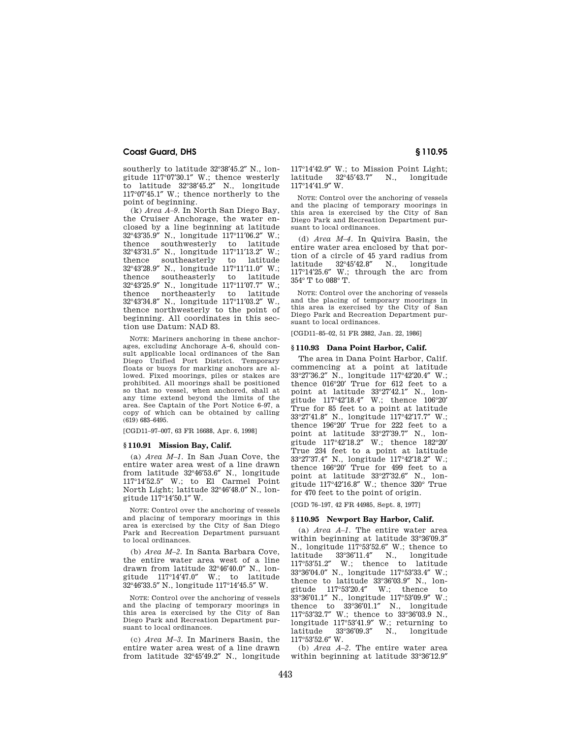southerly to latitude 32°38′45.2″ N., longitude 117°07′30.1″ W.; thence westerly to latitude 32°38′45.2″ N., longitude 117°07′45.1″ W.; thence northerly to the point of beginning.

(k) *Area A–9.* In North San Diego Bay, the Cruiser Anchorage, the water enclosed by a line beginning at latitude 32°43′35.9″ N., longitude 117°11′06.2″ W.; thence southwesterly to latitude 32°43′31.5″ N., longitude 117°11′13.2″ W.; thence southeasterly to latitude 32°43′28.9″ N., longitude 117°11′11.0″ W.; thence southeasterly to latitude 32°43′25.9″ N., longitude 117°11′07.7″ W.; thence northeasterly to latitude 32°43′34.8″ N., longitude 117°11′03.2″ W., thence northwesterly to the point of beginning. All coordinates in this section use Datum: NAD 83.

NOTE: Mariners anchoring in these anchorages, excluding Anchorage A–6, should consult applicable local ordinances of the San Diego Unified Port District. Temporary floats or buoys for marking anchors are allowed. Fixed moorings, piles or stakes are prohibited. All moorings shall be positioned so that no vessel, when anchored, shall at any time extend beyond the limits of the area. See Captain of the Port Notice 6–97, a copy of which can be obtained by calling (619) 683–6495.

[CGD11–97–007, 63 FR 16688, Apr. 6, 1998]

## § 110.91 Mission Bay, Calif.

(a) *Area M–1.* In San Juan Cove, the entire water area west of a line drawn from latitude 32°46′53.6″ N., longitude 117°14′52.5″ W.; to El Carmel Point North Light; latitude 32°46′48.0″ N., longitude 117°14′50.1″ W.

NOTE: Control over the anchoring of vessels and placing of temporary moorings in this area is exercised by the City of San Diego Park and Recreation Department pursuant to local ordinances.

(b) *Area M–2.* In Santa Barbara Cove, the entire water area west of a line drawn from latitude 32°46′40.0″ N., longitude 117°14′47.0″ W.; to latitude 32°46′33.5″ N., longitude 117°14′45.5″ W.

NOTE: Control over the anchoring of vessels and the placing of temporary moorings in this area is exercised by the City of San Diego Park and Recreation Department pursuant to local ordinances.

(c) *Area M–3.* In Mariners Basin, the entire water area west of a line drawn from latitude 32°45′49.2″ N., longitude 117°14′42.9″ W.; to Mission Point Light; latitude 32°45′43.7″ N., longitude 117°14′41.9″ W.

NOTE: Control over the anchoring of vessels and the placing of temporary moorings in this area is exercised by the City of San Diego Park and Recreation Department pursuant to local ordinances.

(d) *Area M–4.* In Quivira Basin, the entire water area enclosed by that portion of a circle of 45 yard radius from latitude 32°45′42.8″ N., longitude 117°14′25.6″ W.; through the arc from 354° T to 088° T.

NOTE: Control over the anchoring of vessels and the placing of temporary moorings in this area is exercised by the City of San Diego Park and Recreation Department pursuant to local ordinances.

[CGD11–85–02, 51 FR 2882, Jan. 22, 1986]

## § 110.93 Dana Point Harbor, Calif.

The area in Dana Point Harbor, Calif. commencing at a point at latitude 33°27′36.2″ N., longitude 117°42′20.4″ W.; thence 016°20′ True for 612 feet to a point at latitude 33°27′42.1″ N., longitude 117°42′18.4″ W.; thence 106°20′ True for 85 feet to a point at latitude 33°27′41.8″ N., longitude 117°42′17.7″ W.; thence 196°20′ True for 222 feet to a point at latitude 33°27′39.7″ N., longitude 117°42′18.2″ W.; thence 182°20′ True 234 feet to a point at latitude 33°27′37.4″ N., longitude 117°42′18.2″ W.; thence 166°20′ True for 499 feet to a point at latitude 33°27′32.6″ N., longitude 117°42′16.8″ W.; thence 320° True for 470 feet to the point of origin.

[CGD 76–197, 42 FR 44985, Sept. 8, 1977]

## § 110.95 Newport Bay Harbor, Calif.

(a) *Area A–1.* The entire water area within beginning at latitude 33°36′09.3″ N., longitude 117°53′52.6″ W.; thence to latitude 33°36′11.4″ N., longitude 117°53′51.2″ W.; thence to latitude 33°36′04.0″ N., longitude 117°53′33.4″ W.; thence to latitude 33°36′03.9″ N., longitude 117°53′20.4″ W.; thence to 33°36′01.1″ N., longitude 117°53′09.9″ W.; thence to 33°36′01.1″ N., longitude 117°53′32.7″ W.; thence to 33°36′03.9 N., longitude 117°53′41.9″ W.; returning to latitude 33°36′09.3″ N., longitude 117°53′52.6″ W.

(b) *Area A–2.* The entire water area within beginning at latitude 33°36′12.9″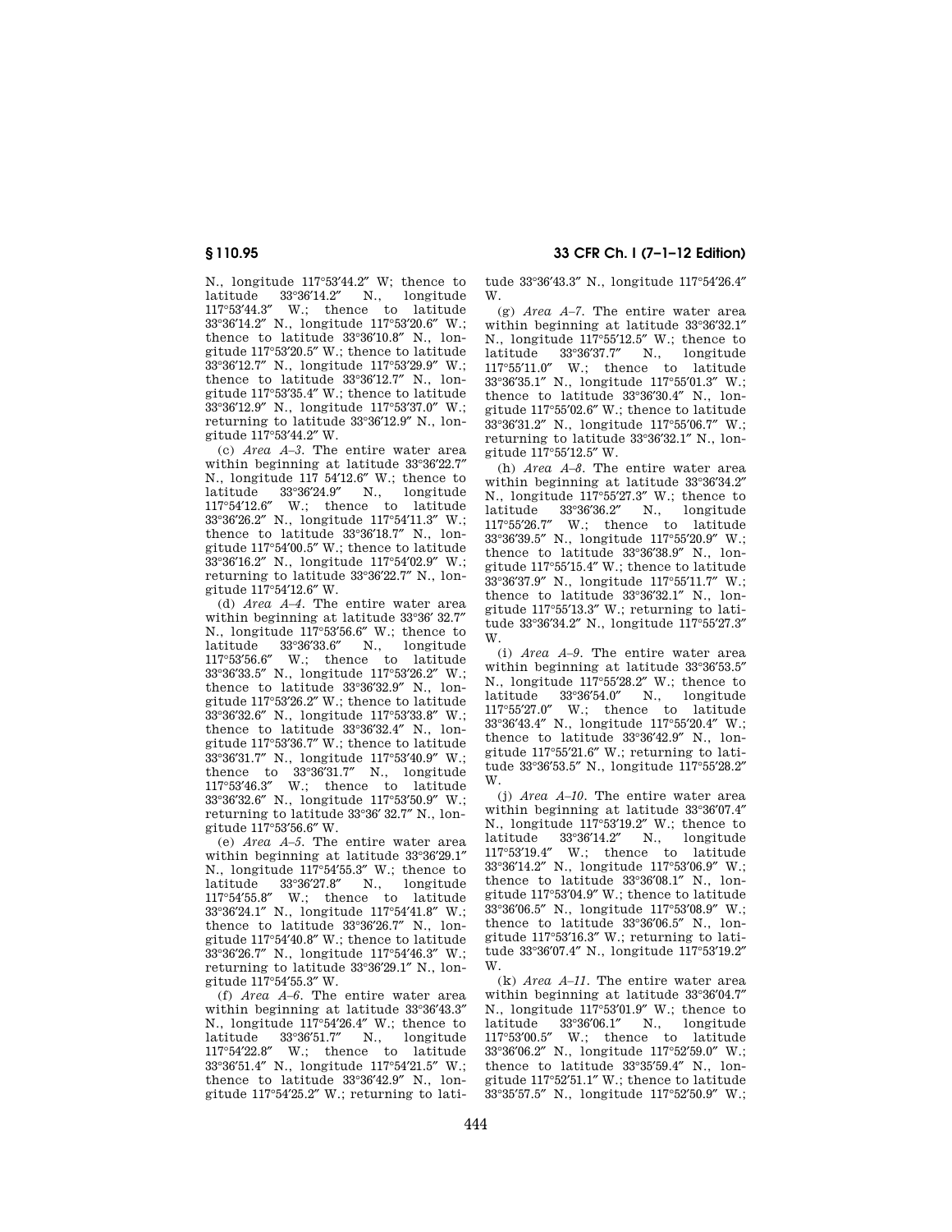N., longitude 117°53′44.2″ W; thence to latitude 33°36′14.2″ N., longitude 117°53′44.3″ W.; thence to latitude 33°36′14.2″ N., longitude 117°53′20.6″ W.; thence to latitude 33°36′10.8″ N., longitude 117°53′20.5″ W.; thence to latitude 33°36′12.7″ N., longitude 117°53′29.9″ W.; thence to latitude 33°36′12.7″ N., longitude 117°53′35.4″ W.; thence to latitude 33°36′12.9″ N., longitude 117°53′37.0″ W.; returning to latitude 33°36′12.9″ N., longitude 117°53′44.2″ W.

(c) *Area A–3.* The entire water area within beginning at latitude 33°36′22.7″ N., longitude 117 54′12.6″ W.; thence to latitude 33°36′24.9″ N., longitude 117°54′12.6″ W.; thence to latitude 33°36′26.2″ N., longitude 117°54′11.3″ W.; thence to latitude 33°36′18.7″ N., longitude 117°54′00.5″ W.; thence to latitude 33°36′16.2″ N., longitude 117°54′02.9″ W.; returning to latitude 33°36′22.7″ N., longitude 117°54′12.6″ W.

(d) *Area A–4.* The entire water area within beginning at latitude 33°36′ 32.7″ N., longitude 117°53′56.6″ W.; thence to latitude 33°36′33.6″ N., longitude 117°53′56.6″ W.; thence to latitude 33°36′33.5″ N., longitude 117°53′26.2″ W.; thence to latitude 33°36′32.9″ N., longitude 117°53′26.2″ W.; thence to latitude 33°36′32.6″ N., longitude 117°53′33.8″ W.; thence to latitude 33°36′32.4″ N., longitude 117°53′36.7″ W.; thence to latitude 33°36′31.7″ N., longitude 117°53′40.9″ W.; thence to 33°36′31.7″ N., longitude 117°53′46.3″ W.; thence to latitude 33°36′32.6″ N., longitude 117°53′50.9″ W.; returning to latitude 33°36′ 32.7″ N., longitude 117°53′56.6″ W.

(e) *Area A–5.* The entire water area within beginning at latitude 33°36′29.1″ N., longitude 117°54′55.3″ W.; thence to latitude 33°36′27.8″ N., longitude 117°54′55.8″ W.; thence to latitude 33°36′24.1″ N., longitude 117°54′41.8″ W.; thence to latitude 33°36′26.7″ N., longitude 117°54′40.8″ W.; thence to latitude 33°36′26.7″ N., longitude 117°54′46.3″ W.; returning to latitude 33°36′29.1″ N., longitude 117°54′55.3″ W.

(f) *Area A–6.* The entire water area within beginning at latitude 33°36′43.3″ N., longitude 117°54′26.4″ W.; thence to latitude 33°36′51.7″ N., longitude 117°54′22.8″ W.; thence to latitude 33°36′51.4″ N., longitude 117°54′21.5″ W.; thence to latitude 33°36′42.9″ N., longitude 117°54′25.2″ W.; returning to latitude 33°36′43.3″ N., longitude 117°54′26.4″ W.

(g) *Area A–7.* The entire water area within beginning at latitude 33°36′32.1″ N., longitude 117°55′12.5″ W.; thence to latitude 33°36′37.7″ N., longitude 117°55′11.0″ W.; thence to latitude 33°36′35.1″ N., longitude 117°55′01.3″ W.; thence to latitude 33°36′30.4″ N., longitude 117°55′02.6″ W.; thence to latitude 33°36′31.2″ N., longitude 117°55′06.7″ W.; returning to latitude 33°36′32.1″ N., longitude 117°55′12.5″ W.

(h) *Area A–8.* The entire water area within beginning at latitude 33°36′34.2″ N., longitude 117°55′27.3″ W.; thence to latitude 33°36′36.2″ N., longitude 117°55′26.7″ W.; thence to latitude 33°36′39.5″ N., longitude 117°55′20.9″ W.; thence to latitude 33°36′38.9″ N., longitude 117°55′15.4″ W.; thence to latitude 33°36′37.9″ N., longitude 117°55′11.7″ W.; thence to latitude 33°36′32.1″ N., longitude 117°55′13.3″ W.; returning to latitude 33°36′34.2″ N., longitude 117°55′27.3″ W.

(i) *Area A–9.* The entire water area within beginning at latitude 33°36′53.5″ N., longitude 117°55′28.2″ W.; thence to latitude 33°36′54.0″ N., longitude 117°55′27.0″ W.; thence to latitude 33°36′43.4″ N., longitude 117°55′20.4″ W.; thence to latitude 33°36′42.9″ N., longitude 117°55′21.6″ W.; returning to latitude 33°36′53.5″ N., longitude 117°55′28.2″ W.

(j) *Area A–10.* The entire water area within beginning at latitude 33°36′07.4″ N., longitude 117°53′19.2″ W.; thence to latitude 33°36′14.2″ N., longitude 117°53′19.4″ W.; thence to latitude 33°36′14.2″ N., longitude 117°53′06.9″ W.; thence to latitude 33°36′08.1″ N., longitude 117°53′04.9″ W.; thence to latitude 33°36′06.5″ N., longitude 117°53′08.9″ W.; thence to latitude 33°36′06.5″ N., longitude 117°53′16.3″ W.; returning to latitude 33°36′07.4″ N., longitude 117°53′19.2″ W.

(k) *Area A–11.* The entire water area within beginning at latitude 33°36′04.7″ N., longitude 117°53′01.9″ W.; thence to latitude 33°36′06.1″ N., longitude 117°53′00.5″ W.; thence to latitude 33°36′06.2″ N., longitude 117°52′59.0″ W.; thence to latitude 33°35′59.4″ N., longitude 117°52′51.1″ W.; thence to latitude 33°35′57.5″ N., longitude 117°52′50.9″ W.;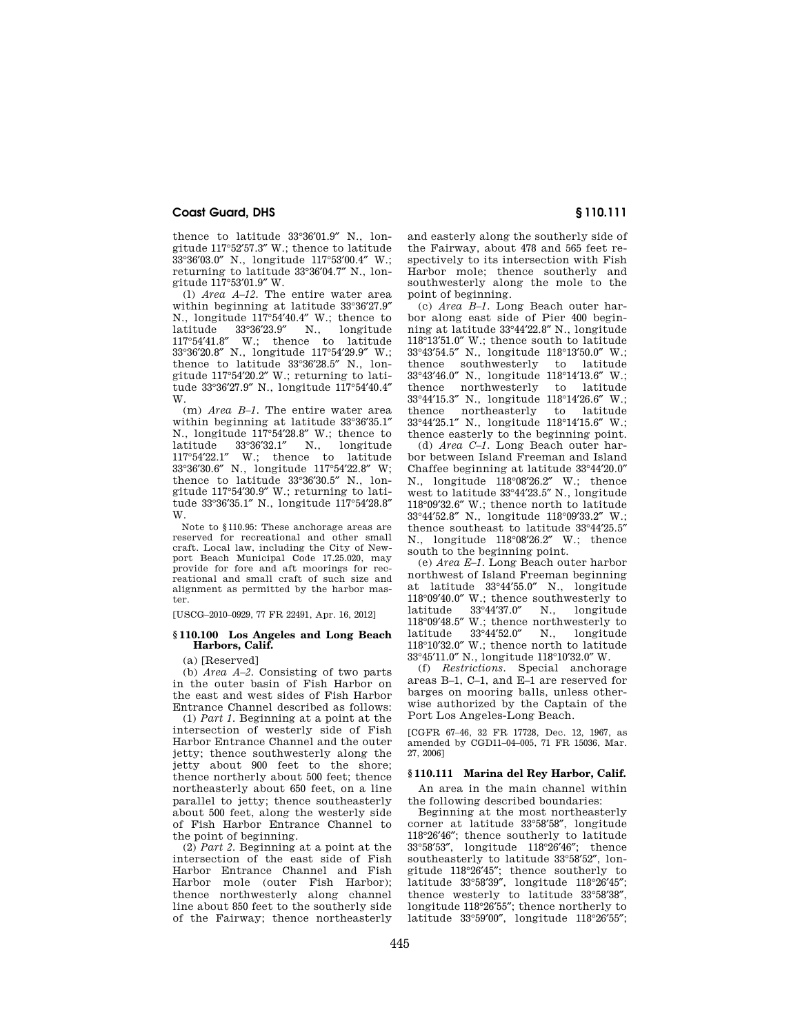thence to latitude 33°36′01.9″ N., longitude 117°52′57.3″ W.; thence to latitude 33°36′03.0″ N., longitude 117°53′00.4″ W.; returning to latitude 33°36′04.7″ N., longitude 117°53′01.9″ W.

(l) *Area A–12.* The entire water area within beginning at latitude 33°36′27.9″ N., longitude 117°54′40.4″ W.; thence to latitude 33°36′23.9″ N., longitude 117°54′41.8″ W.; thence to latitude 33°36′20.8″ N., longitude 117°54′29.9″ W.; thence to latitude 33°36′28.5″ N., longitude 117°54′20.2″ W.; returning to latitude 33°36′27.9″ N., longitude 117°54′40.4″ W.

(m) *Area B–1.* The entire water area within beginning at latitude 33°36′35.1″ N., longitude 117°54′28.8″ W.; thence to latitude 33°36′32.1″ N., longitude 117°54′22.1″ W.; thence to latitude 33°36′30.6″ N., longitude 117°54′22.8″ W; thence to latitude 33°36′30.5″ N., longitude 117°54′30.9″ W.; returning to latitude 33°36′35.1″ N., longitude 117°54′28.8″ W.

Note to §110.95: These anchorage areas are reserved for recreational and other small craft. Local law, including the City of Newport Beach Municipal Code 17.25.020, may provide for fore and aft moorings for recreational and small craft of such size and alignment as permitted by the harbor master.

[USCG–2010–0929, 77 FR 22491, Apr. 16, 2012]

## § 110.100 Los Angeles and Long Beach Harbors, Calif.

(a) [Reserved]

(b) *Area A–2.* Consisting of two parts in the outer basin of Fish Harbor on the east and west sides of Fish Harbor Entrance Channel described as follows:

(1) *Part 1.* Beginning at a point at the intersection of westerly side of Fish Harbor Entrance Channel and the outer jetty; thence southwesterly along the jetty about 900 feet to the shore; thence northerly about 500 feet; thence northeasterly about 650 feet, on a line parallel to jetty; thence southeasterly about 500 feet, along the westerly side of Fish Harbor Entrance Channel to the point of beginning.

(2) *Part 2.* Beginning at a point at the intersection of the east side of Fish Harbor Entrance Channel and Fish Harbor mole (outer Fish Harbor); thence northwesterly along channel line about 850 feet to the southerly side of the Fairway; thence northeasterly and easterly along the southerly side of the Fairway, about 478 and 565 feet respectively to its intersection with Fish Harbor mole; thence southerly and southwesterly along the mole to the point of beginning.

(c) *Area B–1.* Long Beach outer harbor along east side of Pier 400 beginning at latitude 33°44′22.8″ N., longitude 118°13′51.0″ W.; thence south to latitude 33°43′54.5″ N., longitude 118°13′50.0″ W.; thence southwesterly to latitude 33°43′46.0″ N., longitude 118°14′13.6″ W.; thence northwesterly to latitude 33°44′15.3″ N., longitude 118°14′26.6″ W.; thence northeasterly to latitude 33°44′25.1″ N., longitude 118°14′15.6″ W.; thence easterly to the beginning point.

(d) *Area C–1.* Long Beach outer harbor between Island Freeman and Island Chaffee beginning at latitude 33°44′20.0″ N., longitude 118°08′26.2″ W.; thence west to latitude 33°44′23.5″ N., longitude 118°09′32.6″ W.; thence north to latitude 33°44′52.8″ N., longitude 118°09′33.2″ W.; thence southeast to latitude 33°44′25.5″ N., longitude 118°08′26.2″ W.; thence south to the beginning point.

(e) *Area E–1.* Long Beach outer harbor northwest of Island Freeman beginning at latitude 33°44′55.0″ N., longitude 118°09′40.0″ W.; thence southwesterly to latitude 33°44′37.0″ N., longitude 118°09′48.5″ W.; thence northwesterly to latitude 33°44′52.0″ N., longitude 118°10′32.0″ W.; thence north to latitude 33°45′11.0″ N., longitude 118°10′32.0″ W.

(f) *Restrictions.* Special anchorage areas B–1, C–1, and E–1 are reserved for barges on mooring balls, unless otherwise authorized by the Captain of the Port Los Angeles-Long Beach.

[CGFR 67–46, 32 FR 17728, Dec. 12, 1967, as amended by CGD11–04–005, 71 FR 15036, Mar. 27, 2006]

## § 110.111 Marina del Rey Harbor, Calif.

An area in the main channel within the following described boundaries:

Beginning at the most northeasterly corner at latitude 33°58′58″, longitude 118°26′46″; thence southerly to latitude 33°58′53″, longitude 118°26′46″; thence southeasterly to latitude 33°58′52″, longitude 118°26′45″; thence southerly to latitude 33°58′39″, longitude 118°26′45″; thence westerly to latitude 33°58′38″, longitude 118°26′55″; thence northerly to latitude 33°59′00″, longitude 118°26′55″;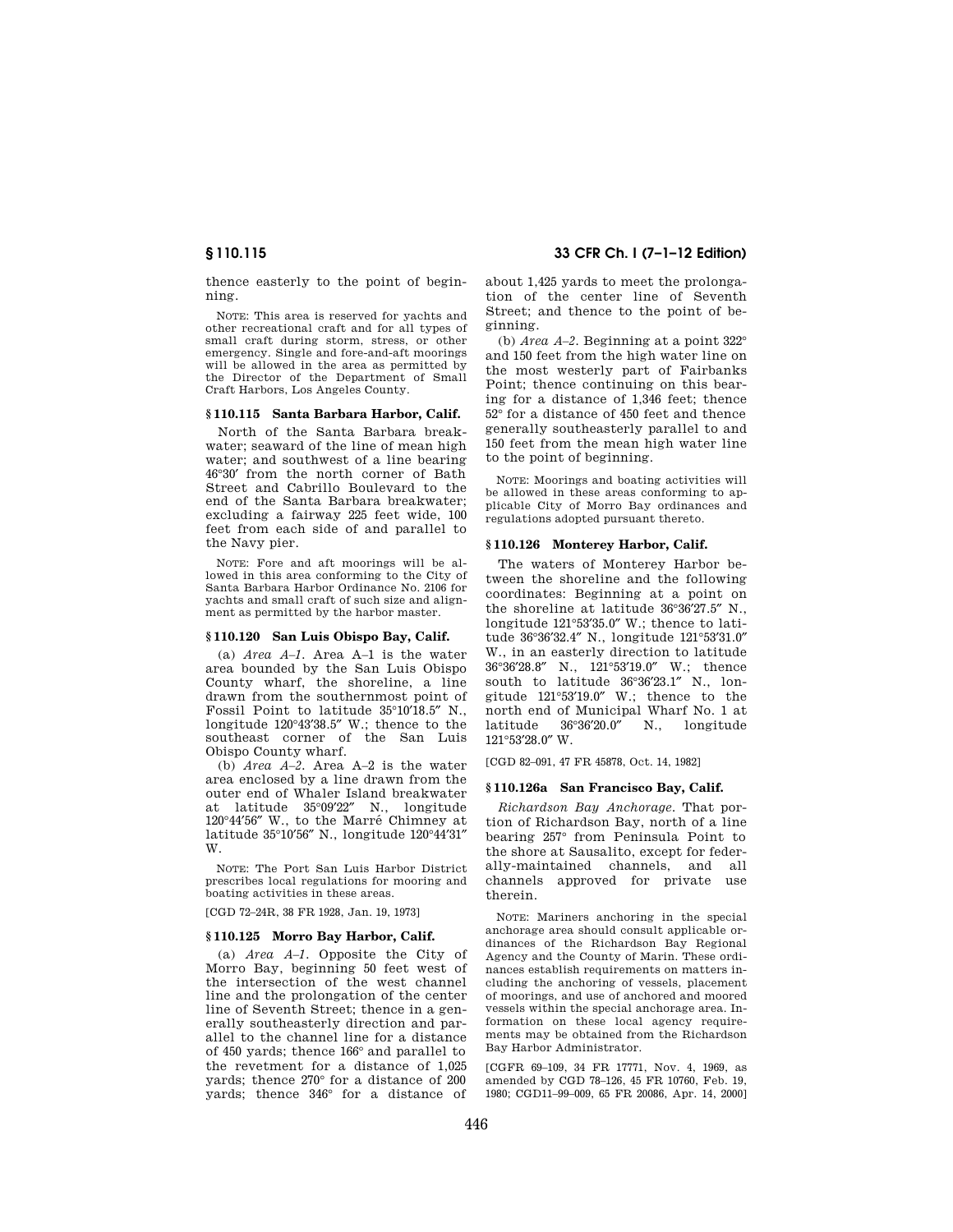thence easterly to the point of beginning.

NOTE: This area is reserved for yachts and other recreational craft and for all types of small craft during storm, stress, or other emergency. Single and fore-and-aft moorings will be allowed in the area as permitted by the Director of the Department of Small Craft Harbors, Los Angeles County.

### § 110.115 Santa Barbara Harbor, Calif.

North of the Santa Barbara breakwater; seaward of the line of mean high water; and southwest of a line bearing 46°30′ from the north corner of Bath Street and Cabrillo Boulevard to the end of the Santa Barbara breakwater; excluding a fairway 225 feet wide, 100 feet from each side of and parallel to the Navy pier.

NOTE: Fore and aft moorings will be allowed in this area conforming to the City of Santa Barbara Harbor Ordinance No. 2106 for yachts and small craft of such size and alignment as permitted by the harbor master.

### § 110.120 San Luis Obispo Bay, Calif.

(a) *Area A–1.* Area A–1 is the water area bounded by the San Luis Obispo County wharf, the shoreline, a line drawn from the southernmost point of Fossil Point to latitude 35°10′18.5″ N., longitude 120°43′38.5″ W.; thence to the southeast corner of the San Luis Obispo County wharf.

(b) *Area A–2.* Area A–2 is the water area enclosed by a line drawn from the outer end of Whaler Island breakwater at latitude 35°09′22″ N., longitude 120°44′56″ W., to the Marré Chimney at latitude 35°10′56″ N., longitude 120°44′31″ W.

NOTE: The Port San Luis Harbor District prescribes local regulations for mooring and boating activities in these areas.

[CGD 72–24R, 38 FR 1928, Jan. 19, 1973]

### § 110.125 Morro Bay Harbor, Calif.

(a) *Area A–1.* Opposite the City of Morro Bay, beginning 50 feet west of the intersection of the west channel line and the prolongation of the center line of Seventh Street; thence in a generally southeasterly direction and parallel to the channel line for a distance of 450 yards; thence 166° and parallel to the revetment for a distance of 1,025 yards; thence 270° for a distance of 200 yards; thence 346° for a distance of about 1,425 yards to meet the prolongation of the center line of Seventh Street; and thence to the point of beginning.

(b) *Area A–2.* Beginning at a point 322° and 150 feet from the high water line on the most westerly part of Fairbanks Point; thence continuing on this bearing for a distance of 1,346 feet; thence 52° for a distance of 450 feet and thence generally southeasterly parallel to and 150 feet from the mean high water line to the point of beginning.

NOTE: Moorings and boating activities will be allowed in these areas conforming to applicable City of Morro Bay ordinances and regulations adopted pursuant thereto.

### § 110.126 Monterey Harbor, Calif.

The waters of Monterey Harbor between the shoreline and the following coordinates: Beginning at a point on the shoreline at latitude 36°36′27.5″ N., longitude 121°53′35.0″ W.; thence to latitude 36°36′32.4″ N., longitude 121°53′31.0″ W., in an easterly direction to latitude 36°36′28.8″ N., 121°53′19.0″ W.; thence south to latitude 36°36′23.1″ N., longitude 121°53′19.0″ W.; thence to the north end of Municipal Wharf No. 1 at latitude 36°36′20.0″ N., longitude 121°53′28.0″ W.

[CGD 82–091, 47 FR 45878, Oct. 14, 1982]

### § 110.126a San Francisco Bay, Calif.

*Richardson Bay Anchorage.* That portion of Richardson Bay, north of a line bearing 257° from Peninsula Point to the shore at Sausalito, except for federally-maintained channels, and all channels approved for private use therein.

NOTE: Mariners anchoring in the special anchorage area should consult applicable ordinances of the Richardson Bay Regional Agency and the County of Marin. These ordinances establish requirements on matters including the anchoring of vessels, placement of moorings, and use of anchored and moored vessels within the special anchorage area. Information on these local agency requirements may be obtained from the Richardson Bay Harbor Administrator.

[CGFR 69–109, 34 FR 17771, Nov. 4, 1969, as amended by CGD 78–126, 45 FR 10760, Feb. 19, 1980; CGD11–99–009, 65 FR 20086, Apr. 14, 2000]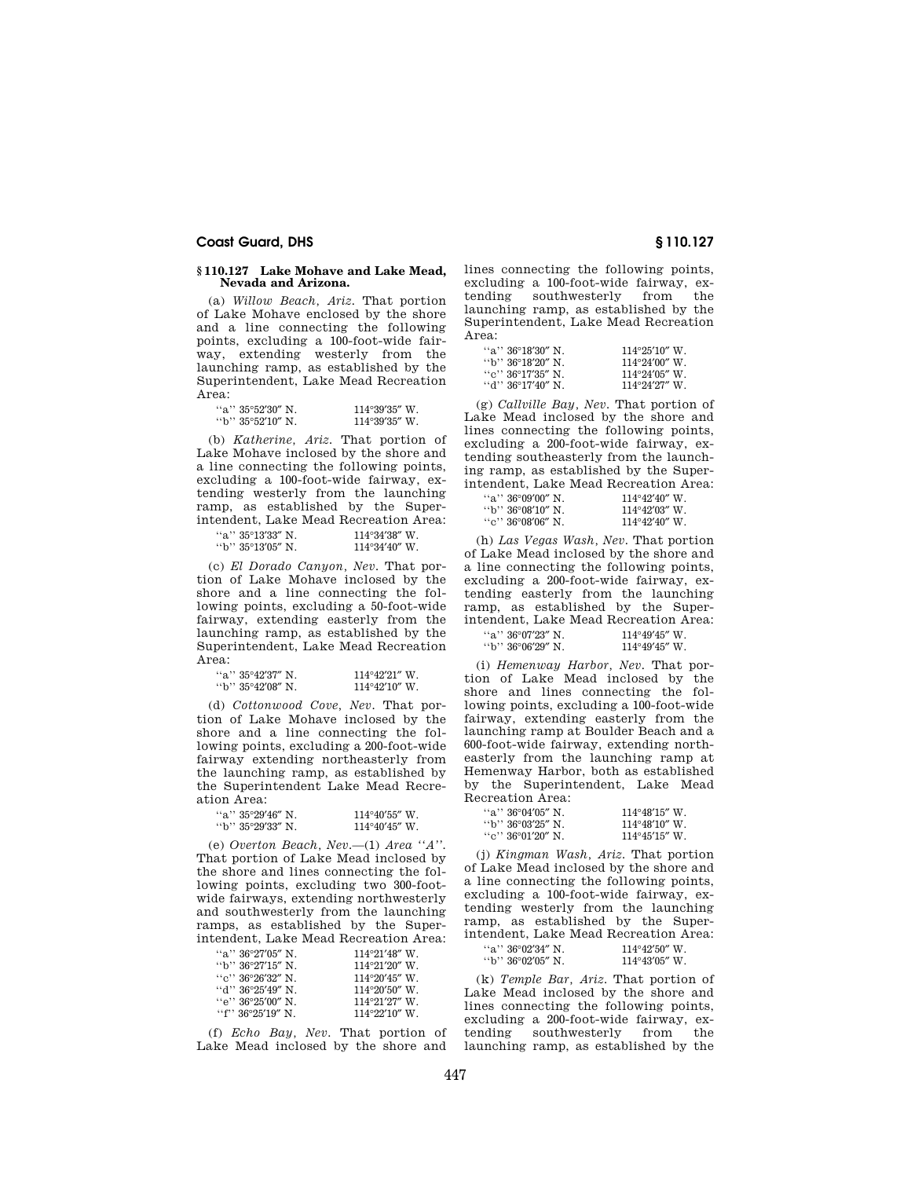### § 110.127 Lake Mohave and Lake Mead, Nevada and Arizona.

(a) *Willow Beach, Ariz.* That portion of Lake Mohave enclosed by the shore and a line connecting the following points, excluding a 100-foot-wide fairway, extending westerly from the launching ramp, as established by the Superintendent, Lake Mead Recreation Area:

| | |
|---|---|
| "a" 35°52′30″ N. | 114°39′35″ W. |
| "b" 35°52′10″ N. | 114°39′35″ W. |

(b) *Katherine, Ariz.* That portion of Lake Mohave inclosed by the shore and a line connecting the following points, excluding a 100-foot-wide fairway, extending westerly from the launching ramp, as established by the Superintendent, Lake Mead Recreation Area:

| | |
|---|---|
| "a" 35°13′33″ N. | 114°34′38″ W. |
| "b" 35°13′05″ N. | 114°34′40″ W. |

(c) *El Dorado Canyon, Nev.* That portion of Lake Mohave inclosed by the shore and a line connecting the following points, excluding a 50-foot-wide fairway, extending easterly from the launching ramp, as established by the Superintendent, Lake Mead Recreation Area:

| | |
|---|---|
| "a" 35°42′37″ N. | 114°42′21″ W. |
| "b" 35°42′08″ N. | 114°42′10″ W. |

(d) *Cottonwood Cove, Nev.* That portion of Lake Mohave inclosed by the shore and a line connecting the following points, excluding a 200-foot-wide fairway extending northeasterly from the launching ramp, as established by the Superintendent Lake Mead Recreation Area:

| | |
|---|---|
| "a" 35°29′46″ N. | 114°40′55″ W. |
| "b" 35°29′33″ N. | 114°40′45″ W. |

(e) *Overton Beach, Nev.*—(1) *Area "A".* That portion of Lake Mead inclosed by the shore and lines connecting the following points, excluding two 300-foot-wide fairways, extending northwesterly and southwesterly from the launching ramps, as established by the Superintendent, Lake Mead Recreation Area:

| | |
|---|---|
| "a" 36°27′05″ N. | 114°21′48″ W. |
| "b" 36°27′15″ N. | 114°21′20″ W. |
| "c" 36°26′32″ N. | 114°20′45″ W. |
| "d" 36°25′49″ N. | 114°20′50″ W. |
| "e" 36°25′00″ N. | 114°21′27″ W. |
| "f" 36°25′19″ N. | 114°22′10″ W. |

(f) *Echo Bay, Nev.* That portion of Lake Mead inclosed by the shore and lines connecting the following points, excluding a 100-foot-wide fairway, extending southwesterly from the launching ramp, as established by the Superintendent, Lake Mead Recreation Area:

| | |
|---|---|
| "a" 36°18′30″ N. | 114°25′10″ W. |
| "b" 36°18′20″ N. | 114°24′00″ W. |
| "c" 36°17′35″ N. | 114°24′05″ W. |
| "d" 36°17′40″ N. | 114°24′27″ W. |

(g) *Callville Bay, Nev.* That portion of Lake Mead inclosed by the shore and lines connecting the following points, excluding a 200-foot-wide fairway, extending southeasterly from the launching ramp, as established by the Superintendent, Lake Mead Recreation Area:

| | |
|---|---|
| "a" 36°09′00″ N. | 114°42′40″ W. |
| "b" 36°08′10″ N. | 114°42′03″ W. |
| "c" 36°08′06″ N. | 114°42′40″ W. |

(h) *Las Vegas Wash, Nev.* That portion of Lake Mead inclosed by the shore and a line connecting the following points, excluding a 200-foot-wide fairway, extending easterly from the launching ramp, as established by the Superintendent, Lake Mead Recreation Area:

| | |
|---|---|
| "a" 36°07′23″ N. | 114°49′45″ W. |
| "b" 36°06′29″ N. | 114°49′45″ W. |

(i) *Hemenway Harbor, Nev.* That portion of Lake Mead inclosed by the shore and lines connecting the following points, excluding a 100-foot-wide fairway, extending easterly from the launching ramp at Boulder Beach and a 600-foot-wide fairway, extending northeasterly from the launching ramp at Hemenway Harbor, both as established by the Superintendent, Lake Mead Recreation Area:

| | |
|---|---|
| "a" 36°04′05″ N. | 114°48′15″ W. |
| "b" 36°03′25″ N. | 114°48′10″ W. |
| "c" 36°01′20″ N. | 114°45′15″ W. |

(j) *Kingman Wash, Ariz.* That portion of Lake Mead inclosed by the shore and a line connecting the following points, excluding a 100-foot-wide fairway, extending westerly from the launching ramp, as established by the Superintendent, Lake Mead Recreation Area:

| | |
|---|---|
| "a" 36°02′34″ N. | 114°42′50″ W. |
| "b" 36°02′05″ N. | 114°43′05″ W. |

(k) *Temple Bar, Ariz.* That portion of Lake Mead inclosed by the shore and lines connecting the following points, excluding a 200-foot-wide fairway, extending southwesterly from the launching ramp, as established by the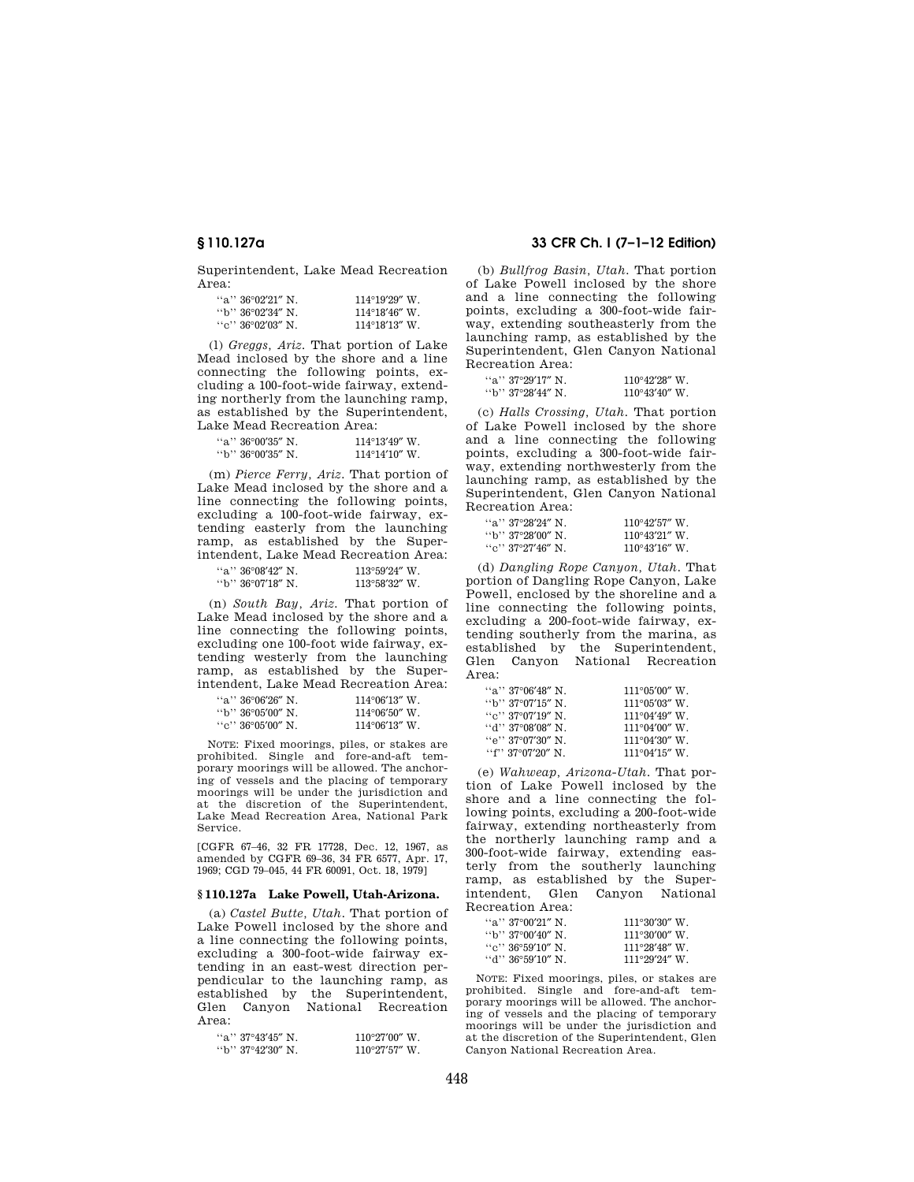Superintendent, Lake Mead Recreation Area:

| | |
|---|---|
| "a" 36°02′21″ N. | 114°19′29″ W. |
| "b" 36°02′34″ N. | 114°18′46″ W. |
| "c" 36°02′03″ N. | 114°18′13″ W. |

(l) *Greggs, Ariz.* That portion of Lake Mead inclosed by the shore and a line connecting the following points, excluding a 100-foot-wide fairway, extending northerly from the launching ramp, as established by the Superintendent, Lake Mead Recreation Area:

| | |
|---|---|
| "a" 36°00′35″ N. | 114°13′49″ W. |
| "b" 36°00′35″ N. | 114°14′10″ W. |

(m) *Pierce Ferry, Ariz.* That portion of Lake Mead inclosed by the shore and a line connecting the following points, excluding a 100-foot-wide fairway, extending easterly from the launching ramp, as established by the Superintendent, Lake Mead Recreation Area:

| | |
|---|---|
| "a" 36°08′42″ N. | 113°59′24″ W. |
| "b" 36°07′18″ N. | 113°58′32″ W. |

(n) *South Bay, Ariz.* That portion of Lake Mead inclosed by the shore and a line connecting the following points, excluding one 100-foot wide fairway, extending westerly from the launching ramp, as established by the Superintendent, Lake Mead Recreation Area:

| | |
|---|---|
| "a" 36°06′26″ N. | 114°06′13″ W. |
| "b" 36°05′00″ N. | 114°06′50″ W. |
| "c" 36°05′00″ N. | 114°06′13″ W. |

NOTE: Fixed moorings, piles, or stakes are prohibited. Single and fore-and-aft temporary moorings will be allowed. The anchoring of vessels and the placing of temporary moorings will be under the jurisdiction and at the discretion of the Superintendent, Lake Mead Recreation Area, National Park Service.

[CGFR 67–46, 32 FR 17728, Dec. 12, 1967, as amended by CGFR 69–36, 34 FR 6577, Apr. 17, 1969; CGD 79–045, 44 FR 60091, Oct. 18, 1979]

## § 110.127a Lake Powell, Utah-Arizona.

(a) *Castel Butte, Utah.* That portion of Lake Powell inclosed by the shore and a line connecting the following points, excluding a 300-foot-wide fairway extending in an east-west direction perpendicular to the launching ramp, as established by the Superintendent, Glen Canyon National Recreation Area:

| | |
|---|---|
| "a" 37°43′45″ N. | 110°27′00″ W. |
| "b" 37°42′30″ N. | 110°27′57″ W. |

(b) *Bullfrog Basin, Utah.* That portion of Lake Powell inclosed by the shore and a line connecting the following points, excluding a 300-foot-wide fairway, extending southeasterly from the launching ramp, as established by the Superintendent, Glen Canyon National Recreation Area:

| | |
|---|---|
| "a" 37°29′17″ N. | 110°42′28″ W. |
| "b" 37°28′44″ N. | 110°43′40″ W. |

(c) *Halls Crossing, Utah.* That portion of Lake Powell inclosed by the shore and a line connecting the following points, excluding a 300-foot-wide fairway, extending northwesterly from the launching ramp, as established by the Superintendent, Glen Canyon National Recreation Area:

| | |
|---|---|
| "a" 37°28′24″ N. | 110°42′57″ W. |
| "b" 37°28′00″ N. | 110°43′21″ W. |
| "c" 37°27′46″ N. | 110°43′16″ W. |

(d) *Dangling Rope Canyon, Utah.* That portion of Dangling Rope Canyon, Lake Powell, enclosed by the shoreline and a line connecting the following points, excluding a 200-foot-wide fairway, extending southerly from the marina, as established by the Superintendent, Glen Canyon National Recreation Area:

| | |
|---|---|
| "a" 37°06′48″ N. | 111°05′00″ W. |
| "b" 37°07′15″ N. | 111°05′03″ W. |
| "c" 37°07′19″ N. | 111°04′49″ W. |
| "d" 37°08′08″ N. | 111°04′00″ W. |
| "e" 37°07′30″ N. | 111°04′30″ W. |
| "f" 37°07′20″ N. | 111°04′15″ W. |

(e) *Wahweap, Arizona-Utah.* That portion of Lake Powell inclosed by the shore and a line connecting the following points, excluding a 200-foot-wide fairway, extending northeasterly from the northerly launching ramp and a 300-foot-wide fairway, extending easterly from the southerly launching ramp, as established by the Superintendent, Glen Canyon National Recreation Area:

| | |
|---|---|
| "a" 37°00′21″ N. | 111°30′30″ W. |
| "b" 37°00′40″ N. | 111°30′00″ W. |
| "c" 36°59′10″ N. | 111°28′48″ W. |
| "d" 36°59′10″ N. | 111°29′24″ W. |

NOTE: Fixed moorings, piles, or stakes are prohibited. Single and fore-and-aft temporary moorings will be allowed. The anchoring of vessels and the placing of temporary moorings will be under the jurisdiction and at the discretion of the Superintendent, Glen Canyon National Recreation Area.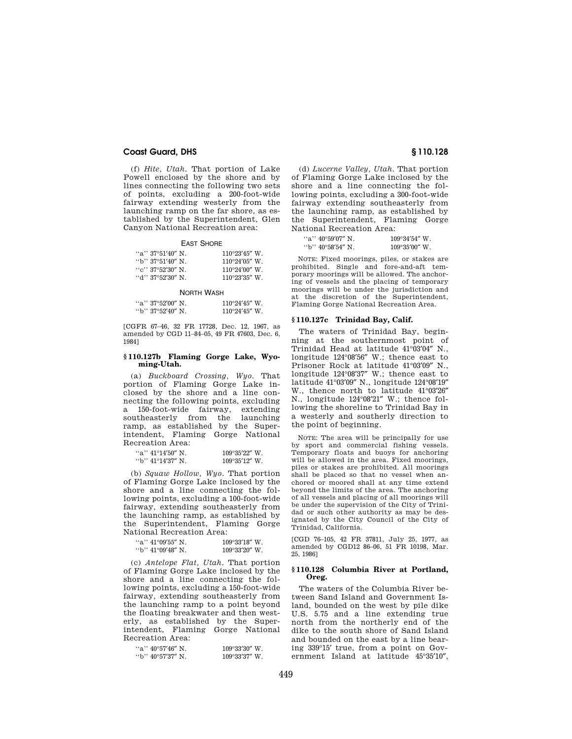(f) *Hite, Utah.* That portion of Lake Powell enclosed by the shore and by lines connecting the following two sets of points, excluding a 200-foot-wide fairway extending westerly from the launching ramp on the far shore, as established by the Superintendent, Glen Canyon National Recreation area:

EAST SHORE

| | |
|---|---|
| "a" 37°51′40″ N. | 110°23′45″ W. |
| "b" 37°51′40″ N. | 110°24′05″ W. |
| "c" 37°52′30″ N. | 110°24′00″ W. |
| "d" 37°52′30″ N. | 110°23′35″ W. |

NORTH WASH

| | |
|---|---|
| "a" 37°52′00″ N. | 110°24′45″ W. |
| "b" 37°52′40″ N. | 110°24′45″ W. |

[CGFR 67–46, 32 FR 17728, Dec. 12, 1967, as amended by CGD 11–84–05, 49 FR 47603, Dec. 6, 1984]

### § 110.127b Flaming Gorge Lake, Wyoming-Utah.

(a) *Buckboard Crossing, Wyo.* That portion of Flaming Gorge Lake inclosed by the shore and a line connecting the following points, excluding a 150-foot-wide fairway, extending southeasterly from the launching ramp, as established by the Superintendent, Flaming Gorge National Recreation Area:

| | |
|---|---|
| "a" 41°14′50″ N. | 109°35′22″ W. |
| "b" 41°14′37″ N. | 109°35′12″ W. |

(b) *Squaw Hollow, Wyo.* That portion of Flaming Gorge Lake inclosed by the shore and a line connecting the following points, excluding a 100-foot-wide fairway, extending southeasterly from the launching ramp, as established by the Superintendent, Flaming Gorge National Recreation Area:

| | |
|---|---|
| "a" 41°09′55″ N. | 109°33′18″ W. |
| "b" 41°09′48″ N. | 109°33′20″ W. |

(c) *Antelope Flat, Utah.* That portion of Flaming Gorge Lake inclosed by the shore and a line connecting the following points, excluding a 150-foot-wide fairway, extending southeasterly from the launching ramp to a point beyond the floating breakwater and then westerly, as established by the Superintendent, Flaming Gorge National Recreation Area:

| | |
|---|---|
| "a" 40°57′46″ N. | 109°33′30″ W. |
| "b" 40°57′37″ N. | 109°33′37″ W. |

(d) *Lucerne Valley, Utah.* That portion of Flaming Gorge Lake inclosed by the shore and a line connecting the following points, excluding a 300-foot-wide fairway extending southeasterly from the launching ramp, as established by the Superintendent, Flaming Gorge National Recreation Area:

| | |
|---|---|
| "a" 40°59′07″ N. | 109°34′54″ W. |
| "b" 40°58′54″ N. | 109°35′00″ W. |

NOTE: Fixed moorings, piles, or stakes are prohibited. Single and fore-and-aft temporary moorings will be allowed. The anchoring of vessels and the placing of temporary moorings will be under the jurisdiction and at the discretion of the Superintendent, Flaming Gorge National Recreation Area.

### § 110.127c Trinidad Bay, Calif.

The waters of Trinidad Bay, beginning at the southernmost point of Trinidad Head at latitude 41°03′04″ N., longitude 124°08′56″ W.; thence east to Prisoner Rock at latitude 41°03′09″ N., longitude 124°08′37″ W.; thence east to latitude 41°03′09″ N., longitude 124°08′19″ W., thence north to latitude 41°03′26″ N., longitude 124°08′21″ W.; thence following the shoreline to Trinidad Bay in a westerly and southerly direction to the point of beginning.

NOTE: The area will be principally for use by sport and commercial fishing vessels. Temporary floats and buoys for anchoring will be allowed in the area. Fixed moorings, piles or stakes are prohibited. All moorings shall be placed so that no vessel when anchored or moored shall at any time extend beyond the limits of the area. The anchoring of all vessels and placing of all moorings will be under the supervision of the City of Trinidad or such other authority as may be designated by the City Council of the City of Trinidad, California.

[CGD 76–105, 42 FR 37811, July 25, 1977, as amended by CGD12 86–06, 51 FR 10198, Mar. 25, 1986]

### § 110.128 Columbia River at Portland, Oreg.

The waters of the Columbia River between Sand Island and Government Island, bounded on the west by pile dike U.S. 5.75 and a line extending true north from the northerly end of the dike to the south shore of Sand Island and bounded on the east by a line bearing 339°15′ true, from a point on Government Island at latitude 45°35′10″,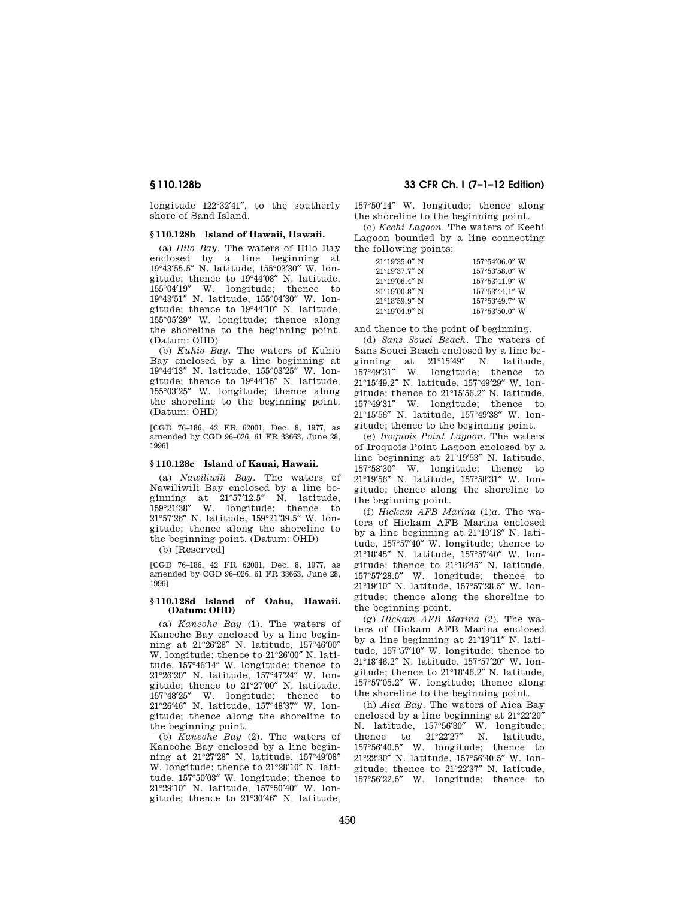longitude 122°32′41″, to the southerly shore of Sand Island.

### § 110.128b Island of Hawaii, Hawaii.

(a) *Hilo Bay.* The waters of Hilo Bay enclosed by a line beginning at 19°43′55.5″ N. latitude, 155°03′30″ W. longitude; thence to 19°44′08″ N. latitude, 155°04′19″ W. longitude; thence to 19°43′51″ N. latitude, 155°04′30″ W. longitude; thence to 19°44′10″ N. latitude, 155°05′29″ W. longitude; thence along the shoreline to the beginning point. (Datum: OHD)

(b) *Kuhio Bay.* The waters of Kuhio Bay enclosed by a line beginning at 19°44′13″ N. latitude, 155°03′25″ W. longitude; thence to 19°44′15″ N. latitude, 155°03′25″ W. longitude; thence along the shoreline to the beginning point. (Datum: OHD)

[CGD 76–186, 42 FR 62001, Dec. 8, 1977, as amended by CGD 96–026, 61 FR 33663, June 28, 1996]

### § 110.128c Island of Kauai, Hawaii.

(a) *Nawiliwili Bay.* The waters of Nawiliwili Bay enclosed by a line beginning at 21°57′12.5″ N. latitude, 159°21′38″ W. longitude; thence to 21°57′26″ N. latitude, 159°21′39.5″ W. longitude; thence along the shoreline to the beginning point. (Datum: OHD)

(b) [Reserved]

[CGD 76–186, 42 FR 62001, Dec. 8, 1977, as amended by CGD 96–026, 61 FR 33663, June 28, 1996]

### § 110.128d Island of Oahu, Hawaii. (Datum: OHD)

(a) *Kaneohe Bay* (1). The waters of Kaneohe Bay enclosed by a line beginning at 21°26′28″ N. latitude, 157°46′00″ W. longitude; thence to 21°26′00″ N. latitude, 157°46′14″ W. longitude; thence to 21°26′20″ N. latitude, 157°47′24″ W. longitude; thence to 21°27′00″ N. latitude, 157°48′25″ W. longitude; thence to 21°26′46″ N. latitude, 157°48′37″ W. longitude; thence along the shoreline to the beginning point.

(b) *Kaneohe Bay* (2). The waters of Kaneohe Bay enclosed by a line beginning at 21°27′28″ N. latitude, 157°49′08″ W. longitude; thence to 21°28′10″ N. latitude, 157°50′03″ W. longitude; thence to 21°29′10″ N. latitude, 157°50′40″ W. longitude; thence to 21°30′46″ N. latitude, 157°50′14″ W. longitude; thence along the shoreline to the beginning point.

(c) *Keehi Lagoon.* The waters of Keehi Lagoon bounded by a line connecting the following points:

| | |
|---|---|
| 21°19′35.0″ N | 157°54′06.0″ W |
| 21°19′37.7″ N | 157°53′58.0″ W |
| 21°19′06.4″ N | 157°53′41.9″ W |
| 21°19′00.8″ N | 157°53′44.1″ W |
| 21°18′59.9″ N | 157°53′49.7″ W |
| 21°19′04.9″ N | 157°53′50.0″ W |

and thence to the point of beginning.

(d) *Sans Souci Beach.* The waters of Sans Souci Beach enclosed by a line beginning at 21°15′49″ N. latitude, 157°49′31″ W. longitude; thence to 21°15′49.2″ N. latitude, 157°49′29″ W. longitude; thence to 21°15′56.2″ N. latitude, 157°49′31″ W. longitude; thence to 21°15′56″ N. latitude, 157°49′33″ W. longitude; thence to the beginning point.

(e) *Iroquois Point Lagoon.* The waters of Iroquois Point Lagoon enclosed by a line beginning at 21°19′53″ N. latitude, 157°58′30″ W. longitude; thence to 21°19′56″ N. latitude, 157°58′31″ W. longitude; thence along the shoreline to the beginning point.

(f) *Hickam AFB Marina* (1)*a.* The waters of Hickam AFB Marina enclosed by a line beginning at 21°19′13″ N. latitude, 157°57′40″ W. longitude; thence to 21°18′45″ N. latitude, 157°57′40″ W. longitude; thence to 21°18′45″ N. latitude, 157°57′28.5″ W. longitude; thence to 21°19′10″ N. latitude, 157°57′28.5″ W. longitude; thence along the shoreline to the beginning point.

(g) *Hickam AFB Marina* (2). The waters of Hickam AFB Marina enclosed by a line beginning at 21°19′11″ N. latitude, 157°57′10″ W. longitude; thence to 21°18′46.2″ N. latitude, 157°57′20″ W. longitude; thence to 21°18′46.2″ N. latitude, 157°57′05.2″ W. longitude; thence along the shoreline to the beginning point.

(h) *Aiea Bay.* The waters of Aiea Bay enclosed by a line beginning at 21°22′20″ N. latitude, 157°56′30″ W. longitude; thence to 21°22′27″ N. latitude, 157°56′40.5″ W. longitude; thence to 21°22′30″ N. latitude, 157°56′40.5″ W. longitude; thence to 21°22′37″ N. latitude, 157°56′22.5″ W. longitude; thence to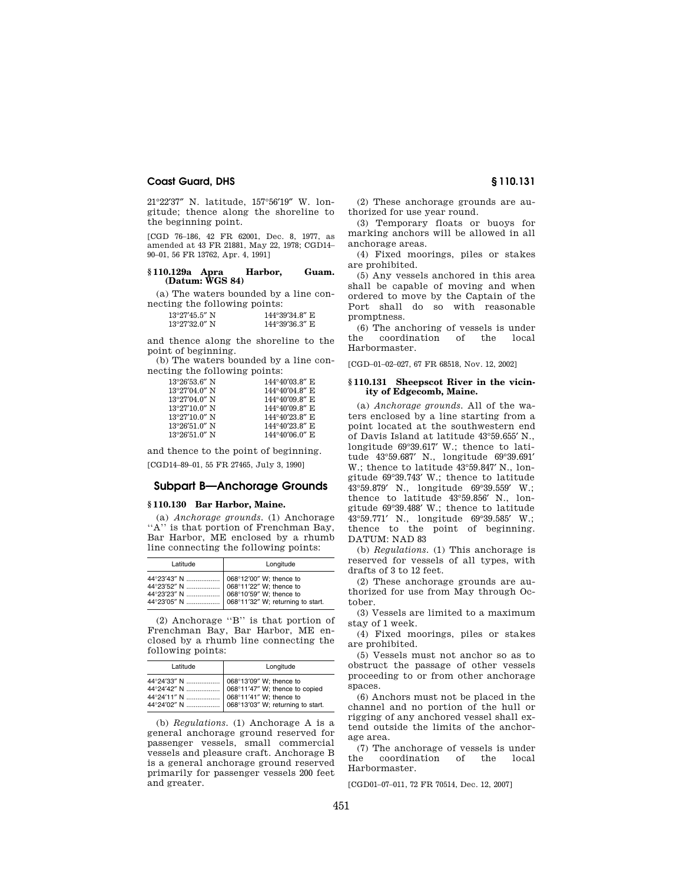21°22′37″ N. latitude, 157°56′19″ W. longitude; thence along the shoreline to the beginning point.

[CGD 76–186, 42 FR 62001, Dec. 8, 1977, as amended at 43 FR 21881, May 22, 1978; CGD14–90–01, 56 FR 13762, Apr. 4, 1991]

### § 110.129a Apra Harbor, Guam. (Datum: WGS 84)

(a) The waters bounded by a line connecting the following points:

| | |
|---|---|
| 13°27′45.5″ N | 144°39′34.8″ E |
| 13°27′32.0″ N | 144°39′36.3″ E |

and thence along the shoreline to the point of beginning.

(b) The waters bounded by a line connecting the following points:

| | |
|---|---|
| 13°26′53.6″ N | 144°40′03.8″ E |
| 13°27′04.0″ N | 144°40′04.8″ E |
| 13°27′04.0″ N | 144°40′09.8″ E |
| 13°27′10.0″ N | 144°40′09.8″ E |
| 13°27′10.0″ N | 144°40′23.8″ E |
| 13°26′51.0″ N | 144°40′23.8″ E |
| 13°26′51.0″ N | 144°40′06.0″ E |

and thence to the point of beginning.

[CGD14–89–01, 55 FR 27465, July 3, 1990]

## Subpart B—Anchorage Grounds

### § 110.130 Bar Harbor, Maine.

(a) *Anchorage grounds.* (1) Anchorage ''A'' is that portion of Frenchman Bay, Bar Harbor, ME enclosed by a rhumb line connecting the following points:

| Latitude | Longitude |
|---|---|
| 44°23′43″ N .................. | 068°12′00″ W; thence to |
| 44°23′52″ N .................. | 068°11′22″ W; thence to |
| 44°23′23″ N .................. | 068°10′59″ W; thence to |
| 44°23′05″ N .................. | 068°11′32″ W; returning to start. |

(2) Anchorage ''B'' is that portion of Frenchman Bay, Bar Harbor, ME enclosed by a rhumb line connecting the following points:

| Latitude | Longitude |
|---|---|
| 44°24′33″ N .................. | 068°13′09″ W; thence to |
| 44°24′42″ N .................. | 068°11′47″ W; thence to copied |
| 44°24′11″ N .................. | 068°11′41″ W; thence to |
| 44°24′02″ N .................. | 068°13′03″ W; returning to start. |

(b) *Regulations.* (1) Anchorage A is a general anchorage ground reserved for passenger vessels, small commercial vessels and pleasure craft. Anchorage B is a general anchorage ground reserved primarily for passenger vessels 200 feet and greater.

(2) These anchorage grounds are authorized for use year round.

(3) Temporary floats or buoys for marking anchors will be allowed in all anchorage areas.

(4) Fixed moorings, piles or stakes are prohibited.

(5) Any vessels anchored in this area shall be capable of moving and when ordered to move by the Captain of the Port shall do so with reasonable promptness.

(6) The anchoring of vessels is under the coordination of the local Harbormaster.

[CGD–01–02–027, 67 FR 68518, Nov. 12, 2002]

### § 110.131 Sheepscot River in the vicinity of Edgecomb, Maine.

(a) *Anchorage grounds.* All of the waters enclosed by a line starting from a point located at the southwestern end of Davis Island at latitude 43°59.655′ N., longitude 69°39.617′ W.; thence to latitude 43°59.687′ N., longitude 69°39.691′ W.; thence to latitude 43°59.847′ N., longitude 69°39.743′ W.; thence to latitude 43°59.879′ N., longitude 69°39.559′ W.; thence to latitude 43°59.856′ N., longitude 69°39.488′ W.; thence to latitude 43°59.771′ N., longitude 69°39.585′ W.; thence to the point of beginning. DATUM: NAD 83

(b) *Regulations.* (1) This anchorage is reserved for vessels of all types, with drafts of 3 to 12 feet.

(2) These anchorage grounds are authorized for use from May through October.

(3) Vessels are limited to a maximum stay of 1 week.

(4) Fixed moorings, piles or stakes are prohibited.

(5) Vessels must not anchor so as to obstruct the passage of other vessels proceeding to or from other anchorage spaces.

(6) Anchors must not be placed in the channel and no portion of the hull or rigging of any anchored vessel shall extend outside the limits of the anchorage area.

(7) The anchorage of vessels is under the coordination of the local Harbormaster.

[CGD01–07–011, 72 FR 70514, Dec. 12, 2007]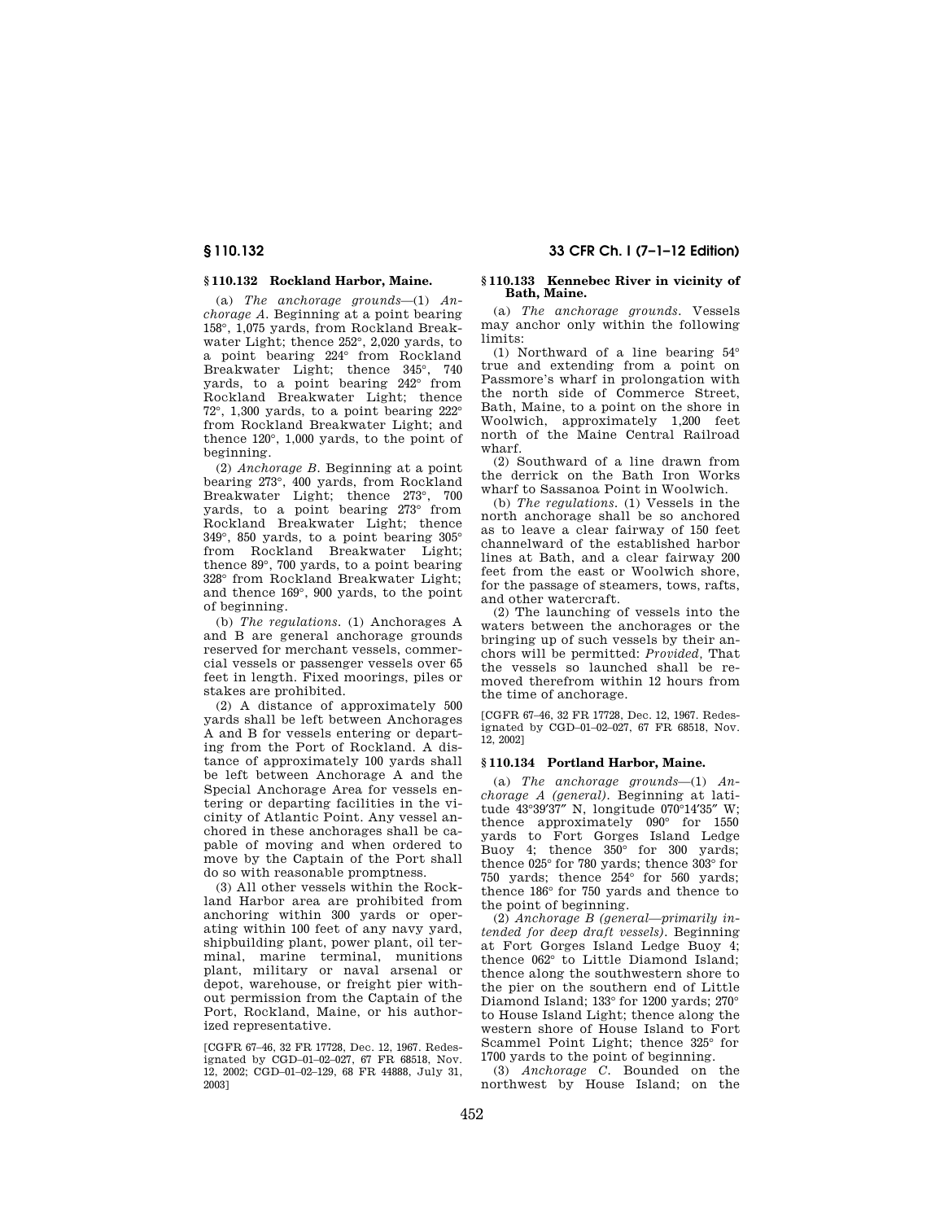### § 110.132 Rockland Harbor, Maine.

(a) *The anchorage grounds*—(1) *Anchorage A.* Beginning at a point bearing 158°, 1,075 yards, from Rockland Breakwater Light; thence 252°, 2,020 yards, to a point bearing 224° from Rockland Breakwater Light; thence 345°, 740 yards, to a point bearing 242° from Rockland Breakwater Light; thence 72°, 1,300 yards, to a point bearing 222° from Rockland Breakwater Light; and thence 120°, 1,000 yards, to the point of beginning.

(2) *Anchorage B.* Beginning at a point bearing 273°, 400 yards, from Rockland Breakwater Light; thence 273°, 700 yards, to a point bearing 273° from Rockland Breakwater Light; thence 349°, 850 yards, to a point bearing 305° from Rockland Breakwater Light; thence 89°, 700 yards, to a point bearing 328° from Rockland Breakwater Light; and thence 169°, 900 yards, to the point of beginning.

(b) *The regulations.* (1) Anchorages A and B are general anchorage grounds reserved for merchant vessels, commercial vessels or passenger vessels over 65 feet in length. Fixed moorings, piles or stakes are prohibited.

(2) A distance of approximately 500 yards shall be left between Anchorages A and B for vessels entering or departing from the Port of Rockland. A distance of approximately 100 yards shall be left between Anchorage A and the Special Anchorage Area for vessels entering or departing facilities in the vicinity of Atlantic Point. Any vessel anchored in these anchorages shall be capable of moving and when ordered to move by the Captain of the Port shall do so with reasonable promptness.

(3) All other vessels within the Rockland Harbor area are prohibited from anchoring within 300 yards or operating within 100 feet of any navy yard, shipbuilding plant, power plant, oil terminal, marine terminal, munitions plant, military or naval arsenal or depot, warehouse, or freight pier without permission from the Captain of the Port, Rockland, Maine, or his authorized representative.

[CGFR 67–46, 32 FR 17728, Dec. 12, 1967. Redesignated by CGD–01–02–027, 67 FR 68518, Nov. 12, 2002; CGD–01–02–129, 68 FR 44888, July 31, 2003]

### § 110.133 Kennebec River in vicinity of Bath, Maine.

(a) *The anchorage grounds.* Vessels may anchor only within the following limits:

(1) Northward of a line bearing 54° true and extending from a point on Passmore's wharf in prolongation with the north side of Commerce Street, Bath, Maine, to a point on the shore in Woolwich, approximately 1,200 feet north of the Maine Central Railroad wharf.

(2) Southward of a line drawn from the derrick on the Bath Iron Works wharf to Sassanoa Point in Woolwich.

(b) *The regulations.* (1) Vessels in the north anchorage shall be so anchored as to leave a clear fairway of 150 feet channelward of the established harbor lines at Bath, and a clear fairway 200 feet from the east or Woolwich shore, for the passage of steamers, tows, rafts, and other watercraft.

(2) The launching of vessels into the waters between the anchorages or the bringing up of such vessels by their anchors will be permitted: *Provided,* That the vessels so launched shall be removed therefrom within 12 hours from the time of anchorage.

[CGFR 67–46, 32 FR 17728, Dec. 12, 1967. Redesignated by CGD–01–02–027, 67 FR 68518, Nov. 12, 2002]

### § 110.134 Portland Harbor, Maine.

(a) *The anchorage grounds*—(1) *Anchorage A (general).* Beginning at latitude 43°39′37″ N, longitude 070°14′35″ W; thence approximately 090° for 1550 yards to Fort Gorges Island Ledge Buoy 4; thence 350° for 300 yards; thence 025° for 780 yards; thence 303° for 750 yards; thence 254° for 560 yards; thence 186° for 750 yards and thence to the point of beginning.

(2) *Anchorage B (general—primarily intended for deep draft vessels).* Beginning at Fort Gorges Island Ledge Buoy 4; thence 062° to Little Diamond Island; thence along the southwestern shore to the pier on the southern end of Little Diamond Island; 133° for 1200 yards; 270° to House Island Light; thence along the western shore of House Island to Fort Scammel Point Light; thence 325° for 1700 yards to the point of beginning.

(3) *Anchorage C.* Bounded on the northwest by House Island; on the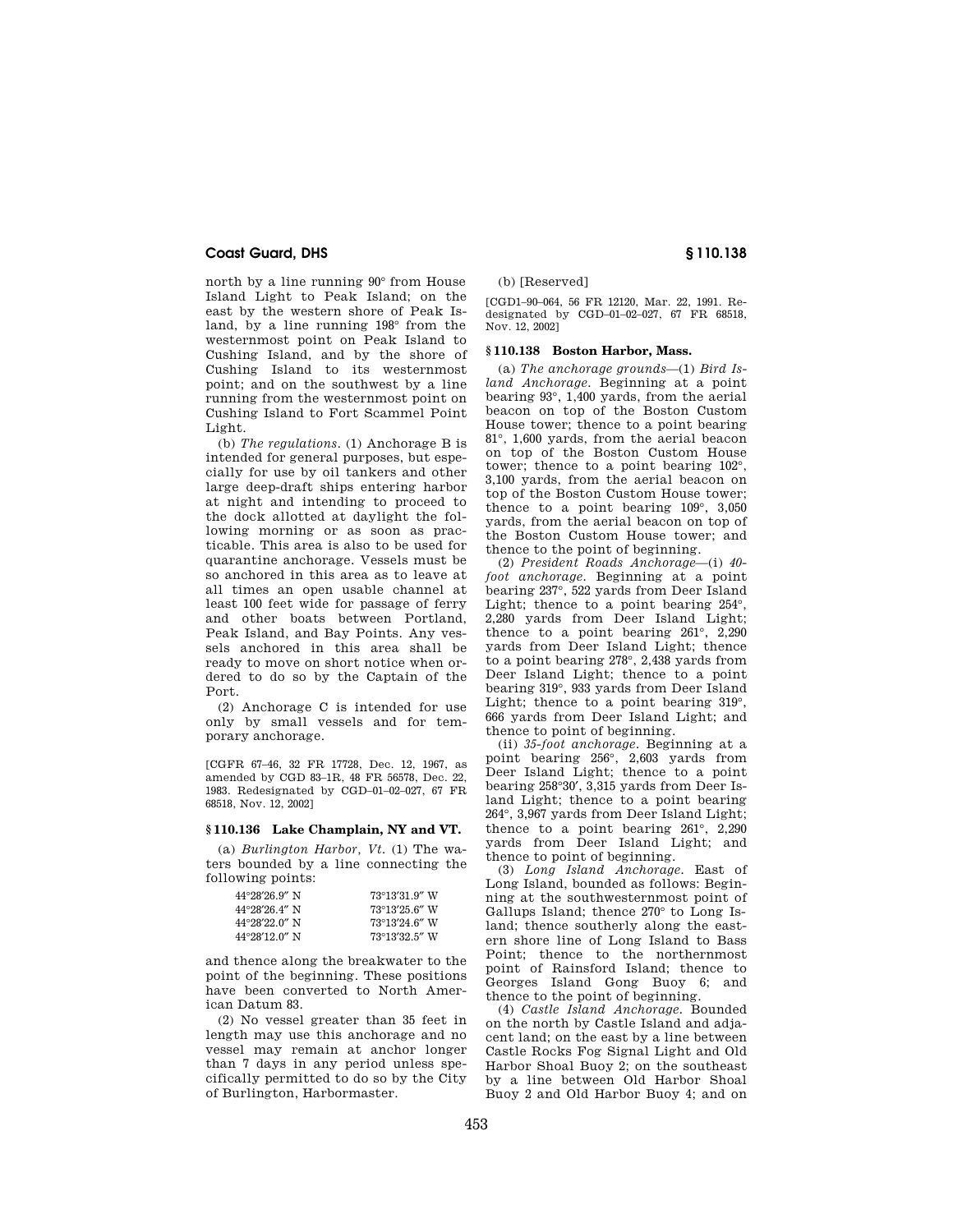north by a line running 90° from House Island Light to Peak Island; on the east by the western shore of Peak Island, by a line running 198° from the westernmost point on Peak Island to Cushing Island, and by the shore of Cushing Island to its westernmost point; and on the southwest by a line running from the westernmost point on Cushing Island to Fort Scammel Point Light.

(b) *The regulations.* (1) Anchorage B is intended for general purposes, but especially for use by oil tankers and other large deep-draft ships entering harbor at night and intending to proceed to the dock allotted at daylight the following morning or as soon as practicable. This area is also to be used for quarantine anchorage. Vessels must be so anchored in this area as to leave at all times an open usable channel at least 100 feet wide for passage of ferry and other boats between Portland, Peak Island, and Bay Points. Any vessels anchored in this area shall be ready to move on short notice when ordered to do so by the Captain of the Port.

(2) Anchorage C is intended for use only by small vessels and for temporary anchorage.

[CGFR 67–46, 32 FR 17728, Dec. 12, 1967, as amended by CGD 83–1R, 48 FR 56578, Dec. 22, 1983. Redesignated by CGD–01–02–027, 67 FR 68518, Nov. 12, 2002]

## § 110.136 Lake Champlain, NY and VT.

(a) *Burlington Harbor, Vt.* (1) The waters bounded by a line connecting the following points:

| | |
|---|---|
| 44°28′26.9″ N | 73°13′31.9″ W |
| 44°28′26.4″ N | 73°13′25.6″ W |
| 44°28′22.0″ N | 73°13′24.6″ W |
| 44°28′12.0″ N | 73°13′32.5″ W |

and thence along the breakwater to the point of the beginning. These positions have been converted to North American Datum 83.

(2) No vessel greater than 35 feet in length may use this anchorage and no vessel may remain at anchor longer than 7 days in any period unless specifically permitted to do so by the City of Burlington, Harbormaster.

(b) [Reserved]

[CGD1–90–064, 56 FR 12120, Mar. 22, 1991. Redesignated by CGD–01–02–027, 67 FR 68518, Nov. 12, 2002]

## § 110.138 Boston Harbor, Mass.

(a) *The anchorage grounds*—(1) *Bird Island Anchorage.* Beginning at a point bearing 93°, 1,400 yards, from the aerial beacon on top of the Boston Custom House tower; thence to a point bearing 81°, 1,600 yards, from the aerial beacon on top of the Boston Custom House tower; thence to a point bearing 102°, 3,100 yards, from the aerial beacon on top of the Boston Custom House tower; thence to a point bearing 109°, 3,050 yards, from the aerial beacon on top of the Boston Custom House tower; and thence to the point of beginning.

(2) *President Roads Anchorage*—(i) *40-foot anchorage.* Beginning at a point bearing 237°, 522 yards from Deer Island Light; thence to a point bearing 254°, 2,280 yards from Deer Island Light; thence to a point bearing 261°, 2,290 yards from Deer Island Light; thence to a point bearing 278°, 2,438 yards from Deer Island Light; thence to a point bearing 319°, 933 yards from Deer Island Light; thence to a point bearing 319°, 666 yards from Deer Island Light; and thence to point of beginning.

(ii) *35-foot anchorage.* Beginning at a point bearing 256°, 2,603 yards from Deer Island Light; thence to a point bearing 258°30′, 3,315 yards from Deer Island Light; thence to a point bearing 264°, 3,967 yards from Deer Island Light; thence to a point bearing 261°, 2,290 yards from Deer Island Light; and thence to point of beginning.

(3) *Long Island Anchorage.* East of Long Island, bounded as follows: Beginning at the southwesternmost point of Gallups Island; thence 270° to Long Island; thence southerly along the eastern shore line of Long Island to Bass Point; thence to the northernmost point of Rainsford Island; thence to Georges Island Gong Buoy 6; and thence to the point of beginning.

(4) *Castle Island Anchorage.* Bounded on the north by Castle Island and adjacent land; on the east by a line between Castle Rocks Fog Signal Light and Old Harbor Shoal Buoy 2; on the southeast by a line between Old Harbor Shoal Buoy 2 and Old Harbor Buoy 4; and on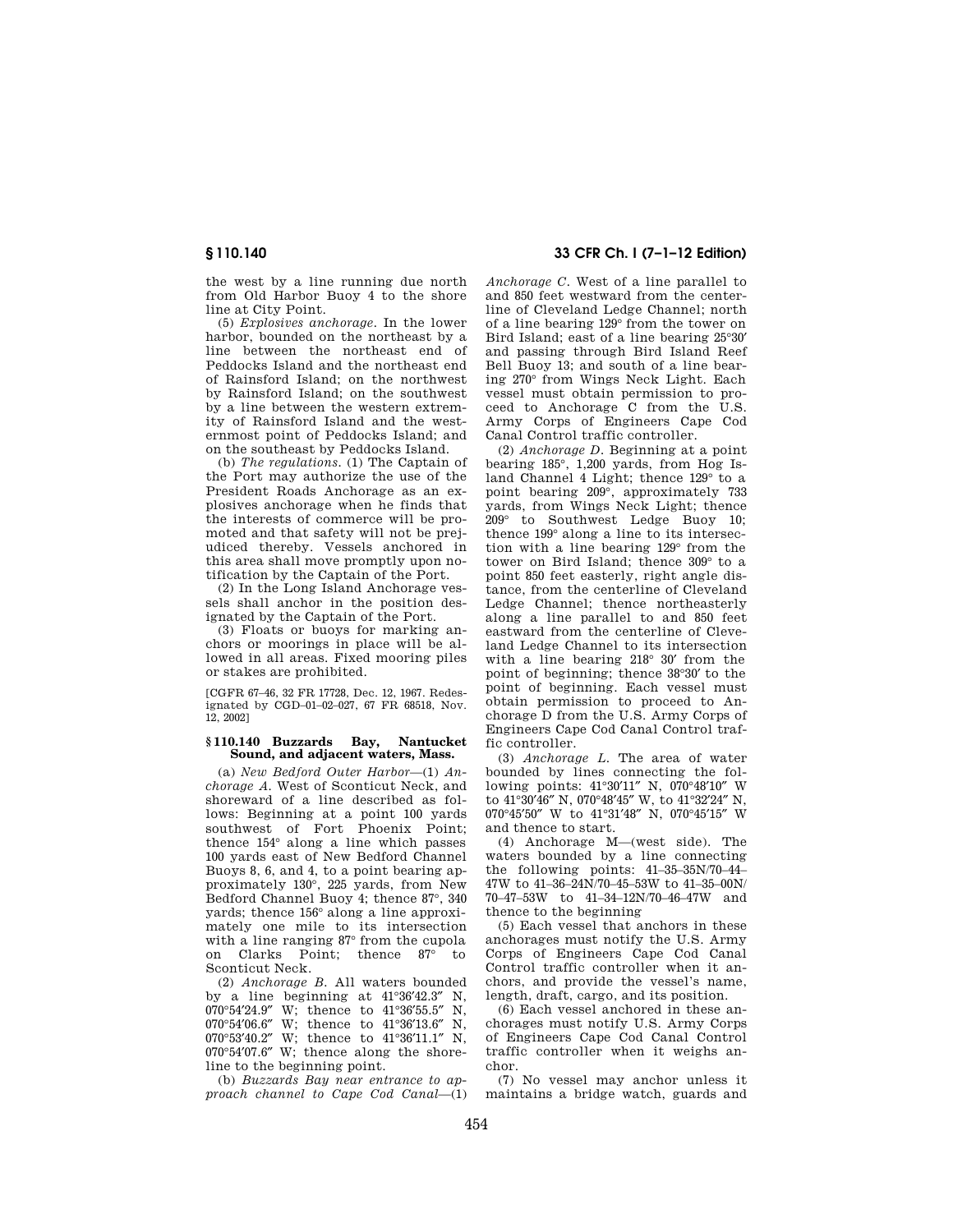the west by a line running due north from Old Harbor Buoy 4 to the shore line at City Point.

(5) *Explosives anchorage*. In the lower harbor, bounded on the northeast by a line between the northeast end of Peddocks Island and the northeast end of Rainsford Island; on the northwest by Rainsford Island; on the southwest by a line between the western extremity of Rainsford Island and the westernmost point of Peddocks Island; and on the southeast by Peddocks Island.

(b) *The regulations*. (1) The Captain of the Port may authorize the use of the President Roads Anchorage as an explosives anchorage when he finds that the interests of commerce will be promoted and that safety will not be prejudiced thereby. Vessels anchored in this area shall move promptly upon notification by the Captain of the Port.

(2) In the Long Island Anchorage vessels shall anchor in the position designated by the Captain of the Port.

(3) Floats or buoys for marking anchors or moorings in place will be allowed in all areas. Fixed mooring piles or stakes are prohibited.

[CGFR 67–46, 32 FR 17728, Dec. 12, 1967. Redesignated by CGD–01–02–027, 67 FR 68518, Nov. 12, 2002]

## § 110.140 Buzzards Bay, Nantucket Sound, and adjacent waters, Mass.

(a) *New Bedford Outer Harbor*—(1) *Anchorage A*. West of Sconticut Neck, and shoreward of a line described as follows: Beginning at a point 100 yards southwest of Fort Phoenix Point; thence 154° along a line which passes 100 yards east of New Bedford Channel Buoys 8, 6, and 4, to a point bearing approximately 130°, 225 yards, from New Bedford Channel Buoy 4; thence 87°, 340 yards; thence 156° along a line approximately one mile to its intersection with a line ranging 87° from the cupola on Clarks Point; thence 87° to Sconticut Neck.

(2) *Anchorage B*. All waters bounded by a line beginning at 41°36′42.3″ N, 070°54′24.9″ W; thence to 41°36′55.5″ N, 070°54′06.6″ W; thence to 41°36′13.6″ N, 070°53′40.2″ W; thence to 41°36′11.1″ N, 070°54′07.6″ W; thence along the shoreline to the beginning point.

(b) *Buzzards Bay near entrance to approach channel to Cape Cod Canal*—(1) *Anchorage C*. West of a line parallel to and 850 feet westward from the centerline of Cleveland Ledge Channel; north of a line bearing 129° from the tower on Bird Island; east of a line bearing 25°30′ and passing through Bird Island Reef Bell Buoy 13; and south of a line bearing 270° from Wings Neck Light. Each vessel must obtain permission to proceed to Anchorage C from the U.S. Army Corps of Engineers Cape Cod Canal Control traffic controller.

(2) *Anchorage D*. Beginning at a point bearing 185°, 1,200 yards, from Hog Island Channel 4 Light; thence 129° to a point bearing 209°, approximately 733 yards, from Wings Neck Light; thence 209° to Southwest Ledge Buoy 10; thence 199° along a line to its intersection with a line bearing 129° from the tower on Bird Island; thence 309° to a point 850 feet easterly, right angle distance, from the centerline of Cleveland Ledge Channel; thence northeasterly along a line parallel to and 850 feet eastward from the centerline of Cleveland Ledge Channel to its intersection with a line bearing 218° 30′ from the point of beginning; thence 38°30′ to the point of beginning. Each vessel must obtain permission to proceed to Anchorage D from the U.S. Army Corps of Engineers Cape Cod Canal Control traffic controller.

(3) *Anchorage L*. The area of water bounded by lines connecting the following points: 41°30′11″ N, 070°48′10″ W to 41°30′46″ N, 070°48′45″ W, to 41°32′24″ N, 070°45′50″ W to 41°31′48″ N, 070°45′15″ W and thence to start.

(4) Anchorage M—(west side). The waters bounded by a line connecting the following points: 41–35–35N/70–44–47W to 41–36–24N/70–45–53W to 41–35–00N/70–47–53W to 41–34–12N/70–46–47W and thence to the beginning

(5) Each vessel that anchors in these anchorages must notify the U.S. Army Corps of Engineers Cape Cod Canal Control traffic controller when it anchors, and provide the vessel's name, length, draft, cargo, and its position.

(6) Each vessel anchored in these anchorages must notify U.S. Army Corps of Engineers Cape Cod Canal Control traffic controller when it weighs anchor.

(7) No vessel may anchor unless it maintains a bridge watch, guards and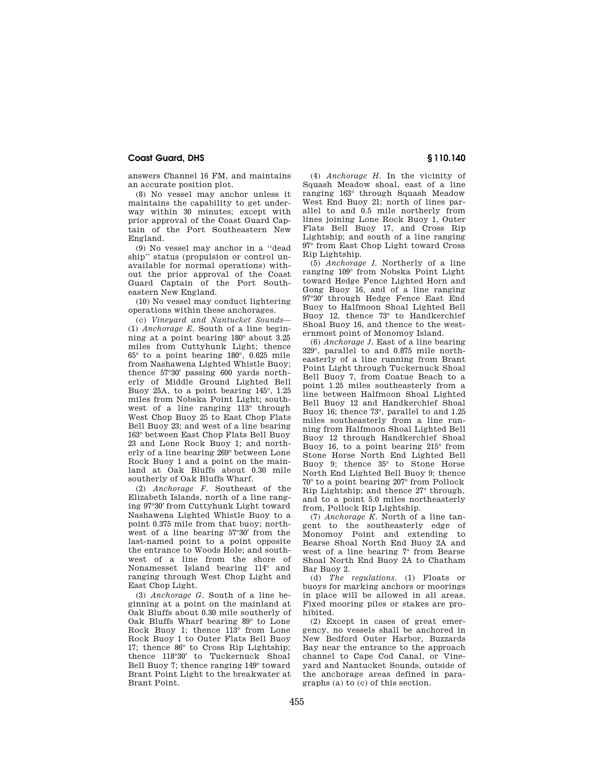answers Channel 16 FM, and maintains an accurate position plot.

(8) No vessel may anchor unless it maintains the capability to get underway within 30 minutes; except with prior approval of the Coast Guard Captain of the Port Southeastern New England.

(9) No vessel may anchor in a ''dead ship'' status (propulsion or control unavailable for normal operations) without the prior approval of the Coast Guard Captain of the Port Southeastern New England.

(10) No vessel may conduct lightering operations within these anchorages.

(c) *Vineyard and Nantucket Sounds*—(1) *Anchorage E.* South of a line beginning at a point bearing 180° about 3.25 miles from Cuttyhunk Light; thence 65° to a point bearing 180°, 0.625 mile from Nashawena Lighted Whistle Buoy; thence 57°30′ passing 600 yards northerly of Middle Ground Lighted Bell Buoy 25A, to a point bearing 145°, 1.25 miles from Nobska Point Light; southwest of a line ranging 113° through West Chop Buoy 25 to East Chop Flats Bell Buoy 23; and west of a line bearing 163° between East Chop Flats Bell Buoy 23 and Lone Rock Buoy 1; and northerly of a line bearing 269° between Lone Rock Buoy 1 and a point on the mainland at Oak Bluffs about 0.30 mile southerly of Oak Bluffs Wharf.

(2) *Anchorage F.* Southeast of the Elizabeth Islands, north of a line ranging 97°30′ from Cuttyhunk Light toward Nashawena Lighted Whistle Buoy to a point 0.375 mile from that buoy; northwest of a line bearing 57°30′ from the last-named point to a point opposite the entrance to Woods Hole; and southwest of a line from the shore of Nonamesset Island bearing 114° and ranging through West Chop Light and East Chop Light.

(3) *Anchorage G.* South of a line beginning at a point on the mainland at Oak Bluffs about 0.30 mile southerly of Oak Bluffs Wharf bearing 89° to Lone Rock Buoy 1; thence 113° from Lone Rock Buoy 1 to Outer Flats Bell Buoy 17; thence 86° to Cross Rip Lightship; thence 118°30′ to Tuckernuck Shoal Bell Buoy 7; thence ranging 149° toward Brant Point Light to the breakwater at Brant Point.

(4) *Anchorage H.* In the vicinity of Squash Meadow shoal, east of a line ranging 163° through Squash Meadow West End Buoy 21; north of lines parallel to and 0.5 mile northerly from lines joining Lone Rock Buoy 1, Outer Flats Bell Buoy 17, and Cross Rip Lightship; and south of a line ranging 97° from East Chop Light toward Cross Rip Lightship.

(5) *Anchorage I.* Northerly of a line ranging 109° from Nobska Point Light toward Hedge Fence Lighted Horn and Gong Buoy 16, and of a line ranging 97°30′ through Hedge Fence East End Buoy to Halfmoon Shoal Lighted Bell Buoy 12, thence 73° to Handkerchief Shoal Buoy 16, and thence to the westernmost point of Monomoy Island.

(6) *Anchorage J.* East of a line bearing 329°, parallel to and 0.875 mile northeasterly of a line running from Brant Point Light through Tuckernuck Shoal Bell Buoy 7, from Coatue Beach to a point 1.25 miles southeasterly from a line between Halfmoon Shoal Lighted Bell Buoy 12 and Handkerchief Shoal Buoy 16; thence 73°, parallel to and 1.25 miles southeasterly from a line running from Halfmoon Shoal Lighted Bell Buoy 12 through Handkerchief Shoal Buoy 16, to a point bearing 215° from Stone Horse North End Lighted Bell Buoy 9; thence 35° to Stone Horse North End Lighted Bell Buoy 9; thence 70° to a point bearing 207° from Pollock Rip Lightship; and thence 27° through, and to a point 5.0 miles northeasterly from, Pollock Rip Lightship.

(7) *Anchorage K.* North of a line tangent to the southeasterly edge of Monomoy Point and extending to Bearse Shoal North End Buoy 2A and west of a line bearing 7° from Bearse Shoal North End Buoy 2A to Chatham Bar Buoy 2.

(d) *The regulations.* (1) Floats or buoys for marking anchors or moorings in place will be allowed in all areas. Fixed mooring piles or stakes are prohibited.

(2) Except in cases of great emergency, no vessels shall be anchored in New Bedford Outer Harbor, Buzzards Bay near the entrance to the approach channel to Cape Cod Canal, or Vineyard and Nantucket Sounds, outside of the anchorage areas defined in paragraphs (a) to (c) of this section.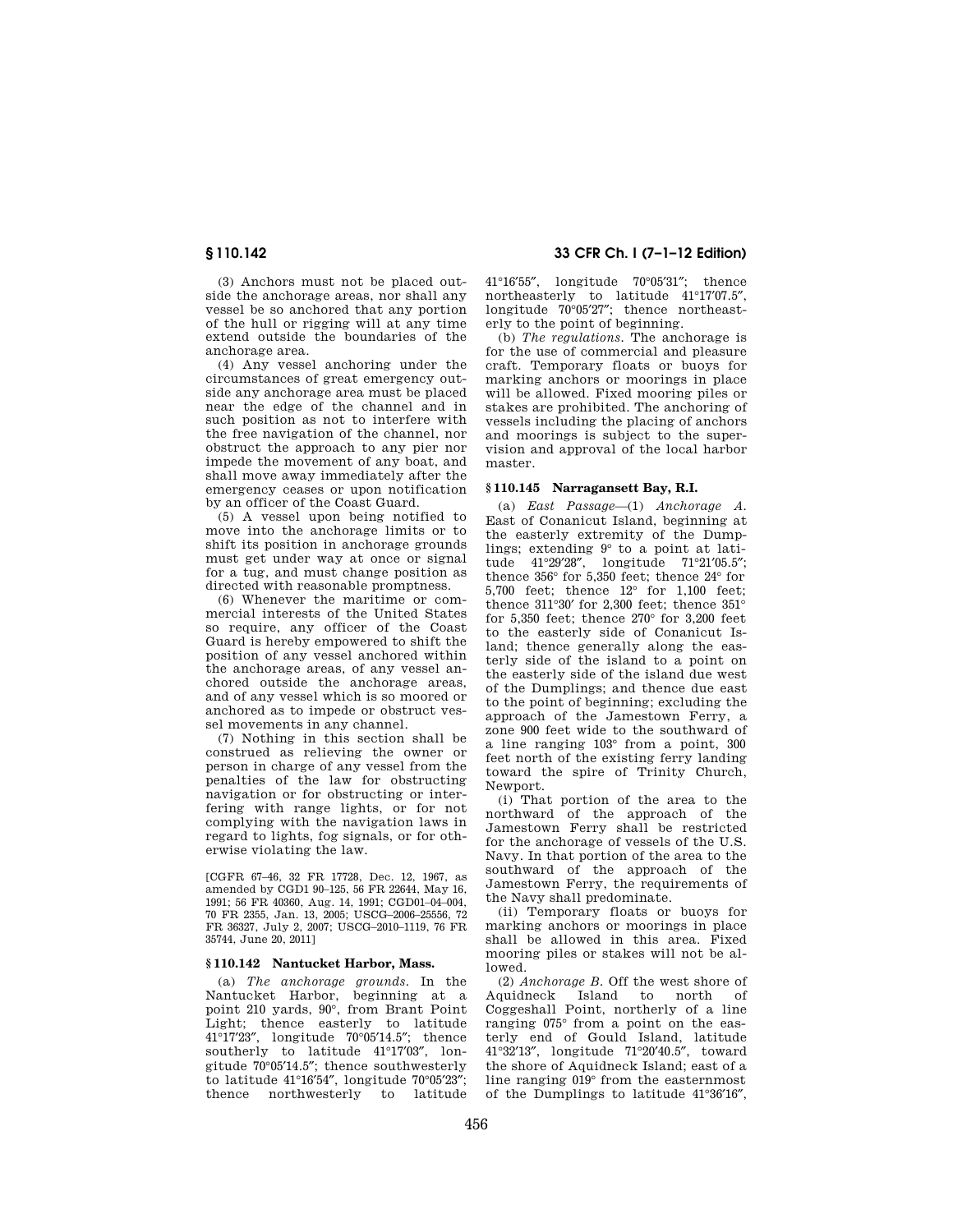(3) Anchors must not be placed outside the anchorage areas, nor shall any vessel be so anchored that any portion of the hull or rigging will at any time extend outside the boundaries of the anchorage area.

(4) Any vessel anchoring under the circumstances of great emergency outside any anchorage area must be placed near the edge of the channel and in such position as not to interfere with the free navigation of the channel, nor obstruct the approach to any pier nor impede the movement of any boat, and shall move away immediately after the emergency ceases or upon notification by an officer of the Coast Guard.

(5) A vessel upon being notified to move into the anchorage limits or to shift its position in anchorage grounds must get under way at once or signal for a tug, and must change position as directed with reasonable promptness.

(6) Whenever the maritime or commercial interests of the United States so require, any officer of the Coast Guard is hereby empowered to shift the position of any vessel anchored within the anchorage areas, of any vessel anchored outside the anchorage areas, and of any vessel which is so moored or anchored as to impede or obstruct vessel movements in any channel.

(7) Nothing in this section shall be construed as relieving the owner or person in charge of any vessel from the penalties of the law for obstructing navigation or for obstructing or interfering with range lights, or for not complying with the navigation laws in regard to lights, fog signals, or for otherwise violating the law.

[CGFR 67–46, 32 FR 17728, Dec. 12, 1967, as amended by CGD1 90–125, 56 FR 22644, May 16, 1991; 56 FR 40360, Aug. 14, 1991; CGD01–04–004, 70 FR 2355, Jan. 13, 2005; USCG–2006–25556, 72 FR 36327, July 2, 2007; USCG–2010–1119, 76 FR 35744, June 20, 2011]

## § 110.142 Nantucket Harbor, Mass.

(a) *The anchorage grounds.* In the Nantucket Harbor, beginning at a point 210 yards, 90°, from Brant Point Light; thence easterly to latitude 41°17′23″, longitude 70°05′14.5″; thence southerly to latitude 41°17′03″, longitude 70°05′14.5″; thence southwesterly to latitude 41°16′54″, longitude 70°05′23″; thence northwesterly to latitude 41°16′55″, longitude 70°05′31″; thence northeasterly to latitude 41°17′07.5″, longitude 70°05′27″; thence northeasterly to the point of beginning.

(b) *The regulations.* The anchorage is for the use of commercial and pleasure craft. Temporary floats or buoys for marking anchors or moorings in place will be allowed. Fixed mooring piles or stakes are prohibited. The anchoring of vessels including the placing of anchors and moorings is subject to the supervision and approval of the local harbor master.

## § 110.145 Narragansett Bay, R.I.

(a) *East Passage*—(1) *Anchorage A.* East of Conanicut Island, beginning at the easterly extremity of the Dumplings; extending 9° to a point at latitude 41°29′28″, longitude 71°21′05.5″; thence 356° for 5,350 feet; thence 24° for 5,700 feet; thence 12° for 1,100 feet; thence 311°30′ for 2,300 feet; thence 351° for 5,350 feet; thence 270° for 3,200 feet to the easterly side of Conanicut Island; thence generally along the easterly side of the island to a point on the easterly side of the island due west of the Dumplings; and thence due east to the point of beginning; excluding the approach of the Jamestown Ferry, a zone 900 feet wide to the southward of a line ranging 103° from a point, 300 feet north of the existing ferry landing toward the spire of Trinity Church, Newport.

(i) That portion of the area to the northward of the approach of the Jamestown Ferry shall be restricted for the anchorage of vessels of the U.S. Navy. In that portion of the area to the southward of the approach of the Jamestown Ferry, the requirements of the Navy shall predominate.

(ii) Temporary floats or buoys for marking anchors or moorings in place shall be allowed in this area. Fixed mooring piles or stakes will not be allowed.

(2) *Anchorage B.* Off the west shore of Aquidneck Island to north of Coggeshall Point, northerly of a line ranging 075° from a point on the easterly end of Gould Island, latitude 41°32′13″, longitude 71°20′40.5″, toward the shore of Aquidneck Island; east of a line ranging 019° from the easternmost of the Dumplings to latitude 41°36′16″,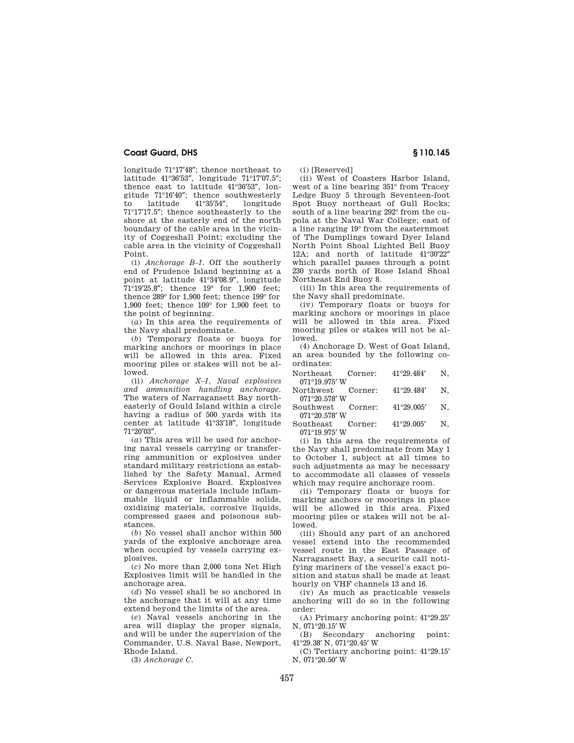longitude 71°17′48″; thence northeast to latitude 41°36′53″, longitude 71°17′07.5″; thence east to latitude 41°36′53″, longitude 71°16′40″; thence southwesterly to latitude 41°35′54″, longitude 71°17′17.5″; thence southeasterly to the shore at the easterly end of the north boundary of the cable area in the vicinity of Coggeshall Point; excluding the cable area in the vicinity of Coggeshall Point.

(i) *Anchorage B–1.* Off the southerly end of Prudence Island beginning at a point at latitude 41°34′08.9″, longitude 71°19′25.8″; thence 19° for 1,900 feet; thence 289° for 1,900 feet; thence 199° for 1,900 feet; thence 109° for 1,900 feet to the point of beginning.

(*a*) In this area the requirements of the Navy shall predominate.

(*b*) Temporary floats or buoys for marking anchors or moorings in place will be allowed in this area. Fixed mooring piles or stakes will not be allowed.

(ii) *Anchorage X–1, Naval explosives and ammunition handling anchorage.* The waters of Narragansett Bay northeasterly of Gould Island within a circle having a radius of 500 yards with its center at latitude 41°33′18″, longitude 71°20′03″.

(*a*) This area will be used for anchoring naval vessels carrying or transferring ammunition or explosives under standard military restrictions as established by the Safety Manual, Armed Services Explosive Board. Explosives or dangerous materials include inflammable liquid or inflammable solids, oxidizing materials, corrosive liquids, compressed gases and poisonous substances.

(*b*) No vessel shall anchor within 500 yards of the explosive anchorage area when occupied by vessels carrying explosives.

(*c*) No more than 2,000 tons Net High Explosives limit will be handled in the anchorage area.

(*d*) No vessel shall be so anchored in the anchorage that it will at any time extend beyond the limits of the area.

(*e*) Naval vessels anchoring in the area will display the proper signals, and will be under the supervision of the Commander, U.S. Naval Base, Newport, Rhode Island.

(3) *Anchorage C.*

(i) [Reserved]

(ii) West of Coasters Harbor Island, west of a line bearing 351° from Tracey Ledge Buoy 5 through Seventeen-foot Spot Buoy northeast of Gull Rocks; south of a line bearing 292° from the cupola at the Naval War College; east of a line ranging 19° from the easternmost of The Dumplings toward Dyer Island North Point Shoal Lighted Bell Buoy 12A; and north of latitude 41°30′22″ which parallel passes through a point 230 yards north of Rose Island Shoal Northeast End Buoy 8.

(iii) In this area the requirements of the Navy shall predominate.

(iv) Temporary floats or buoys for marking anchors or moorings in place will be allowed in this area. Fixed mooring piles or stakes will not be allowed.

(4) Anchorage D. West of Goat Island, an area bounded by the following coordinates:

Northeast Corner: 41°29.484′ N, 071°19.975′ W
Northwest Corner: 41°29.484′ N, 071°20.578′ W
Southwest Corner: 41°29.005′ N, 071°20.578′ W
Southeast Corner: 41°29.005′ N, 071°19.975′ W

(i) In this area the requirements of the Navy shall predominate from May 1 to October 1, subject at all times to such adjustments as may be necessary to accommodate all classes of vessels which may require anchorage room.

(ii) Temporary floats or buoys for marking anchors or moorings in place will be allowed in this area. Fixed mooring piles or stakes will not be allowed.

(iii) Should any part of an anchored vessel extend into the recommended vessel route in the East Passage of Narragansett Bay, a securite call notifying mariners of the vessel's exact position and status shall be made at least hourly on VHF channels 13 and 16.

(iv) As much as practicable vessels anchoring will do so in the following order:

(A) Primary anchoring point: 41°29.25′ N, 071°20.15′ W

(B) Secondary anchoring point: 41°29.38′ N, 071°20.45′ W

(C) Tertiary anchoring point: 41°29.15′ N, 071°20.50′ W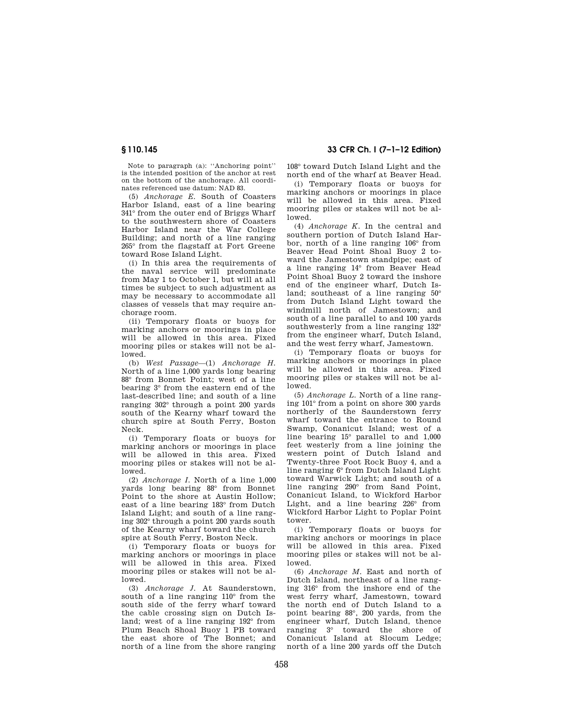Note to paragraph (a): "Anchoring point" is the intended position of the anchor at rest on the bottom of the anchorage. All coordinates referenced use datum: NAD 83.

(5) *Anchorage E.* South of Coasters Harbor Island, east of a line bearing 341° from the outer end of Briggs Wharf to the southwestern shore of Coasters Harbor Island near the War College Building; and north of a line ranging 265° from the flagstaff at Fort Greene toward Rose Island Light.

(i) In this area the requirements of the naval service will predominate from May 1 to October 1, but will at all times be subject to such adjustment as may be necessary to accommodate all classes of vessels that may require anchorage room.

(ii) Temporary floats or buoys for marking anchors or moorings in place will be allowed in this area. Fixed mooring piles or stakes will not be allowed.

(b) *West Passage*—(1) *Anchorage H.* North of a line 1,000 yards long bearing 88° from Bonnet Point; west of a line bearing 3° from the eastern end of the last-described line; and south of a line ranging 302° through a point 200 yards south of the Kearny wharf toward the church spire at South Ferry, Boston Neck.

(i) Temporary floats or buoys for marking anchors or moorings in place will be allowed in this area. Fixed mooring piles or stakes will not be allowed.

(2) *Anchorage I.* North of a line 1,000 yards long bearing 88° from Bonnet Point to the shore at Austin Hollow; east of a line bearing 183° from Dutch Island Light; and south of a line ranging 302° through a point 200 yards south of the Kearny wharf toward the church spire at South Ferry, Boston Neck.

(i) Temporary floats or buoys for marking anchors or moorings in place will be allowed in this area. Fixed mooring piles or stakes will not be allowed.

(3) *Anchorage J.* At Saunderstown, south of a line ranging 110° from the south side of the ferry wharf toward the cable crossing sign on Dutch Island; west of a line ranging 192° from Plum Beach Shoal Buoy 1 PB toward the east shore of The Bonnet; and north of a line from the shore ranging 108° toward Dutch Island Light and the north end of the wharf at Beaver Head.

(i) Temporary floats or buoys for marking anchors or moorings in place will be allowed in this area. Fixed mooring piles or stakes will not be allowed.

(4) *Anchorage K.* In the central and southern portion of Dutch Island Harbor, north of a line ranging 106° from Beaver Head Point Shoal Buoy 2 toward the Jamestown standpipe; east of a line ranging 14° from Beaver Head Point Shoal Buoy 2 toward the inshore end of the engineer wharf, Dutch Island; southeast of a line ranging 50° from Dutch Island Light toward the windmill north of Jamestown; and south of a line parallel to and 100 yards southwesterly from a line ranging 132° from the engineer wharf, Dutch Island, and the west ferry wharf, Jamestown.

(i) Temporary floats or buoys for marking anchors or moorings in place will be allowed in this area. Fixed mooring piles or stakes will not be allowed.

(5) *Anchorage L.* North of a line ranging 101° from a point on shore 300 yards northerly of the Saunderstown ferry wharf toward the entrance to Round Swamp, Conanicut Island; west of a line bearing 15° parallel to and 1,000 feet westerly from a line joining the western point of Dutch Island and Twenty-three Foot Rock Buoy 4, and a line ranging 6° from Dutch Island Light toward Warwick Light; and south of a line ranging 290° from Sand Point, Conanicut Island, to Wickford Harbor Light, and a line bearing 226° from Wickford Harbor Light to Poplar Point tower.

(i) Temporary floats or buoys for marking anchors or moorings in place will be allowed in this area. Fixed mooring piles or stakes will not be allowed.

(6) *Anchorage M.* East and north of Dutch Island, northeast of a line ranging 316° from the inshore end of the west ferry wharf, Jamestown, toward the north end of Dutch Island to a point bearing 88°, 200 yards, from the engineer wharf, Dutch Island, thence ranging 3° toward the shore of Conanicut Island at Slocum Ledge; north of a line 200 yards off the Dutch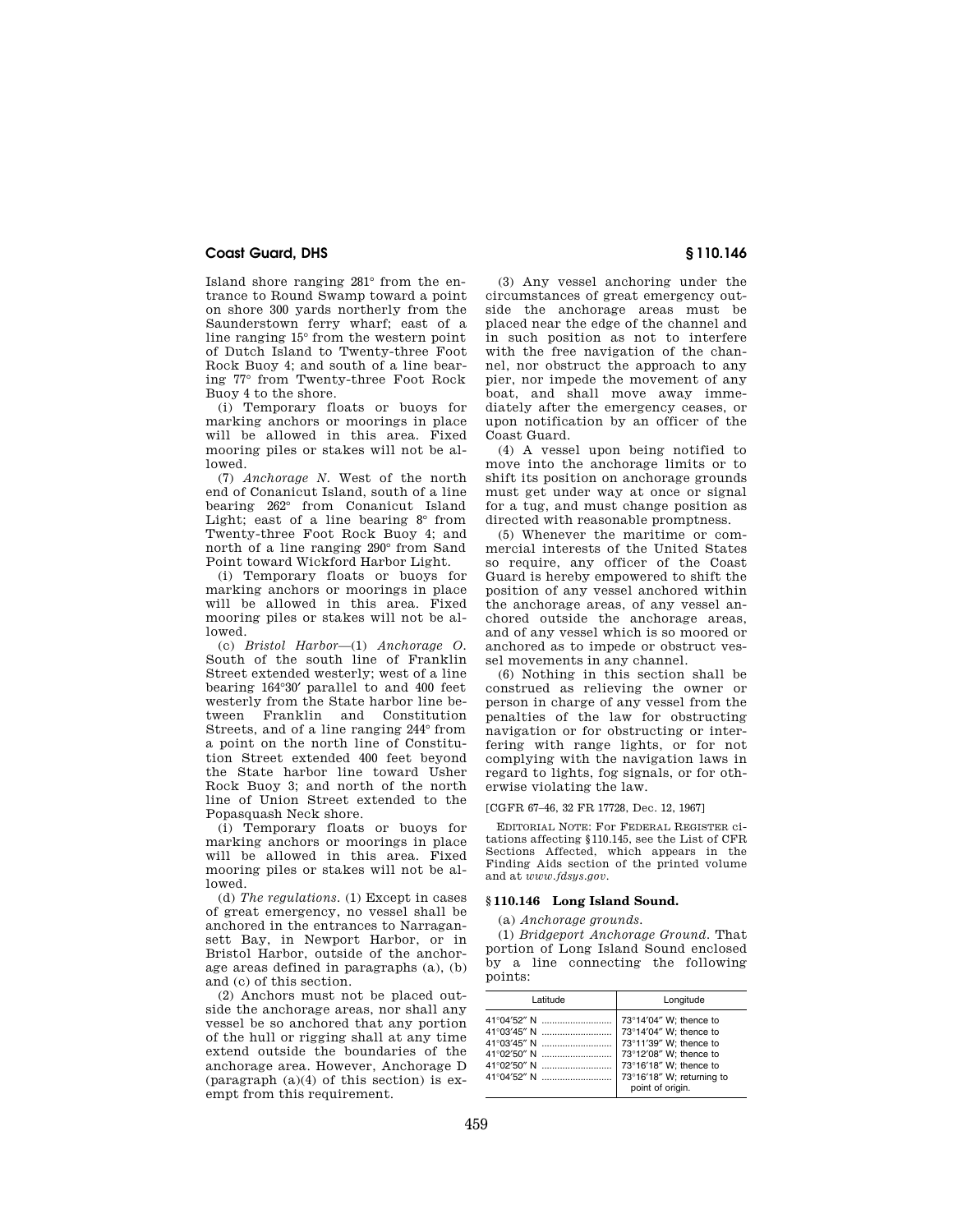Island shore ranging 281° from the entrance to Round Swamp toward a point on shore 300 yards northerly from the Saunderstown ferry wharf; east of a line ranging 15° from the western point of Dutch Island to Twenty-three Foot Rock Buoy 4; and south of a line bearing 77° from Twenty-three Foot Rock Buoy 4 to the shore.

(i) Temporary floats or buoys for marking anchors or moorings in place will be allowed in this area. Fixed mooring piles or stakes will not be allowed.

(7) *Anchorage N.* West of the north end of Conanicut Island, south of a line bearing 262° from Conanicut Island Light; east of a line bearing 8° from Twenty-three Foot Rock Buoy 4; and north of a line ranging 290° from Sand Point toward Wickford Harbor Light.

(i) Temporary floats or buoys for marking anchors or moorings in place will be allowed in this area. Fixed mooring piles or stakes will not be allowed.

(c) *Bristol Harbor*—(1) *Anchorage O.* South of the south line of Franklin Street extended westerly; west of a line bearing 164°30′ parallel to and 400 feet westerly from the State harbor line between Franklin and Constitution Streets, and of a line ranging 244° from a point on the north line of Constitution Street extended 400 feet beyond the State harbor line toward Usher Rock Buoy 3; and north of the north line of Union Street extended to the Popasquash Neck shore.

(i) Temporary floats or buoys for marking anchors or moorings in place will be allowed in this area. Fixed mooring piles or stakes will not be allowed.

(d) *The regulations.* (1) Except in cases of great emergency, no vessel shall be anchored in the entrances to Narragansett Bay, in Newport Harbor, or in Bristol Harbor, outside of the anchorage areas defined in paragraphs (a), (b) and (c) of this section.

(2) Anchors must not be placed outside the anchorage areas, nor shall any vessel be so anchored that any portion of the hull or rigging shall at any time extend outside the boundaries of the anchorage area. However, Anchorage D (paragraph (a)(4) of this section) is exempt from this requirement.

(3) Any vessel anchoring under the circumstances of great emergency outside the anchorage areas must be placed near the edge of the channel and in such position as not to interfere with the free navigation of the channel, nor obstruct the approach to any pier, nor impede the movement of any boat, and shall move away immediately after the emergency ceases, or upon notification by an officer of the Coast Guard.

(4) A vessel upon being notified to move into the anchorage limits or to shift its position on anchorage grounds must get under way at once or signal for a tug, and must change position as directed with reasonable promptness.

(5) Whenever the maritime or commercial interests of the United States so require, any officer of the Coast Guard is hereby empowered to shift the position of any vessel anchored within the anchorage areas, of any vessel anchored outside the anchorage areas, and of any vessel which is so moored or anchored as to impede or obstruct vessel movements in any channel.

(6) Nothing in this section shall be construed as relieving the owner or person in charge of any vessel from the penalties of the law for obstructing navigation or for obstructing or interfering with range lights, or for not complying with the navigation laws in regard to lights, fog signals, or for otherwise violating the law.

[CGFR 67–46, 32 FR 17728, Dec. 12, 1967]

EDITORIAL NOTE: For FEDERAL REGISTER citations affecting §110.145, see the List of CFR Sections Affected, which appears in the Finding Aids section of the printed volume and at *www.fdsys.gov*.

## § 110.146 Long Island Sound.

(a) *Anchorage grounds.*

(1) *Bridgeport Anchorage Ground.* That portion of Long Island Sound enclosed by a line connecting the following points:

| Latitude | Longitude |
|---|---|
| 41°04′52″ N | 73°14′04″ W; thence to |
| 41°03′45″ N | 73°14′04″ W; thence to |
| 41°03′45″ N | 73°11′39″ W; thence to |
| 41°02′50″ N | 73°12′08″ W; thence to |
| 41°02′50″ N | 73°16′18″ W; thence to |
| 41°04′52″ N | 73°16′18″ W; returning to point of origin. |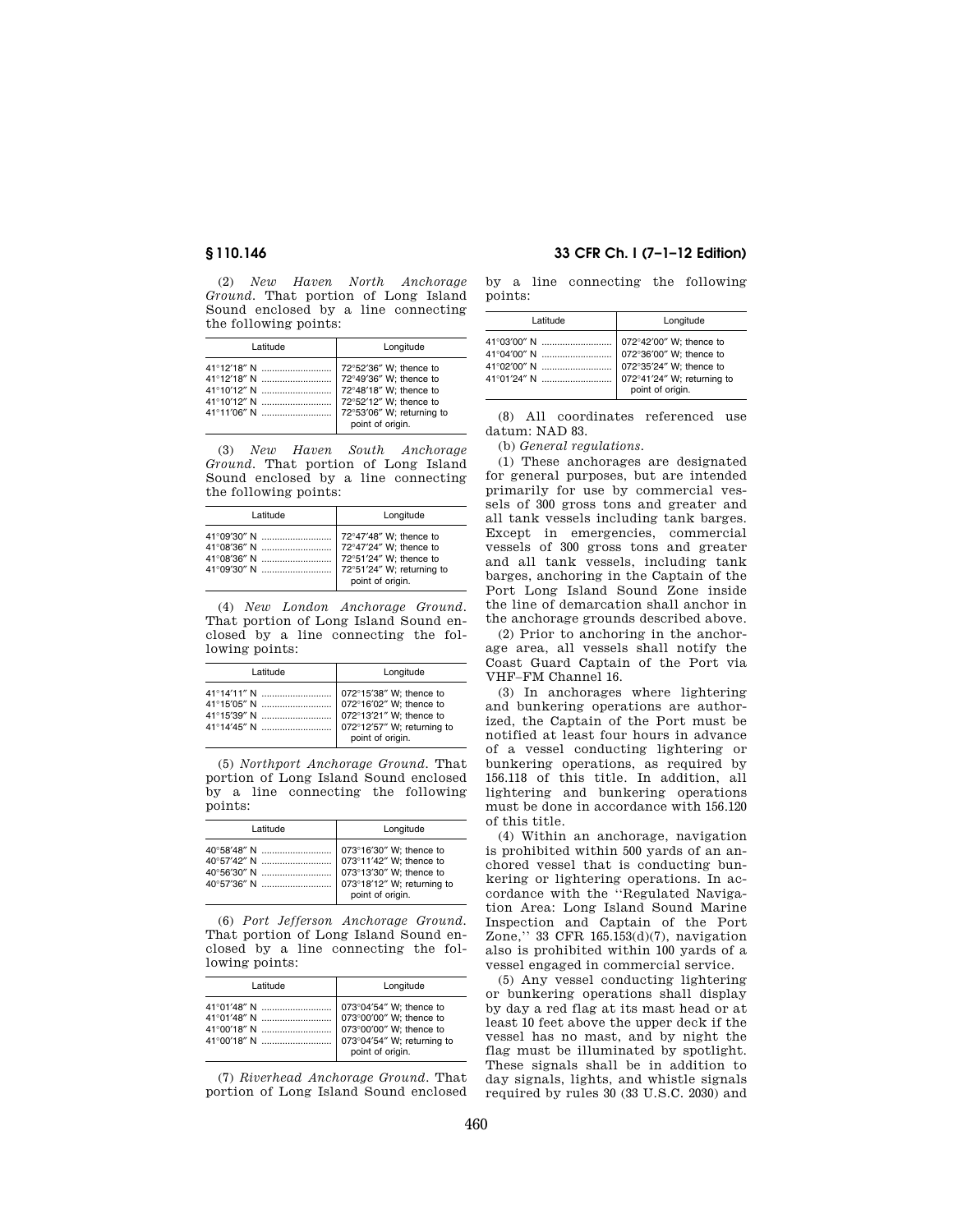(2) *New Haven North Anchorage Ground.* That portion of Long Island Sound enclosed by a line connecting the following points:

| Latitude | Longitude |
|---|---|
| 41°12′18″ N | 72°52′36″ W; thence to |
| 41°12′18″ N | 72°49′36″ W; thence to |
| 41°10′12″ N | 72°48′18″ W; thence to |
| 41°10′12″ N | 72°52′12″ W; thence to |
| 41°11′06″ N | 72°53′06″ W; returning to point of origin. |

(3) *New Haven South Anchorage Ground.* That portion of Long Island Sound enclosed by a line connecting the following points:

| Latitude | Longitude |
|---|---|
| 41°09′30″ N | 72°47′48″ W; thence to |
| 41°08′36″ N | 72°47′24″ W; thence to |
| 41°08′36″ N | 72°51′24″ W; thence to |
| 41°09′30″ N | 72°51′24″ W; returning to point of origin. |

(4) *New London Anchorage Ground.* That portion of Long Island Sound enclosed by a line connecting the following points:

| Latitude | Longitude |
|---|---|
| 41°14′11″ N | 072°15′38″ W; thence to |
| 41°15′05″ N | 072°16′02″ W; thence to |
| 41°15′39″ N | 072°13′21″ W; thence to |
| 41°14′45″ N | 072°12′57″ W; returning to point of origin. |

(5) *Northport Anchorage Ground.* That portion of Long Island Sound enclosed by a line connecting the following points:

| Latitude | Longitude |
|---|---|
| 40°58′48″ N | 073°16′30″ W; thence to |
| 40°57′42″ N | 073°11′42″ W; thence to |
| 40°56′30″ N | 073°13′30″ W; thence to |
| 40°57′36″ N | 073°18′12″ W; returning to point of origin. |

(6) *Port Jefferson Anchorage Ground.* That portion of Long Island Sound enclosed by a line connecting the following points:

| Latitude | Longitude |
|---|---|
| 41°01′48″ N | 073°04′54″ W; thence to |
| 41°01′48″ N | 073°00′00″ W; thence to |
| 41°00′18″ N | 073°00′00″ W; thence to |
| 41°00′18″ N | 073°04′54″ W; returning to point of origin. |

(7) *Riverhead Anchorage Ground.* That portion of Long Island Sound enclosed by a line connecting the following points:

| Latitude | Longitude |
|---|---|
| 41°03′00″ N | 072°42′00″ W; thence to |
| 41°04′00″ N | 072°36′00″ W; thence to |
| 41°02′00″ N | 072°35′24″ W; thence to |
| 41°01′24″ N | 072°41′24″ W; returning to point of origin. |

(8) All coordinates referenced use datum: NAD 83.

(b) *General regulations.*

(1) These anchorages are designated for general purposes, but are intended primarily for use by commercial vessels of 300 gross tons and greater and all tank vessels including tank barges. Except in emergencies, commercial vessels of 300 gross tons and greater and all tank vessels, including tank barges, anchoring in the Captain of the Port Long Island Sound Zone inside the line of demarcation shall anchor in the anchorage grounds described above.

(2) Prior to anchoring in the anchorage area, all vessels shall notify the Coast Guard Captain of the Port via VHF–FM Channel 16.

(3) In anchorages where lightering and bunkering operations are authorized, the Captain of the Port must be notified at least four hours in advance of a vessel conducting lightering or bunkering operations, as required by 156.118 of this title. In addition, all lightering and bunkering operations must be done in accordance with 156.120 of this title.

(4) Within an anchorage, navigation is prohibited within 500 yards of an anchored vessel that is conducting bunkering or lightering operations. In accordance with the ''Regulated Navigation Area: Long Island Sound Marine Inspection and Captain of the Port Zone,'' 33 CFR 165.153(d)(7), navigation also is prohibited within 100 yards of a vessel engaged in commercial service.

(5) Any vessel conducting lightering or bunkering operations shall display by day a red flag at its mast head or at least 10 feet above the upper deck if the vessel has no mast, and by night the flag must be illuminated by spotlight. These signals shall be in addition to day signals, lights, and whistle signals required by rules 30 (33 U.S.C. 2030) and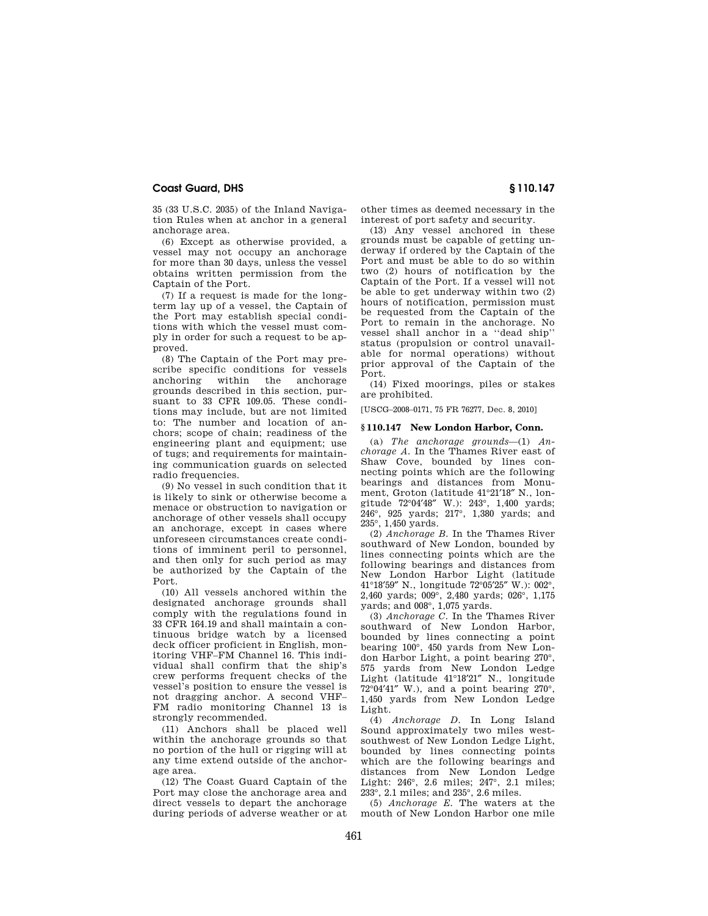35 (33 U.S.C. 2035) of the Inland Navigation Rules when at anchor in a general anchorage area.

(6) Except as otherwise provided, a vessel may not occupy an anchorage for more than 30 days, unless the vessel obtains written permission from the Captain of the Port.

(7) If a request is made for the long-term lay up of a vessel, the Captain of the Port may establish special conditions with which the vessel must comply in order for such a request to be approved.

(8) The Captain of the Port may prescribe specific conditions for vessels anchoring within the anchorage grounds described in this section, pursuant to 33 CFR 109.05. These conditions may include, but are not limited to: The number and location of anchors; scope of chain; readiness of the engineering plant and equipment; use of tugs; and requirements for maintaining communication guards on selected radio frequencies.

(9) No vessel in such condition that it is likely to sink or otherwise become a menace or obstruction to navigation or anchorage of other vessels shall occupy an anchorage, except in cases where unforeseen circumstances create conditions of imminent peril to personnel, and then only for such period as may be authorized by the Captain of the Port.

(10) All vessels anchored within the designated anchorage grounds shall comply with the regulations found in 33 CFR 164.19 and shall maintain a continuous bridge watch by a licensed deck officer proficient in English, monitoring VHF–FM Channel 16. This individual shall confirm that the ship's crew performs frequent checks of the vessel's position to ensure the vessel is not dragging anchor. A second VHF–FM radio monitoring Channel 13 is strongly recommended.

(11) Anchors shall be placed well within the anchorage grounds so that no portion of the hull or rigging will at any time extend outside of the anchorage area.

(12) The Coast Guard Captain of the Port may close the anchorage area and direct vessels to depart the anchorage during periods of adverse weather or at other times as deemed necessary in the interest of port safety and security.

(13) Any vessel anchored in these grounds must be capable of getting underway if ordered by the Captain of the Port and must be able to do so within two (2) hours of notification by the Captain of the Port. If a vessel will not be able to get underway within two (2) hours of notification, permission must be requested from the Captain of the Port to remain in the anchorage. No vessel shall anchor in a "dead ship" status (propulsion or control unavailable for normal operations) without prior approval of the Captain of the Port.

(14) Fixed moorings, piles or stakes are prohibited.

[USCG–2008–0171, 75 FR 76277, Dec. 8, 2010]

## § 110.147 New London Harbor, Conn.

(a) *The anchorage grounds*—(1) *Anchorage A.* In the Thames River east of Shaw Cove, bounded by lines connecting points which are the following bearings and distances from Monument, Groton (latitude 41°21′18″ N., longitude 72°04′48″ W.): 243°, 1,400 yards; 246°, 925 yards; 217°, 1,380 yards; and 235°, 1,450 yards.

(2) *Anchorage B.* In the Thames River southward of New London, bounded by lines connecting points which are the following bearings and distances from New London Harbor Light (latitude 41°18′59″ N., longitude 72°05′25″ W.): 002°, 2,460 yards; 009°, 2,480 yards; 026°, 1,175 yards; and 008°, 1,075 yards.

(3) *Anchorage C.* In the Thames River southward of New London Harbor, bounded by lines connecting a point bearing 100°, 450 yards from New London Harbor Light, a point bearing 270°, 575 yards from New London Ledge Light (latitude 41°18′21″ N., longitude 72°04′41″ W.), and a point bearing 270°, 1,450 yards from New London Ledge Light.

(4) *Anchorage D.* In Long Island Sound approximately two miles west-southwest of New London Ledge Light, bounded by lines connecting points which are the following bearings and distances from New London Ledge Light: 246°, 2.6 miles; 247°, 2.1 miles; 233°, 2.1 miles; and 235°, 2.6 miles.

(5) *Anchorage E.* The waters at the mouth of New London Harbor one mile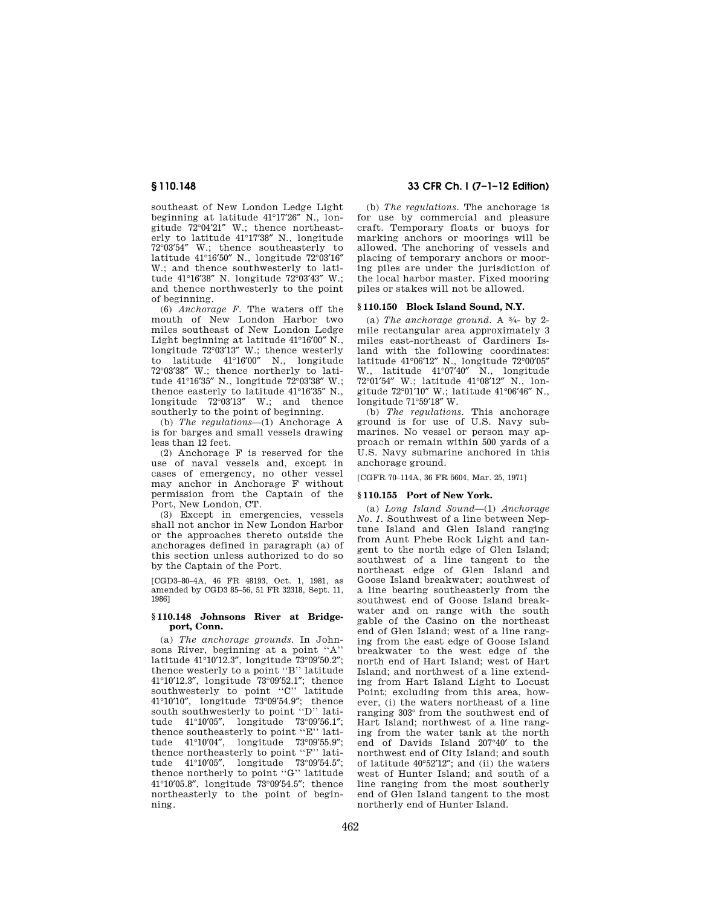southeast of New London Ledge Light beginning at latitude 41°17′26″ N., longitude 72°04′21″ W.; thence northeasterly to latitude 41°17′38″ N., longitude 72°03′54″ W.; thence southeasterly to latitude 41°16′50″ N., longitude 72°03′16″ W.; and thence southwesterly to latitude 41°16′38″ N. longitude 72°03′43″ W.; and thence northwesterly to the point of beginning.

(6) *Anchorage F.* The waters off the mouth of New London Harbor two miles southeast of New London Ledge Light beginning at latitude 41°16′00″ N., longitude 72°03′13″ W.; thence westerly to latitude 41°16′00″ N., longitude 72°03′38″ W.; thence northerly to latitude 41°16′35″ N., longitude 72°03′38″ W.; thence easterly to latitude 41°16′35″ N., longitude 72°03′13″ W.; and thence southerly to the point of beginning.

(b) *The regulations*—(1) Anchorage A is for barges and small vessels drawing less than 12 feet.

(2) Anchorage F is reserved for the use of naval vessels and, except in cases of emergency, no other vessel may anchor in Anchorage F without permission from the Captain of the Port, New London, CT.

(3) Except in emergencies, vessels shall not anchor in New London Harbor or the approaches thereto outside the anchorages defined in paragraph (a) of this section unless authorized to do so by the Captain of the Port.

[CGD3–80–4A, 46 FR 48193, Oct. 1, 1981, as amended by CGD3 85–56, 51 FR 32318, Sept. 11, 1986]

### § 110.148 Johnsons River at Bridgeport, Conn.

(a) *The anchorage grounds.* In Johnsons River, beginning at a point "A" latitude 41°10′12.3″, longitude 73°09′50.2″; thence westerly to a point "B" latitude 41°10′12.3″, longitude 73°09′52.1″; thence southwesterly to point "C" latitude 41°10′10″, longitude 73°09′54.9″; thence south southwesterly to point "D" latitude 41°10′05″, longitude 73°09′56.1″; thence southeasterly to point "E" latitude 41°10′04″, longitude 73°09′55.9″; thence northeasterly to point "F" latitude 41°10′05″, longitude 73°09′54.5″; thence northerly to point "G" latitude 41°10′05.8″, longitude 73°09′54.5″; thence northeasterly to the point of beginning.

(b) *The regulations.* The anchorage is for use by commercial and pleasure craft. Temporary floats or buoys for marking anchors or moorings will be allowed. The anchoring of vessels and placing of temporary anchors or mooring piles are under the jurisdiction of the local harbor master. Fixed mooring piles or stakes will not be allowed.

### § 110.150 Block Island Sound, N.Y.

(a) *The anchorage ground.* A ¾- by 2-mile rectangular area approximately 3 miles east-northeast of Gardiners Island with the following coordinates: latitude 41°06′12″ N., longitude 72°00′05″ W., latitude 41°07′40″ N., longitude 72°01′54″ W.; latitude 41°08′12″ N., longitude 72°01′10″ W.; latitude 41°06′46″ N., longitude 71°59′18″ W.

(b) *The regulations.* This anchorage ground is for use of U.S. Navy submarines. No vessel or person may approach or remain within 500 yards of a U.S. Navy submarine anchored in this anchorage ground.

[CGFR 70–114A, 36 FR 5604, Mar. 25, 1971]

### § 110.155 Port of New York.

(a) *Long Island Sound*—(1) *Anchorage No. 1.* Southwest of a line between Neptune Island and Glen Island ranging from Aunt Phebe Rock Light and tangent to the north edge of Glen Island; southwest of a line tangent to the northeast edge of Glen Island and Goose Island breakwater; southwest of a line bearing southeasterly from the southwest end of Goose Island breakwater and on range with the south gable of the Casino on the northeast end of Glen Island; west of a line ranging from the east edge of Goose Island breakwater to the west edge of the north end of Hart Island; west of Hart Island; and northwest of a line extending from Hart Island Light to Locust Point; excluding from this area, however, (i) the waters northeast of a line ranging 303° from the southwest end of Hart Island; northwest of a line ranging from the water tank at the north end of Davids Island 207°40′ to the northwest end of City Island; and south of latitude 40°52′12″; and (ii) the waters west of Hunter Island; and south of a line ranging from the most southerly end of Glen Island tangent to the most northerly end of Hunter Island.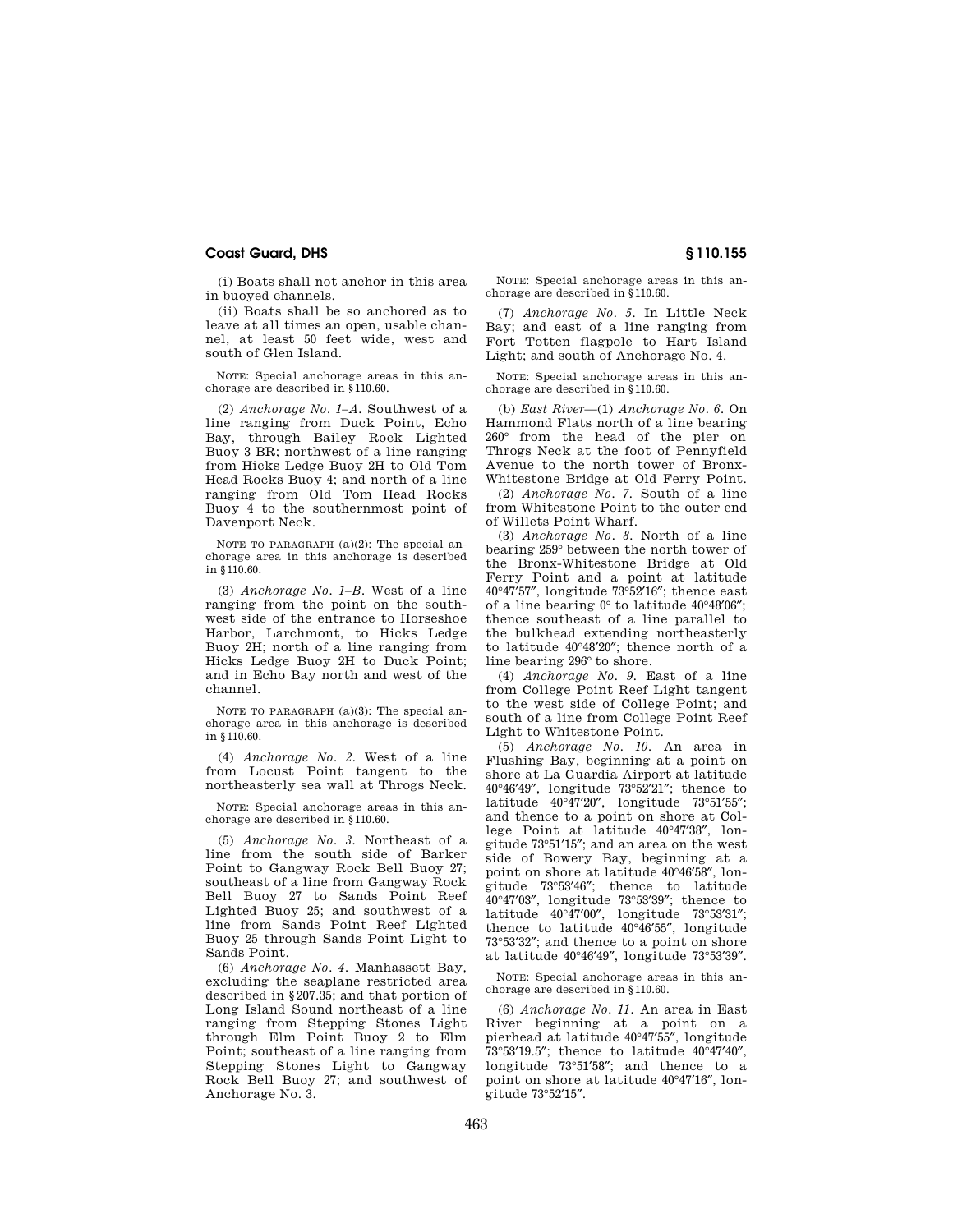(i) Boats shall not anchor in this area in buoyed channels.

(ii) Boats shall be so anchored as to leave at all times an open, usable channel, at least 50 feet wide, west and south of Glen Island.

NOTE: Special anchorage areas in this anchorage are described in §110.60.

(2) *Anchorage No. 1–A.* Southwest of a line ranging from Duck Point, Echo Bay, through Bailey Rock Lighted Buoy 3 BR; northwest of a line ranging from Hicks Ledge Buoy 2H to Old Tom Head Rocks Buoy 4; and north of a line ranging from Old Tom Head Rocks Buoy 4 to the southernmost point of Davenport Neck.

NOTE TO PARAGRAPH (a)(2): The special anchorage area in this anchorage is described in §110.60.

(3) *Anchorage No. 1–B.* West of a line ranging from the point on the southwest side of the entrance to Horseshoe Harbor, Larchmont, to Hicks Ledge Buoy 2H; north of a line ranging from Hicks Ledge Buoy 2H to Duck Point; and in Echo Bay north and west of the channel.

NOTE TO PARAGRAPH (a)(3): The special anchorage area in this anchorage is described in §110.60.

(4) *Anchorage No. 2.* West of a line from Locust Point tangent to the northeasterly sea wall at Throgs Neck.

NOTE: Special anchorage areas in this anchorage are described in §110.60.

(5) *Anchorage No. 3.* Northeast of a line from the south side of Barker Point to Gangway Rock Bell Buoy 27; southeast of a line from Gangway Rock Bell Buoy 27 to Sands Point Reef Lighted Buoy 25; and southwest of a line from Sands Point Reef Lighted Buoy 25 through Sands Point Light to Sands Point.

(6) *Anchorage No. 4.* Manhassett Bay, excluding the seaplane restricted area described in §207.35; and that portion of Long Island Sound northeast of a line ranging from Stepping Stones Light through Elm Point Buoy 2 to Elm Point; southeast of a line ranging from Stepping Stones Light to Gangway Rock Bell Buoy 27; and southwest of Anchorage No. 3.

NOTE: Special anchorage areas in this anchorage are described in §110.60.

(7) *Anchorage No. 5.* In Little Neck Bay; and east of a line ranging from Fort Totten flagpole to Hart Island Light; and south of Anchorage No. 4.

NOTE: Special anchorage areas in this anchorage are described in §110.60.

(b) *East River*—(1) *Anchorage No. 6.* On Hammond Flats north of a line bearing 260° from the head of the pier on Throgs Neck at the foot of Pennyfield Avenue to the north tower of Bronx-Whitestone Bridge at Old Ferry Point.

(2) *Anchorage No. 7.* South of a line from Whitestone Point to the outer end of Willets Point Wharf.

(3) *Anchorage No. 8.* North of a line bearing 259° between the north tower of the Bronx-Whitestone Bridge at Old Ferry Point and a point at latitude 40°47′57″, longitude 73°52′16″; thence east of a line bearing 0° to latitude 40°48′06″; thence southeast of a line parallel to the bulkhead extending northeasterly to latitude 40°48′20″; thence north of a line bearing 296° to shore.

(4) *Anchorage No. 9.* East of a line from College Point Reef Light tangent to the west side of College Point; and south of a line from College Point Reef Light to Whitestone Point.

(5) *Anchorage No. 10.* An area in Flushing Bay, beginning at a point on shore at La Guardia Airport at latitude 40°46′49″, longitude 73°52′21″; thence to latitude 40°47′20″, longitude 73°51′55″; and thence to a point on shore at College Point at latitude 40°47′38″, longitude 73°51′15″; and an area on the west side of Bowery Bay, beginning at a point on shore at latitude 40°46′58″, longitude 73°53′46″; thence to latitude 40°47′03″, longitude 73°53′39″; thence to latitude 40°47′00″, longitude 73°53′31″; thence to latitude 40°46′55″, longitude 73°53′32″; and thence to a point on shore at latitude 40°46′49″, longitude 73°53′39″.

NOTE: Special anchorage areas in this anchorage are described in §110.60.

(6) *Anchorage No. 11.* An area in East River beginning at a point on a pierhead at latitude 40°47′55″, longitude 73°53′19.5″; thence to latitude 40°47′40″, longitude 73°51′58″; and thence to a point on shore at latitude 40°47′16″, longitude 73°52′15″.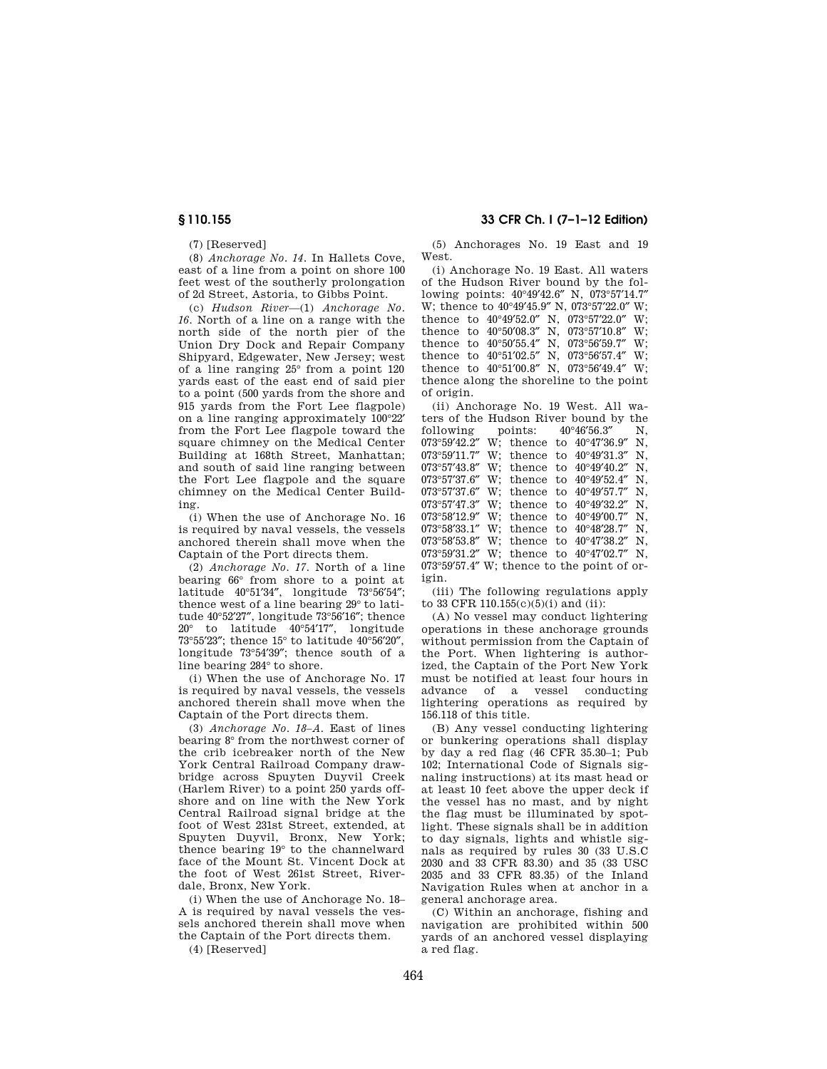(7) [Reserved]

(8) *Anchorage No. 14.* In Hallets Cove, east of a line from a point on shore 100 feet west of the southerly prolongation of 2d Street, Astoria, to Gibbs Point.

(c) *Hudson River*—(1) *Anchorage No. 16.* North of a line on a range with the north side of the north pier of the Union Dry Dock and Repair Company Shipyard, Edgewater, New Jersey; west of a line ranging 25° from a point 120 yards east of the east end of said pier to a point (500 yards from the shore and 915 yards from the Fort Lee flagpole) on a line ranging approximately 100°22′ from the Fort Lee flagpole toward the square chimney on the Medical Center Building at 168th Street, Manhattan; and south of said line ranging between the Fort Lee flagpole and the square chimney on the Medical Center Building.

(i) When the use of Anchorage No. 16 is required by naval vessels, the vessels anchored therein shall move when the Captain of the Port directs them.

(2) *Anchorage No. 17.* North of a line bearing 66° from shore to a point at latitude 40°51′34″, longitude 73°56′54″; thence west of a line bearing 29° to latitude 40°52′27″, longitude 73°56′16″; thence 20° to latitude 40°54′17″, longitude 73°55′23″; thence 15° to latitude 40°56′20″, longitude 73°54′39″; thence south of a line bearing 284° to shore.

(i) When the use of Anchorage No. 17 is required by naval vessels, the vessels anchored therein shall move when the Captain of the Port directs them.

(3) *Anchorage No. 18–A.* East of lines bearing 8° from the northwest corner of the crib icebreaker north of the New York Central Railroad Company drawbridge across Spuyten Duyvil Creek (Harlem River) to a point 250 yards offshore and on line with the New York Central Railroad signal bridge at the foot of West 231st Street, extended, at Spuyten Duyvil, Bronx, New York; thence bearing 19° to the channelward face of the Mount St. Vincent Dock at the foot of West 261st Street, Riverdale, Bronx, New York.

(i) When the use of Anchorage No. 18–A is required by naval vessels the vessels anchored therein shall move when the Captain of the Port directs them.

(4) [Reserved]

(5) Anchorages No. 19 East and 19 West.

(i) Anchorage No. 19 East. All waters of the Hudson River bound by the following points: 40°49′42.6″ N, 073°57′14.7″ W; thence to 40°49′45.9″ N, 073°57′22.0″ W; thence to 40°49′52.0″ N, 073°57′22.0″ W; thence to 40°50′08.3″ N, 073°57′10.8″ W; thence to 40°50′55.4″ N, 073°56′59.7″ W; thence to 40°51′02.5″ N, 073°56′57.4″ W; thence to 40°51′00.8″ N, 073°56′49.4″ W; thence along the shoreline to the point of origin.

(ii) Anchorage No. 19 West. All waters of the Hudson River bound by the following points: 40°46′56.3″ N, 073°59′42.2″ W; thence to 40°47′36.9″ N, 073°59′11.7″ W; thence to 40°49′31.3″ N, 073°57′43.8″ W; thence to 40°49′40.2″ N, 073°57′37.6″ W; thence to 40°49′52.4″ N, 073°57′37.6″ W; thence to 40°49′57.7″ N, 073°57′47.3″ W; thence to 40°49′32.2″ N, 073°58′12.9″ W; thence to 40°49′00.7″ N, 073°58′33.1″ W; thence to 40°48′28.7″ N, 073°58′53.8″ W; thence to 40°47′38.2″ N, 073°59′31.2″ W; thence to 40°47′02.7″ N, 073°59′57.4″ W; thence to the point of origin.

(iii) The following regulations apply to 33 CFR 110.155(c)(5)(i) and (ii):

(A) No vessel may conduct lightering operations in these anchorage grounds without permission from the Captain of the Port. When lightering is authorized, the Captain of the Port New York must be notified at least four hours in advance of a vessel conducting lightering operations as required by 156.118 of this title.

(B) Any vessel conducting lightering or bunkering operations shall display by day a red flag (46 CFR 35.30–1; Pub 102; International Code of Signals signaling instructions) at its mast head or at least 10 feet above the upper deck if the vessel has no mast, and by night the flag must be illuminated by spotlight. These signals shall be in addition to day signals, lights and whistle signals as required by rules 30 (33 U.S.C 2030 and 33 CFR 83.30) and 35 (33 USC 2035 and 33 CFR 83.35) of the Inland Navigation Rules when at anchor in a general anchorage area.

(C) Within an anchorage, fishing and navigation are prohibited within 500 yards of an anchored vessel displaying a red flag.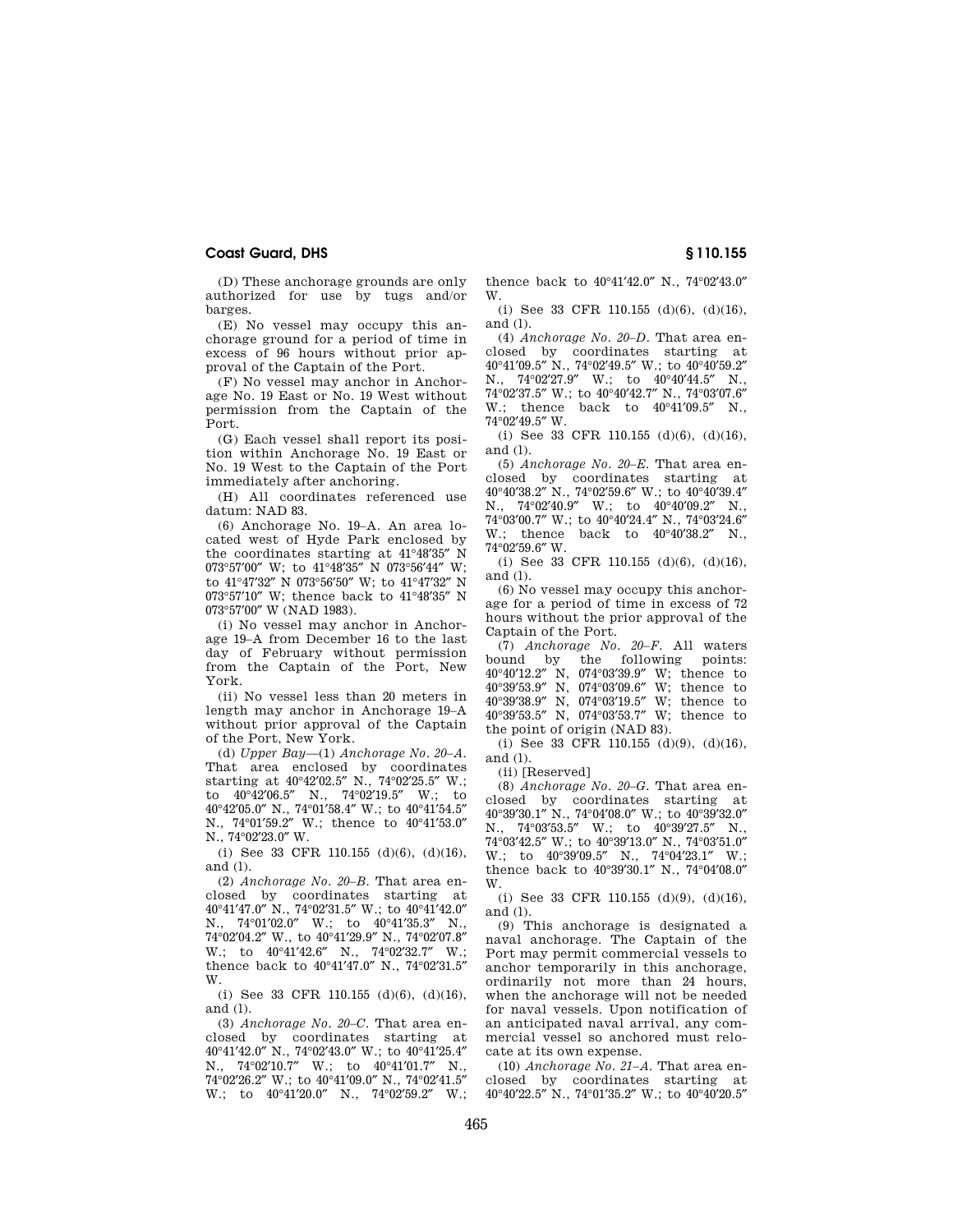(D) These anchorage grounds are only authorized for use by tugs and/or barges.

(E) No vessel may occupy this anchorage ground for a period of time in excess of 96 hours without prior approval of the Captain of the Port.

(F) No vessel may anchor in Anchorage No. 19 East or No. 19 West without permission from the Captain of the Port.

(G) Each vessel shall report its position within Anchorage No. 19 East or No. 19 West to the Captain of the Port immediately after anchoring.

(H) All coordinates referenced use datum: NAD 83.

(6) Anchorage No. 19–A. An area located west of Hyde Park enclosed by the coordinates starting at 41°48′35″ N 073°57′00″ W; to 41°48′35″ N 073°56′44″ W; to 41°47′32″ N 073°56′50″ W; to 41°47′32″ N 073°57′10″ W; thence back to 41°48′35″ N 073°57′00″ W (NAD 1983).

(i) No vessel may anchor in Anchorage 19–A from December 16 to the last day of February without permission from the Captain of the Port, New York.

(ii) No vessel less than 20 meters in length may anchor in Anchorage 19–A without prior approval of the Captain of the Port, New York.

(d) *Upper Bay*—(1) *Anchorage No. 20–A.* That area enclosed by coordinates starting at 40°42′02.5″ N., 74°02′25.5″ W.; to 40°42′06.5″ N., 74°02′19.5″ W.; to 40°42′05.0″ N., 74°01′58.4″ W.; to 40°41′54.5″ N., 74°01′59.2″ W.; thence to 40°41′53.0″ N., 74°02′23.0″ W.

(i) See 33 CFR 110.155 (d)(6), (d)(16), and (l).

(2) *Anchorage No. 20–B.* That area enclosed by coordinates starting at 40°41′47.0″ N., 74°02′31.5″ W.; to 40°41′42.0″ N., 74°01′02.0″ W.; to 40°41′35.3″ N., 74°02′04.2″ W., to 40°41′29.9″ N., 74°02′07.8″ W.; to 40°41′42.6″ N., 74°02′32.7″ W.; thence back to 40°41′47.0″ N., 74°02′31.5″ W.

(i) See 33 CFR 110.155 (d)(6), (d)(16), and (l).

(3) *Anchorage No. 20–C.* That area enclosed by coordinates starting at 40°41′42.0″ N., 74°02′43.0″ W.; to 40°41′25.4″ N., 74°02′10.7″ W.; to 40°41′01.7″ N., 74°02′26.2″ W.; to 40°41′09.0″ N., 74°02′41.5″ W.; to 40°41′20.0″ N., 74°02′59.2″ W.; thence back to 40°41′42.0″ N., 74°02′43.0″ W.

(i) See 33 CFR 110.155 (d)(6), (d)(16), and (l).

(4) *Anchorage No. 20–D.* That area enclosed by coordinates starting at 40°41′09.5″ N., 74°02′49.5″ W.; to 40°40′59.2″ N., 74°02′27.9″ W.; to 40°40′44.5″ N., 74°02′37.5″ W.; to 40°40′42.7″ N., 74°03′07.6″ W.; thence back to 40°41′09.5″ N., 74°02′49.5″ W.

(i) See 33 CFR 110.155 (d)(6), (d)(16), and (l).

(5) *Anchorage No. 20–E.* That area enclosed by coordinates starting at 40°40′38.2″ N., 74°02′59.6″ W.; to 40°40′39.4″ N., 74°02′40.9″ W.; to 40°40′09.2″ N., 74°03′00.7″ W.; to 40°40′24.4″ N., 74°03′24.6″ W.; thence back to 40°40′38.2″ N., 74°02′59.6″ W.

(i) See 33 CFR 110.155 (d)(6), (d)(16), and (l).

(6) No vessel may occupy this anchorage for a period of time in excess of 72 hours without the prior approval of the Captain of the Port.

(7) *Anchorage No. 20–F.* All waters bound by the following points: 40°40′12.2″ N, 074°03′39.9″ W; thence to 40°39′53.9″ N, 074°03′09.6″ W; thence to 40°39′38.9″ N, 074°03′19.5″ W; thence to 40°39′53.5″ N, 074°03′53.7″ W; thence to the point of origin (NAD 83).

(i) See 33 CFR 110.155 (d)(9), (d)(16), and (l).

(ii) [Reserved]

(8) *Anchorage No. 20–G.* That area enclosed by coordinates starting at 40°39′30.1″ N., 74°04′08.0″ W.; to 40°39′32.0″ N., 74°03′53.5″ W.; to 40°39′27.5″ N., 74°03′42.5″ W.; to 40°39′13.0″ N., 74°03′51.0″ W.; to 40°39′09.5″ N., 74°04′23.1″ W.; thence back to 40°39′30.1″ N., 74°04′08.0″ W.

(i) See 33 CFR 110.155 (d)(9), (d)(16), and (l).

(9) This anchorage is designated a naval anchorage. The Captain of the Port may permit commercial vessels to anchor temporarily in this anchorage, ordinarily not more than 24 hours, when the anchorage will not be needed for naval vessels. Upon notification of an anticipated naval arrival, any commercial vessel so anchored must relocate at its own expense.

(10) *Anchorage No. 21–A.* That area enclosed by coordinates starting at 40°40′22.5″ N., 74°01′35.2″ W.; to 40°40′20.5″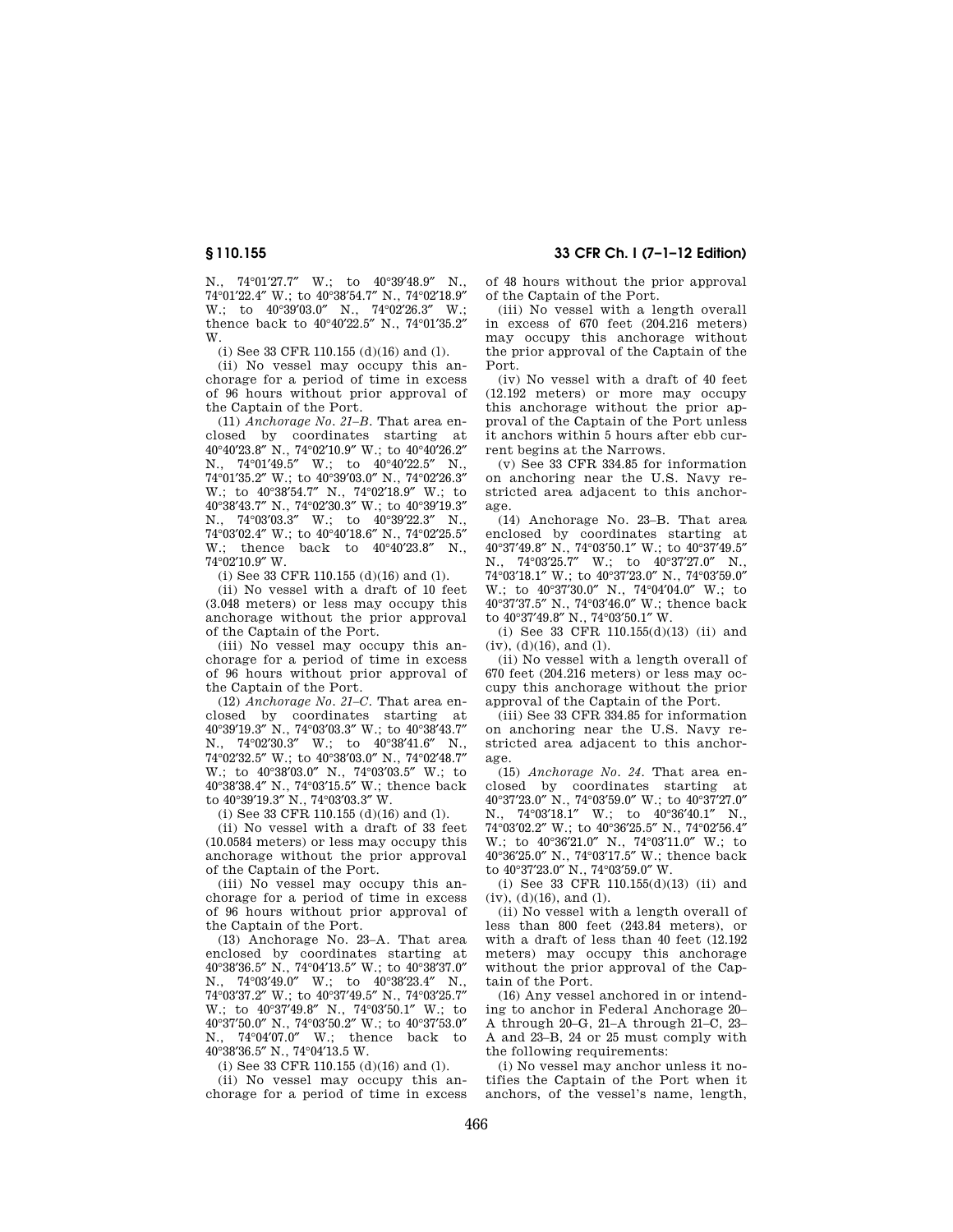N., 74°01′27.7″ W.; to 40°39′48.9″ N., 74°01′22.4″ W.; to 40°38′54.7″ N., 74°02′18.9″ W.; to 40°39′03.0″ N., 74°02′26.3″ W.; thence back to 40°40′22.5″ N., 74°01′35.2″ W.

(i) See 33 CFR 110.155 (d)(16) and (l).

(ii) No vessel may occupy this anchorage for a period of time in excess of 96 hours without prior approval of the Captain of the Port.

(11) *Anchorage No. 21–B.* That area enclosed by coordinates starting at 40°40′23.8″ N., 74°02′10.9″ W.; to 40°40′26.2″ N., 74°01′49.5″ W.; to 40°40′22.5″ N., 74°01′35.2″ W.; to 40°39′03.0″ N., 74°02′26.3″ W.; to 40°38′54.7″ N., 74°02′18.9″ W.; to 40°38′43.7″ N., 74°02′30.3″ W.; to 40°39′19.3″ N., 74°03′03.3″ W.; to 40°39′22.3″ N., 74°03′02.4″ W.; to 40°40′18.6″ N., 74°02′25.5″ W.; thence back to 40°40′23.8″ N., 74°02′10.9″ W.

(i) See 33 CFR 110.155 (d)(16) and (l).

(ii) No vessel with a draft of 10 feet (3.048 meters) or less may occupy this anchorage without the prior approval of the Captain of the Port.

(iii) No vessel may occupy this anchorage for a period of time in excess of 96 hours without prior approval of the Captain of the Port.

(12) *Anchorage No. 21–C.* That area enclosed by coordinates starting at 40°39′19.3″ N., 74°03′03.3″ W.; to 40°38′43.7″ N., 74°02′30.3″ W.; to 40°38′41.6″ N., 74°02′32.5″ W.; to 40°38′03.0″ N., 74°02′48.7″ W.; to 40°38′03.0″ N., 74°03′03.5″ W.; to 40°38′38.4″ N., 74°03′15.5″ W.; thence back to 40°39′19.3″ N., 74°03′03.3″ W.

(i) See 33 CFR 110.155 (d)(16) and (l).

(ii) No vessel with a draft of 33 feet (10.0584 meters) or less may occupy this anchorage without the prior approval of the Captain of the Port.

(iii) No vessel may occupy this anchorage for a period of time in excess of 96 hours without prior approval of the Captain of the Port.

(13) Anchorage No. 23–A. That area enclosed by coordinates starting at 40°38′36.5″ N., 74°04′13.5″ W.; to 40°38′37.0″ N., 74°03′49.0″ W.; to 40°38′23.4″ N., 74°03′37.2″ W.; to 40°37′49.5″ N., 74°03′25.7″ W.; to 40°37′49.8″ N., 74°03′50.1″ W.; to 40°37′50.0″ N., 74°03′50.2″ W.; to 40°37′53.0″ N., 74°04′07.0″ W.; thence back to 40°38′36.5″ N., 74°04′13.5 W.

(i) See 33 CFR 110.155 (d)(16) and (l).

(ii) No vessel may occupy this anchorage for a period of time in excess of 48 hours without the prior approval of the Captain of the Port.

(iii) No vessel with a length overall in excess of 670 feet (204.216 meters) may occupy this anchorage without the prior approval of the Captain of the Port.

(iv) No vessel with a draft of 40 feet (12.192 meters) or more may occupy this anchorage without the prior approval of the Captain of the Port unless it anchors within 5 hours after ebb current begins at the Narrows.

(v) See 33 CFR 334.85 for information on anchoring near the U.S. Navy restricted area adjacent to this anchorage.

(14) Anchorage No. 23–B. That area enclosed by coordinates starting at 40°37′49.8″ N., 74°03′50.1″ W.; to 40°37′49.5″ N., 74°03′25.7″ W.; to 40°37′27.0″ N., 74°03′18.1″ W.; to 40°37′23.0″ N., 74°03′59.0″ W.; to 40°37′30.0″ N., 74°04′04.0″ W.; to 40°37′37.5″ N., 74°03′46.0″ W.; thence back to 40°37′49.8″ N., 74°03′50.1″ W.

(i) See 33 CFR 110.155(d)(13) (ii) and (iv), (d)(16), and (l).

(ii) No vessel with a length overall of 670 feet (204.216 meters) or less may occupy this anchorage without the prior approval of the Captain of the Port.

(iii) See 33 CFR 334.85 for information on anchoring near the U.S. Navy restricted area adjacent to this anchorage.

(15) *Anchorage No. 24.* That area enclosed by coordinates starting at 40°37′23.0″ N., 74°03′59.0″ W.; to 40°37′27.0″ N., 74°03′18.1″ W.; to 40°36′40.1″ N., 74°03′02.2″ W.; to 40°36′25.5″ N., 74°02′56.4″ W.; to 40°36′21.0″ N., 74°03′11.0″ W.; to 40°36′25.0″ N., 74°03′17.5″ W.; thence back to 40°37′23.0″ N., 74°03′59.0″ W.

(i) See 33 CFR 110.155(d)(13) (ii) and (iv), (d)(16), and (l).

(ii) No vessel with a length overall of less than 800 feet (243.84 meters), or with a draft of less than 40 feet (12.192 meters) may occupy this anchorage without the prior approval of the Captain of the Port.

(16) Any vessel anchored in or intending to anchor in Federal Anchorage 20–A through 20–G, 21–A through 21–C, 23–A and 23–B, 24 or 25 must comply with the following requirements:

(i) No vessel may anchor unless it notifies the Captain of the Port when it anchors, of the vessel's name, length,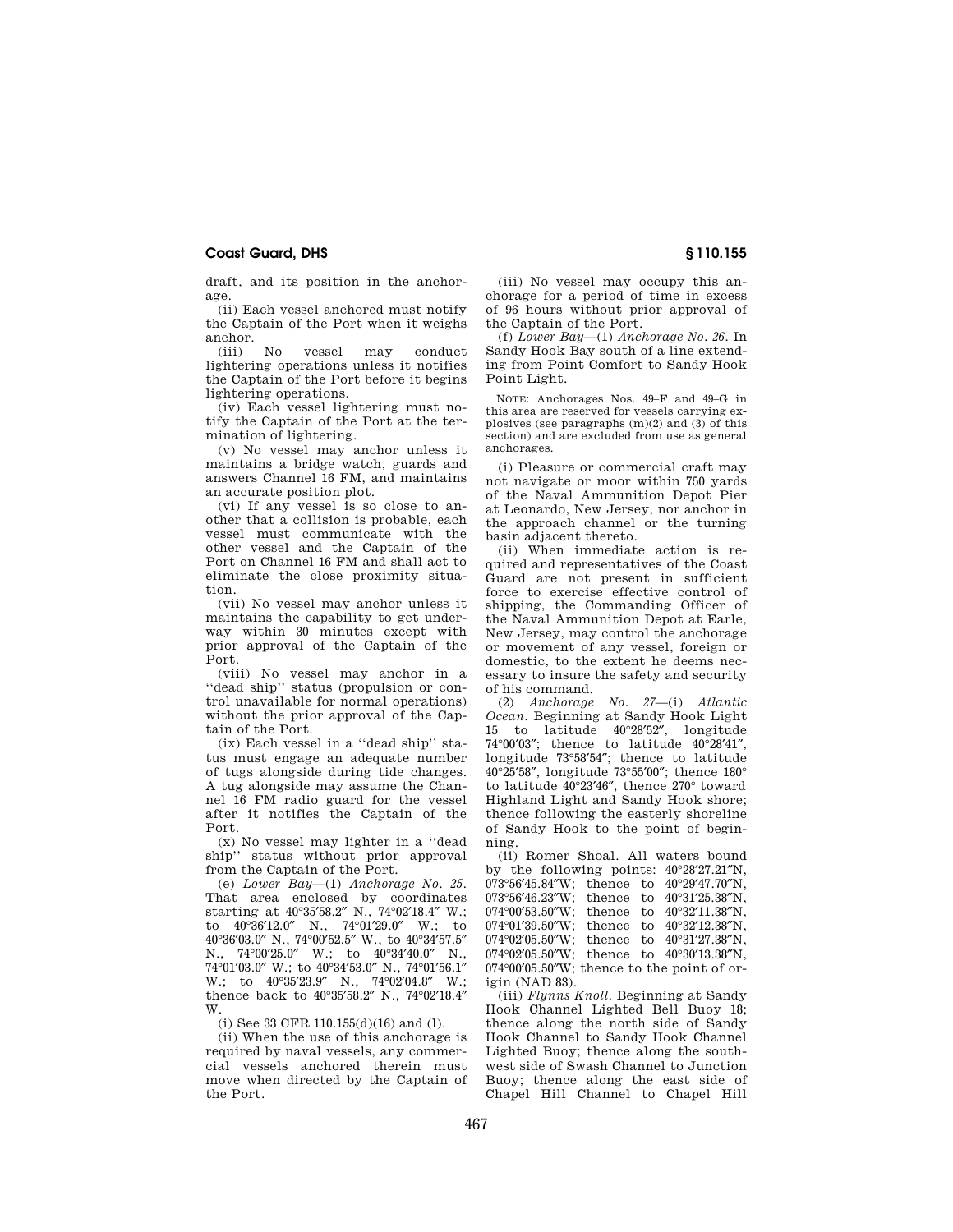draft, and its position in the anchorage.

(ii) Each vessel anchored must notify the Captain of the Port when it weighs anchor.

(iii) No vessel may conduct lightering operations unless it notifies the Captain of the Port before it begins lightering operations.

(iv) Each vessel lightering must notify the Captain of the Port at the termination of lightering.

(v) No vessel may anchor unless it maintains a bridge watch, guards and answers Channel 16 FM, and maintains an accurate position plot.

(vi) If any vessel is so close to another that a collision is probable, each vessel must communicate with the other vessel and the Captain of the Port on Channel 16 FM and shall act to eliminate the close proximity situation.

(vii) No vessel may anchor unless it maintains the capability to get underway within 30 minutes except with prior approval of the Captain of the Port.

(viii) No vessel may anchor in a "dead ship" status (propulsion or control unavailable for normal operations) without the prior approval of the Captain of the Port.

(ix) Each vessel in a "dead ship" status must engage an adequate number of tugs alongside during tide changes. A tug alongside may assume the Channel 16 FM radio guard for the vessel after it notifies the Captain of the Port.

(x) No vessel may lighter in a "dead ship" status without prior approval from the Captain of the Port.

(e) *Lower Bay*—(1) *Anchorage No. 25.* That area enclosed by coordinates starting at 40°35′58.2″ N., 74°02′18.4″ W.; to 40°36′12.0″ N., 74°01′29.0″ W.; to 40°36′03.0″ N., 74°00′52.5″ W., to 40°34′57.5″ N., 74°00′25.0″ W.; to 40°34′40.0″ N., 74°01′03.0″ W.; to 40°34′53.0″ N., 74°01′56.1″ W.; to 40°35′23.9″ N., 74°02′04.8″ W.; thence back to 40°35′58.2″ N., 74°02′18.4″ W.

(i) See 33 CFR 110.155(d)(16) and (l).

(ii) When the use of this anchorage is required by naval vessels, any commercial vessels anchored therein must move when directed by the Captain of the Port.

(iii) No vessel may occupy this anchorage for a period of time in excess of 96 hours without prior approval of the Captain of the Port.

(f) *Lower Bay*—(1) *Anchorage No. 26.* In Sandy Hook Bay south of a line extending from Point Comfort to Sandy Hook Point Light.

NOTE: Anchorages Nos. 49–F and 49–G in this area are reserved for vessels carrying explosives (see paragraphs (m)(2) and (3) of this section) and are excluded from use as general anchorages.

(i) Pleasure or commercial craft may not navigate or moor within 750 yards of the Naval Ammunition Depot Pier at Leonardo, New Jersey, nor anchor in the approach channel or the turning basin adjacent thereto.

(ii) When immediate action is required and representatives of the Coast Guard are not present in sufficient force to exercise effective control of shipping, the Commanding Officer of the Naval Ammunition Depot at Earle, New Jersey, may control the anchorage or movement of any vessel, foreign or domestic, to the extent he deems necessary to insure the safety and security of his command.

(2) *Anchorage No. 27*—(i) *Atlantic Ocean.* Beginning at Sandy Hook Light 15 to latitude 40°28′52″, longitude 74°00′03″; thence to latitude 40°28′41″, longitude 73°58′54″; thence to latitude 40°25′58″, longitude 73°55′00″; thence 180° to latitude 40°23′46″, thence 270° toward Highland Light and Sandy Hook shore; thence following the easterly shoreline of Sandy Hook to the point of beginning.

(ii) Romer Shoal. All waters bound by the following points: 40°28′27.21″N, 073°56′45.84″W; thence to 40°29′47.70″N, 073°56′46.23″W; thence to 40°31′25.38″N, 074°00′53.50″W; thence to 40°32′11.38″N, 074°01′39.50″W; thence to 40°32′12.38″N, 074°02′05.50″W; thence to 40°31′27.38″N, 074°02′05.50″W; thence to 40°30′13.38″N, 074°00′05.50″W; thence to the point of origin (NAD 83).

(iii) *Flynns Knoll.* Beginning at Sandy Hook Channel Lighted Bell Buoy 18; thence along the north side of Sandy Hook Channel to Sandy Hook Channel Lighted Buoy; thence along the southwest side of Swash Channel to Junction Buoy; thence along the east side of Chapel Hill Channel to Chapel Hill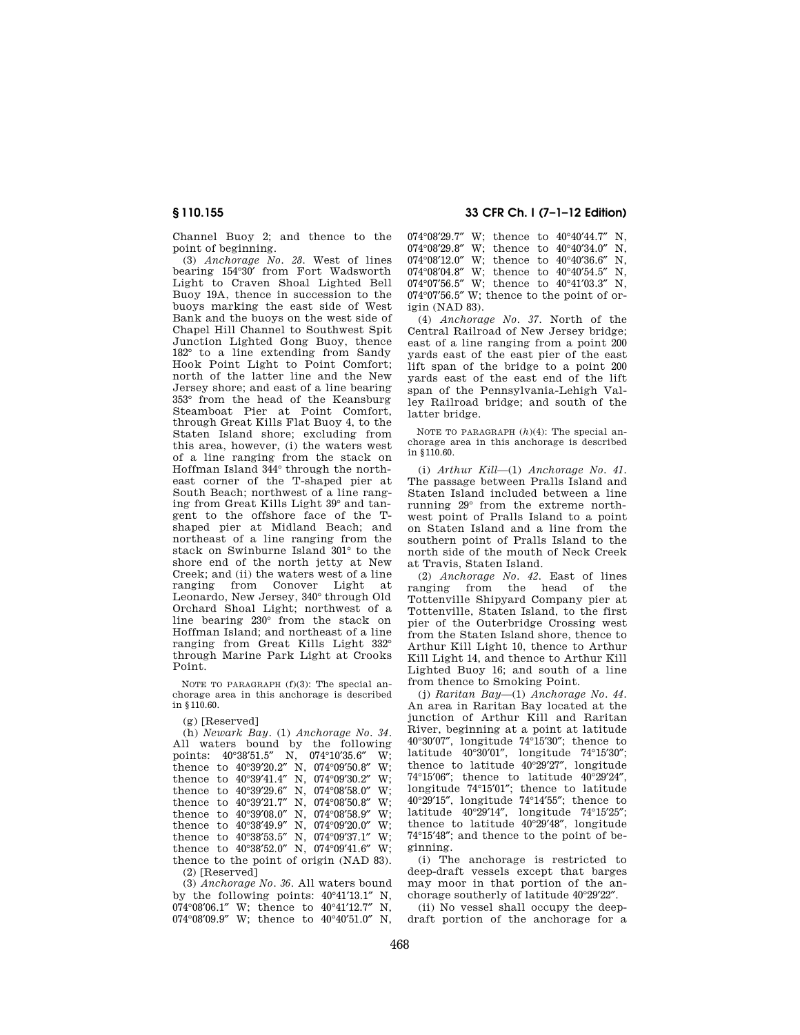Channel Buoy 2; and thence to the point of beginning.

(3) *Anchorage No. 28.* West of lines bearing 154°30′ from Fort Wadsworth Light to Craven Shoal Lighted Bell Buoy 19A, thence in succession to the buoys marking the east side of West Bank and the buoys on the west side of Chapel Hill Channel to Southwest Spit Junction Lighted Gong Buoy, thence 182° to a line extending from Sandy Hook Point Light to Point Comfort; north of the latter line and the New Jersey shore; and east of a line bearing 353° from the head of the Keansburg Steamboat Pier at Point Comfort, through Great Kills Flat Buoy 4, to the Staten Island shore; excluding from this area, however, (i) the waters west of a line ranging from the stack on Hoffman Island 344° through the northeast corner of the T-shaped pier at South Beach; northwest of a line ranging from Great Kills Light 39° and tangent to the offshore face of the T-shaped pier at Midland Beach; and northeast of a line ranging from the stack on Swinburne Island 301° to the shore end of the north jetty at New Creek; and (ii) the waters west of a line ranging from Conover Light at Leonardo, New Jersey, 340° through Old Orchard Shoal Light; northwest of a line bearing 230° from the stack on Hoffman Island; and northeast of a line ranging from Great Kills Light 332° through Marine Park Light at Crooks Point.

NOTE TO PARAGRAPH (f)(3): The special anchorage area in this anchorage is described in §110.60.

(g) [Reserved]

(h) *Newark Bay.* (1) *Anchorage No. 34.* All waters bound by the following points: 40°38′51.5″ N, 074°10′35.6″ W; thence to 40°39′20.2″ N, 074°09′50.8″ W; thence to 40°39′41.4″ N, 074°09′30.2″ W; thence to 40°39′29.6″ N, 074°08′58.0″ W; thence to 40°39′21.7″ N, 074°08′50.8″ W; thence to 40°39′08.0″ N, 074°08′58.9″ W; thence to 40°38′49.9″ N, 074°09′20.0″ W; thence to 40°38′53.5″ N, 074°09′37.1″ W; thence to 40°38′52.0″ N, 074°09′41.6″ W; thence to the point of origin (NAD 83).

(2) [Reserved]

(3) *Anchorage No. 36.* All waters bound by the following points: 40°41′13.1″ N, 074°08′06.1″ W; thence to 40°41′12.7″ N, 074°08′09.9″ W; thence to 40°40′51.0″ N, 074°08′29.7″ W; thence to 40°40′44.7″ N, 074°08′29.8″ W; thence to 40°40′34.0″ N, 074°08′12.0″ W; thence to 40°40′36.6″ N, 074°08′04.8″ W; thence to 40°40′54.5″ N, 074°07′56.5″ W; thence to 40°41′03.3″ N, 074°07′56.5″ W; thence to the point of origin (NAD 83).

(4) *Anchorage No. 37.* North of the Central Railroad of New Jersey bridge; east of a line ranging from a point 200 yards east of the east pier of the east lift span of the bridge to a point 200 yards east of the east end of the lift span of the Pennsylvania-Lehigh Valley Railroad bridge; and south of the latter bridge.

NOTE TO PARAGRAPH (*h*)(4): The special anchorage area in this anchorage is described in §110.60.

(i) *Arthur Kill*—(1) *Anchorage No. 41.* The passage between Pralls Island and Staten Island included between a line running 29° from the extreme northwest point of Pralls Island to a point on Staten Island and a line from the southern point of Pralls Island to the north side of the mouth of Neck Creek at Travis, Staten Island.

(2) *Anchorage No. 42.* East of lines ranging from the head of the Tottenville Shipyard Company pier at Tottenville, Staten Island, to the first pier of the Outerbridge Crossing west from the Staten Island shore, thence to Arthur Kill Light 10, thence to Arthur Kill Light 14, and thence to Arthur Kill Lighted Buoy 16; and south of a line from thence to Smoking Point.

(j) *Raritan Bay*—(1) *Anchorage No. 44.* An area in Raritan Bay located at the junction of Arthur Kill and Raritan River, beginning at a point at latitude 40°30′07″, longitude 74°15′30″; thence to latitude 40°30′01″, longitude 74°15′30″; thence to latitude 40°29′27″, longitude 74°15′06″; thence to latitude 40°29′24″, longitude 74°15′01″; thence to latitude 40°29′15″, longitude 74°14′55″; thence to latitude 40°29′14″, longitude 74°15′25″; thence to latitude 40°29′48″, longitude 74°15′48″; and thence to the point of beginning.

(i) The anchorage is restricted to deep-draft vessels except that barges may moor in that portion of the anchorage southerly of latitude 40°29′22″.

(ii) No vessel shall occupy the deep-draft portion of the anchorage for a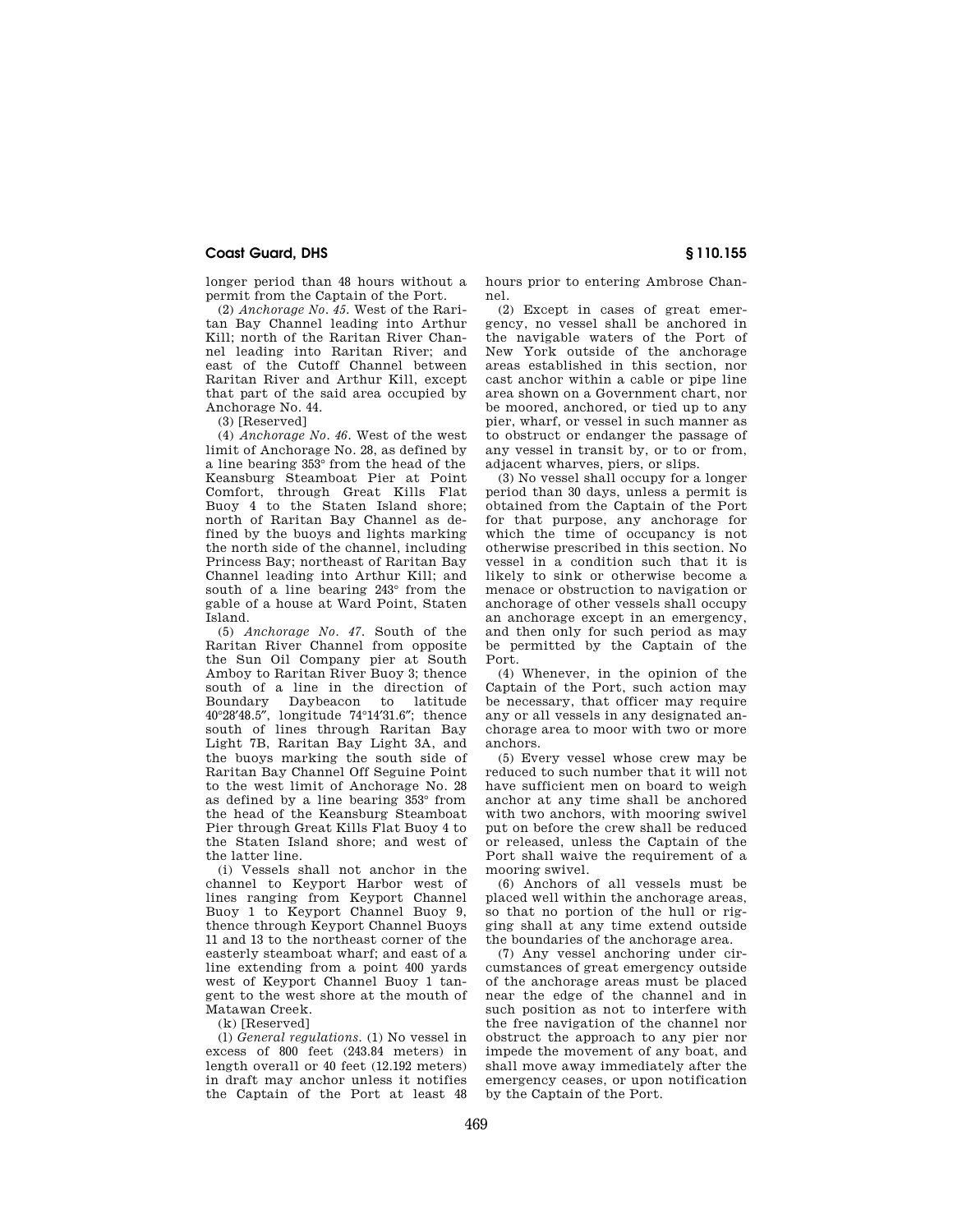longer period than 48 hours without a permit from the Captain of the Port.

(2) *Anchorage No. 45.* West of the Raritan Bay Channel leading into Arthur Kill; north of the Raritan River Channel leading into Raritan River; and east of the Cutoff Channel between Raritan River and Arthur Kill, except that part of the said area occupied by Anchorage No. 44.

(3) [Reserved]

(4) *Anchorage No. 46.* West of the west limit of Anchorage No. 28, as defined by a line bearing 353° from the head of the Keansburg Steamboat Pier at Point Comfort, through Great Kills Flat Buoy 4 to the Staten Island shore; north of Raritan Bay Channel as defined by the buoys and lights marking the north side of the channel, including Princess Bay; northeast of Raritan Bay Channel leading into Arthur Kill; and south of a line bearing 243° from the gable of a house at Ward Point, Staten Island.

(5) *Anchorage No. 47.* South of the Raritan River Channel from opposite the Sun Oil Company pier at South Amboy to Raritan River Buoy 3; thence south of a line in the direction of Boundary Daybeacon to latitude 40°28′48.5″, longitude 74°14′31.6″; thence south of lines through Raritan Bay Light 7B, Raritan Bay Light 3A, and the buoys marking the south side of Raritan Bay Channel Off Seguine Point to the west limit of Anchorage No. 28 as defined by a line bearing 353° from the head of the Keansburg Steamboat Pier through Great Kills Flat Buoy 4 to the Staten Island shore; and west of the latter line.

(i) Vessels shall not anchor in the channel to Keyport Harbor west of lines ranging from Keyport Channel Buoy 1 to Keyport Channel Buoy 9, thence through Keyport Channel Buoys 11 and 13 to the northeast corner of the easterly steamboat wharf; and east of a line extending from a point 400 yards west of Keyport Channel Buoy 1 tangent to the west shore at the mouth of Matawan Creek.

(k) [Reserved]

(l) *General regulations.* (1) No vessel in excess of 800 feet (243.84 meters) in length overall or 40 feet (12.192 meters) in draft may anchor unless it notifies the Captain of the Port at least 48 hours prior to entering Ambrose Channel.

(2) Except in cases of great emergency, no vessel shall be anchored in the navigable waters of the Port of New York outside of the anchorage areas established in this section, nor cast anchor within a cable or pipe line area shown on a Government chart, nor be moored, anchored, or tied up to any pier, wharf, or vessel in such manner as to obstruct or endanger the passage of any vessel in transit by, or to or from, adjacent wharves, piers, or slips.

(3) No vessel shall occupy for a longer period than 30 days, unless a permit is obtained from the Captain of the Port for that purpose, any anchorage for which the time of occupancy is not otherwise prescribed in this section. No vessel in a condition such that it is likely to sink or otherwise become a menace or obstruction to navigation or anchorage of other vessels shall occupy an anchorage except in an emergency, and then only for such period as may be permitted by the Captain of the Port.

(4) Whenever, in the opinion of the Captain of the Port, such action may be necessary, that officer may require any or all vessels in any designated anchorage area to moor with two or more anchors.

(5) Every vessel whose crew may be reduced to such number that it will not have sufficient men on board to weigh anchor at any time shall be anchored with two anchors, with mooring swivel put on before the crew shall be reduced or released, unless the Captain of the Port shall waive the requirement of a mooring swivel.

(6) Anchors of all vessels must be placed well within the anchorage areas, so that no portion of the hull or rigging shall at any time extend outside the boundaries of the anchorage area.

(7) Any vessel anchoring under circumstances of great emergency outside of the anchorage areas must be placed near the edge of the channel and in such position as not to interfere with the free navigation of the channel nor obstruct the approach to any pier nor impede the movement of any boat, and shall move away immediately after the emergency ceases, or upon notification by the Captain of the Port.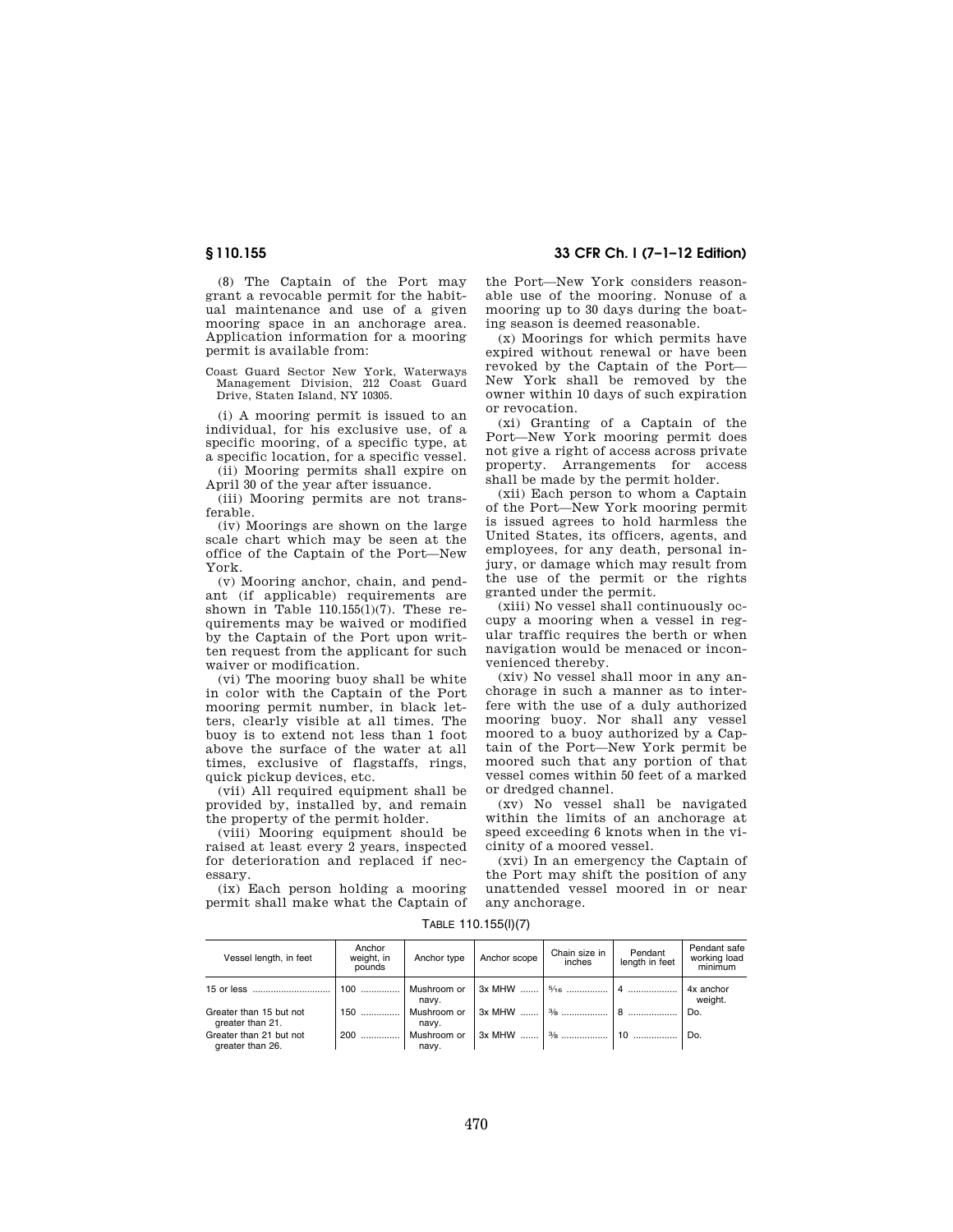(8) The Captain of the Port may grant a revocable permit for the habitual maintenance and use of a given mooring space in an anchorage area. Application information for a mooring permit is available from:

Coast Guard Sector New York, Waterways Management Division, 212 Coast Guard Drive, Staten Island, NY 10305.

(i) A mooring permit is issued to an individual, for his exclusive use, of a specific mooring, of a specific type, at a specific location, for a specific vessel.

(ii) Mooring permits shall expire on April 30 of the year after issuance.

(iii) Mooring permits are not transferable.

(iv) Moorings are shown on the large scale chart which may be seen at the office of the Captain of the Port—New York.

(v) Mooring anchor, chain, and pendant (if applicable) requirements are shown in Table 110.155(l)(7). These requirements may be waived or modified by the Captain of the Port upon written request from the applicant for such waiver or modification.

(vi) The mooring buoy shall be white in color with the Captain of the Port mooring permit number, in black letters, clearly visible at all times. The buoy is to extend not less than 1 foot above the surface of the water at all times, exclusive of flagstaffs, rings, quick pickup devices, etc.

(vii) All required equipment shall be provided by, installed by, and remain the property of the permit holder.

(viii) Mooring equipment should be raised at least every 2 years, inspected for deterioration and replaced if necessary.

(ix) Each person holding a mooring permit shall make what the Captain of the Port—New York considers reasonable use of the mooring. Nonuse of a mooring up to 30 days during the boating season is deemed reasonable.

(x) Moorings for which permits have expired without renewal or have been revoked by the Captain of the Port—New York shall be removed by the owner within 10 days of such expiration or revocation.

(xi) Granting of a Captain of the Port—New York mooring permit does not give a right of access across private property. Arrangements for access shall be made by the permit holder.

(xii) Each person to whom a Captain of the Port—New York mooring permit is issued agrees to hold harmless the United States, its officers, agents, and employees, for any death, personal injury, or damage which may result from the use of the permit or the rights granted under the permit.

(xiii) No vessel shall continuously occupy a mooring when a vessel in regular traffic requires the berth or when navigation would be menaced or inconvenienced thereby.

(xiv) No vessel shall moor in any anchorage in such a manner as to interfere with the use of a duly authorized mooring buoy. Nor shall any vessel moored to a buoy authorized by a Captain of the Port—New York permit be moored such that any portion of that vessel comes within 50 feet of a marked or dredged channel.

(xv) No vessel shall be navigated within the limits of an anchorage at speed exceeding 6 knots when in the vicinity of a moored vessel.

(xvi) In an emergency the Captain of the Port may shift the position of any unattended vessel moored in or near any anchorage.

TABLE 110.155(l)(7)

| Vessel length, in feet | Anchor weight, in pounds | Anchor type | Anchor scope | Chain size in inches | Pendant length in feet | Pendant safe working load minimum |
|---|---|---|---|---|---|---|
| 15 or less | 100 | Mushroom or navy. | 3x MHW | 5/16 | 4 | 4x anchor weight. |
| Greater than 15 but not greater than 21. | 150 | Mushroom or navy. | 3x MHW | 3/8 | 8 | Do. |
| Greater than 21 but not greater than 26. | 200 | Mushroom or navy. | 3x MHW | 3/8 | 10 | Do. |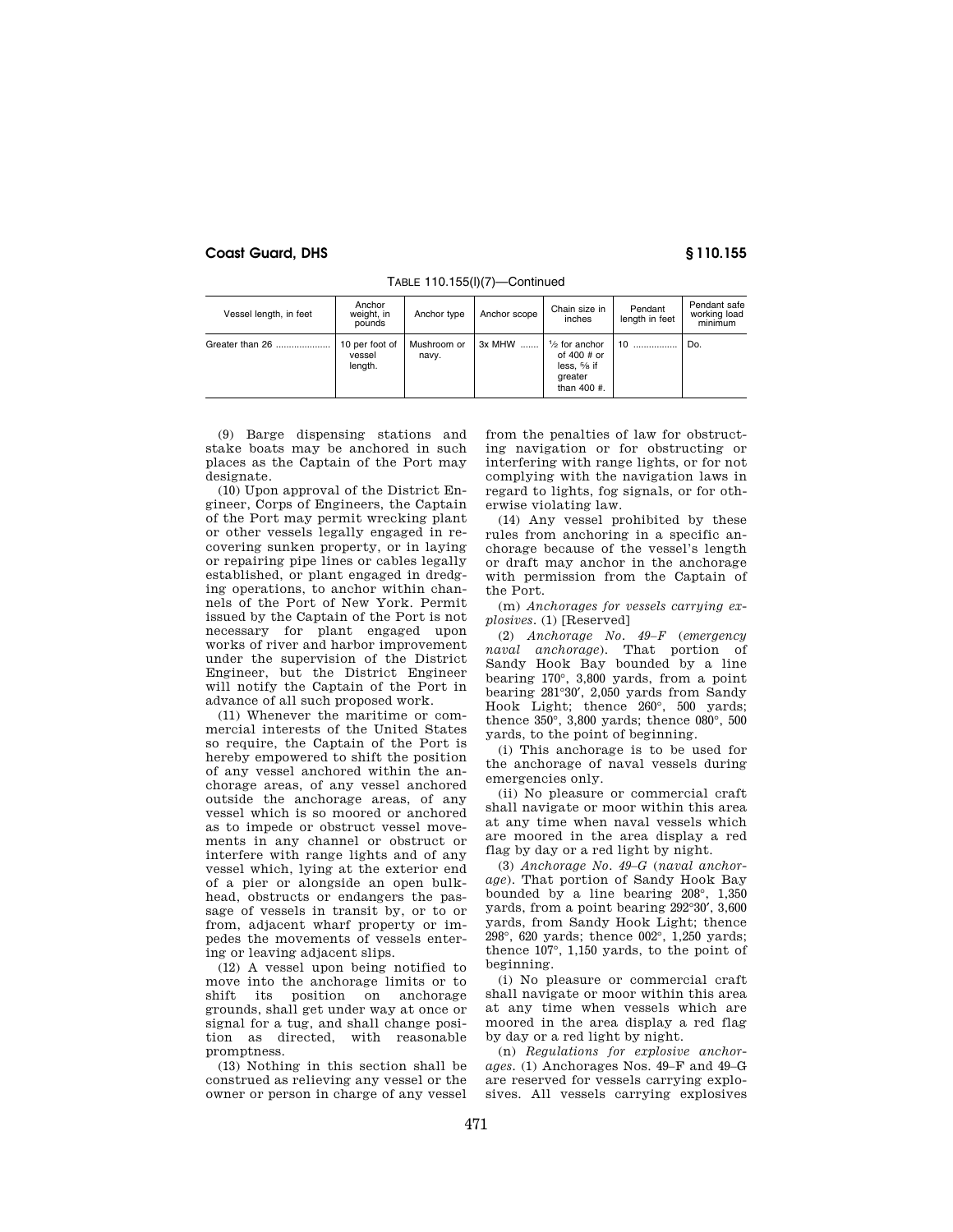TABLE 110.155(l)(7)—Continued

| Vessel length, in feet | Anchor weight, in pounds | Anchor type | Anchor scope | Chain size in inches | Pendant length in feet | Pendant safe working load minimum |
|---|---|---|---|---|---|---|
| Greater than 26 | 10 per foot of vessel length. | Mushroom or navy. | 3x MHW | ½ for anchor of 400 # or less, ⅝ if greater than 400 #. | 10 | Do. |

(9) Barge dispensing stations and stake boats may be anchored in such places as the Captain of the Port may designate.

(10) Upon approval of the District Engineer, Corps of Engineers, the Captain of the Port may permit wrecking plant or other vessels legally engaged in recovering sunken property, or in laying or repairing pipe lines or cables legally established, or plant engaged in dredging operations, to anchor within channels of the Port of New York. Permit issued by the Captain of the Port is not necessary for plant engaged upon works of river and harbor improvement under the supervision of the District Engineer, but the District Engineer will notify the Captain of the Port in advance of all such proposed work.

(11) Whenever the maritime or commercial interests of the United States so require, the Captain of the Port is hereby empowered to shift the position of any vessel anchored within the anchorage areas, of any vessel anchored outside the anchorage areas, of any vessel which is so moored or anchored as to impede or obstruct vessel movements in any channel or obstruct or interfere with range lights and of any vessel which, lying at the exterior end of a pier or alongside an open bulkhead, obstructs or endangers the passage of vessels in transit by, or to or from, adjacent wharf property or impedes the movements of vessels entering or leaving adjacent slips.

(12) A vessel upon being notified to move into the anchorage limits or to shift its position on anchorage grounds, shall get under way at once or signal for a tug, and shall change position as directed, with reasonable promptness.

(13) Nothing in this section shall be construed as relieving any vessel or the owner or person in charge of any vessel from the penalties of law for obstructing navigation or for obstructing or interfering with range lights, or for not complying with the navigation laws in regard to lights, fog signals, or for otherwise violating law.

(14) Any vessel prohibited by these rules from anchoring in a specific anchorage because of the vessel's length or draft may anchor in the anchorage with permission from the Captain of the Port.

(m) *Anchorages for vessels carrying explosives.* (1) [Reserved]

(2) *Anchorage No. 49–F (emergency naval anchorage).* That portion of Sandy Hook Bay bounded by a line bearing 170°, 3,800 yards, from a point bearing 281°30′, 2,050 yards from Sandy Hook Light; thence 260°, 500 yards; thence 350°, 3,800 yards; thence 080°, 500 yards, to the point of beginning.

(i) This anchorage is to be used for the anchorage of naval vessels during emergencies only.

(ii) No pleasure or commercial craft shall navigate or moor within this area at any time when naval vessels which are moored in the area display a red flag by day or a red light by night.

(3) *Anchorage No. 49–G (naval anchorage).* That portion of Sandy Hook Bay bounded by a line bearing 208°, 1,350 yards, from a point bearing 292°30′, 3,600 yards, from Sandy Hook Light; thence 298°, 620 yards; thence 002°, 1,250 yards; thence 107°, 1,150 yards, to the point of beginning.

(i) No pleasure or commercial craft shall navigate or moor within this area at any time when vessels which are moored in the area display a red flag by day or a red light by night.

(n) *Regulations for explosive anchorages.* (1) Anchorages Nos. 49–F and 49–G are reserved for vessels carrying explosives. All vessels carrying explosives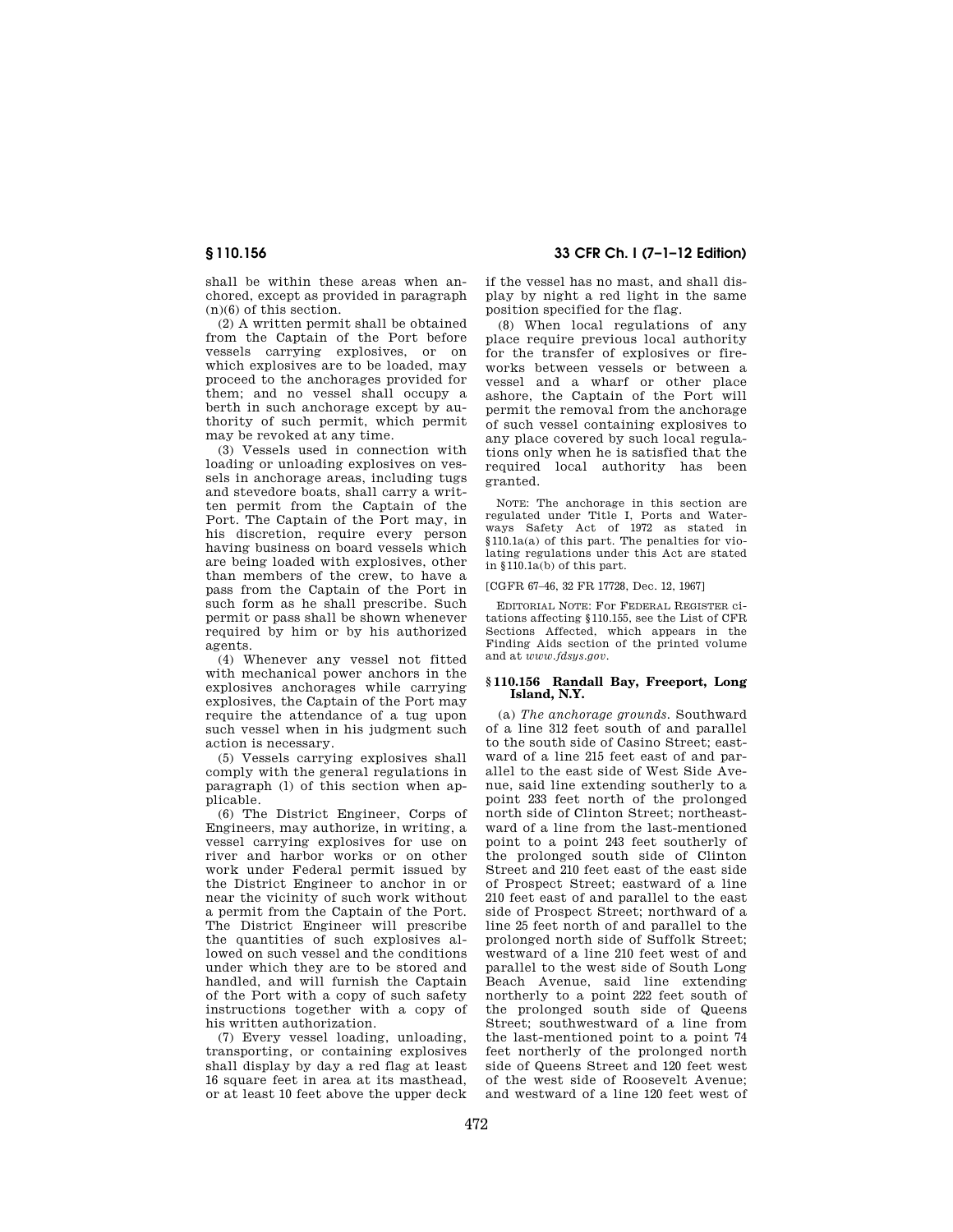shall be within these areas when anchored, except as provided in paragraph (n)(6) of this section.

(2) A written permit shall be obtained from the Captain of the Port before vessels carrying explosives, or on which explosives are to be loaded, may proceed to the anchorages provided for them; and no vessel shall occupy a berth in such anchorage except by authority of such permit, which permit may be revoked at any time.

(3) Vessels used in connection with loading or unloading explosives on vessels in anchorage areas, including tugs and stevedore boats, shall carry a written permit from the Captain of the Port. The Captain of the Port may, in his discretion, require every person having business on board vessels which are being loaded with explosives, other than members of the crew, to have a pass from the Captain of the Port in such form as he shall prescribe. Such permit or pass shall be shown whenever required by him or by his authorized agents.

(4) Whenever any vessel not fitted with mechanical power anchors in the explosives anchorages while carrying explosives, the Captain of the Port may require the attendance of a tug upon such vessel when in his judgment such action is necessary.

(5) Vessels carrying explosives shall comply with the general regulations in paragraph (l) of this section when applicable.

(6) The District Engineer, Corps of Engineers, may authorize, in writing, a vessel carrying explosives for use on river and harbor works or on other work under Federal permit issued by the District Engineer to anchor in or near the vicinity of such work without a permit from the Captain of the Port. The District Engineer will prescribe the quantities of such explosives allowed on such vessel and the conditions under which they are to be stored and handled, and will furnish the Captain of the Port with a copy of such safety instructions together with a copy of his written authorization.

(7) Every vessel loading, unloading, transporting, or containing explosives shall display by day a red flag at least 16 square feet in area at its masthead, or at least 10 feet above the upper deck if the vessel has no mast, and shall display by night a red light in the same position specified for the flag.

(8) When local regulations of any place require previous local authority for the transfer of explosives or fireworks between vessels or between a vessel and a wharf or other place ashore, the Captain of the Port will permit the removal from the anchorage of such vessel containing explosives to any place covered by such local regulations only when he is satisfied that the required local authority has been granted.

NOTE: The anchorage in this section are regulated under Title I, Ports and Waterways Safety Act of 1972 as stated in §110.1a(a) of this part. The penalties for violating regulations under this Act are stated in §110.1a(b) of this part.

[CGFR 67–46, 32 FR 17728, Dec. 12, 1967]

EDITORIAL NOTE: For FEDERAL REGISTER citations affecting §110.155, see the List of CFR Sections Affected, which appears in the Finding Aids section of the printed volume and at *www.fdsys.gov*.

## §110.156 Randall Bay, Freeport, Long Island, N.Y.

(a) *The anchorage grounds.* Southward of a line 312 feet south of and parallel to the south side of Casino Street; eastward of a line 215 feet east of and parallel to the east side of West Side Avenue, said line extending southerly to a point 233 feet north of the prolonged north side of Clinton Street; northeastward of a line from the last-mentioned point to a point 243 feet southerly of the prolonged south side of Clinton Street and 210 feet east of the east side of Prospect Street; eastward of a line 210 feet east of and parallel to the east side of Prospect Street; northward of a line 25 feet north of and parallel to the prolonged north side of Suffolk Street; westward of a line 210 feet west of and parallel to the west side of South Long Beach Avenue, said line extending northerly to a point 222 feet south of the prolonged south side of Queens Street; southwestward of a line from the last-mentioned point to a point 74 feet northerly of the prolonged north side of Queens Street and 120 feet west of the west side of Roosevelt Avenue; and westward of a line 120 feet west of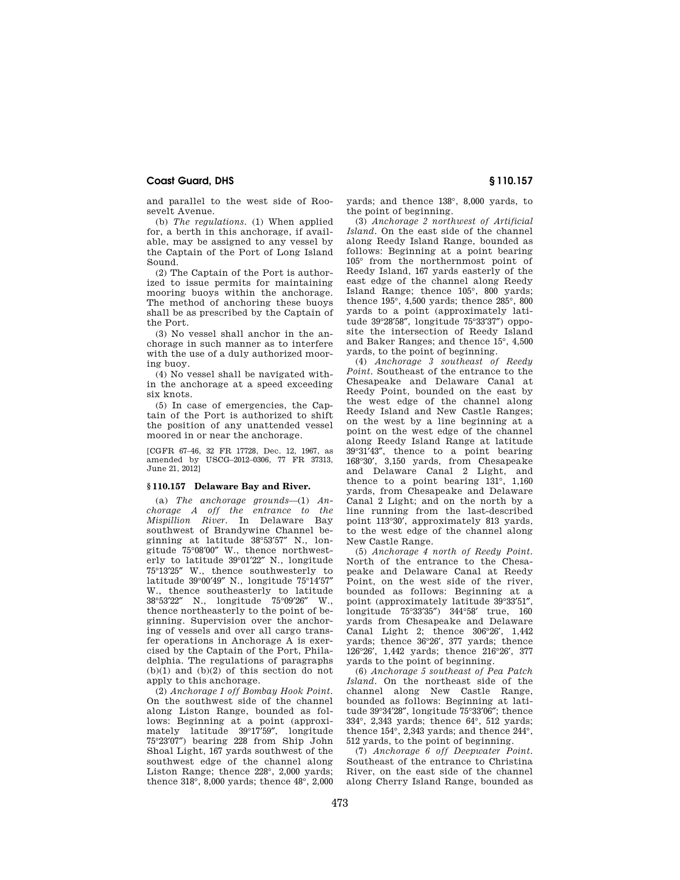and parallel to the west side of Roosevelt Avenue.

(b) *The regulations.* (1) When applied for, a berth in this anchorage, if available, may be assigned to any vessel by the Captain of the Port of Long Island Sound.

(2) The Captain of the Port is authorized to issue permits for maintaining mooring buoys within the anchorage. The method of anchoring these buoys shall be as prescribed by the Captain of the Port.

(3) No vessel shall anchor in the anchorage in such manner as to interfere with the use of a duly authorized mooring buoy.

(4) No vessel shall be navigated within the anchorage at a speed exceeding six knots.

(5) In case of emergencies, the Captain of the Port is authorized to shift the position of any unattended vessel moored in or near the anchorage.

[CGFR 67–46, 32 FR 17728, Dec. 12, 1967, as amended by USCG–2012–0306, 77 FR 37313, June 21, 2012]

## § 110.157 Delaware Bay and River.

(a) *The anchorage grounds*—(1) *Anchorage A off the entrance to the Mispillion River.* In Delaware Bay southwest of Brandywine Channel beginning at latitude 38°53′57″ N., longitude 75°08′00″ W., thence northwesterly to latitude 39°01′22″ N., longitude 75°13′25″ W., thence southwesterly to latitude 39°00′49″ N., longitude 75°14′57″ W., thence southeasterly to latitude 38°53′22″ N., longitude 75°09′26″ W., thence northeasterly to the point of beginning. Supervision over the anchoring of vessels and over all cargo transfer operations in Anchorage A is exercised by the Captain of the Port, Philadelphia. The regulations of paragraphs (b)(1) and (b)(2) of this section do not apply to this anchorage.

(2) *Anchorage 1 off Bombay Hook Point.* On the southwest side of the channel along Liston Range, bounded as follows: Beginning at a point (approximately latitude 39°17′59″, longitude 75°23′07″) bearing 228 from Ship John Shoal Light, 167 yards southwest of the southwest edge of the channel along Liston Range; thence 228°, 2,000 yards; thence 318°, 8,000 yards; thence 48°, 2,000 yards; and thence 138°, 8,000 yards, to the point of beginning.

(3) *Anchorage 2 northwest of Artificial Island.* On the east side of the channel along Reedy Island Range, bounded as follows: Beginning at a point bearing 105° from the northernmost point of Reedy Island, 167 yards easterly of the east edge of the channel along Reedy Island Range; thence 105°, 800 yards; thence 195°, 4,500 yards; thence 285°, 800 yards to a point (approximately latitude 39°28′58″, longitude 75°33′37″) opposite the intersection of Reedy Island and Baker Ranges; and thence 15°, 4,500 yards, to the point of beginning.

(4) *Anchorage 3 southeast of Reedy Point.* Southeast of the entrance to the Chesapeake and Delaware Canal at Reedy Point, bounded on the east by the west edge of the channel along Reedy Island and New Castle Ranges; on the west by a line beginning at a point on the west edge of the channel along Reedy Island Range at latitude 39°31′43″, thence to a point bearing 168°30′, 3,150 yards, from Chesapeake and Delaware Canal 2 Light, and thence to a point bearing 131°, 1,160 yards, from Chesapeake and Delaware Canal 2 Light; and on the north by a line running from the last-described point 113°30′, approximately 813 yards, to the west edge of the channel along New Castle Range.

(5) *Anchorage 4 north of Reedy Point.* North of the entrance to the Chesapeake and Delaware Canal at Reedy Point, on the west side of the river, bounded as follows: Beginning at a point (approximately latitude 39°33′51″, longitude 75°33′35″) 344°58′ true, 160 yards from Chesapeake and Delaware Canal Light 2; thence 306°26′, 1,442 yards; thence 36°26′, 377 yards; thence 126°26′, 1,442 yards; thence 216°26′, 377 yards to the point of beginning.

(6) *Anchorage 5 southeast of Pea Patch Island.* On the northeast side of the channel along New Castle Range, bounded as follows: Beginning at latitude 39°34′28″, longitude 75°33′06″; thence 334°, 2,343 yards; thence 64°, 512 yards; thence 154°, 2,343 yards; and thence 244°, 512 yards, to the point of beginning.

(7) *Anchorage 6 off Deepwater Point.* Southeast of the entrance to Christina River, on the east side of the channel along Cherry Island Range, bounded as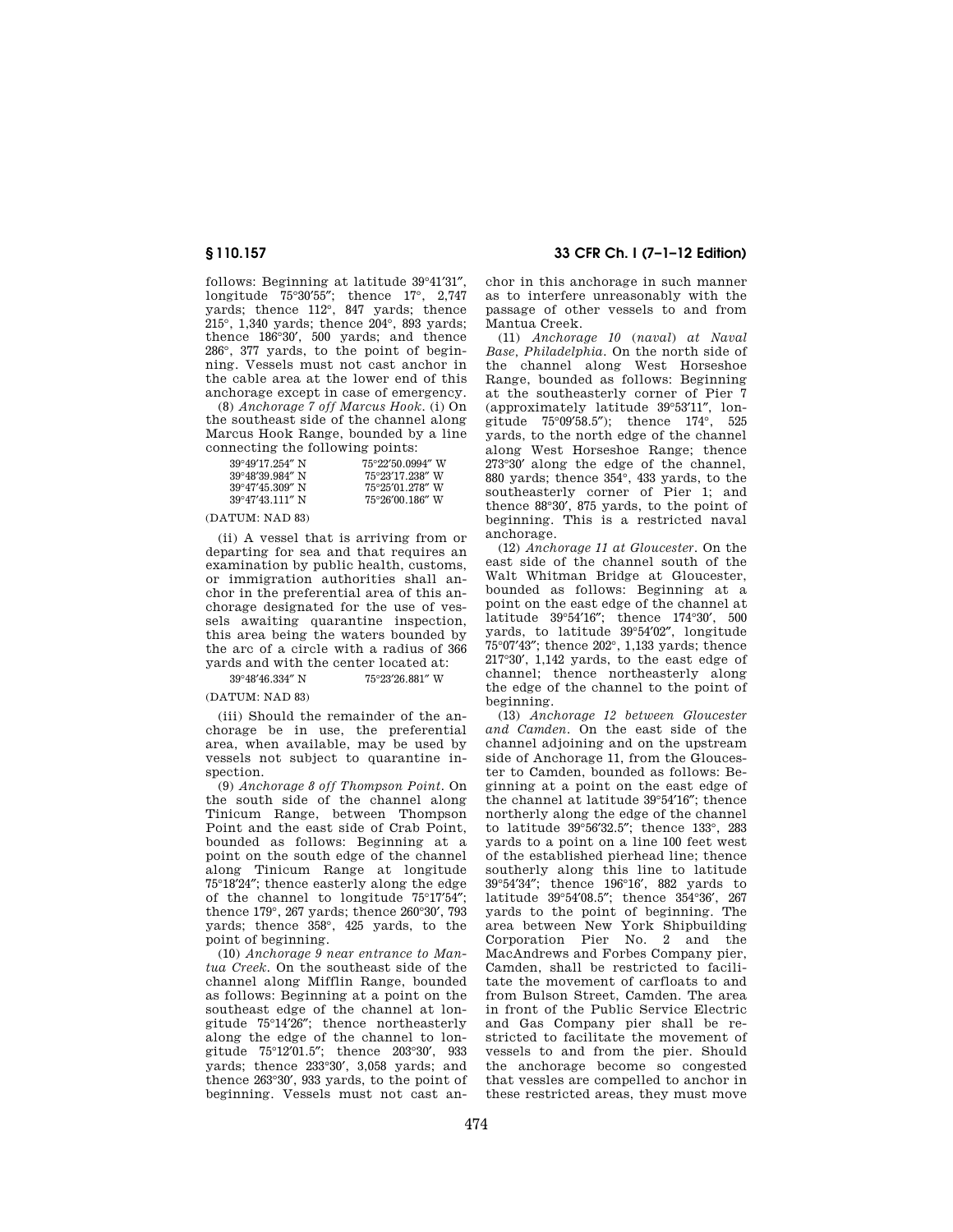follows: Beginning at latitude 39°41′31″, longitude 75°30′55″; thence 17°, 2,747 yards; thence 112°, 847 yards; thence 215°, 1,340 yards; thence 204°, 893 yards; thence 186°30′, 500 yards; and thence 286°, 377 yards, to the point of beginning. Vessels must not cast anchor in the cable area at the lower end of this anchorage except in case of emergency.

(8) *Anchorage 7 off Marcus Hook.* (i) On the southeast side of the channel along Marcus Hook Range, bounded by a line connecting the following points:

| | |
|---|---|
| 39°49′17.254″ N | 75°22′50.0994″ W |
| 39°48′39.984″ N | 75°23′17.238″ W |
| 39°47′45.309″ N | 75°25′01.278″ W |
| 39°47′43.111″ N | 75°26′00.186″ W |

(DATUM: NAD 83)

(ii) A vessel that is arriving from or departing for sea and that requires an examination by public health, customs, or immigration authorities shall anchor in the preferential area of this anchorage designated for the use of vessels awaiting quarantine inspection, this area being the waters bounded by the arc of a circle with a radius of 366 yards and with the center located at:

| | |
|---|---|
| 39°48′46.334″ N | 75°23′26.881″ W |

(DATUM: NAD 83)

(iii) Should the remainder of the anchorage be in use, the preferential area, when available, may be used by vessels not subject to quarantine inspection.

(9) *Anchorage 8 off Thompson Point.* On the south side of the channel along Tinicum Range, between Thompson Point and the east side of Crab Point, bounded as follows: Beginning at a point on the south edge of the channel along Tinicum Range at longitude 75°18′24″; thence easterly along the edge of the channel to longitude 75°17′54″; thence 179°, 267 yards; thence 260°30′, 793 yards; thence 358°, 425 yards, to the point of beginning.

(10) *Anchorage 9 near entrance to Mantua Creek.* On the southeast side of the channel along Mifflin Range, bounded as follows: Beginning at a point on the southeast edge of the channel at longitude 75°14′26″; thence northeasterly along the edge of the channel to longitude 75°12′01.5″; thence 203°30′, 933 yards; thence 233°30′, 3,058 yards; and thence 263°30′, 933 yards, to the point of beginning. Vessels must not cast anchor in this anchorage in such manner as to interfere unreasonably with the passage of other vessels to and from Mantua Creek.

(11) *Anchorage 10 (naval) at Naval Base, Philadelphia.* On the north side of the channel along West Horseshoe Range, bounded as follows: Beginning at the southeasterly corner of Pier 7 (approximately latitude 39°53′11″, longitude 75°09′58.5″); thence 174°, 525 yards, to the north edge of the channel along West Horseshoe Range; thence 273°30′ along the edge of the channel, 880 yards; thence 354°, 433 yards, to the southeasterly corner of Pier 1; and thence 88°30′, 875 yards, to the point of beginning. This is a restricted naval anchorage.

(12) *Anchorage 11 at Gloucester.* On the east side of the channel south of the Walt Whitman Bridge at Gloucester, bounded as follows: Beginning at a point on the east edge of the channel at latitude 39°54′16″; thence 174°30′, 500 yards, to latitude 39°54′02″, longitude 75°07′43″; thence 202°, 1,133 yards; thence 217°30′, 1,142 yards, to the east edge of channel; thence northeasterly along the edge of the channel to the point of beginning.

(13) *Anchorage 12 between Gloucester and Camden.* On the east side of the channel adjoining and on the upstream side of Anchorage 11, from the Gloucester to Camden, bounded as follows: Beginning at a point on the east edge of the channel at latitude 39°54′16″; thence northerly along the edge of the channel to latitude 39°56′32.5″; thence 133°, 283 yards to a point on a line 100 feet west of the established pierhead line; thence southerly along this line to latitude 39°54′34″; thence 196°16′, 882 yards to latitude 39°54′08.5″; thence 354°36′, 267 yards to the point of beginning. The area between New York Shipbuilding Corporation Pier No. 2 and the MacAndrews and Forbes Company pier, Camden, shall be restricted to facilitate the movement of carfloats to and from Bulson Street, Camden. The area in front of the Public Service Electric and Gas Company pier shall be restricted to facilitate the movement of vessels to and from the pier. Should the anchorage become so congested that vessles are compelled to anchor in these restricted areas, they must move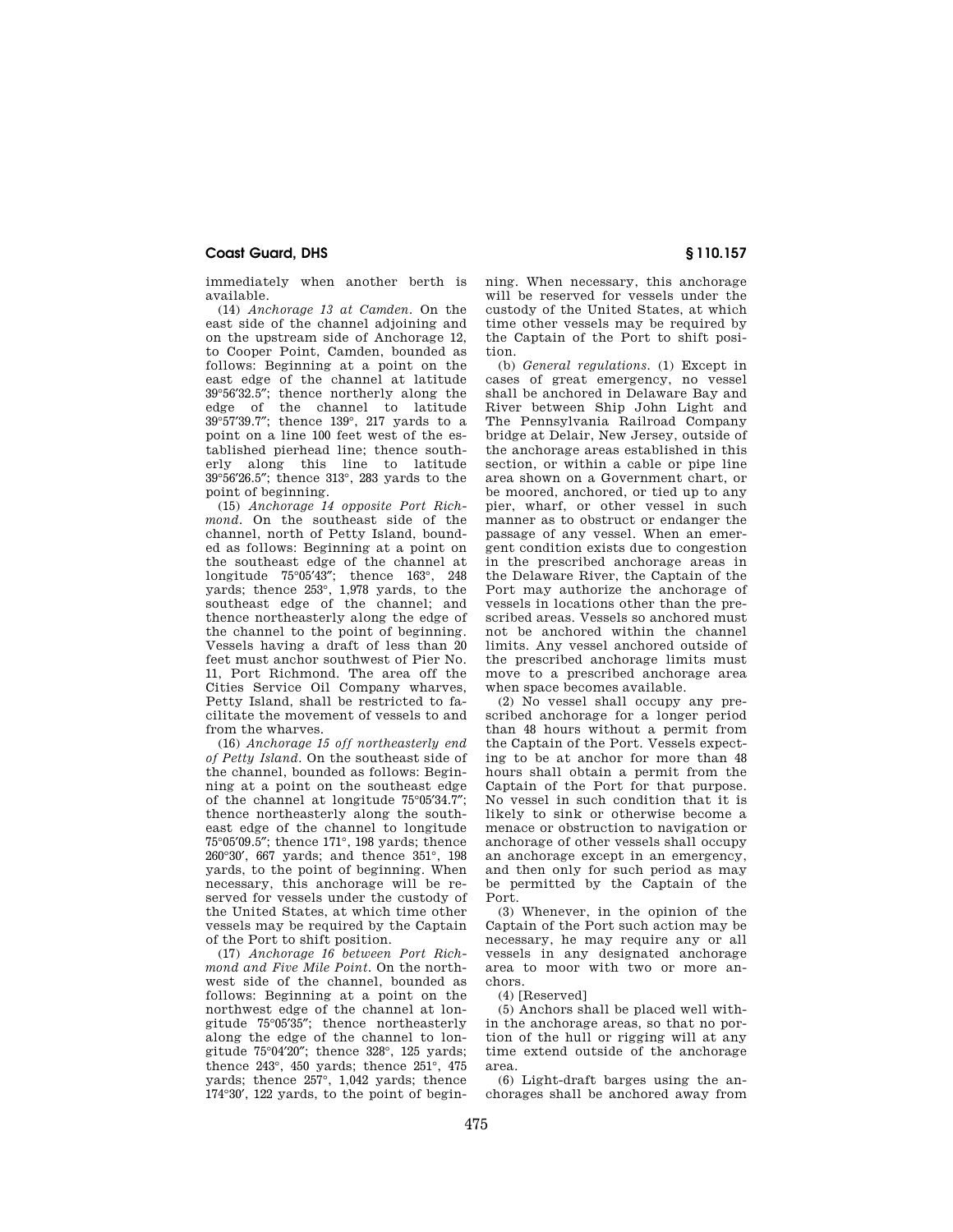immediately when another berth is available.

(14) *Anchorage 13 at Camden.* On the east side of the channel adjoining and on the upstream side of Anchorage 12, to Cooper Point, Camden, bounded as follows: Beginning at a point on the east edge of the channel at latitude 39°56′32.5″; thence northerly along the edge of the channel to latitude 39°57′39.7″; thence 139°, 217 yards to a point on a line 100 feet west of the established pierhead line; thence southerly along this line to latitude 39°56′26.5″; thence 313°, 283 yards to the point of beginning.

(15) *Anchorage 14 opposite Port Richmond.* On the southeast side of the channel, north of Petty Island, bounded as follows: Beginning at a point on the southeast edge of the channel at longitude 75°05′43″; thence 163°, 248 yards; thence 253°, 1,978 yards, to the southeast edge of the channel; and thence northeasterly along the edge of the channel to the point of beginning. Vessels having a draft of less than 20 feet must anchor southwest of Pier No. 11, Port Richmond. The area off the Cities Service Oil Company wharves, Petty Island, shall be restricted to facilitate the movement of vessels to and from the wharves.

(16) *Anchorage 15 off northeasterly end of Petty Island.* On the southeast side of the channel, bounded as follows: Beginning at a point on the southeast edge of the channel at longitude 75°05′34.7″; thence northeasterly along the southeast edge of the channel to longitude 75°05′09.5″; thence 171°, 198 yards; thence 260°30′, 667 yards; and thence 351°, 198 yards, to the point of beginning. When necessary, this anchorage will be reserved for vessels under the custody of the United States, at which time other vessels may be required by the Captain of the Port to shift position.

(17) *Anchorage 16 between Port Richmond and Five Mile Point.* On the northwest side of the channel, bounded as follows: Beginning at a point on the northwest edge of the channel at longitude 75°05′35″; thence northeasterly along the edge of the channel to longitude 75°04′20″; thence 328°, 125 yards; thence 243°, 450 yards; thence 251°, 475 yards; thence 257°, 1,042 yards; thence 174°30′, 122 yards, to the point of beginning. When necessary, this anchorage will be reserved for vessels under the custody of the United States, at which time other vessels may be required by the Captain of the Port to shift position.

(b) *General regulations.* (1) Except in cases of great emergency, no vessel shall be anchored in Delaware Bay and River between Ship John Light and The Pennsylvania Railroad Company bridge at Delair, New Jersey, outside of the anchorage areas established in this section, or within a cable or pipe line area shown on a Government chart, or be moored, anchored, or tied up to any pier, wharf, or other vessel in such manner as to obstruct or endanger the passage of any vessel. When an emergent condition exists due to congestion in the prescribed anchorage areas in the Delaware River, the Captain of the Port may authorize the anchorage of vessels in locations other than the prescribed areas. Vessels so anchored must not be anchored within the channel limits. Any vessel anchored outside of the prescribed anchorage limits must move to a prescribed anchorage area when space becomes available.

(2) No vessel shall occupy any prescribed anchorage for a longer period than 48 hours without a permit from the Captain of the Port. Vessels expecting to be at anchor for more than 48 hours shall obtain a permit from the Captain of the Port for that purpose. No vessel in such condition that it is likely to sink or otherwise become a menace or obstruction to navigation or anchorage of other vessels shall occupy an anchorage except in an emergency, and then only for such period as may be permitted by the Captain of the Port.

(3) Whenever, in the opinion of the Captain of the Port such action may be necessary, he may require any or all vessels in any designated anchorage area to moor with two or more anchors.

(4) [Reserved]

(5) Anchors shall be placed well within the anchorage areas, so that no portion of the hull or rigging will at any time extend outside of the anchorage area.

(6) Light-draft barges using the anchorages shall be anchored away from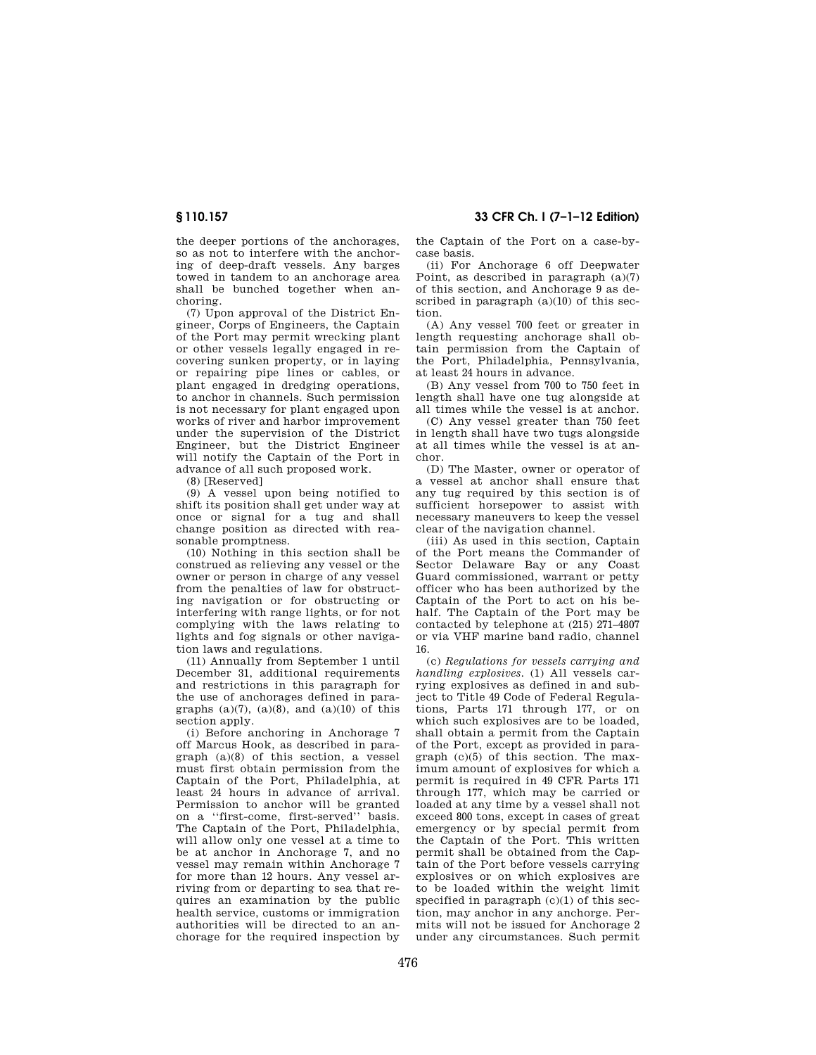the deeper portions of the anchorages, so as not to interfere with the anchoring of deep-draft vessels. Any barges towed in tandem to an anchorage area shall be bunched together when anchoring.

(7) Upon approval of the District Engineer, Corps of Engineers, the Captain of the Port may permit wrecking plant or other vessels legally engaged in recovering sunken property, or in laying or repairing pipe lines or cables, or plant engaged in dredging operations, to anchor in channels. Such permission is not necessary for plant engaged upon works of river and harbor improvement under the supervision of the District Engineer, but the District Engineer will notify the Captain of the Port in advance of all such proposed work.

(8) [Reserved]

(9) A vessel upon being notified to shift its position shall get under way at once or signal for a tug and shall change position as directed with reasonable promptness.

(10) Nothing in this section shall be construed as relieving any vessel or the owner or person in charge of any vessel from the penalties of law for obstructing navigation or for obstructing or interfering with range lights, or for not complying with the laws relating to lights and fog signals or other navigation laws and regulations.

(11) Annually from September 1 until December 31, additional requirements and restrictions in this paragraph for the use of anchorages defined in paragraphs (a)(7), (a)(8), and (a)(10) of this section apply.

(i) Before anchoring in Anchorage 7 off Marcus Hook, as described in paragraph (a)(8) of this section, a vessel must first obtain permission from the Captain of the Port, Philadelphia, at least 24 hours in advance of arrival. Permission to anchor will be granted on a "first-come, first-served" basis. The Captain of the Port, Philadelphia, will allow only one vessel at a time to be at anchor in Anchorage 7, and no vessel may remain within Anchorage 7 for more than 12 hours. Any vessel arriving from or departing to sea that requires an examination by the public health service, customs or immigration authorities will be directed to an anchorage for the required inspection by the Captain of the Port on a case-by-case basis.

(ii) For Anchorage 6 off Deepwater Point, as described in paragraph (a)(7) of this section, and Anchorage 9 as described in paragraph (a)(10) of this section.

(A) Any vessel 700 feet or greater in length requesting anchorage shall obtain permission from the Captain of the Port, Philadelphia, Pennsylvania, at least 24 hours in advance.

(B) Any vessel from 700 to 750 feet in length shall have one tug alongside at all times while the vessel is at anchor.

(C) Any vessel greater than 750 feet in length shall have two tugs alongside at all times while the vessel is at anchor.

(D) The Master, owner or operator of a vessel at anchor shall ensure that any tug required by this section is of sufficient horsepower to assist with necessary maneuvers to keep the vessel clear of the navigation channel.

(iii) As used in this section, Captain of the Port means the Commander of Sector Delaware Bay or any Coast Guard commissioned, warrant or petty officer who has been authorized by the Captain of the Port to act on his behalf. The Captain of the Port may be contacted by telephone at (215) 271–4807 or via VHF marine band radio, channel 16.

(c) *Regulations for vessels carrying and handling explosives.* (1) All vessels carrying explosives as defined in and subject to Title 49 Code of Federal Regulations, Parts 171 through 177, or on which such explosives are to be loaded, shall obtain a permit from the Captain of the Port, except as provided in paragraph (c)(5) of this section. The maximum amount of explosives for which a permit is required in 49 CFR Parts 171 through 177, which may be carried or loaded at any time by a vessel shall not exceed 800 tons, except in cases of great emergency or by special permit from the Captain of the Port. This written permit shall be obtained from the Captain of the Port before vessels carrying explosives or on which explosives are to be loaded within the weight limit specified in paragraph (c)(1) of this section, may anchor in any anchorge. Permits will not be issued for Anchorage 2 under any circumstances. Such permit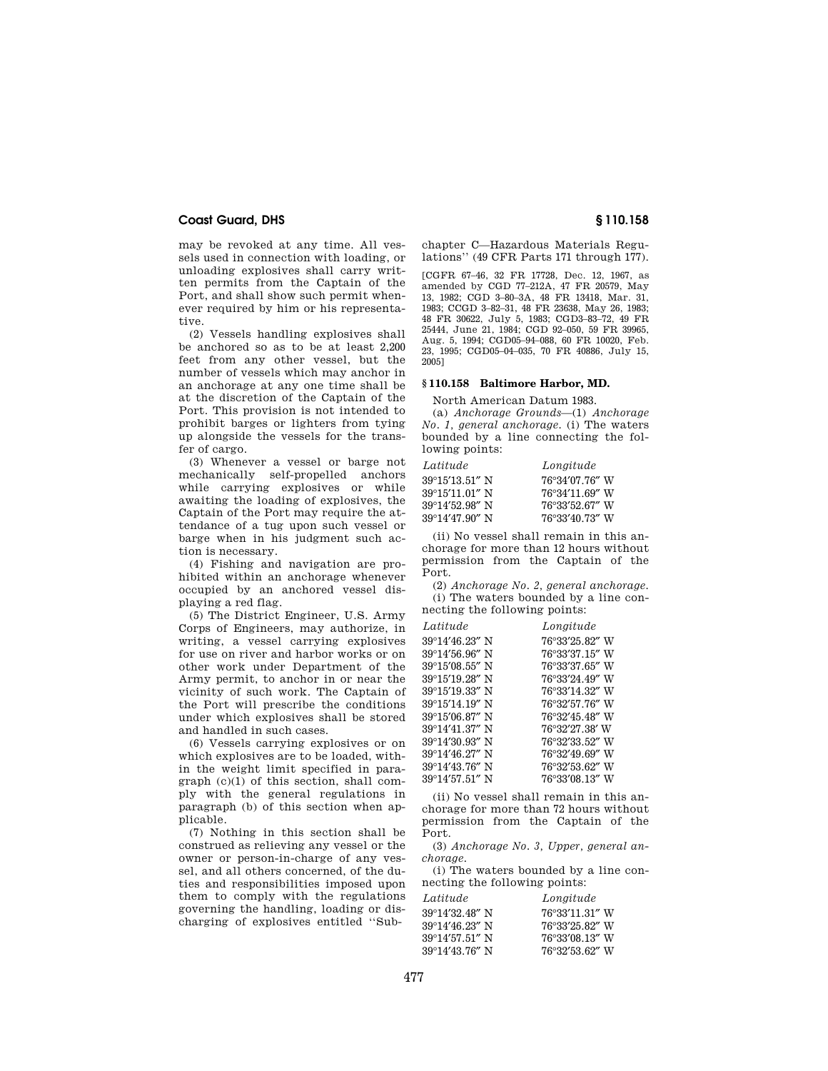may be revoked at any time. All vessels used in connection with loading, or unloading explosives shall carry written permits from the Captain of the Port, and shall show such permit whenever required by him or his representative.

(2) Vessels handling explosives shall be anchored so as to be at least 2,200 feet from any other vessel, but the number of vessels which may anchor in an anchorage at any one time shall be at the discretion of the Captain of the Port. This provision is not intended to prohibit barges or lighters from tying up alongside the vessels for the transfer of cargo.

(3) Whenever a vessel or barge not mechanically self-propelled anchors while carrying explosives or while awaiting the loading of explosives, the Captain of the Port may require the attendance of a tug upon such vessel or barge when in his judgment such action is necessary.

(4) Fishing and navigation are prohibited within an anchorage whenever occupied by an anchored vessel displaying a red flag.

(5) The District Engineer, U.S. Army Corps of Engineers, may authorize, in writing, a vessel carrying explosives for use on river and harbor works or on other work under Department of the Army permit, to anchor in or near the vicinity of such work. The Captain of the Port will prescribe the conditions under which explosives shall be stored and handled in such cases.

(6) Vessels carrying explosives or on which explosives are to be loaded, within the weight limit specified in paragraph (c)(1) of this section, shall comply with the general regulations in paragraph (b) of this section when applicable.

(7) Nothing in this section shall be construed as relieving any vessel or the owner or person-in-charge of any vessel, and all others concerned, of the duties and responsibilities imposed upon them to comply with the regulations governing the handling, loading or discharging of explosives entitled ''Subchapter C—Hazardous Materials Regulations'' (49 CFR Parts 171 through 177).

[CGFR 67–46, 32 FR 17728, Dec. 12, 1967, as amended by CGD 77–212A, 47 FR 20579, May 13, 1982; CGD 3–80–3A, 48 FR 13418, Mar. 31, 1983; CCGD 3–82–31, 48 FR 23638, May 26, 1983; 48 FR 30622, July 5, 1983; CGD3–83–72, 49 FR 25444, June 21, 1984; CGD 92–050, 59 FR 39965, Aug. 5, 1994; CGD05–94–088, 60 FR 10020, Feb. 23, 1995; CGD05–04–035, 70 FR 40886, July 15, 2005]

## § 110.158 Baltimore Harbor, MD.

North American Datum 1983.

(a) *Anchorage Grounds*—(1) *Anchorage No. 1, general anchorage.* (i) The waters bounded by a line connecting the following points:

| *Latitude* | *Longitude* |
|---|---|
| 39°15′13.51″ N | 76°34′07.76″ W |
| 39°15′11.01″ N | 76°34′11.69″ W |
| 39°14′52.98″ N | 76°33′52.67″ W |
| 39°14′47.90″ N | 76°33′40.73″ W |

(ii) No vessel shall remain in this anchorage for more than 12 hours without permission from the Captain of the Port.

(2) *Anchorage No. 2, general anchorage.* (i) The waters bounded by a line connecting the following points:

| *Latitude* | *Longitude* |
|---|---|
| 39°14′46.23″ N | 76°33′25.82″ W |
| 39°14′56.96″ N | 76°33′37.15″ W |
| 39°15′08.55″ N | 76°33′37.65″ W |
| 39°15′19.28″ N | 76°33′24.49″ W |
| 39°15′19.33″ N | 76°33′14.32″ W |
| 39°15′14.19″ N | 76°32′57.76″ W |
| 39°15′06.87″ N | 76°32′45.48″ W |
| 39°14′41.37″ N | 76°32′27.38′ W |
| 39°14′30.93″ N | 76°32′33.52″ W |
| 39°14′46.27″ N | 76°32′49.69″ W |
| 39°14′43.76″ N | 76°32′53.62″ W |
| 39°14′57.51″ N | 76°33′08.13″ W |

(ii) No vessel shall remain in this anchorage for more than 72 hours without permission from the Captain of the Port.

(3) *Anchorage No. 3, Upper, general anchorage.*

(i) The waters bounded by a line connecting the following points:

| *Latitude* | *Longitude* |
|---|---|
| 39°14′32.48″ N | 76°33′11.31″ W |
| 39°14′46.23″ N | 76°33′25.82″ W |
| 39°14′57.51″ N | 76°33′08.13″ W |
| 39°14′43.76″ N | 76°32′53.62″ W |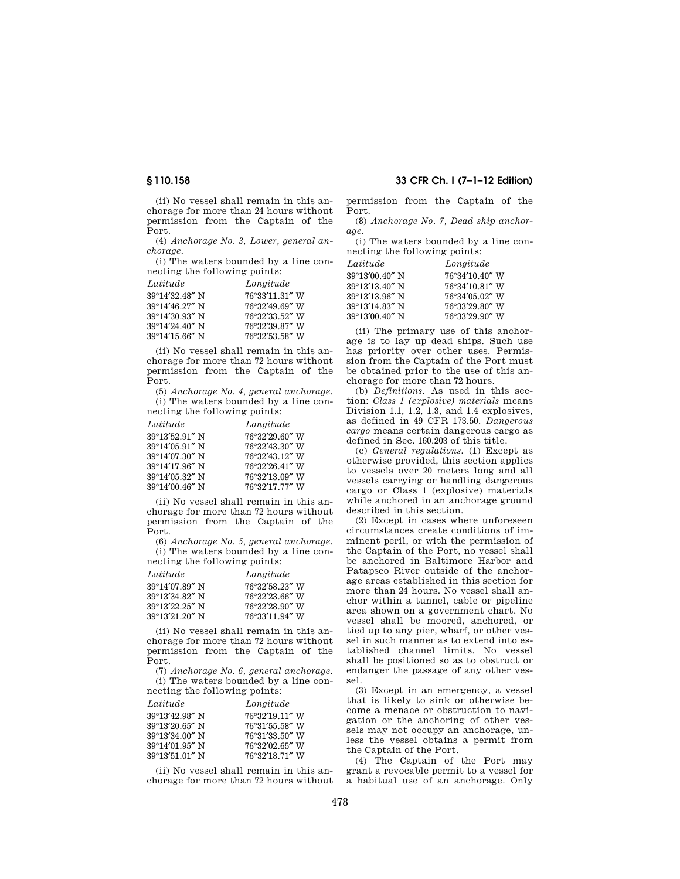(ii) No vessel shall remain in this anchorage for more than 24 hours without permission from the Captain of the Port.

(4) *Anchorage No. 3, Lower, general anchorage.*

(i) The waters bounded by a line connecting the following points:

| *Latitude* | *Longitude* |
|---|---|
| 39°14′32.48″ N | 76°33′11.31″ W |
| 39°14′46.27″ N | 76°32′49.69″ W |
| 39°14′30.93″ N | 76°32′33.52″ W |
| 39°14′24.40″ N | 76°32′39.87″ W |
| 39°14′15.66″ N | 76°32′53.58″ W |

(ii) No vessel shall remain in this anchorage for more than 72 hours without permission from the Captain of the Port.

(5) *Anchorage No. 4, general anchorage.*

(i) The waters bounded by a line connecting the following points:

| *Latitude* | *Longitude* |
|---|---|
| 39°13′52.91″ N | 76°32′29.60″ W |
| 39°14′05.91″ N | 76°32′43.30″ W |
| 39°14′07.30″ N | 76°32′43.12″ W |
| 39°14′17.96″ N | 76°32′26.41″ W |
| 39°14′05.32″ N | 76°32′13.09″ W |
| 39°14′00.46″ N | 76°32′17.77″ W |

(ii) No vessel shall remain in this anchorage for more than 72 hours without permission from the Captain of the Port.

(6) *Anchorage No. 5, general anchorage.*

(i) The waters bounded by a line connecting the following points:

| *Latitude* | *Longitude* |
|---|---|
| 39°14′07.89″ N | 76°32′58.23″ W |
| 39°13′34.82″ N | 76°32′23.66″ W |
| 39°13′22.25″ N | 76°32′28.90″ W |
| 39°13′21.20″ N | 76°33′11.94″ W |

(ii) No vessel shall remain in this anchorage for more than 72 hours without permission from the Captain of the Port.

(7) *Anchorage No. 6, general anchorage.*

(i) The waters bounded by a line connecting the following points:

| *Latitude* | *Longitude* |
|---|---|
| 39°13′42.98″ N | 76°32′19.11″ W |
| 39°13′20.65″ N | 76°31′55.58″ W |
| 39°13′34.00″ N | 76°31′33.50″ W |
| 39°14′01.95″ N | 76°32′02.65″ W |
| 39°13′51.01″ N | 76°32′18.71″ W |

(ii) No vessel shall remain in this anchorage for more than 72 hours without permission from the Captain of the Port.

(8) *Anchorage No. 7, Dead ship anchorage.*

(i) The waters bounded by a line connecting the following points:

| *Latitude* | *Longitude* |
|---|---|
| 39°13′00.40″ N | 76°34′10.40″ W |
| 39°13′13.40″ N | 76°34′10.81″ W |
| 39°13′13.96″ N | 76°34′05.02″ W |
| 39°13′14.83″ N | 76°33′29.80″ W |
| 39°13′00.40″ N | 76°33′29.90″ W |

(ii) The primary use of this anchorage is to lay up dead ships. Such use has priority over other uses. Permission from the Captain of the Port must be obtained prior to the use of this anchorage for more than 72 hours.

(b) *Definitions.* As used in this section: *Class 1 (explosive) materials* means Division 1.1, 1.2, 1.3, and 1.4 explosives, as defined in 49 CFR 173.50. *Dangerous cargo* means certain dangerous cargo as defined in Sec. 160.203 of this title.

(c) *General regulations.* (1) Except as otherwise provided, this section applies to vessels over 20 meters long and all vessels carrying or handling dangerous cargo or Class 1 (explosive) materials while anchored in an anchorage ground described in this section.

(2) Except in cases where unforeseen circumstances create conditions of imminent peril, or with the permission of the Captain of the Port, no vessel shall be anchored in Baltimore Harbor and Patapsco River outside of the anchorage areas established in this section for more than 24 hours. No vessel shall anchor within a tunnel, cable or pipeline area shown on a government chart. No vessel shall be moored, anchored, or tied up to any pier, wharf, or other vessel in such manner as to extend into established channel limits. No vessel shall be positioned so as to obstruct or endanger the passage of any other vessel.

(3) Except in an emergency, a vessel that is likely to sink or otherwise become a menace or obstruction to navigation or the anchoring of other vessels may not occupy an anchorage, unless the vessel obtains a permit from the Captain of the Port.

(4) The Captain of the Port may grant a revocable permit to a vessel for a habitual use of an anchorage. Only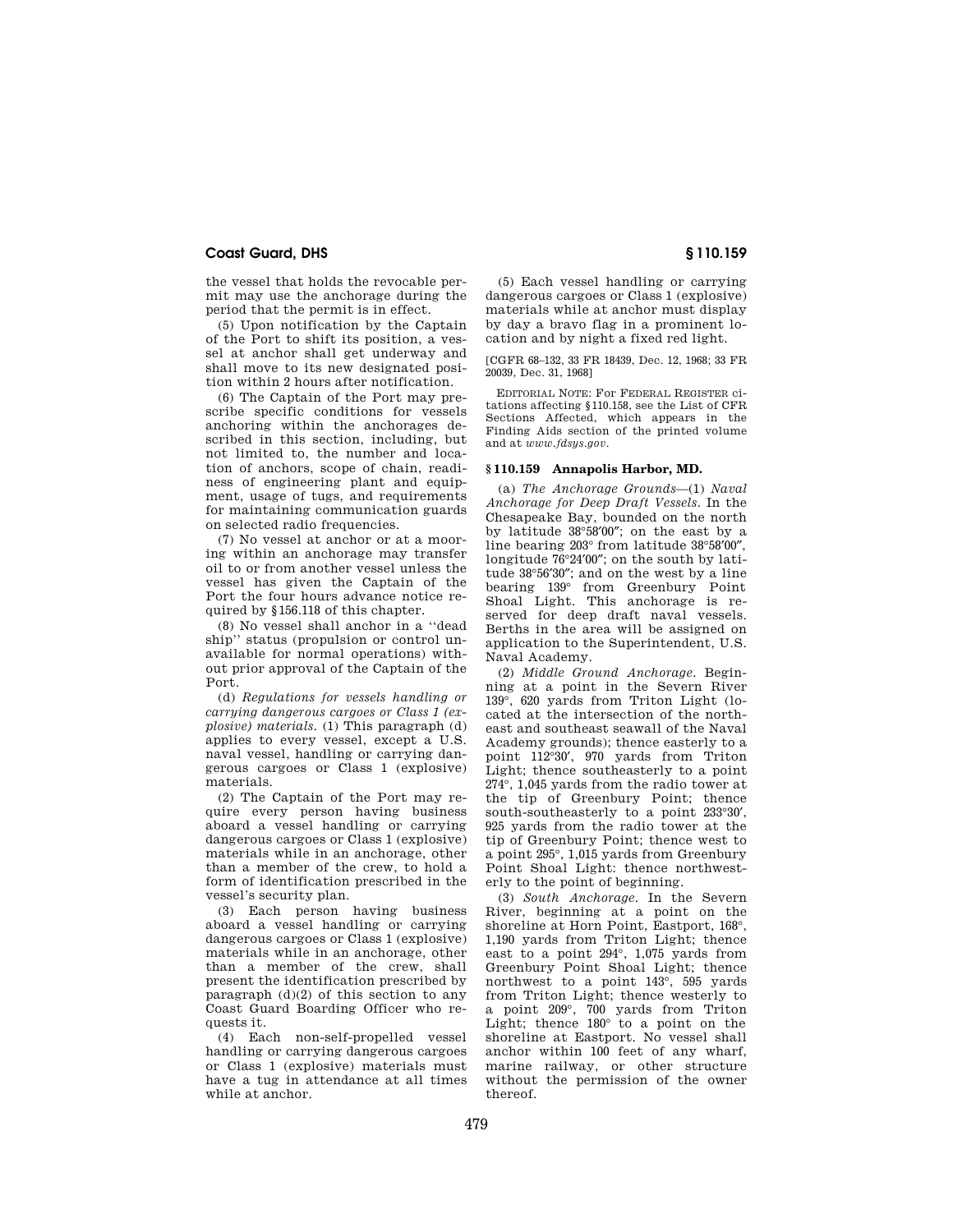the vessel that holds the revocable permit may use the anchorage during the period that the permit is in effect.

(5) Upon notification by the Captain of the Port to shift its position, a vessel at anchor shall get underway and shall move to its new designated position within 2 hours after notification.

(6) The Captain of the Port may prescribe specific conditions for vessels anchoring within the anchorages described in this section, including, but not limited to, the number and location of anchors, scope of chain, readiness of engineering plant and equipment, usage of tugs, and requirements for maintaining communication guards on selected radio frequencies.

(7) No vessel at anchor or at a mooring within an anchorage may transfer oil to or from another vessel unless the vessel has given the Captain of the Port the four hours advance notice required by §156.118 of this chapter.

(8) No vessel shall anchor in a ''dead ship'' status (propulsion or control unavailable for normal operations) without prior approval of the Captain of the Port.

(d) *Regulations for vessels handling or carrying dangerous cargoes or Class 1 (explosive) materials.* (1) This paragraph (d) applies to every vessel, except a U.S. naval vessel, handling or carrying dangerous cargoes or Class 1 (explosive) materials.

(2) The Captain of the Port may require every person having business aboard a vessel handling or carrying dangerous cargoes or Class 1 (explosive) materials while in an anchorage, other than a member of the crew, to hold a form of identification prescribed in the vessel's security plan.

(3) Each person having business aboard a vessel handling or carrying dangerous cargoes or Class 1 (explosive) materials while in an anchorage, other than a member of the crew, shall present the identification prescribed by paragraph (d)(2) of this section to any Coast Guard Boarding Officer who requests it.

(4) Each non-self-propelled vessel handling or carrying dangerous cargoes or Class 1 (explosive) materials must have a tug in attendance at all times while at anchor.

(5) Each vessel handling or carrying dangerous cargoes or Class 1 (explosive) materials while at anchor must display by day a bravo flag in a prominent location and by night a fixed red light.

[CGFR 68–132, 33 FR 18439, Dec. 12, 1968; 33 FR 20039, Dec. 31, 1968]

EDITORIAL NOTE: For FEDERAL REGISTER citations affecting §110.158, see the List of CFR Sections Affected, which appears in the Finding Aids section of the printed volume and at *www.fdsys.gov*.

## § 110.159 Annapolis Harbor, MD.

(a) *The Anchorage Grounds*—(1) *Naval Anchorage for Deep Draft Vessels.* In the Chesapeake Bay, bounded on the north by latitude 38°58′00″; on the east by a line bearing 203° from latitude 38°58′00″, longitude 76°24′00″; on the south by latitude 38°56′30″; and on the west by a line bearing 139° from Greenbury Point Shoal Light. This anchorage is reserved for deep draft naval vessels. Berths in the area will be assigned on application to the Superintendent, U.S. Naval Academy.

(2) *Middle Ground Anchorage.* Beginning at a point in the Severn River 139°, 620 yards from Triton Light (located at the intersection of the northeast and southeast seawall of the Naval Academy grounds); thence easterly to a point 112°30′, 970 yards from Triton Light; thence southeasterly to a point 274°, 1,045 yards from the radio tower at the tip of Greenbury Point; thence south-southeasterly to a point 233°30′, 925 yards from the radio tower at the tip of Greenbury Point; thence west to a point 295°, 1,015 yards from Greenbury Point Shoal Light: thence northwesterly to the point of beginning.

(3) *South Anchorage.* In the Severn River, beginning at a point on the shoreline at Horn Point, Eastport, 168°, 1,190 yards from Triton Light; thence east to a point 294°, 1,075 yards from Greenbury Point Shoal Light; thence northwest to a point 143°, 595 yards from Triton Light; thence westerly to a point 209°, 700 yards from Triton Light; thence 180° to a point on the shoreline at Eastport. No vessel shall anchor within 100 feet of any wharf, marine railway, or other structure without the permission of the owner thereof.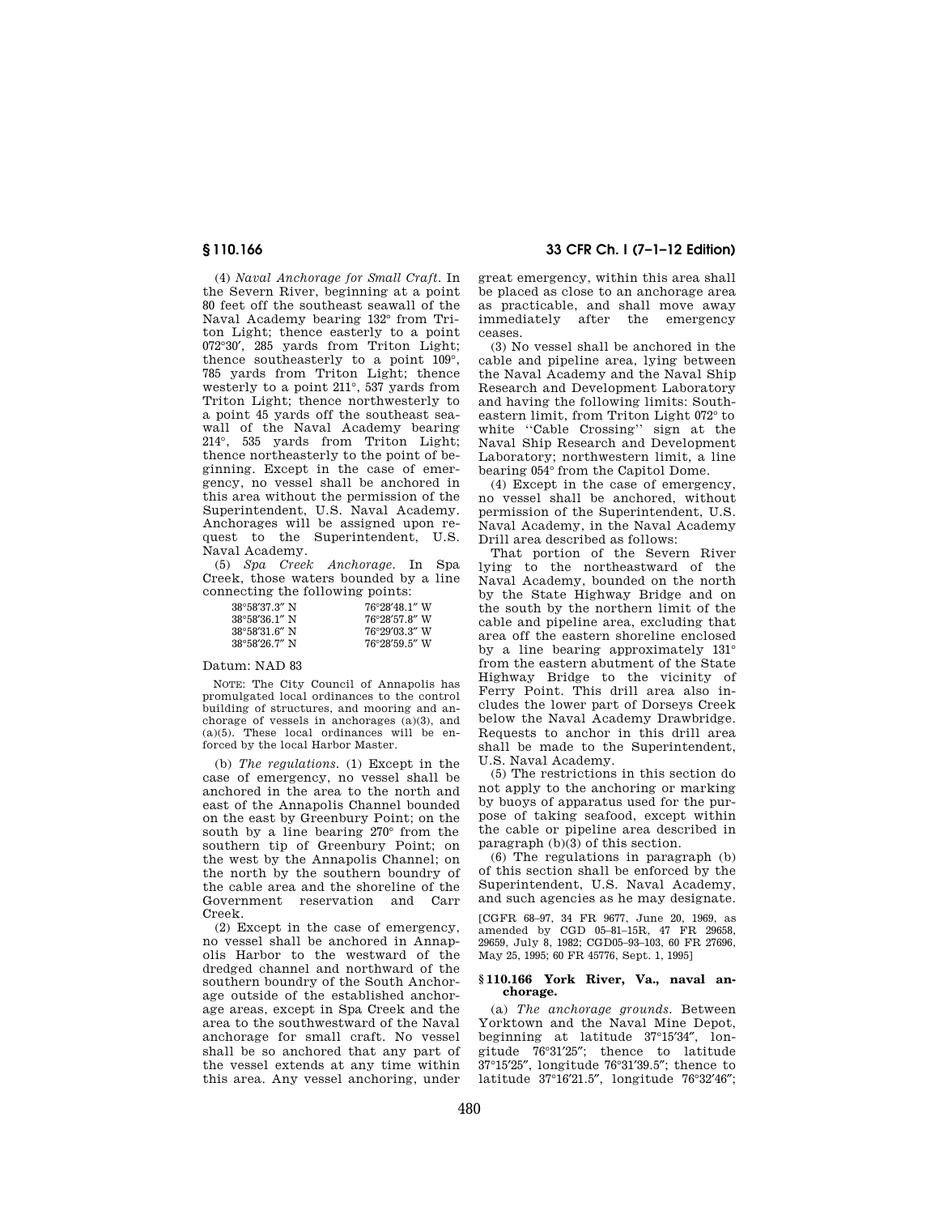(4) *Naval Anchorage for Small Craft.* In the Severn River, beginning at a point 80 feet off the southeast seawall of the Naval Academy bearing 132° from Triton Light; thence easterly to a point 072°30′, 285 yards from Triton Light; thence southeasterly to a point 109°, 785 yards from Triton Light; thence westerly to a point 211°, 537 yards from Triton Light; thence northwesterly to a point 45 yards off the southeast seawall of the Naval Academy bearing 214°, 535 yards from Triton Light; thence northeasterly to the point of beginning. Except in the case of emergency, no vessel shall be anchored in this area without the permission of the Superintendent, U.S. Naval Academy. Anchorages will be assigned upon request to the Superintendent, U.S. Naval Academy.

(5) *Spa Creek Anchorage.* In Spa Creek, those waters bounded by a line connecting the following points:

| | |
|---|---|
| 38°58′37.3″ N | 76°28′48.1″ W |
| 38°58′36.1″ N | 76°28′57.8″ W |
| 38°58′31.6″ N | 76°29′03.3″ W |
| 38°58′26.7″ N | 76°28′59.5″ W |

Datum: NAD 83

NOTE: The City Council of Annapolis has promulgated local ordinances to the control building of structures, and mooring and anchorage of vessels in anchorages (a)(3), and (a)(5). These local ordinances will be enforced by the local Harbor Master.

(b) *The regulations.* (1) Except in the case of emergency, no vessel shall be anchored in the area to the north and east of the Annapolis Channel bounded on the east by Greenbury Point; on the south by a line bearing 270° from the southern tip of Greenbury Point; on the west by the Annapolis Channel; on the north by the southern boundry of the cable area and the shoreline of the Government reservation and Carr Creek.

(2) Except in the case of emergency, no vessel shall be anchored in Annapolis Harbor to the westward of the dredged channel and northward of the southern boundry of the South Anchorage outside of the established anchorage areas, except in Spa Creek and the area to the southwestward of the Naval anchorage for small craft. No vessel shall be so anchored that any part of the vessel extends at any time within this area. Any vessel anchoring, under great emergency, within this area shall be placed as close to an anchorage area as practicable, and shall move away immediately after the emergency ceases.

(3) No vessel shall be anchored in the cable and pipeline area, lying between the Naval Academy and the Naval Ship Research and Development Laboratory and having the following limits: Southeastern limit, from Triton Light 072° to white "Cable Crossing" sign at the Naval Ship Research and Development Laboratory; northwestern limit, a line bearing 054° from the Capitol Dome.

(4) Except in the case of emergency, no vessel shall be anchored, without permission of the Superintendent, U.S. Naval Academy, in the Naval Academy Drill area described as follows:

That portion of the Severn River lying to the northeastward of the Naval Academy, bounded on the north by the State Highway Bridge and on the south by the northern limit of the cable and pipeline area, excluding that area off the eastern shoreline enclosed by a line bearing approximately 131° from the eastern abutment of the State Highway Bridge to the vicinity of Ferry Point. This drill area also includes the lower part of Dorseys Creek below the Naval Academy Drawbridge. Requests to anchor in this drill area shall be made to the Superintendent, U.S. Naval Academy.

(5) The restrictions in this section do not apply to the anchoring or marking by buoys of apparatus used for the purpose of taking seafood, except within the cable or pipeline area described in paragraph (b)(3) of this section.

(6) The regulations in paragraph (b) of this section shall be enforced by the Superintendent, U.S. Naval Academy, and such agencies as he may designate.

[CGFR 68–97, 34 FR 9677, June 20, 1969, as amended by CGD 05–81–15R, 47 FR 29658, 29659, July 8, 1982; CGD05–93–103, 60 FR 27696, May 25, 1995; 60 FR 45776, Sept. 1, 1995]

## § 110.166 York River, Va., naval anchorage.

(a) *The anchorage grounds.* Between Yorktown and the Naval Mine Depot, beginning at latitude 37°15′34″, longitude 76°31′25″; thence to latitude 37°15′25″, longitude 76°31′39.5″; thence to latitude 37°16′21.5″, longitude 76°32′46″;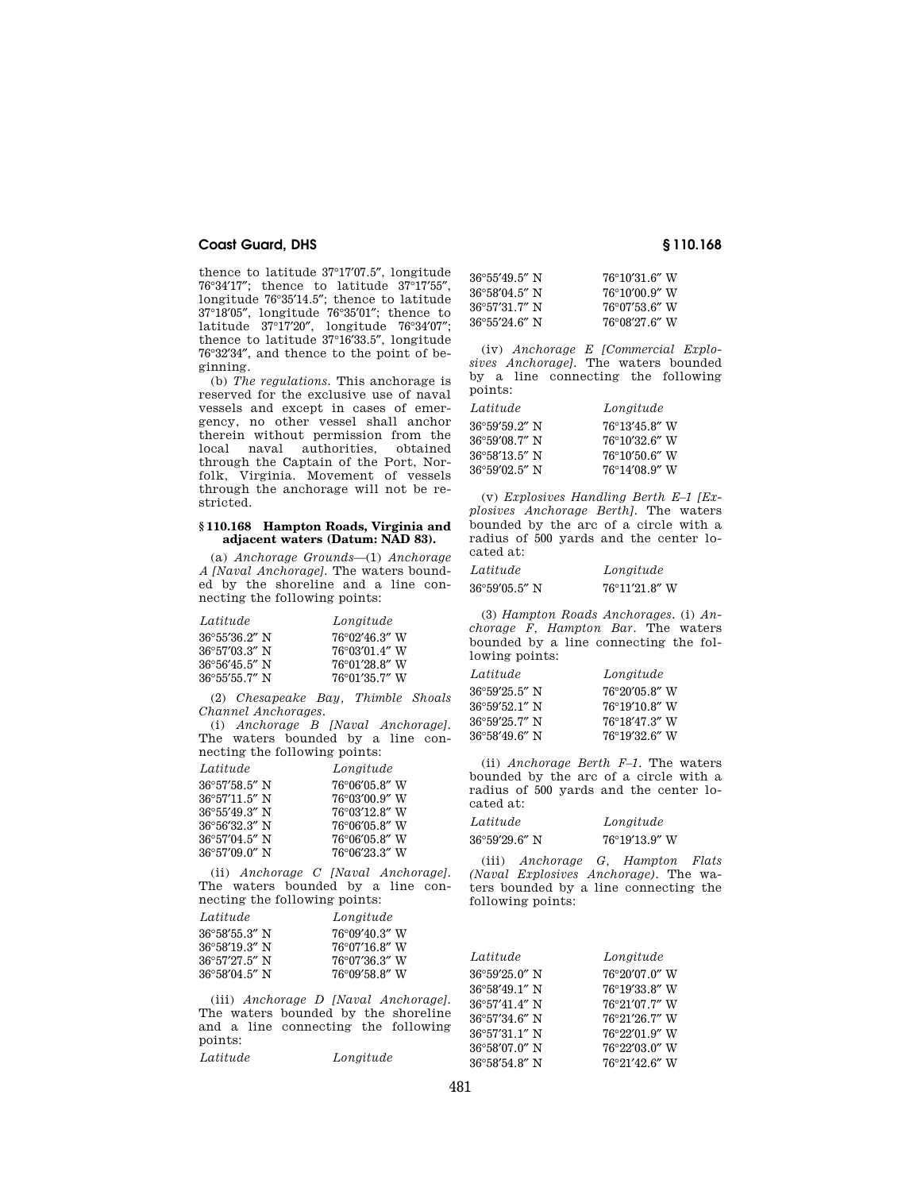thence to latitude 37°17′07.5″, longitude 76°34′17″; thence to latitude 37°17′55″, longitude 76°35′14.5″; thence to latitude 37°18′05″, longitude 76°35′01″; thence to latitude 37°17′20″, longitude 76°34′07″; thence to latitude 37°16′33.5″, longitude 76°32′34″, and thence to the point of beginning.

(b) *The regulations.* This anchorage is reserved for the exclusive use of naval vessels and except in cases of emergency, no other vessel shall anchor therein without permission from the local naval authorities, obtained through the Captain of the Port, Norfolk, Virginia. Movement of vessels through the anchorage will not be restricted.

### § 110.168 Hampton Roads, Virginia and adjacent waters (Datum: NAD 83).

(a) *Anchorage Grounds*—(1) *Anchorage A [Naval Anchorage].* The waters bounded by the shoreline and a line connecting the following points:

| *Latitude* | *Longitude* |
|---|---|
| 36°55′36.2″ N | 76°02′46.3″ W |
| 36°57′03.3″ N | 76°03′01.4″ W |
| 36°56′45.5″ N | 76°01′28.8″ W |
| 36°55′55.7″ N | 76°01′35.7″ W |

(2) *Chesapeake Bay, Thimble Shoals Channel Anchorages.*

(i) *Anchorage B [Naval Anchorage].* The waters bounded by a line connecting the following points:

| *Latitude* | *Longitude* |
|---|---|
| 36°57′58.5″ N | 76°06′05.8″ W |
| 36°57′11.5″ N | 76°03′00.9″ W |
| 36°55′49.3″ N | 76°03′12.8″ W |
| 36°56′32.3″ N | 76°06′05.8″ W |
| 36°57′04.5″ N | 76°06′05.8″ W |
| 36°57′09.0″ N | 76°06′23.3″ W |

(ii) *Anchorage C [Naval Anchorage].* The waters bounded by a line connecting the following points:

| *Latitude* | *Longitude* |
|---|---|
| 36°58′55.3″ N | 76°09′40.3″ W |
| 36°58′19.3″ N | 76°07′16.8″ W |
| 36°57′27.5″ N | 76°07′36.3″ W |
| 36°58′04.5″ N | 76°09′58.8″ W |

(iii) *Anchorage D [Naval Anchorage].* The waters bounded by the shoreline and a line connecting the following points:

| *Latitude* | *Longitude* |
|---|---|
| 36°55′49.5″ N | 76°10′31.6″ W |
| 36°58′04.5″ N | 76°10′00.9″ W |
| 36°57′31.7″ N | 76°07′53.6″ W |
| 36°55′24.6″ N | 76°08′27.6″ W |

(iv) *Anchorage E [Commercial Explosives Anchorage].* The waters bounded by a line connecting the following points:

| *Latitude* | *Longitude* |
|---|---|
| 36°59′59.2″ N | 76°13′45.8″ W |
| 36°59′08.7″ N | 76°10′32.6″ W |
| 36°58′13.5″ N | 76°10′50.6″ W |
| 36°59′02.5″ N | 76°14′08.9″ W |

(v) *Explosives Handling Berth E–1 [Explosives Anchorage Berth].* The waters bounded by the arc of a circle with a radius of 500 yards and the center located at:

| *Latitude* | *Longitude* |
|---|---|
| 36°59′05.5″ N | 76°11′21.8″ W |

(3) *Hampton Roads Anchorages.* (i) *Anchorage F, Hampton Bar.* The waters bounded by a line connecting the following points:

| *Latitude* | *Longitude* |
|---|---|
| 36°59′25.5″ N | 76°20′05.8″ W |
| 36°59′52.1″ N | 76°19′10.8″ W |
| 36°59′25.7″ N | 76°18′47.3″ W |
| 36°58′49.6″ N | 76°19′32.6″ W |

(ii) *Anchorage Berth F–1.* The waters bounded by the arc of a circle with a radius of 500 yards and the center located at:

| *Latitude* | *Longitude* |
|---|---|
| 36°59′29.6″ N | 76°19′13.9″ W |

(iii) *Anchorage G, Hampton Flats (Naval Explosives Anchorage).* The waters bounded by a line connecting the following points:

| *Latitude* | *Longitude* |
|---|---|
| 36°59′25.0″ N | 76°20′07.0″ W |
| 36°58′49.1″ N | 76°19′33.8″ W |
| 36°57′41.4″ N | 76°21′07.7″ W |
| 36°57′34.6″ N | 76°21′26.7″ W |
| 36°57′31.1″ N | 76°22′01.9″ W |
| 36°58′07.0″ N | 76°22′03.0″ W |
| 36°58′54.8″ N | 76°21′42.6″ W |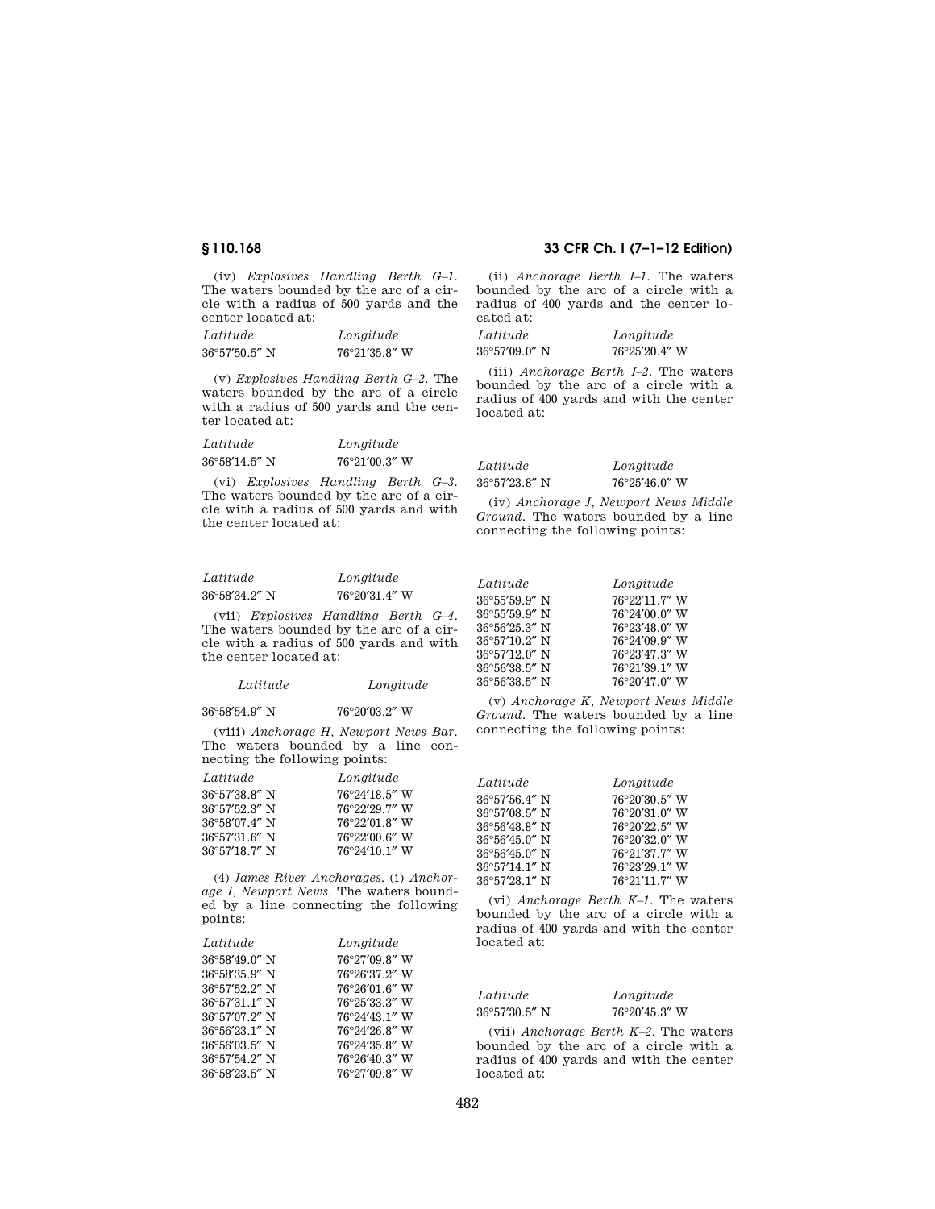(iv) *Explosives Handling Berth G–1.* The waters bounded by the arc of a circle with a radius of 500 yards and the center located at:

| *Latitude* | *Longitude* |
| --- | --- |
| 36°57′50.5″ N | 76°21′35.8″ W |

(v) *Explosives Handling Berth G–2.* The waters bounded by the arc of a circle with a radius of 500 yards and the center located at:

| *Latitude* | *Longitude* |
| --- | --- |
| 36°58′14.5″ N | 76°21′00.3″ W |

(vi) *Explosives Handling Berth G–3.* The waters bounded by the arc of a circle with a radius of 500 yards and with the center located at:

| *Latitude* | *Longitude* |
| --- | --- |
| 36°58′34.2″ N | 76°20′31.4″ W |

(vii) *Explosives Handling Berth G–4.* The waters bounded by the arc of a circle with a radius of 500 yards and with the center located at:

| *Latitude* | *Longitude* |
| --- | --- |
| 36°58′54.9″ N | 76°20′03.2″ W |

(viii) *Anchorage H, Newport News Bar.* The waters bounded by a line connecting the following points:

| *Latitude* | *Longitude* |
| --- | --- |
| 36°57′38.8″ N | 76°24′18.5″ W |
| 36°57′52.3″ N | 76°22′29.7″ W |
| 36°58′07.4″ N | 76°22′01.8″ W |
| 36°57′31.6″ N | 76°22′00.6″ W |
| 36°57′18.7″ N | 76°24′10.1″ W |

(4) *James River Anchorages.* (i) *Anchorage I, Newport News.* The waters bounded by a line connecting the following points:

| *Latitude* | *Longitude* |
| --- | --- |
| 36°58′49.0″ N | 76°27′09.8″ W |
| 36°58′35.9″ N | 76°26′37.2″ W |
| 36°57′52.2″ N | 76°26′01.6″ W |
| 36°57′31.1″ N | 76°25′33.3″ W |
| 36°57′07.2″ N | 76°24′43.1″ W |
| 36°56′23.1″ N | 76°24′26.8″ W |
| 36°56′03.5″ N | 76°24′35.8″ W |
| 36°57′54.2″ N | 76°26′40.3″ W |
| 36°58′23.5″ N | 76°27′09.8″ W |

(ii) *Anchorage Berth I–1.* The waters bounded by the arc of a circle with a radius of 400 yards and the center located at:

| *Latitude* | *Longitude* |
| --- | --- |
| 36°57′09.0″ N | 76°25′20.4″ W |

(iii) *Anchorage Berth I–2.* The waters bounded by the arc of a circle with a radius of 400 yards and with the center located at:

| *Latitude* | *Longitude* |
| --- | --- |
| 36°57′23.8″ N | 76°25′46.0″ W |

(iv) *Anchorage J, Newport News Middle Ground.* The waters bounded by a line connecting the following points:

| *Latitude* | *Longitude* |
| --- | --- |
| 36°55′59.9″ N | 76°22′11.7″ W |
| 36°55′59.9″ N | 76°24′00.0″ W |
| 36°56′25.3″ N | 76°23′48.0″ W |
| 36°57′10.2″ N | 76°24′09.9″ W |
| 36°57′12.0″ N | 76°23′47.3″ W |
| 36°56′38.5″ N | 76°21′39.1″ W |
| 36°56′38.5″ N | 76°20′47.0″ W |

(v) *Anchorage K, Newport News Middle Ground.* The waters bounded by a line connecting the following points:

| *Latitude* | *Longitude* |
| --- | --- |
| 36°57′56.4″ N | 76°20′30.5″ W |
| 36°57′08.5″ N | 76°20′31.0″ W |
| 36°56′48.8″ N | 76°20′22.5″ W |
| 36°56′45.0″ N | 76°20′32.0″ W |
| 36°56′45.0″ N | 76°21′37.7″ W |
| 36°57′14.1″ N | 76°23′29.1″ W |
| 36°57′28.1″ N | 76°21′11.7″ W |

(vi) *Anchorage Berth K–1.* The waters bounded by the arc of a circle with a radius of 400 yards and with the center located at:

| *Latitude* | *Longitude* |
| --- | --- |
| 36°57′30.5″ N | 76°20′45.3″ W |

(vii) *Anchorage Berth K–2.* The waters bounded by the arc of a circle with a radius of 400 yards and with the center located at: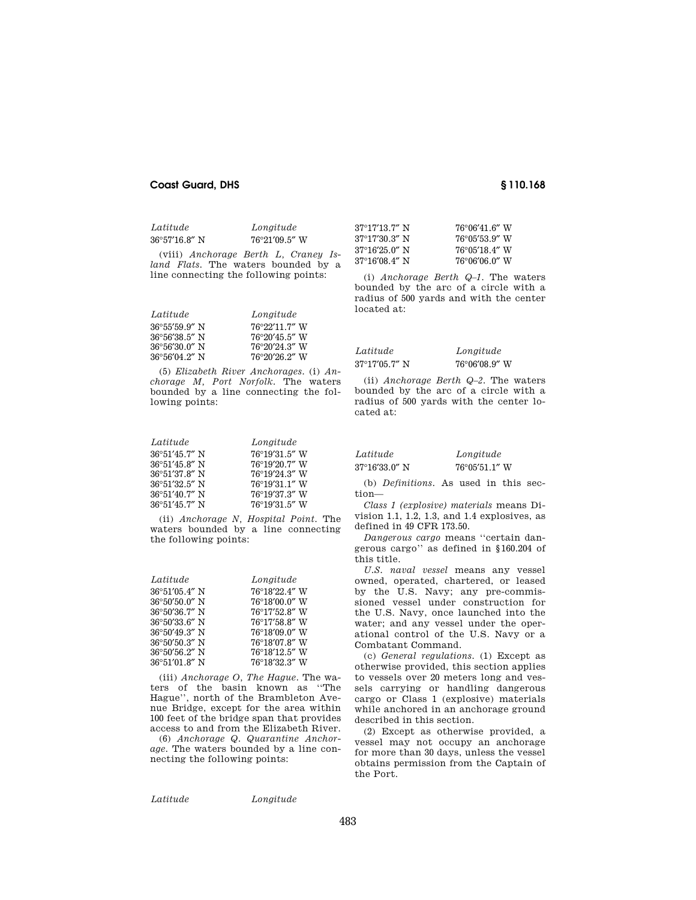| *Latitude* | *Longitude* |
| --- | --- |
| 36°57′16.8″ N | 76°21′09.5″ W |

(viii) *Anchorage Berth L, Craney Island Flats.* The waters bounded by a line connecting the following points:

| *Latitude* | *Longitude* |
| --- | --- |
| 36°55′59.9″ N | 76°22′11.7″ W |
| 36°56′38.5″ N | 76°20′45.5″ W |
| 36°56′30.0″ N | 76°20′24.3″ W |
| 36°56′04.2″ N | 76°20′26.2″ W |

(5) *Elizabeth River Anchorages.* (i) *Anchorage M, Port Norfolk.* The waters bounded by a line connecting the following points:

| *Latitude* | *Longitude* |
| --- | --- |
| 36°51′45.7″ N | 76°19′31.5″ W |
| 36°51′45.8″ N | 76°19′20.7″ W |
| 36°51′37.8″ N | 76°19′24.3″ W |
| 36°51′32.5″ N | 76°19′31.1″ W |
| 36°51′40.7″ N | 76°19′37.3″ W |
| 36°51′45.7″ N | 76°19′31.5″ W |

(ii) *Anchorage N, Hospital Point.* The waters bounded by a line connecting the following points:

| *Latitude* | *Longitude* |
| --- | --- |
| 36°51′05.4″ N | 76°18′22.4″ W |
| 36°50′50.0″ N | 76°18′00.0″ W |
| 36°50′36.7″ N | 76°17′52.8″ W |
| 36°50′33.6″ N | 76°17′58.8″ W |
| 36°50′49.3″ N | 76°18′09.0″ W |
| 36°50′50.3″ N | 76°18′07.8″ W |
| 36°50′56.2″ N | 76°18′12.5″ W |
| 36°51′01.8″ N | 76°18′32.3″ W |

(iii) *Anchorage O, The Hague.* The waters of the basin known as "The Hague", north of the Brambleton Avenue Bridge, except for the area within 100 feet of the bridge span that provides access to and from the Elizabeth River.

(6) *Anchorage Q. Quarantine Anchorage.* The waters bounded by a line connecting the following points:

| *Latitude* | *Longitude* |
| --- | --- |
| 37°17′13.7″ N | 76°06′41.6″ W |
| 37°17′30.3″ N | 76°05′53.9″ W |
| 37°16′25.0″ N | 76°05′18.4″ W |
| 37°16′08.4″ N | 76°06′06.0″ W |

(i) *Anchorage Berth Q–1.* The waters bounded by the arc of a circle with a radius of 500 yards and with the center located at:

| *Latitude* | *Longitude* |
| --- | --- |
| 37°17′05.7″ N | 76°06′08.9″ W |

(ii) *Anchorage Berth Q–2.* The waters bounded by the arc of a circle with a radius of 500 yards with the center located at:

| *Latitude* | *Longitude* |
| --- | --- |
| 37°16′33.0″ N | 76°05′51.1″ W |

(b) *Definitions.* As used in this section—

*Class 1 (explosive) materials* means Division 1.1, 1.2, 1.3, and 1.4 explosives, as defined in 49 CFR 173.50.

*Dangerous cargo* means "certain dangerous cargo" as defined in §160.204 of this title.

*U.S. naval vessel* means any vessel owned, operated, chartered, or leased by the U.S. Navy; any pre-commissioned vessel under construction for the U.S. Navy, once launched into the water; and any vessel under the operational control of the U.S. Navy or a Combatant Command.

(c) *General regulations.* (1) Except as otherwise provided, this section applies to vessels over 20 meters long and vessels carrying or handling dangerous cargo or Class 1 (explosive) materials while anchored in an anchorage ground described in this section.

(2) Except as otherwise provided, a vessel may not occupy an anchorage for more than 30 days, unless the vessel obtains permission from the Captain of the Port.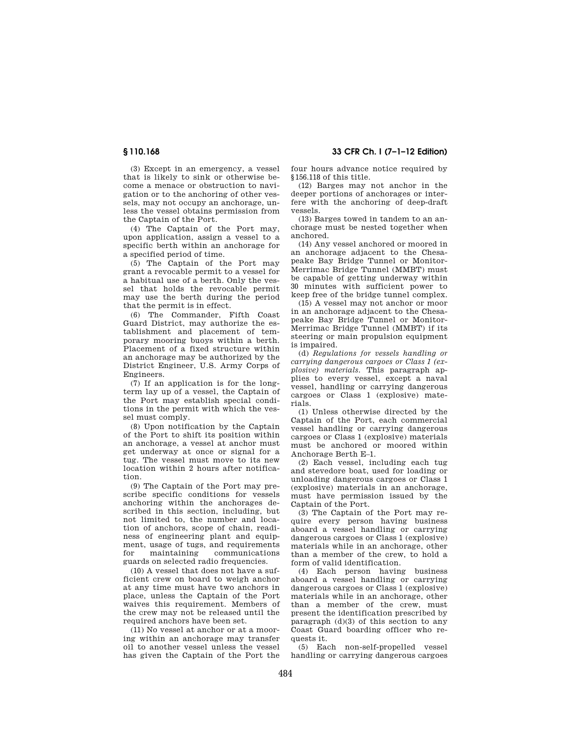(3) Except in an emergency, a vessel that is likely to sink or otherwise become a menace or obstruction to navigation or to the anchoring of other vessels, may not occupy an anchorage, unless the vessel obtains permission from the Captain of the Port.

(4) The Captain of the Port may, upon application, assign a vessel to a specific berth within an anchorage for a specified period of time.

(5) The Captain of the Port may grant a revocable permit to a vessel for a habitual use of a berth. Only the vessel that holds the revocable permit may use the berth during the period that the permit is in effect.

(6) The Commander, Fifth Coast Guard District, may authorize the establishment and placement of temporary mooring buoys within a berth. Placement of a fixed structure within an anchorage may be authorized by the District Engineer, U.S. Army Corps of Engineers.

(7) If an application is for the long-term lay up of a vessel, the Captain of the Port may establish special conditions in the permit with which the vessel must comply.

(8) Upon notification by the Captain of the Port to shift its position within an anchorage, a vessel at anchor must get underway at once or signal for a tug. The vessel must move to its new location within 2 hours after notification.

(9) The Captain of the Port may prescribe specific conditions for vessels anchoring within the anchorages described in this section, including, but not limited to, the number and location of anchors, scope of chain, readiness of engineering plant and equipment, usage of tugs, and requirements for maintaining communications guards on selected radio frequencies.

(10) A vessel that does not have a sufficient crew on board to weigh anchor at any time must have two anchors in place, unless the Captain of the Port waives this requirement. Members of the crew may not be released until the required anchors have been set.

(11) No vessel at anchor or at a mooring within an anchorage may transfer oil to another vessel unless the vessel has given the Captain of the Port the four hours advance notice required by §156.118 of this title.

(12) Barges may not anchor in the deeper portions of anchorages or interfere with the anchoring of deep-draft vessels.

(13) Barges towed in tandem to an anchorage must be nested together when anchored.

(14) Any vessel anchored or moored in an anchorage adjacent to the Chesapeake Bay Bridge Tunnel or Monitor-Merrimac Bridge Tunnel (MMBT) must be capable of getting underway within 30 minutes with sufficient power to keep free of the bridge tunnel complex.

(15) A vessel may not anchor or moor in an anchorage adjacent to the Chesapeake Bay Bridge Tunnel or Monitor-Merrimac Bridge Tunnel (MMBT) if its steering or main propulsion equipment is impaired.

(d) *Regulations for vessels handling or carrying dangerous cargoes or Class 1 (explosive) materials.* This paragraph applies to every vessel, except a naval vessel, handling or carrying dangerous cargoes or Class 1 (explosive) materials.

(1) Unless otherwise directed by the Captain of the Port, each commercial vessel handling or carrying dangerous cargoes or Class 1 (explosive) materials must be anchored or moored within Anchorage Berth E–1.

(2) Each vessel, including each tug and stevedore boat, used for loading or unloading dangerous cargoes or Class 1 (explosive) materials in an anchorage, must have permission issued by the Captain of the Port.

(3) The Captain of the Port may require every person having business aboard a vessel handling or carrying dangerous cargoes or Class 1 (explosive) materials while in an anchorage, other than a member of the crew, to hold a form of valid identification.

(4) Each person having business aboard a vessel handling or carrying dangerous cargoes or Class 1 (explosive) materials while in an anchorage, other than a member of the crew, must present the identification prescribed by paragraph (d)(3) of this section to any Coast Guard boarding officer who requests it.

(5) Each non-self-propelled vessel handling or carrying dangerous cargoes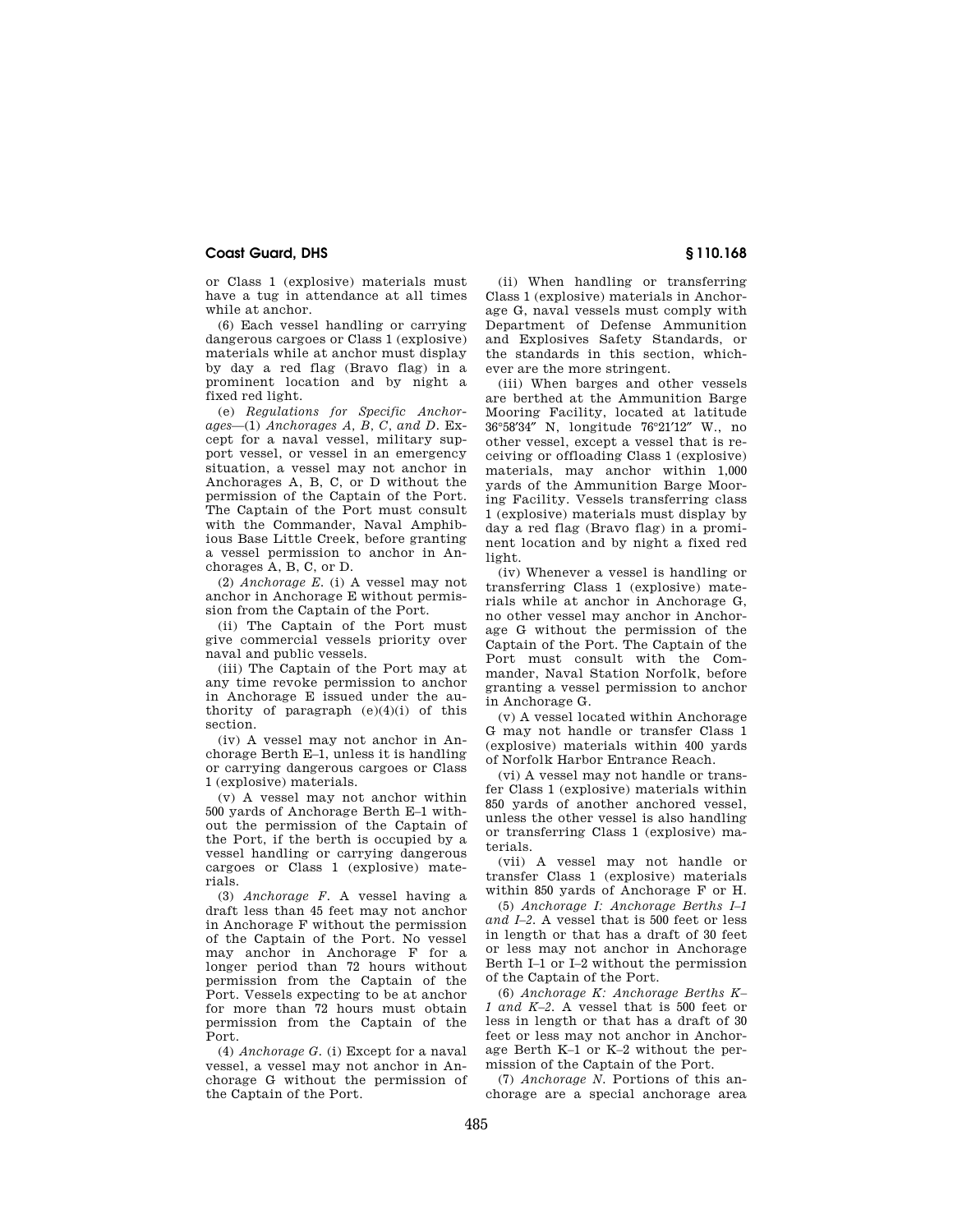or Class 1 (explosive) materials must have a tug in attendance at all times while at anchor.

(6) Each vessel handling or carrying dangerous cargoes or Class 1 (explosive) materials while at anchor must display by day a red flag (Bravo flag) in a prominent location and by night a fixed red light.

(e) *Regulations for Specific Anchorages*—(1) *Anchorages A, B, C, and D.* Except for a naval vessel, military support vessel, or vessel in an emergency situation, a vessel may not anchor in Anchorages A, B, C, or D without the permission of the Captain of the Port. The Captain of the Port must consult with the Commander, Naval Amphibious Base Little Creek, before granting a vessel permission to anchor in Anchorages A, B, C, or D.

(2) *Anchorage E.* (i) A vessel may not anchor in Anchorage E without permission from the Captain of the Port.

(ii) The Captain of the Port must give commercial vessels priority over naval and public vessels.

(iii) The Captain of the Port may at any time revoke permission to anchor in Anchorage E issued under the authority of paragraph (e)(4)(i) of this section.

(iv) A vessel may not anchor in Anchorage Berth E–1, unless it is handling or carrying dangerous cargoes or Class 1 (explosive) materials.

(v) A vessel may not anchor within 500 yards of Anchorage Berth E–1 without the permission of the Captain of the Port, if the berth is occupied by a vessel handling or carrying dangerous cargoes or Class 1 (explosive) materials.

(3) *Anchorage F.* A vessel having a draft less than 45 feet may not anchor in Anchorage F without the permission of the Captain of the Port. No vessel may anchor in Anchorage F for a longer period than 72 hours without permission from the Captain of the Port. Vessels expecting to be at anchor for more than 72 hours must obtain permission from the Captain of the Port.

(4) *Anchorage G.* (i) Except for a naval vessel, a vessel may not anchor in Anchorage G without the permission of the Captain of the Port.

(ii) When handling or transferring Class 1 (explosive) materials in Anchorage G, naval vessels must comply with Department of Defense Ammunition and Explosives Safety Standards, or the standards in this section, whichever are the more stringent.

(iii) When barges and other vessels are berthed at the Ammunition Barge Mooring Facility, located at latitude 36°58′34″ N, longitude 76°21′12″ W., no other vessel, except a vessel that is receiving or offloading Class 1 (explosive) materials, may anchor within 1,000 yards of the Ammunition Barge Mooring Facility. Vessels transferring class 1 (explosive) materials must display by day a red flag (Bravo flag) in a prominent location and by night a fixed red light.

(iv) Whenever a vessel is handling or transferring Class 1 (explosive) materials while at anchor in Anchorage G, no other vessel may anchor in Anchorage G without the permission of the Captain of the Port. The Captain of the Port must consult with the Commander, Naval Station Norfolk, before granting a vessel permission to anchor in Anchorage G.

(v) A vessel located within Anchorage G may not handle or transfer Class 1 (explosive) materials within 400 yards of Norfolk Harbor Entrance Reach.

(vi) A vessel may not handle or transfer Class 1 (explosive) materials within 850 yards of another anchored vessel, unless the other vessel is also handling or transferring Class 1 (explosive) materials.

(vii) A vessel may not handle or transfer Class 1 (explosive) materials within 850 yards of Anchorage F or H.

(5) *Anchorage I: Anchorage Berths I–1 and I–2.* A vessel that is 500 feet or less in length or that has a draft of 30 feet or less may not anchor in Anchorage Berth I–1 or I–2 without the permission of the Captain of the Port.

(6) *Anchorage K: Anchorage Berths K–1 and K–2.* A vessel that is 500 feet or less in length or that has a draft of 30 feet or less may not anchor in Anchorage Berth K–1 or K–2 without the permission of the Captain of the Port.

(7) *Anchorage N.* Portions of this anchorage are a special anchorage area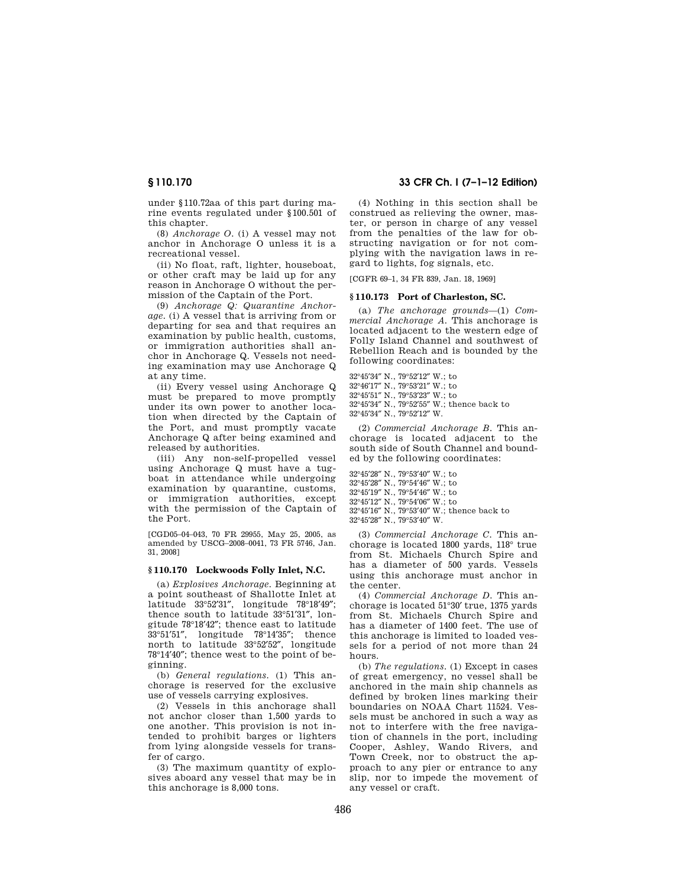under §110.72aa of this part during marine events regulated under §100.501 of this chapter.

(8) *Anchorage O.* (i) A vessel may not anchor in Anchorage O unless it is a recreational vessel.

(ii) No float, raft, lighter, houseboat, or other craft may be laid up for any reason in Anchorage O without the permission of the Captain of the Port.

(9) *Anchorage Q: Quarantine Anchorage.* (i) A vessel that is arriving from or departing for sea and that requires an examination by public health, customs, or immigration authorities shall anchor in Anchorage Q. Vessels not needing examination may use Anchorage Q at any time.

(ii) Every vessel using Anchorage Q must be prepared to move promptly under its own power to another location when directed by the Captain of the Port, and must promptly vacate Anchorage Q after being examined and released by authorities.

(iii) Any non-self-propelled vessel using Anchorage Q must have a tugboat in attendance while undergoing examination by quarantine, customs, or immigration authorities, except with the permission of the Captain of the Port.

[CGD05–04–043, 70 FR 29955, May 25, 2005, as amended by USCG–2008–0041, 73 FR 5746, Jan. 31, 2008]

## §110.170 Lockwoods Folly Inlet, N.C.

(a) *Explosives Anchorage.* Beginning at a point southeast of Shallotte Inlet at latitude 33°52′31″, longitude 78°18′49″; thence south to latitude 33°51′31″, longitude 78°18′42″; thence east to latitude 33°51′51″, longitude 78°14′35″; thence north to latitude 33°52′52″, longitude 78°14′40″; thence west to the point of beginning.

(b) *General regulations.* (1) This anchorage is reserved for the exclusive use of vessels carrying explosives.

(2) Vessels in this anchorage shall not anchor closer than 1,500 yards to one another. This provision is not intended to prohibit barges or lighters from lying alongside vessels for transfer of cargo.

(3) The maximum quantity of explosives aboard any vessel that may be in this anchorage is 8,000 tons.

(4) Nothing in this section shall be construed as relieving the owner, master, or person in charge of any vessel from the penalties of the law for obstructing navigation or for not complying with the navigation laws in regard to lights, fog signals, etc.

[CGFR 69–1, 34 FR 839, Jan. 18, 1969]

## §110.173 Port of Charleston, SC.

(a) *The anchorage grounds*—(1) *Commercial Anchorage A.* This anchorage is located adjacent to the western edge of Folly Island Channel and southwest of Rebellion Reach and is bounded by the following coordinates:

32°45′34″ N., 79°52′12″ W.; to
32°46′17″ N., 79°53′21″ W.; to
32°45′51″ N., 79°53′23″ W.; to
32°45′34″ N., 79°52′55″ W.; thence back to
32°45′34″ N., 79°52′12″ W.

(2) *Commercial Anchorage B.* This anchorage is located adjacent to the south side of South Channel and bounded by the following coordinates:

32°45′28″ N., 79°53′40″ W.; to
32°45′28″ N., 79°54′46″ W.; to
32°45′19″ N., 79°54′46″ W.; to
32°45′12″ N., 79°54′06″ W.; to
32°45′16″ N., 79°53′40″ W.; thence back to
32°45′28″ N., 79°53′40″ W.

(3) *Commercial Anchorage C.* This anchorage is located 1800 yards, 118° true from St. Michaels Church Spire and has a diameter of 500 yards. Vessels using this anchorage must anchor in the center.

(4) *Commercial Anchorage D.* This anchorage is located 51°30′ true, 1375 yards from St. Michaels Church Spire and has a diameter of 1400 feet. The use of this anchorage is limited to loaded vessels for a period of not more than 24 hours.

(b) *The regulations.* (1) Except in cases of great emergency, no vessel shall be anchored in the main ship channels as defined by broken lines marking their boundaries on NOAA Chart 11524. Vessels must be anchored in such a way as not to interfere with the free navigation of channels in the port, including Cooper, Ashley, Wando Rivers, and Town Creek, nor to obstruct the approach to any pier or entrance to any slip, nor to impede the movement of any vessel or craft.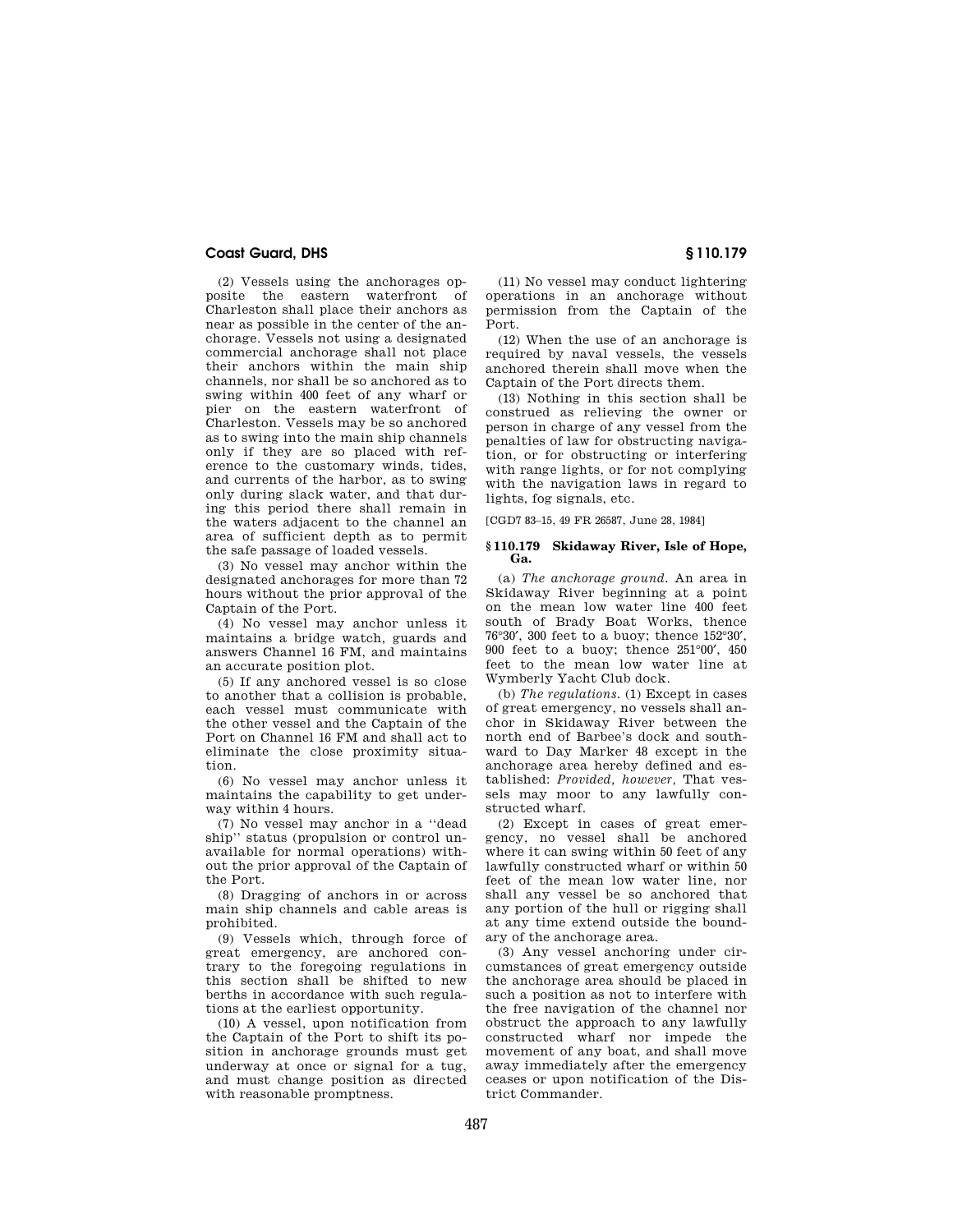(2) Vessels using the anchorages opposite the eastern waterfront of Charleston shall place their anchors as near as possible in the center of the anchorage. Vessels not using a designated commercial anchorage shall not place their anchors within the main ship channels, nor shall be so anchored as to swing within 400 feet of any wharf or pier on the eastern waterfront of Charleston. Vessels may be so anchored as to swing into the main ship channels only if they are so placed with reference to the customary winds, tides, and currents of the harbor, as to swing only during slack water, and that during this period there shall remain in the waters adjacent to the channel an area of sufficient depth as to permit the safe passage of loaded vessels.

(3) No vessel may anchor within the designated anchorages for more than 72 hours without the prior approval of the Captain of the Port.

(4) No vessel may anchor unless it maintains a bridge watch, guards and answers Channel 16 FM, and maintains an accurate position plot.

(5) If any anchored vessel is so close to another that a collision is probable, each vessel must communicate with the other vessel and the Captain of the Port on Channel 16 FM and shall act to eliminate the close proximity situation.

(6) No vessel may anchor unless it maintains the capability to get underway within 4 hours.

(7) No vessel may anchor in a "dead ship" status (propulsion or control unavailable for normal operations) without the prior approval of the Captain of the Port.

(8) Dragging of anchors in or across main ship channels and cable areas is prohibited.

(9) Vessels which, through force of great emergency, are anchored contrary to the foregoing regulations in this section shall be shifted to new berths in accordance with such regulations at the earliest opportunity.

(10) A vessel, upon notification from the Captain of the Port to shift its position in anchorage grounds must get underway at once or signal for a tug, and must change position as directed with reasonable promptness.

(11) No vessel may conduct lightering operations in an anchorage without permission from the Captain of the Port.

(12) When the use of an anchorage is required by naval vessels, the vessels anchored therein shall move when the Captain of the Port directs them.

(13) Nothing in this section shall be construed as relieving the owner or person in charge of any vessel from the penalties of law for obstructing navigation, or for obstructing or interfering with range lights, or for not complying with the navigation laws in regard to lights, fog signals, etc.

[CGD7 83–15, 49 FR 26587, June 28, 1984]

### § 110.179 Skidaway River, Isle of Hope, Ga.

(a) *The anchorage ground.* An area in Skidaway River beginning at a point on the mean low water line 400 feet south of Brady Boat Works, thence 76°30′, 300 feet to a buoy; thence 152°30′, 900 feet to a buoy; thence 251°00′, 450 feet to the mean low water line at Wymberly Yacht Club dock.

(b) *The regulations.* (1) Except in cases of great emergency, no vessels shall anchor in Skidaway River between the north end of Barbee's dock and southward to Day Marker 48 except in the anchorage area hereby defined and established: *Provided, however,* That vessels may moor to any lawfully constructed wharf.

(2) Except in cases of great emergency, no vessel shall be anchored where it can swing within 50 feet of any lawfully constructed wharf or within 50 feet of the mean low water line, nor shall any vessel be so anchored that any portion of the hull or rigging shall at any time extend outside the boundary of the anchorage area.

(3) Any vessel anchoring under circumstances of great emergency outside the anchorage area should be placed in such a position as not to interfere with the free navigation of the channel nor obstruct the approach to any lawfully constructed wharf nor impede the movement of any boat, and shall move away immediately after the emergency ceases or upon notification of the District Commander.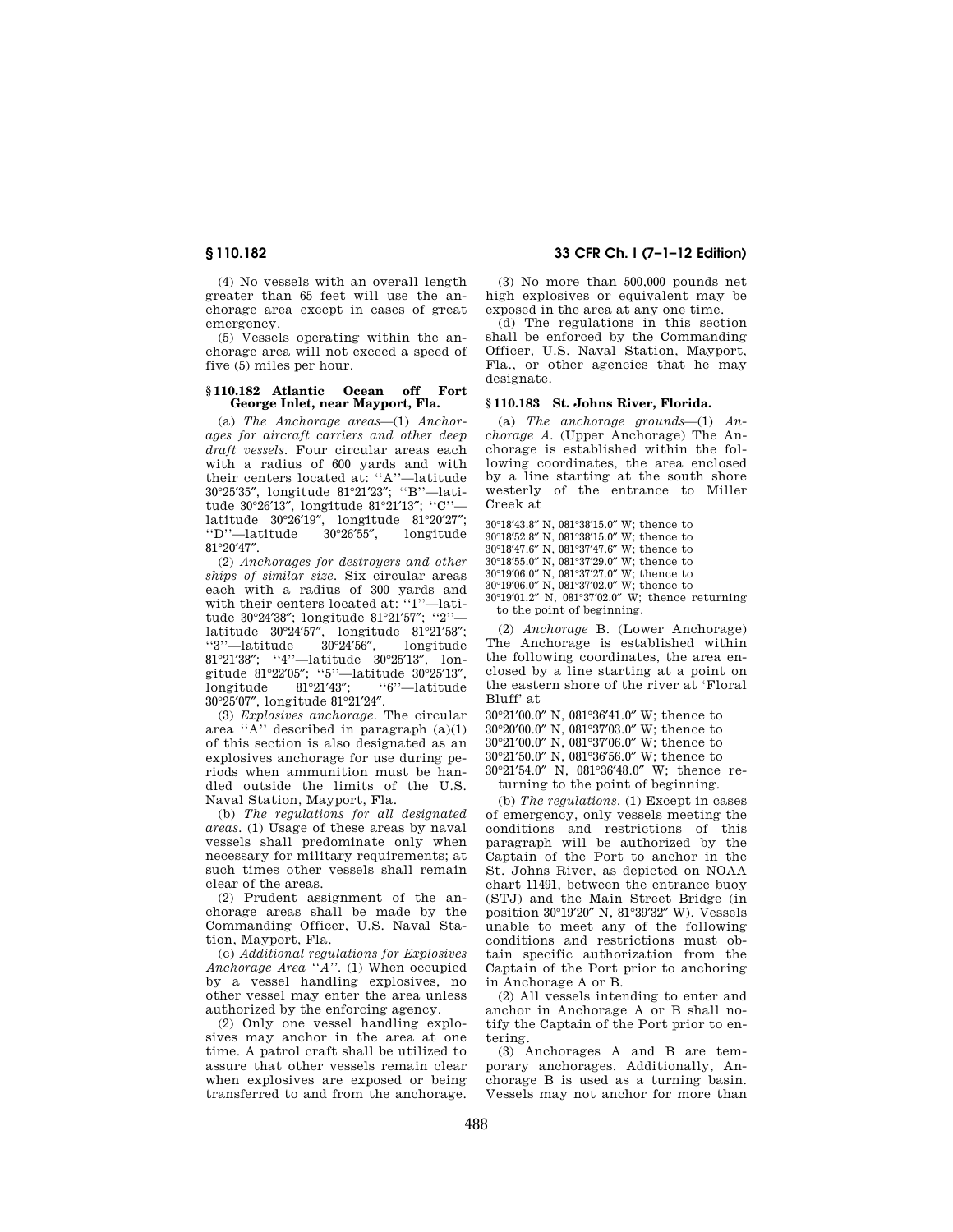(4) No vessels with an overall length greater than 65 feet will use the anchorage area except in cases of great emergency.

(5) Vessels operating within the anchorage area will not exceed a speed of five (5) miles per hour.

### § 110.182 Atlantic Ocean off Fort George Inlet, near Mayport, Fla.

(a) *The Anchorage areas*—(1) *Anchorages for aircraft carriers and other deep draft vessels.* Four circular areas each with a radius of 600 yards and with their centers located at: ''A''—latitude 30°25′35″, longitude 81°21′23″; ''B''—latitude 30°26′13″, longitude 81°21′13″; ''C''—latitude 30°26′19″, longitude 81°20′27″; ''D''—latitude 30°26′55″, longitude 81°20′47″.

(2) *Anchorages for destroyers and other ships of similar size.* Six circular areas each with a radius of 300 yards and with their centers located at: ''1''—latitude 30°24′38″; longitude 81°21′57″; ''2''—latitude 30°24′57″, longitude 81°21′58″; ''3''—latitude 30°24′56″, longitude 81°21′38″; ''4''—latitude 30°25′13″, longitude 81°22′05″; ''5''—latitude 30°25′13″, longitude 81°21′43″; ''6''—latitude 30°25′07″, longitude 81°21′24″.

(3) *Explosives anchorage.* The circular area ''A'' described in paragraph (a)(1) of this section is also designated as an explosives anchorage for use during periods when ammunition must be handled outside the limits of the U.S. Naval Station, Mayport, Fla.

(b) *The regulations for all designated areas.* (1) Usage of these areas by naval vessels shall predominate only when necessary for military requirements; at such times other vessels shall remain clear of the areas.

(2) Prudent assignment of the anchorage areas shall be made by the Commanding Officer, U.S. Naval Station, Mayport, Fla.

(c) *Additional regulations for Explosives Anchorage Area ''A''.* (1) When occupied by a vessel handling explosives, no other vessel may enter the area unless authorized by the enforcing agency.

(2) Only one vessel handling explosives may anchor in the area at one time. A patrol craft shall be utilized to assure that other vessels remain clear when explosives are exposed or being transferred to and from the anchorage.

(3) No more than 500,000 pounds net high explosives or equivalent may be exposed in the area at any one time.

(d) The regulations in this section shall be enforced by the Commanding Officer, U.S. Naval Station, Mayport, Fla., or other agencies that he may designate.

### § 110.183 St. Johns River, Florida.

(a) *The anchorage grounds*—(1) *Anchorage A.* (Upper Anchorage) The Anchorage is established within the following coordinates, the area enclosed by a line starting at the south shore westerly of the entrance to Miller Creek at

30°18′43.8″ N, 081°38′15.0″ W; thence to
30°18′52.8″ N, 081°38′15.0″ W; thence to
30°18′47.6″ N, 081°37′47.6″ W; thence to
30°18′55.0″ N, 081°37′29.0″ W; thence to
30°19′06.0″ N, 081°37′27.0″ W; thence to
30°19′06.0″ N, 081°37′02.0″ W; thence to
30°19′01.2″ N, 081°37′02.0″ W; thence returning to the point of beginning.

(2) *Anchorage* B. (Lower Anchorage) The Anchorage is established within the following coordinates, the area enclosed by a line starting at a point on the eastern shore of the river at 'Floral Bluff' at

30°21′00.0″ N, 081°36′41.0″ W; thence to
30°20′00.0″ N, 081°37′03.0″ W; thence to
30°21′00.0″ N, 081°37′06.0″ W; thence to
30°21′50.0″ N, 081°36′56.0″ W; thence to
30°21′54.0″ N, 081°36′48.0″ W; thence returning to the point of beginning.

(b) *The regulations.* (1) Except in cases of emergency, only vessels meeting the conditions and restrictions of this paragraph will be authorized by the Captain of the Port to anchor in the St. Johns River, as depicted on NOAA chart 11491, between the entrance buoy (STJ) and the Main Street Bridge (in position 30°19′20″ N, 81°39′32″ W). Vessels unable to meet any of the following conditions and restrictions must obtain specific authorization from the Captain of the Port prior to anchoring in Anchorage A or B.

(2) All vessels intending to enter and anchor in Anchorage A or B shall notify the Captain of the Port prior to entering.

(3) Anchorages A and B are temporary anchorages. Additionally, Anchorage B is used as a turning basin. Vessels may not anchor for more than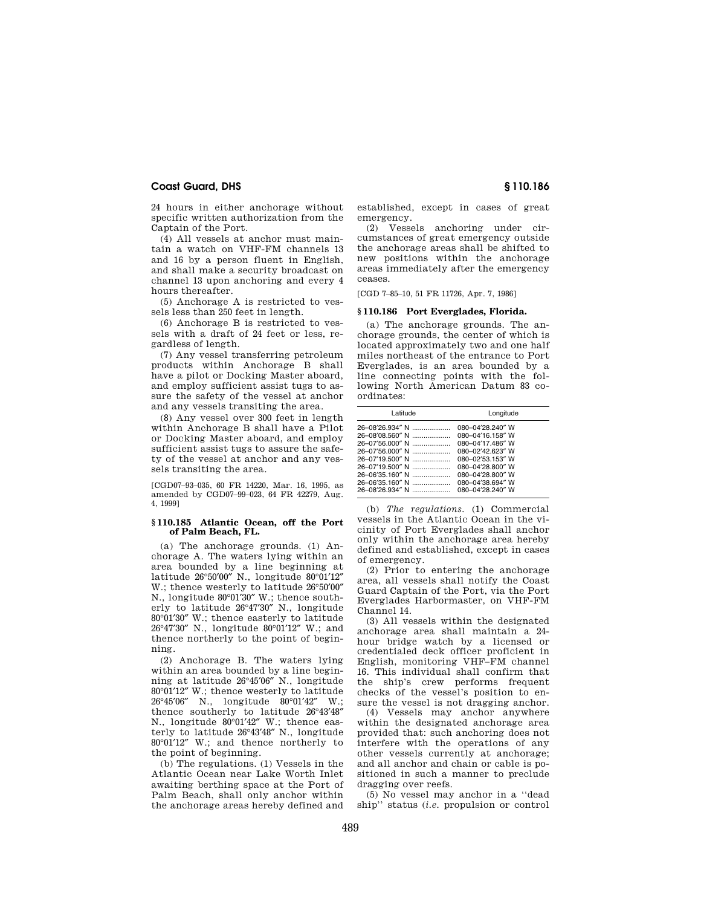24 hours in either anchorage without specific written authorization from the Captain of the Port.

(4) All vessels at anchor must maintain a watch on VHF-FM channels 13 and 16 by a person fluent in English, and shall make a security broadcast on channel 13 upon anchoring and every 4 hours thereafter.

(5) Anchorage A is restricted to vessels less than 250 feet in length.

(6) Anchorage B is restricted to vessels with a draft of 24 feet or less, regardless of length.

(7) Any vessel transferring petroleum products within Anchorage B shall have a pilot or Docking Master aboard, and employ sufficient assist tugs to assure the safety of the vessel at anchor and any vessels transiting the area.

(8) Any vessel over 300 feet in length within Anchorage B shall have a Pilot or Docking Master aboard, and employ sufficient assist tugs to assure the safety of the vessel at anchor and any vessels transiting the area.

[CGD07–93–035, 60 FR 14220, Mar. 16, 1995, as amended by CGD07–99–023, 64 FR 42279, Aug. 4, 1999]

### § 110.185 Atlantic Ocean, off the Port of Palm Beach, FL.

(a) The anchorage grounds. (1) Anchorage A. The waters lying within an area bounded by a line beginning at latitude 26°50′00″ N., longitude 80°01′12″ W.; thence westerly to latitude 26°50′00″ N., longitude 80°01′30″ W.; thence southerly to latitude 26°47′30″ N., longitude 80°01′30″ W.; thence easterly to latitude 26°47′30″ N., longitude 80°01′12″ W.; and thence northerly to the point of beginning.

(2) Anchorage B. The waters lying within an area bounded by a line beginning at latitude 26°45′06″ N., longitude 80°01′12″ W.; thence westerly to latitude 26°45′06″ N., longitude 80°01′42″ W.; thence southerly to latitude 26°43′48″ N., longitude 80°01′42″ W.; thence easterly to latitude 26°43′48″ N., longitude 80°01′12″ W.; and thence northerly to the point of beginning.

(b) The regulations. (1) Vessels in the Atlantic Ocean near Lake Worth Inlet awaiting berthing space at the Port of Palm Beach, shall only anchor within the anchorage areas hereby defined and established, except in cases of great emergency.

(2) Vessels anchoring under circumstances of great emergency outside the anchorage areas shall be shifted to new positions within the anchorage areas immediately after the emergency ceases.

[CGD 7–85–10, 51 FR 11726, Apr. 7, 1986]

### § 110.186 Port Everglades, Florida.

(a) The anchorage grounds. The anchorage grounds, the center of which is located approximately two and one half miles northeast of the entrance to Port Everglades, is an area bounded by a line connecting points with the following North American Datum 83 coordinates:

| Latitude | Longitude |
|---|---|
| 26–08′26.934″ N | 080–04′28.240″ W |
| 26–08′08.560″ N | 080–04′16.158″ W |
| 26–07′56.000″ N | 080–04′17.486″ W |
| 26–07′56.000″ N | 080–02′42.623″ W |
| 26–07′19.500″ N | 080–02′53.153″ W |
| 26–07′19.500″ N | 080–04′28.800″ W |
| 26–06′35.160″ N | 080–04′28.800″ W |
| 26–06′35.160″ N | 080–04′38.694″ W |
| 26–08′26.934″ N | 080–04′28.240″ W |

(b) *The regulations.* (1) Commercial vessels in the Atlantic Ocean in the vicinity of Port Everglades shall anchor only within the anchorage area hereby defined and established, except in cases of emergency.

(2) Prior to entering the anchorage area, all vessels shall notify the Coast Guard Captain of the Port, via the Port Everglades Harbormaster, on VHF-FM Channel 14.

(3) All vessels within the designated anchorage area shall maintain a 24-hour bridge watch by a licensed or credentialed deck officer proficient in English, monitoring VHF–FM channel 16. This individual shall confirm that the ship's crew performs frequent checks of the vessel's position to ensure the vessel is not dragging anchor.

(4) Vessels may anchor anywhere within the designated anchorage area provided that: such anchoring does not interfere with the operations of any other vessels currently at anchorage; and all anchor and chain or cable is positioned in such a manner to preclude dragging over reefs.

(5) No vessel may anchor in a "dead ship" status (*i.e.* propulsion or control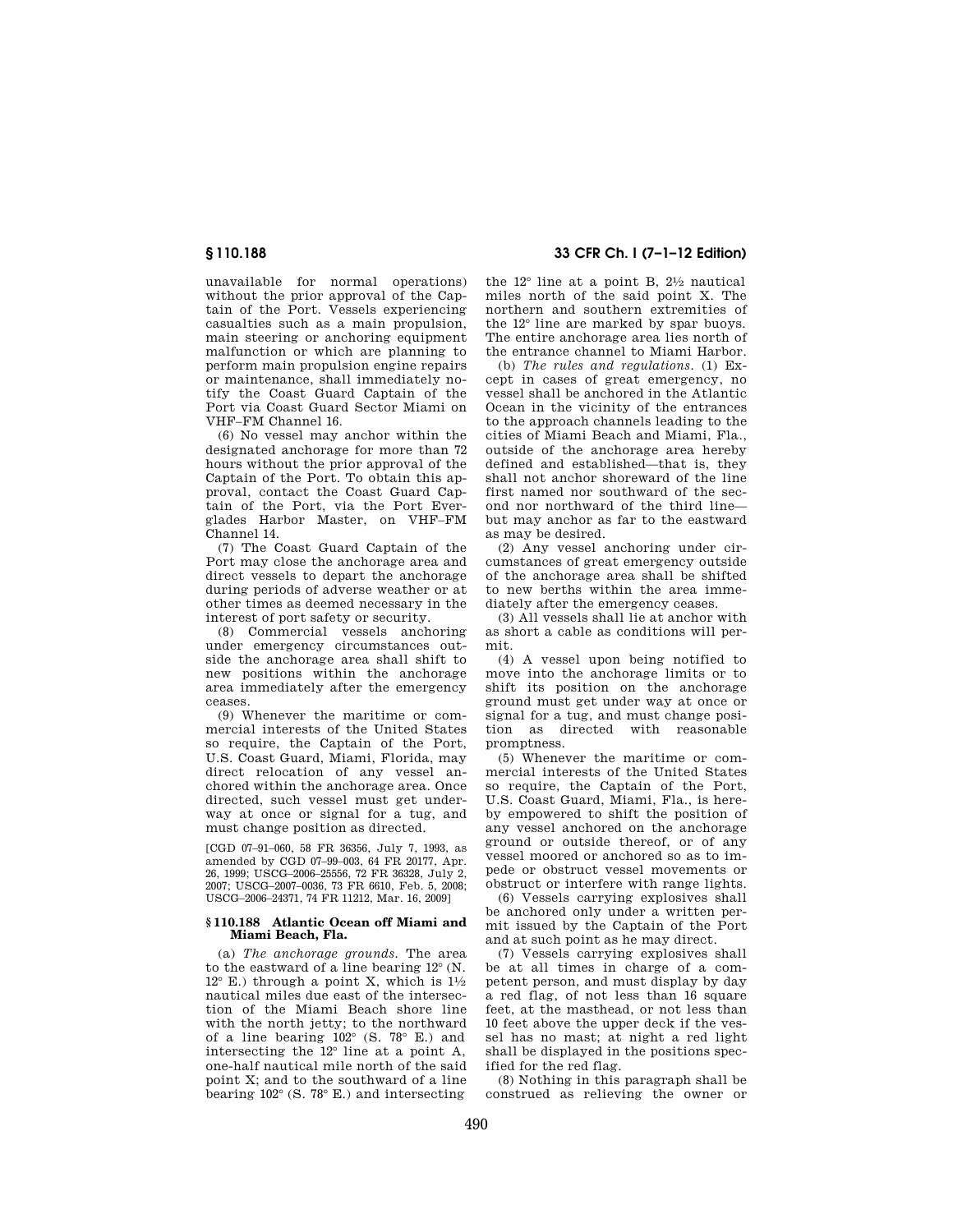unavailable for normal operations) without the prior approval of the Captain of the Port. Vessels experiencing casualties such as a main propulsion, main steering or anchoring equipment malfunction or which are planning to perform main propulsion engine repairs or maintenance, shall immediately notify the Coast Guard Captain of the Port via Coast Guard Sector Miami on VHF–FM Channel 16.

(6) No vessel may anchor within the designated anchorage for more than 72 hours without the prior approval of the Captain of the Port. To obtain this approval, contact the Coast Guard Captain of the Port, via the Port Everglades Harbor Master, on VHF–FM Channel 14.

(7) The Coast Guard Captain of the Port may close the anchorage area and direct vessels to depart the anchorage during periods of adverse weather or at other times as deemed necessary in the interest of port safety or security.

(8) Commercial vessels anchoring under emergency circumstances outside the anchorage area shall shift to new positions within the anchorage area immediately after the emergency ceases.

(9) Whenever the maritime or commercial interests of the United States so require, the Captain of the Port, U.S. Coast Guard, Miami, Florida, may direct relocation of any vessel anchored within the anchorage area. Once directed, such vessel must get underway at once or signal for a tug, and must change position as directed.

[CGD 07–91–060, 58 FR 36356, July 7, 1993, as amended by CGD 07–99–003, 64 FR 20177, Apr. 26, 1999; USCG–2006–25556, 72 FR 36328, July 2, 2007; USCG–2007–0036, 73 FR 6610, Feb. 5, 2008; USCG–2006–24371, 74 FR 11212, Mar. 16, 2009]

### § 110.188 Atlantic Ocean off Miami and Miami Beach, Fla.

(a) *The anchorage grounds.* The area to the eastward of a line bearing 12° (N. 12° E.) through a point X, which is 1½ nautical miles due east of the intersection of the Miami Beach shore line with the north jetty; to the northward of a line bearing 102° (S. 78° E.) and intersecting the 12° line at a point A, one-half nautical mile north of the said point X; and to the southward of a line bearing 102° (S. 78° E.) and intersecting the 12° line at a point B, 2½ nautical miles north of the said point X. The northern and southern extremities of the 12° line are marked by spar buoys. The entire anchorage area lies north of the entrance channel to Miami Harbor.

(b) *The rules and regulations.* (1) Except in cases of great emergency, no vessel shall be anchored in the Atlantic Ocean in the vicinity of the entrances to the approach channels leading to the cities of Miami Beach and Miami, Fla., outside of the anchorage area hereby defined and established—that is, they shall not anchor shoreward of the line first named nor southward of the second nor northward of the third line—but may anchor as far to the eastward as may be desired.

(2) Any vessel anchoring under circumstances of great emergency outside of the anchorage area shall be shifted to new berths within the area immediately after the emergency ceases.

(3) All vessels shall lie at anchor with as short a cable as conditions will permit.

(4) A vessel upon being notified to move into the anchorage limits or to shift its position on the anchorage ground must get under way at once or signal for a tug, and must change position as directed with reasonable promptness.

(5) Whenever the maritime or commercial interests of the United States so require, the Captain of the Port, U.S. Coast Guard, Miami, Fla., is hereby empowered to shift the position of any vessel anchored on the anchorage ground or outside thereof, or of any vessel moored or anchored so as to impede or obstruct vessel movements or obstruct or interfere with range lights.

(6) Vessels carrying explosives shall be anchored only under a written permit issued by the Captain of the Port and at such point as he may direct.

(7) Vessels carrying explosives shall be at all times in charge of a competent person, and must display by day a red flag, of not less than 16 square feet, at the masthead, or not less than 10 feet above the upper deck if the vessel has no mast; at night a red light shall be displayed in the positions specified for the red flag.

(8) Nothing in this paragraph shall be construed as relieving the owner or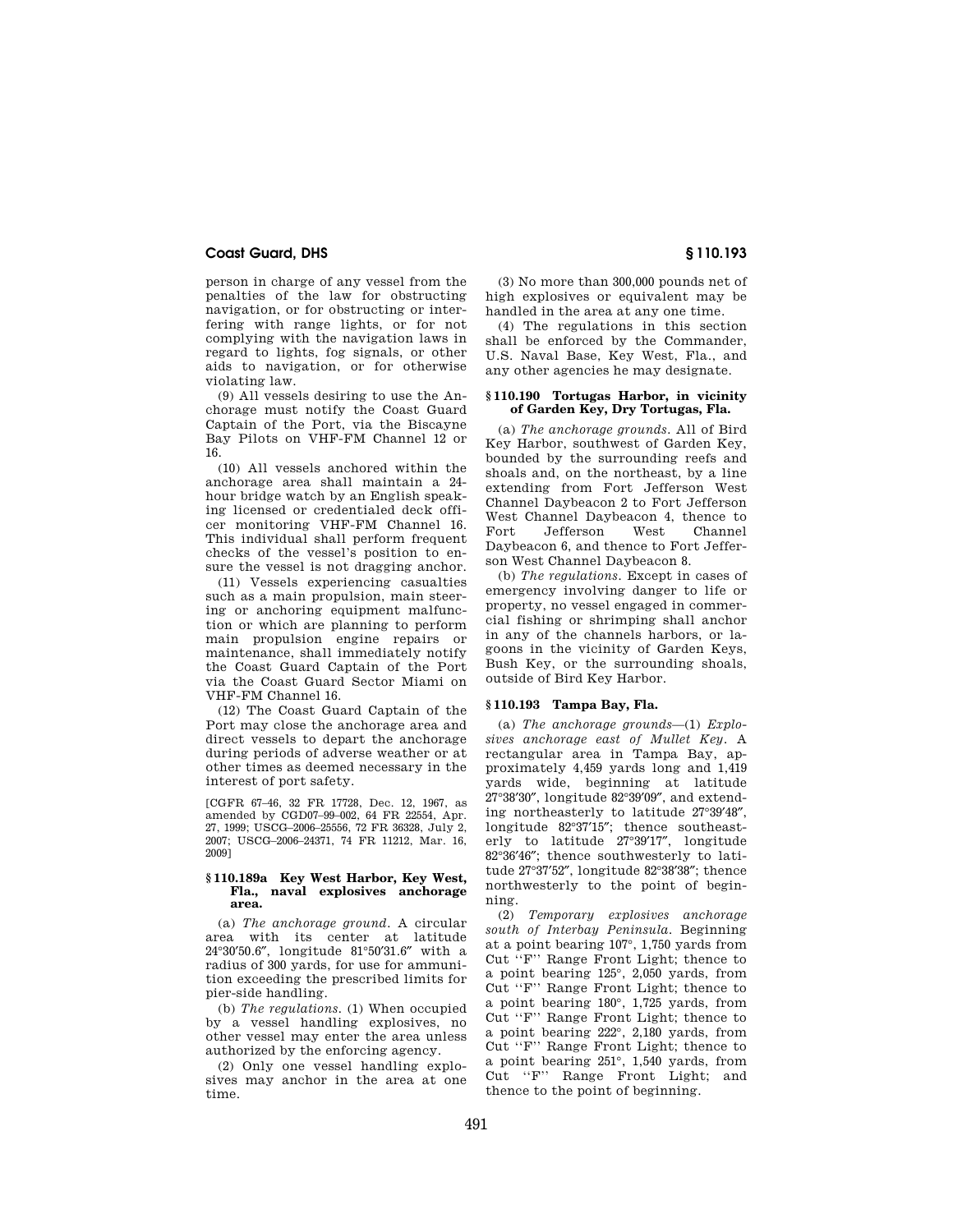person in charge of any vessel from the penalties of the law for obstructing navigation, or for obstructing or interfering with range lights, or for not complying with the navigation laws in regard to lights, fog signals, or other aids to navigation, or for otherwise violating law.

(9) All vessels desiring to use the Anchorage must notify the Coast Guard Captain of the Port, via the Biscayne Bay Pilots on VHF-FM Channel 12 or 16.

(10) All vessels anchored within the anchorage area shall maintain a 24-hour bridge watch by an English speaking licensed or credentialed deck officer monitoring VHF-FM Channel 16. This individual shall perform frequent checks of the vessel's position to ensure the vessel is not dragging anchor.

(11) Vessels experiencing casualties such as a main propulsion, main steering or anchoring equipment malfunction or which are planning to perform main propulsion engine repairs or maintenance, shall immediately notify the Coast Guard Captain of the Port via the Coast Guard Sector Miami on VHF-FM Channel 16.

(12) The Coast Guard Captain of the Port may close the anchorage area and direct vessels to depart the anchorage during periods of adverse weather or at other times as deemed necessary in the interest of port safety.

[CGFR 67–46, 32 FR 17728, Dec. 12, 1967, as amended by CGD07–99–002, 64 FR 22554, Apr. 27, 1999; USCG–2006–25556, 72 FR 36328, July 2, 2007; USCG–2006–24371, 74 FR 11212, Mar. 16, 2009]

### § 110.189a Key West Harbor, Key West, Fla., naval explosives anchorage area.

(a) *The anchorage ground.* A circular area with its center at latitude 24°30′50.6″, longitude 81°50′31.6″ with a radius of 300 yards, for use for ammunition exceeding the prescribed limits for pier-side handling.

(b) *The regulations.* (1) When occupied by a vessel handling explosives, no other vessel may enter the area unless authorized by the enforcing agency.

(2) Only one vessel handling explosives may anchor in the area at one time.

(3) No more than 300,000 pounds net of high explosives or equivalent may be handled in the area at any one time.

(4) The regulations in this section shall be enforced by the Commander, U.S. Naval Base, Key West, Fla., and any other agencies he may designate.

### § 110.190 Tortugas Harbor, in vicinity of Garden Key, Dry Tortugas, Fla.

(a) *The anchorage grounds.* All of Bird Key Harbor, southwest of Garden Key, bounded by the surrounding reefs and shoals and, on the northeast, by a line extending from Fort Jefferson West Channel Daybeacon 2 to Fort Jefferson West Channel Daybeacon 4, thence to Fort Jefferson West Channel Daybeacon 6, and thence to Fort Jefferson West Channel Daybeacon 8.

(b) *The regulations.* Except in cases of emergency involving danger to life or property, no vessel engaged in commercial fishing or shrimping shall anchor in any of the channels harbors, or lagoons in the vicinity of Garden Keys, Bush Key, or the surrounding shoals, outside of Bird Key Harbor.

### § 110.193 Tampa Bay, Fla.

(a) *The anchorage grounds*—(1) *Explosives anchorage east of Mullet Key.* A rectangular area in Tampa Bay, approximately 4,459 yards long and 1,419 yards wide, beginning at latitude 27°38′30″, longitude 82°39′09″, and extending northeasterly to latitude 27°39′48″, longitude 82°37′15″; thence southeasterly to latitude 27°39′17″, longitude 82°36′46″; thence southwesterly to latitude 27°37′52″, longitude 82°38′38″; thence northwesterly to the point of beginning.

(2) *Temporary explosives anchorage south of Interbay Peninsula.* Beginning at a point bearing 107°, 1,750 yards from Cut ''F'' Range Front Light; thence to a point bearing 125°, 2,050 yards, from Cut ''F'' Range Front Light; thence to a point bearing 180°, 1,725 yards, from Cut ''F'' Range Front Light; thence to a point bearing 222°, 2,180 yards, from Cut ''F'' Range Front Light; thence to a point bearing 251°, 1,540 yards, from Cut ''F'' Range Front Light; and thence to the point of beginning.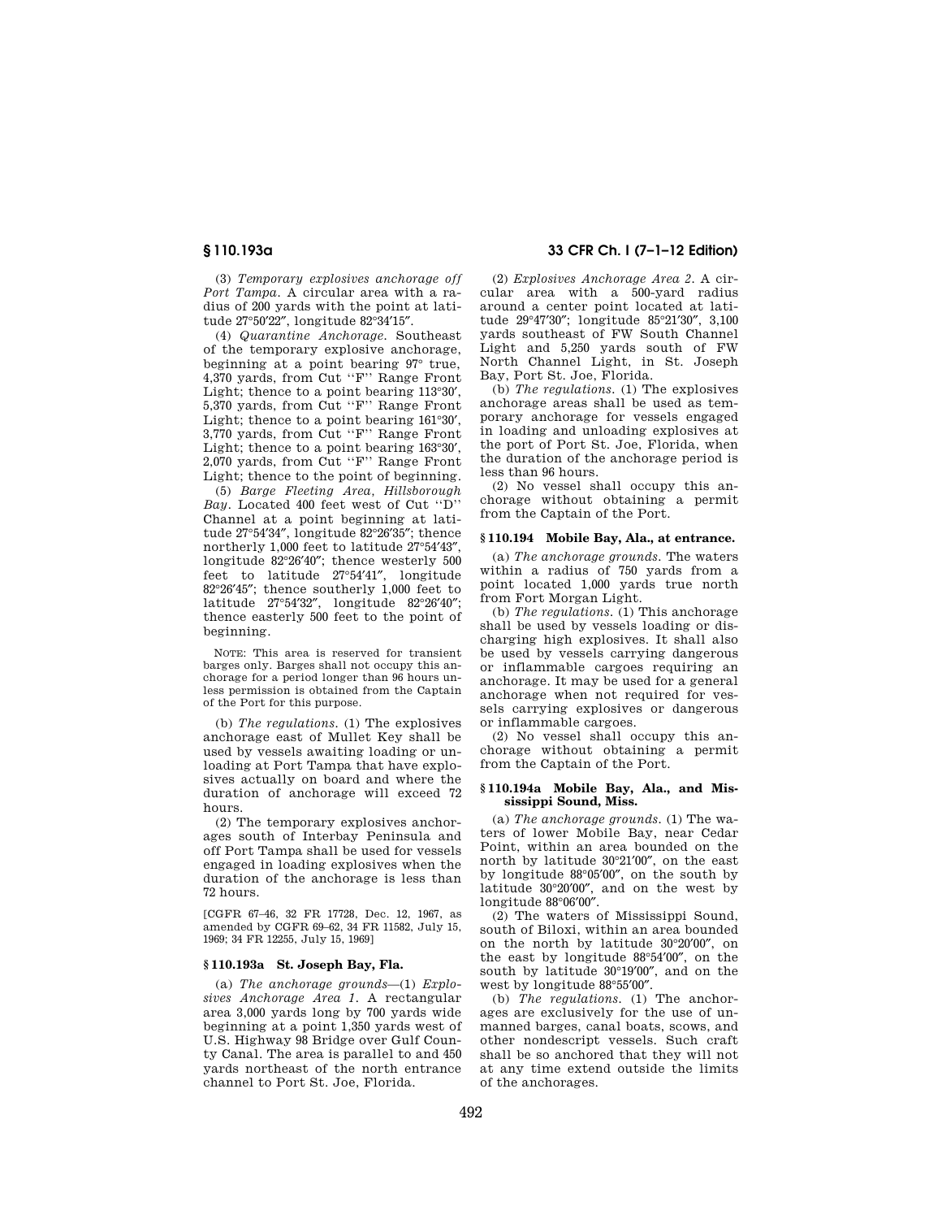(3) *Temporary explosives anchorage off Port Tampa.* A circular area with a radius of 200 yards with the point at latitude 27°50′22″, longitude 82°34′15″.

(4) *Quarantine Anchorage.* Southeast of the temporary explosive anchorage, beginning at a point bearing 97° true, 4,370 yards, from Cut ''F'' Range Front Light; thence to a point bearing 113°30′, 5,370 yards, from Cut ''F'' Range Front Light; thence to a point bearing 161°30′, 3,770 yards, from Cut ''F'' Range Front Light; thence to a point bearing 163°30′, 2,070 yards, from Cut ''F'' Range Front Light; thence to the point of beginning.

(5) *Barge Fleeting Area, Hillsborough Bay.* Located 400 feet west of Cut ''D'' Channel at a point beginning at latitude 27°54′34″, longitude 82°26′35″; thence northerly 1,000 feet to latitude 27°54′43″, longitude 82°26′40″; thence westerly 500 feet to latitude 27°54′41″, longitude 82°26′45″; thence southerly 1,000 feet to latitude 27°54′32″, longitude 82°26′40″; thence easterly 500 feet to the point of beginning.

NOTE: This area is reserved for transient barges only. Barges shall not occupy this anchorage for a period longer than 96 hours unless permission is obtained from the Captain of the Port for this purpose.

(b) *The regulations.* (1) The explosives anchorage east of Mullet Key shall be used by vessels awaiting loading or unloading at Port Tampa that have explosives actually on board and where the duration of anchorage will exceed 72 hours.

(2) The temporary explosives anchorages south of Interbay Peninsula and off Port Tampa shall be used for vessels engaged in loading explosives when the duration of the anchorage is less than 72 hours.

[CGFR 67–46, 32 FR 17728, Dec. 12, 1967, as amended by CGFR 69–62, 34 FR 11582, July 15, 1969; 34 FR 12255, July 15, 1969]

### § 110.193a St. Joseph Bay, Fla.

(a) *The anchorage grounds*—(1) *Explosives Anchorage Area 1.* A rectangular area 3,000 yards long by 700 yards wide beginning at a point 1,350 yards west of U.S. Highway 98 Bridge over Gulf County Canal. The area is parallel to and 450 yards northeast of the north entrance channel to Port St. Joe, Florida.

(2) *Explosives Anchorage Area 2.* A circular area with a 500-yard radius around a center point located at latitude 29°47′30″; longitude 85°21′30″, 3,100 yards southeast of FW South Channel Light and 5,250 yards south of FW North Channel Light, in St. Joseph Bay, Port St. Joe, Florida.

(b) *The regulations.* (1) The explosives anchorage areas shall be used as temporary anchorage for vessels engaged in loading and unloading explosives at the port of Port St. Joe, Florida, when the duration of the anchorage period is less than 96 hours.

(2) No vessel shall occupy this anchorage without obtaining a permit from the Captain of the Port.

### § 110.194 Mobile Bay, Ala., at entrance.

(a) *The anchorage grounds.* The waters within a radius of 750 yards from a point located 1,000 yards true north from Fort Morgan Light.

(b) *The regulations.* (1) This anchorage shall be used by vessels loading or discharging high explosives. It shall also be used by vessels carrying dangerous or inflammable cargoes requiring an anchorage. It may be used for a general anchorage when not required for vessels carrying explosives or dangerous or inflammable cargoes.

(2) No vessel shall occupy this anchorage without obtaining a permit from the Captain of the Port.

### § 110.194a Mobile Bay, Ala., and Mississippi Sound, Miss.

(a) *The anchorage grounds.* (1) The waters of lower Mobile Bay, near Cedar Point, within an area bounded on the north by latitude 30°21′00″, on the east by longitude 88°05′00″, on the south by latitude 30°20′00″, and on the west by longitude 88°06′00″.

(2) The waters of Mississippi Sound, south of Biloxi, within an area bounded on the north by latitude 30°20′00″, on the east by longitude 88°54′00″, on the south by latitude 30°19′00″, and on the west by longitude 88°55′00″.

(b) *The regulations.* (1) The anchorages are exclusively for the use of unmanned barges, canal boats, scows, and other nondescript vessels. Such craft shall be so anchored that they will not at any time extend outside the limits of the anchorages.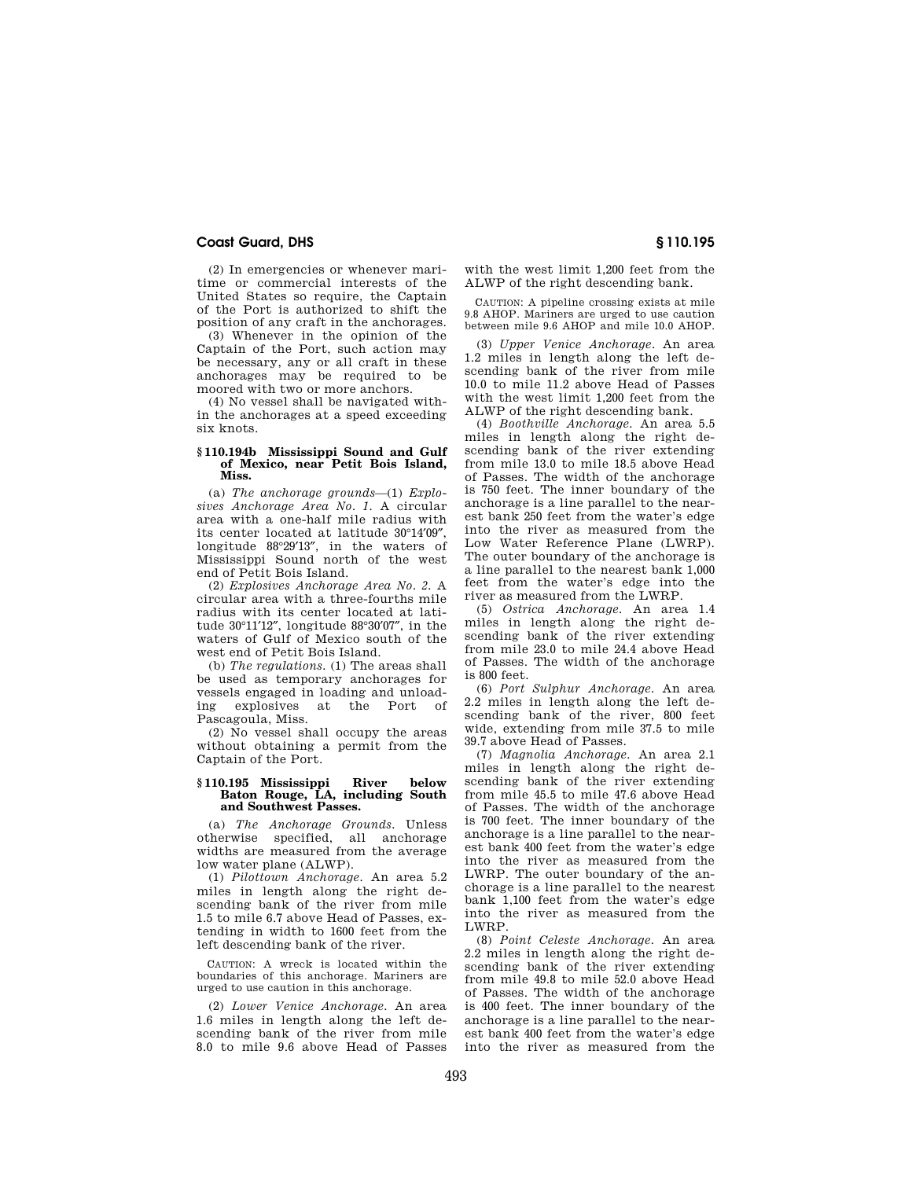(2) In emergencies or whenever maritime or commercial interests of the United States so require, the Captain of the Port is authorized to shift the position of any craft in the anchorages.

(3) Whenever in the opinion of the Captain of the Port, such action may be necessary, any or all craft in these anchorages may be required to be moored with two or more anchors.

(4) No vessel shall be navigated within the anchorages at a speed exceeding six knots.

### § 110.194b Mississippi Sound and Gulf of Mexico, near Petit Bois Island, Miss.

(a) *The anchorage grounds*—(1) *Explosives Anchorage Area No. 1.* A circular area with a one-half mile radius with its center located at latitude 30°14′09″, longitude 88°29′13″, in the waters of Mississippi Sound north of the west end of Petit Bois Island.

(2) *Explosives Anchorage Area No. 2.* A circular area with a three-fourths mile radius with its center located at latitude 30°11′12″, longitude 88°30′07″, in the waters of Gulf of Mexico south of the west end of Petit Bois Island.

(b) *The regulations.* (1) The areas shall be used as temporary anchorages for vessels engaged in loading and unloading explosives at the Port of Pascagoula, Miss.

(2) No vessel shall occupy the areas without obtaining a permit from the Captain of the Port.

### § 110.195 Mississippi River below Baton Rouge, LA, including South and Southwest Passes.

(a) *The Anchorage Grounds.* Unless otherwise specified, all anchorage widths are measured from the average low water plane (ALWP).

(1) *Pilottown Anchorage.* An area 5.2 miles in length along the right descending bank of the river from mile 1.5 to mile 6.7 above Head of Passes, extending in width to 1600 feet from the left descending bank of the river.

CAUTION: A wreck is located within the boundaries of this anchorage. Mariners are urged to use caution in this anchorage.

(2) *Lower Venice Anchorage.* An area 1.6 miles in length along the left descending bank of the river from mile 8.0 to mile 9.6 above Head of Passes with the west limit 1,200 feet from the ALWP of the right descending bank.

CAUTION: A pipeline crossing exists at mile 9.8 AHOP. Mariners are urged to use caution between mile 9.6 AHOP and mile 10.0 AHOP.

(3) *Upper Venice Anchorage.* An area 1.2 miles in length along the left descending bank of the river from mile 10.0 to mile 11.2 above Head of Passes with the west limit 1,200 feet from the ALWP of the right descending bank.

(4) *Boothville Anchorage.* An area 5.5 miles in length along the right descending bank of the river extending from mile 13.0 to mile 18.5 above Head of Passes. The width of the anchorage is 750 feet. The inner boundary of the anchorage is a line parallel to the nearest bank 250 feet from the water's edge into the river as measured from the Low Water Reference Plane (LWRP). The outer boundary of the anchorage is a line parallel to the nearest bank 1,000 feet from the water's edge into the river as measured from the LWRP.

(5) *Ostrica Anchorage.* An area 1.4 miles in length along the right descending bank of the river extending from mile 23.0 to mile 24.4 above Head of Passes. The width of the anchorage is 800 feet.

(6) *Port Sulphur Anchorage.* An area 2.2 miles in length along the left descending bank of the river, 800 feet wide, extending from mile 37.5 to mile 39.7 above Head of Passes.

(7) *Magnolia Anchorage.* An area 2.1 miles in length along the right descending bank of the river extending from mile 45.5 to mile 47.6 above Head of Passes. The width of the anchorage is 700 feet. The inner boundary of the anchorage is a line parallel to the nearest bank 400 feet from the water's edge into the river as measured from the LWRP. The outer boundary of the anchorage is a line parallel to the nearest bank 1,100 feet from the water's edge into the river as measured from the LWRP.

(8) *Point Celeste Anchorage.* An area 2.2 miles in length along the right descending bank of the river extending from mile 49.8 to mile 52.0 above Head of Passes. The width of the anchorage is 400 feet. The inner boundary of the anchorage is a line parallel to the nearest bank 400 feet from the water's edge into the river as measured from the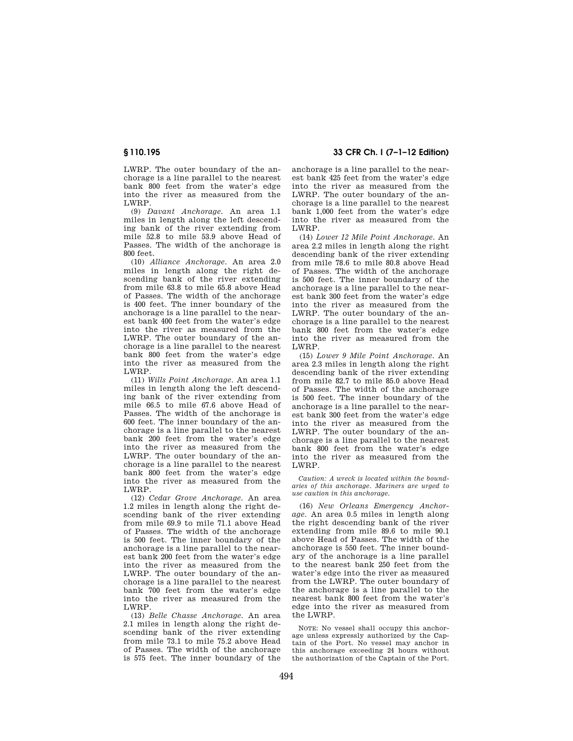LWRP. The outer boundary of the anchorage is a line parallel to the nearest bank 800 feet from the water's edge into the river as measured from the LWRP.

(9) *Davant Anchorage.* An area 1.1 miles in length along the left descending bank of the river extending from mile 52.8 to mile 53.9 above Head of Passes. The width of the anchorage is 800 feet.

(10) *Alliance Anchorage.* An area 2.0 miles in length along the right descending bank of the river extending from mile 63.8 to mile 65.8 above Head of Passes. The width of the anchorage is 400 feet. The inner boundary of the anchorage is a line parallel to the nearest bank 400 feet from the water's edge into the river as measured from the LWRP. The outer boundary of the anchorage is a line parallel to the nearest bank 800 feet from the water's edge into the river as measured from the LWRP.

(11) *Wills Point Anchorage.* An area 1.1 miles in length along the left descending bank of the river extending from mile 66.5 to mile 67.6 above Head of Passes. The width of the anchorage is 600 feet. The inner boundary of the anchorage is a line parallel to the nearest bank 200 feet from the water's edge into the river as measured from the LWRP. The outer boundary of the anchorage is a line parallel to the nearest bank 800 feet from the water's edge into the river as measured from the LWRP.

(12) *Cedar Grove Anchorage.* An area 1.2 miles in length along the right descending bank of the river extending from mile 69.9 to mile 71.1 above Head of Passes. The width of the anchorage is 500 feet. The inner boundary of the anchorage is a line parallel to the nearest bank 200 feet from the water's edge into the river as measured from the LWRP. The outer boundary of the anchorage is a line parallel to the nearest bank 700 feet from the water's edge into the river as measured from the LWRP.

(13) *Belle Chasse Anchorage.* An area 2.1 miles in length along the right descending bank of the river extending from mile 73.1 to mile 75.2 above Head of Passes. The width of the anchorage is 575 feet. The inner boundary of the anchorage is a line parallel to the nearest bank 425 feet from the water's edge into the river as measured from the LWRP. The outer boundary of the anchorage is a line parallel to the nearest bank 1,000 feet from the water's edge into the river as measured from the LWRP.

(14) *Lower 12 Mile Point Anchorage.* An area 2.2 miles in length along the right descending bank of the river extending from mile 78.6 to mile 80.8 above Head of Passes. The width of the anchorage is 500 feet. The inner boundary of the anchorage is a line parallel to the nearest bank 300 feet from the water's edge into the river as measured from the LWRP. The outer boundary of the anchorage is a line parallel to the nearest bank 800 feet from the water's edge into the river as measured from the LWRP.

(15) *Lower 9 Mile Point Anchorage.* An area 2.3 miles in length along the right descending bank of the river extending from mile 82.7 to mile 85.0 above Head of Passes. The width of the anchorage is 500 feet. The inner boundary of the anchorage is a line parallel to the nearest bank 300 feet from the water's edge into the river as measured from the LWRP. The outer boundary of the anchorage is a line parallel to the nearest bank 800 feet from the water's edge into the river as measured from the LWRP.

*Caution: A wreck is located within the boundaries of this anchorage. Mariners are urged to use caution in this anchorage.*

(16) *New Orleans Emergency Anchorage.* An area 0.5 miles in length along the right descending bank of the river extending from mile 89.6 to mile 90.1 above Head of Passes. The width of the anchorage is 550 feet. The inner boundary of the anchorage is a line parallel to the nearest bank 250 feet from the water's edge into the river as measured from the LWRP. The outer boundary of the anchorage is a line parallel to the nearest bank 800 feet from the water's edge into the river as measured from the LWRP.

NOTE: No vessel shall occupy this anchorage unless expressly authorized by the Captain of the Port. No vessel may anchor in this anchorage exceeding 24 hours without the authorization of the Captain of the Port.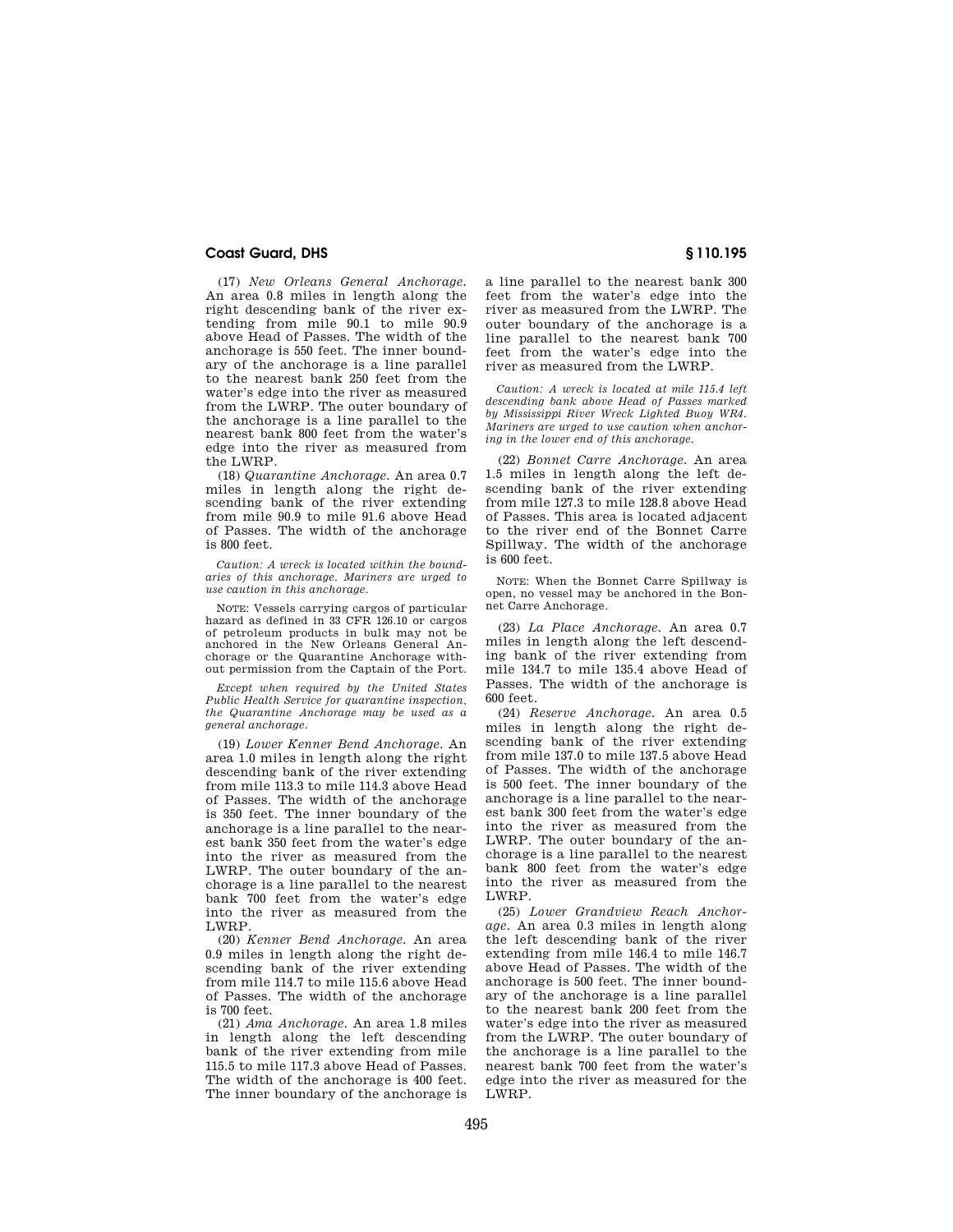(17) *New Orleans General Anchorage.* An area 0.8 miles in length along the right descending bank of the river extending from mile 90.1 to mile 90.9 above Head of Passes. The width of the anchorage is 550 feet. The inner boundary of the anchorage is a line parallel to the nearest bank 250 feet from the water's edge into the river as measured from the LWRP. The outer boundary of the anchorage is a line parallel to the nearest bank 800 feet from the water's edge into the river as measured from the LWRP.

(18) *Quarantine Anchorage.* An area 0.7 miles in length along the right descending bank of the river extending from mile 90.9 to mile 91.6 above Head of Passes. The width of the anchorage is 800 feet.

*Caution: A wreck is located within the boundaries of this anchorage. Mariners are urged to use caution in this anchorage.*

NOTE: Vessels carrying cargos of particular hazard as defined in 33 CFR 126.10 or cargos of petroleum products in bulk may not be anchored in the New Orleans General Anchorage or the Quarantine Anchorage without permission from the Captain of the Port.

*Except when required by the United States Public Health Service for quarantine inspection, the Quarantine Anchorage may be used as a general anchorage.*

(19) *Lower Kenner Bend Anchorage.* An area 1.0 miles in length along the right descending bank of the river extending from mile 113.3 to mile 114.3 above Head of Passes. The width of the anchorage is 350 feet. The inner boundary of the anchorage is a line parallel to the nearest bank 350 feet from the water's edge into the river as measured from the LWRP. The outer boundary of the anchorage is a line parallel to the nearest bank 700 feet from the water's edge into the river as measured from the LWRP.

(20) *Kenner Bend Anchorage.* An area 0.9 miles in length along the right descending bank of the river extending from mile 114.7 to mile 115.6 above Head of Passes. The width of the anchorage is 700 feet.

(21) *Ama Anchorage.* An area 1.8 miles in length along the left descending bank of the river extending from mile 115.5 to mile 117.3 above Head of Passes. The width of the anchorage is 400 feet. The inner boundary of the anchorage is a line parallel to the nearest bank 300 feet from the water's edge into the river as measured from the LWRP. The outer boundary of the anchorage is a line parallel to the nearest bank 700 feet from the water's edge into the river as measured from the LWRP.

*Caution: A wreck is located at mile 115.4 left descending bank above Head of Passes marked by Mississippi River Wreck Lighted Buoy WR4. Mariners are urged to use caution when anchoring in the lower end of this anchorage.*

(22) *Bonnet Carre Anchorage.* An area 1.5 miles in length along the left descending bank of the river extending from mile 127.3 to mile 128.8 above Head of Passes. This area is located adjacent to the river end of the Bonnet Carre Spillway. The width of the anchorage is 600 feet.

NOTE: When the Bonnet Carre Spillway is open, no vessel may be anchored in the Bonnet Carre Anchorage.

(23) *La Place Anchorage.* An area 0.7 miles in length along the left descending bank of the river extending from mile 134.7 to mile 135.4 above Head of Passes. The width of the anchorage is 600 feet.

(24) *Reserve Anchorage.* An area 0.5 miles in length along the right descending bank of the river extending from mile 137.0 to mile 137.5 above Head of Passes. The width of the anchorage is 500 feet. The inner boundary of the anchorage is a line parallel to the nearest bank 300 feet from the water's edge into the river as measured from the LWRP. The outer boundary of the anchorage is a line parallel to the nearest bank 800 feet from the water's edge into the river as measured from the LWRP.

(25) *Lower Grandview Reach Anchorage.* An area 0.3 miles in length along the left descending bank of the river extending from mile 146.4 to mile 146.7 above Head of Passes. The width of the anchorage is 500 feet. The inner boundary of the anchorage is a line parallel to the nearest bank 200 feet from the water's edge into the river as measured from the LWRP. The outer boundary of the anchorage is a line parallel to the nearest bank 700 feet from the water's edge into the river as measured for the LWRP.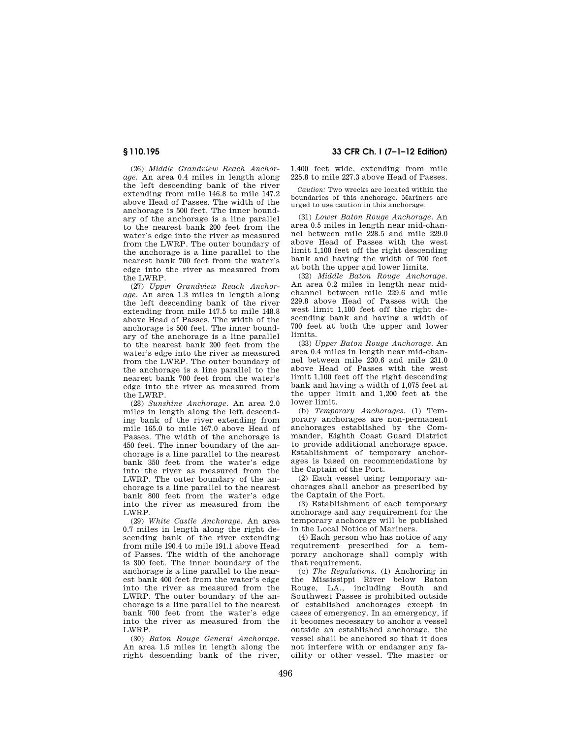(26) *Middle Grandview Reach Anchorage*. An area 0.4 miles in length along the left descending bank of the river extending from mile 146.8 to mile 147.2 above Head of Passes. The width of the anchorage is 500 feet. The inner boundary of the anchorage is a line parallel to the nearest bank 200 feet from the water's edge into the river as measured from the LWRP. The outer boundary of the anchorage is a line parallel to the nearest bank 700 feet from the water's edge into the river as measured from the LWRP.

(27) *Upper Grandview Reach Anchorage*. An area 1.3 miles in length along the left descending bank of the river extending from mile 147.5 to mile 148.8 above Head of Passes. The width of the anchorage is 500 feet. The inner boundary of the anchorage is a line parallel to the nearest bank 200 feet from the water's edge into the river as measured from the LWRP. The outer boundary of the anchorage is a line parallel to the nearest bank 700 feet from the water's edge into the river as measured from the LWRP.

(28) *Sunshine Anchorage*. An area 2.0 miles in length along the left descending bank of the river extending from mile 165.0 to mile 167.0 above Head of Passes. The width of the anchorage is 450 feet. The inner boundary of the anchorage is a line parallel to the nearest bank 350 feet from the water's edge into the river as measured from the LWRP. The outer boundary of the anchorage is a line parallel to the nearest bank 800 feet from the water's edge into the river as measured from the LWRP.

(29) *White Castle Anchorage*. An area 0.7 miles in length along the right descending bank of the river extending from mile 190.4 to mile 191.1 above Head of Passes. The width of the anchorage is 300 feet. The inner boundary of the anchorage is a line parallel to the nearest bank 400 feet from the water's edge into the river as measured from the LWRP. The outer boundary of the anchorage is a line parallel to the nearest bank 700 feet from the water's edge into the river as measured from the LWRP.

(30) *Baton Rouge General Anchorage*. An area 1.5 miles in length along the right descending bank of the river, 1,400 feet wide, extending from mile 225.8 to mile 227.3 above Head of Passes.

*Caution:* Two wrecks are located within the boundaries of this anchorage. Mariners are urged to use caution in this anchorage.

(31) *Lower Baton Rouge Anchorage*. An area 0.5 miles in length near mid-channel between mile 228.5 and mile 229.0 above Head of Passes with the west limit 1,100 feet off the right descending bank and having the width of 700 feet at both the upper and lower limits.

(32) *Middle Baton Rouge Anchorage*. An area 0.2 miles in length near mid-channel between mile 229.6 and mile 229.8 above Head of Passes with the west limit 1,100 feet off the right descending bank and having a width of 700 feet at both the upper and lower limits.

(33) *Upper Baton Rouge Anchorage*. An area 0.4 miles in length near mid-channel between mile 230.6 and mile 231.0 above Head of Passes with the west limit 1,100 feet off the right descending bank and having a width of 1,075 feet at the upper limit and 1,200 feet at the lower limit.

(b) *Temporary Anchorages*. (1) Temporary anchorages are non-permanent anchorages established by the Commander, Eighth Coast Guard District to provide additional anchorage space. Establishment of temporary anchorages is based on recommendations by the Captain of the Port.

(2) Each vessel using temporary anchorages shall anchor as prescribed by the Captain of the Port.

(3) Establishment of each temporary anchorage and any requirement for the temporary anchorage will be published in the Local Notice of Mariners.

(4) Each person who has notice of any requirement prescribed for a temporary anchorage shall comply with that requirement.

(c) *The Regulations*. (1) Anchoring in the Mississippi River below Baton Rouge, LA., including South and Southwest Passes is prohibited outside of established anchorages except in cases of emergency. In an emergency, if it becomes necessary to anchor a vessel outside an established anchorage, the vessel shall be anchored so that it does not interfere with or endanger any facility or other vessel. The master or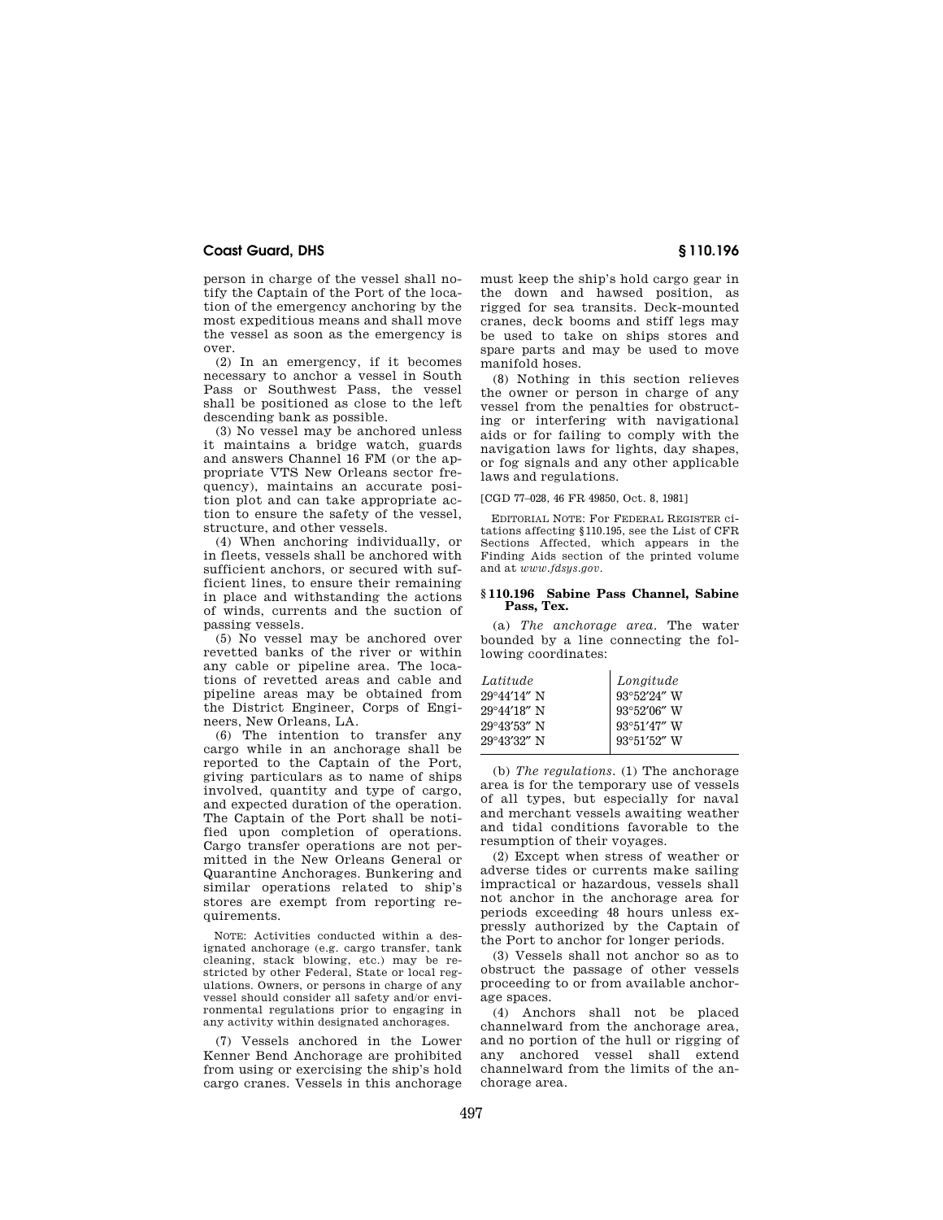person in charge of the vessel shall notify the Captain of the Port of the location of the emergency anchoring by the most expeditious means and shall move the vessel as soon as the emergency is over.

(2) In an emergency, if it becomes necessary to anchor a vessel in South Pass or Southwest Pass, the vessel shall be positioned as close to the left descending bank as possible.

(3) No vessel may be anchored unless it maintains a bridge watch, guards and answers Channel 16 FM (or the appropriate VTS New Orleans sector frequency), maintains an accurate position plot and can take appropriate action to ensure the safety of the vessel, structure, and other vessels.

(4) When anchoring individually, or in fleets, vessels shall be anchored with sufficient anchors, or secured with sufficient lines, to ensure their remaining in place and withstanding the actions of winds, currents and the suction of passing vessels.

(5) No vessel may be anchored over revetted banks of the river or within any cable or pipeline area. The locations of revetted areas and cable and pipeline areas may be obtained from the District Engineer, Corps of Engineers, New Orleans, LA.

(6) The intention to transfer any cargo while in an anchorage shall be reported to the Captain of the Port, giving particulars as to name of ships involved, quantity and type of cargo, and expected duration of the operation. The Captain of the Port shall be notified upon completion of operations. Cargo transfer operations are not permitted in the New Orleans General or Quarantine Anchorages. Bunkering and similar operations related to ship's stores are exempt from reporting requirements.

NOTE: Activities conducted within a designated anchorage (e.g. cargo transfer, tank cleaning, stack blowing, etc.) may be restricted by other Federal, State or local regulations. Owners, or persons in charge of any vessel should consider all safety and/or environmental regulations prior to engaging in any activity within designated anchorages.

(7) Vessels anchored in the Lower Kenner Bend Anchorage are prohibited from using or exercising the ship's hold cargo cranes. Vessels in this anchorage must keep the ship's hold cargo gear in the down and hawsed position, as rigged for sea transits. Deck-mounted cranes, deck booms and stiff legs may be used to take on ships stores and spare parts and may be used to move manifold hoses.

(8) Nothing in this section relieves the owner or person in charge of any vessel from the penalties for obstructing or interfering with navigational aids or for failing to comply with the navigation laws for lights, day shapes, or fog signals and any other applicable laws and regulations.

[CGD 77–028, 46 FR 49850, Oct. 8, 1981]

EDITORIAL NOTE: For FEDERAL REGISTER citations affecting §110.195, see the List of CFR Sections Affected, which appears in the Finding Aids section of the printed volume and at *www.fdsys.gov*.

### § 110.196 Sabine Pass Channel, Sabine Pass, Tex.

(a) *The anchorage area.* The water bounded by a line connecting the following coordinates:

| *Latitude* | *Longitude* |
|---|---|
| 29°44′14″ N | 93°52′24″ W |
| 29°44′18″ N | 93°52′06″ W |
| 29°43′53″ N | 93°51′47″ W |
| 29°43′32″ N | 93°51′52″ W |

(b) *The regulations.* (1) The anchorage area is for the temporary use of vessels of all types, but especially for naval and merchant vessels awaiting weather and tidal conditions favorable to the resumption of their voyages.

(2) Except when stress of weather or adverse tides or currents make sailing impractical or hazardous, vessels shall not anchor in the anchorage area for periods exceeding 48 hours unless expressly authorized by the Captain of the Port to anchor for longer periods.

(3) Vessels shall not anchor so as to obstruct the passage of other vessels proceeding to or from available anchorage spaces.

(4) Anchors shall not be placed channelward from the anchorage area, and no portion of the hull or rigging of any anchored vessel shall extend channelward from the limits of the anchorage area.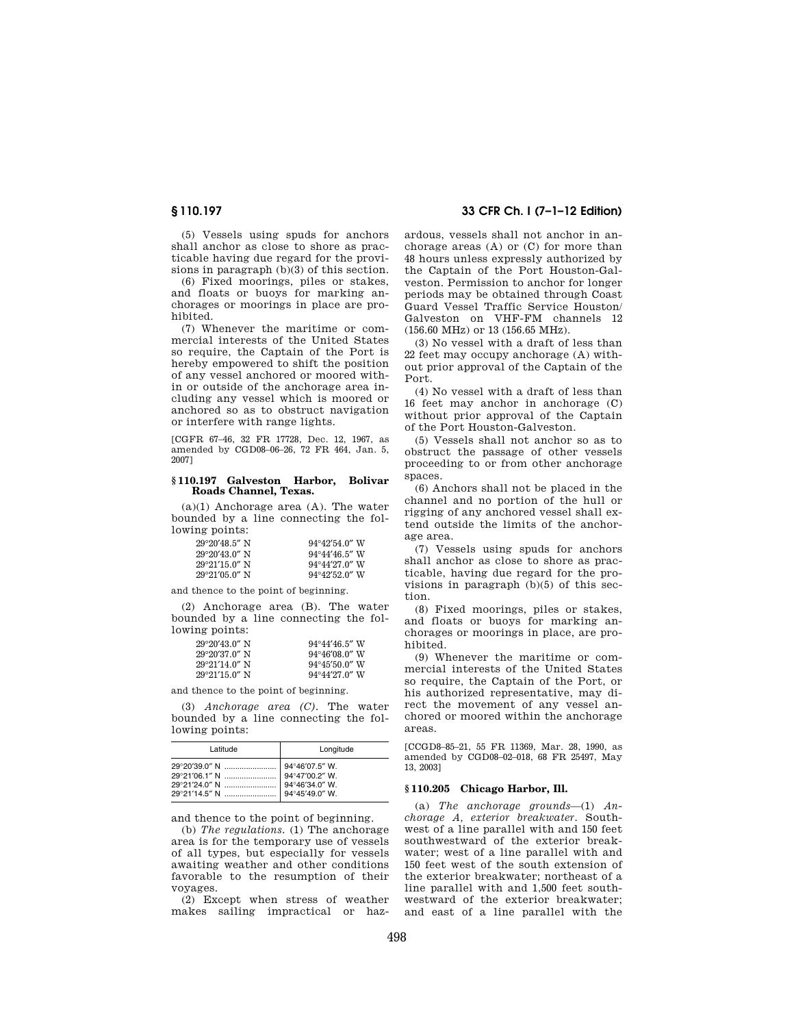(5) Vessels using spuds for anchors shall anchor as close to shore as practicable having due regard for the provisions in paragraph (b)(3) of this section.

(6) Fixed moorings, piles or stakes, and floats or buoys for marking anchorages or moorings in place are prohibited.

(7) Whenever the maritime or commercial interests of the United States so require, the Captain of the Port is hereby empowered to shift the position of any vessel anchored or moored within or outside of the anchorage area including any vessel which is moored or anchored so as to obstruct navigation or interfere with range lights.

[CGFR 67–46, 32 FR 17728, Dec. 12, 1967, as amended by CGD08–06–26, 72 FR 464, Jan. 5, 2007]

## § 110.197 Galveston Harbor, Bolivar Roads Channel, Texas.

(a)(1) Anchorage area (A). The water bounded by a line connecting the following points:

| | |
|---|---|
| 29°20′48.5″ N | 94°42′54.0″ W |
| 29°20′43.0″ N | 94°44′46.5″ W |
| 29°21′15.0″ N | 94°44′27.0″ W |
| 29°21′05.0″ N | 94°42′52.0″ W |

and thence to the point of beginning.

(2) Anchorage area (B). The water bounded by a line connecting the following points:

| | |
|---|---|
| 29°20′43.0″ N | 94°44′46.5″ W |
| 29°20′37.0″ N | 94°46′08.0″ W |
| 29°21′14.0″ N | 94°45′50.0″ W |
| 29°21′15.0″ N | 94°44′27.0″ W |

and thence to the point of beginning.

(3) *Anchorage area (C).* The water bounded by a line connecting the following points:

| Latitude | Longitude |
|---|---|
| 29°20′39.0″ N | 94°46′07.5″ W. |
| 29°21′06.1″ N | 94°47′00.2″ W. |
| 29°21′24.0″ N | 94°46′34.0″ W. |
| 29°21′14.5″ N | 94°45′49.0″ W. |

and thence to the point of beginning.

(b) *The regulations.* (1) The anchorage area is for the temporary use of vessels of all types, but especially for vessels awaiting weather and other conditions favorable to the resumption of their voyages.

(2) Except when stress of weather makes sailing impractical or hazardous, vessels shall not anchor in anchorage areas (A) or (C) for more than 48 hours unless expressly authorized by the Captain of the Port Houston-Galveston. Permission to anchor for longer periods may be obtained through Coast Guard Vessel Traffic Service Houston/Galveston on VHF-FM channels 12 (156.60 MHz) or 13 (156.65 MHz).

(3) No vessel with a draft of less than 22 feet may occupy anchorage (A) without prior approval of the Captain of the Port.

(4) No vessel with a draft of less than 16 feet may anchor in anchorage (C) without prior approval of the Captain of the Port Houston-Galveston.

(5) Vessels shall not anchor so as to obstruct the passage of other vessels proceeding to or from other anchorage spaces.

(6) Anchors shall not be placed in the channel and no portion of the hull or rigging of any anchored vessel shall extend outside the limits of the anchorage area.

(7) Vessels using spuds for anchors shall anchor as close to shore as practicable, having due regard for the provisions in paragraph (b)(5) of this section.

(8) Fixed moorings, piles or stakes, and floats or buoys for marking anchorages or moorings in place, are prohibited.

(9) Whenever the maritime or commercial interests of the United States so require, the Captain of the Port, or his authorized representative, may direct the movement of any vessel anchored or moored within the anchorage areas.

[CCGD8–85–21, 55 FR 11369, Mar. 28, 1990, as amended by CGD08–02–018, 68 FR 25497, May 13, 2003]

## § 110.205 Chicago Harbor, Ill.

(a) *The anchorage grounds*—(1) *Anchorage A, exterior breakwater.* Southwest of a line parallel with and 150 feet southwestward of the exterior breakwater; west of a line parallel with and 150 feet west of the south extension of the exterior breakwater; northeast of a line parallel with and 1,500 feet southwestward of the exterior breakwater; and east of a line parallel with the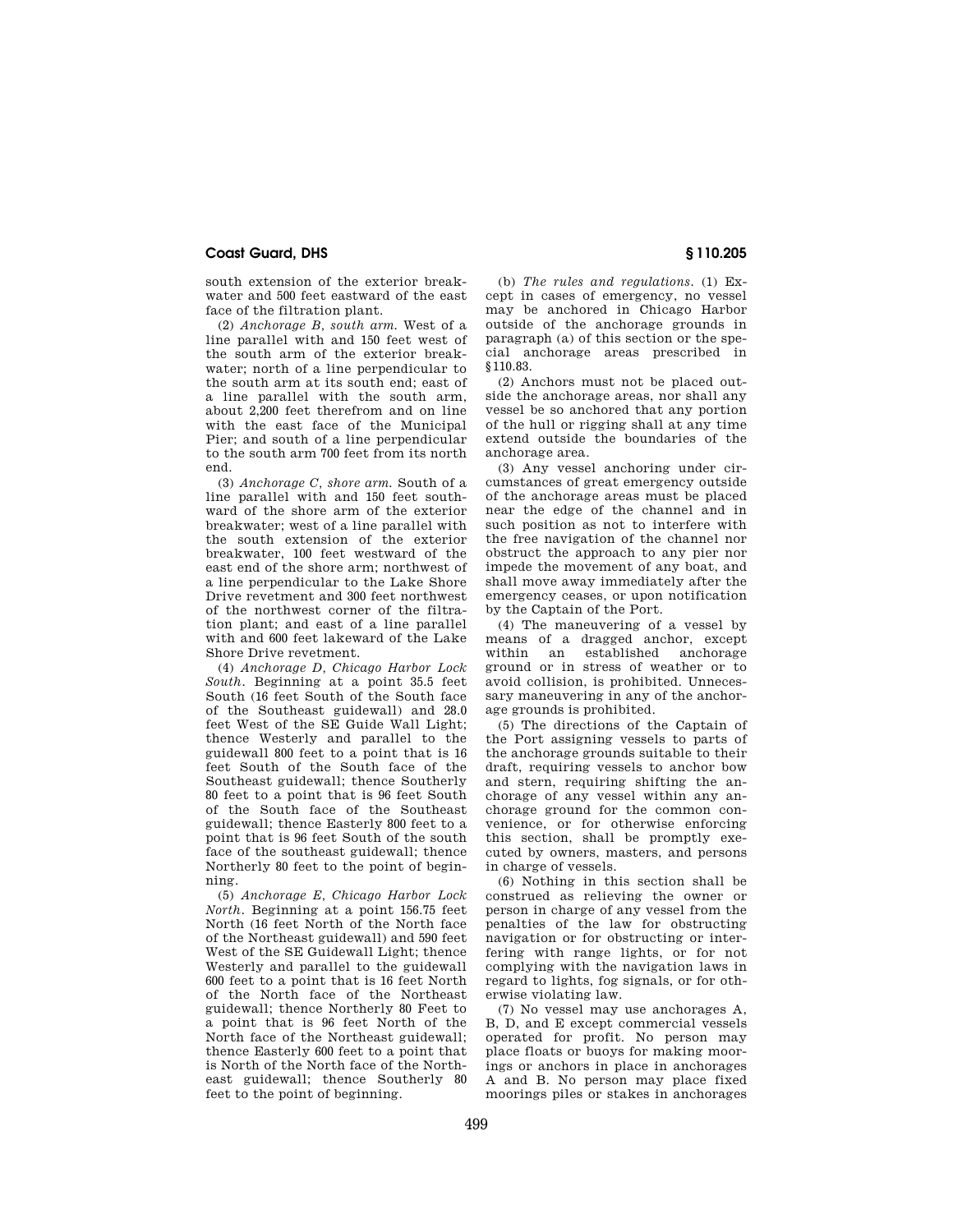south extension of the exterior breakwater and 500 feet eastward of the east face of the filtration plant.

(2) *Anchorage B, south arm.* West of a line parallel with and 150 feet west of the south arm of the exterior breakwater; north of a line perpendicular to the south arm at its south end; east of a line parallel with the south arm, about 2,200 feet therefrom and on line with the east face of the Municipal Pier; and south of a line perpendicular to the south arm 700 feet from its north end.

(3) *Anchorage C, shore arm.* South of a line parallel with and 150 feet southward of the shore arm of the exterior breakwater; west of a line parallel with the south extension of the exterior breakwater, 100 feet westward of the east end of the shore arm; northwest of a line perpendicular to the Lake Shore Drive revetment and 300 feet northwest of the northwest corner of the filtration plant; and east of a line parallel with and 600 feet lakeward of the Lake Shore Drive revetment.

(4) *Anchorage D, Chicago Harbor Lock South.* Beginning at a point 35.5 feet South (16 feet South of the South face of the Southeast guidewall) and 28.0 feet West of the SE Guide Wall Light; thence Westerly and parallel to the guidewall 800 feet to a point that is 16 feet South of the South face of the Southeast guidewall; thence Southerly 80 feet to a point that is 96 feet South of the South face of the Southeast guidewall; thence Easterly 800 feet to a point that is 96 feet South of the south face of the southeast guidewall; thence Northerly 80 feet to the point of beginning.

(5) *Anchorage E, Chicago Harbor Lock North.* Beginning at a point 156.75 feet North (16 feet North of the North face of the Northeast guidewall) and 590 feet West of the SE Guidewall Light; thence Westerly and parallel to the guidewall 600 feet to a point that is 16 feet North of the North face of the Northeast guidewall; thence Northerly 80 Feet to a point that is 96 feet North of the North face of the Northeast guidewall; thence Easterly 600 feet to a point that is North of the North face of the Northeast guidewall; thence Southerly 80 feet to the point of beginning.

(b) *The rules and regulations.* (1) Except in cases of emergency, no vessel may be anchored in Chicago Harbor outside of the anchorage grounds in paragraph (a) of this section or the special anchorage areas prescribed in §110.83.

(2) Anchors must not be placed outside the anchorage areas, nor shall any vessel be so anchored that any portion of the hull or rigging shall at any time extend outside the boundaries of the anchorage area.

(3) Any vessel anchoring under circumstances of great emergency outside of the anchorage areas must be placed near the edge of the channel and in such position as not to interfere with the free navigation of the channel nor obstruct the approach to any pier nor impede the movement of any boat, and shall move away immediately after the emergency ceases, or upon notification by the Captain of the Port.

(4) The maneuvering of a vessel by means of a dragged anchor, except within an established anchorage ground or in stress of weather or to avoid collision, is prohibited. Unnecessary maneuvering in any of the anchorage grounds is prohibited.

(5) The directions of the Captain of the Port assigning vessels to parts of the anchorage grounds suitable to their draft, requiring vessels to anchor bow and stern, requiring shifting the anchorage of any vessel within any anchorage ground for the common convenience, or for otherwise enforcing this section, shall be promptly executed by owners, masters, and persons in charge of vessels.

(6) Nothing in this section shall be construed as relieving the owner or person in charge of any vessel from the penalties of the law for obstructing navigation or for obstructing or interfering with range lights, or for not complying with the navigation laws in regard to lights, fog signals, or for otherwise violating law.

(7) No vessel may use anchorages A, B, D, and E except commercial vessels operated for profit. No person may place floats or buoys for making moorings or anchors in place in anchorages A and B. No person may place fixed moorings piles or stakes in anchorages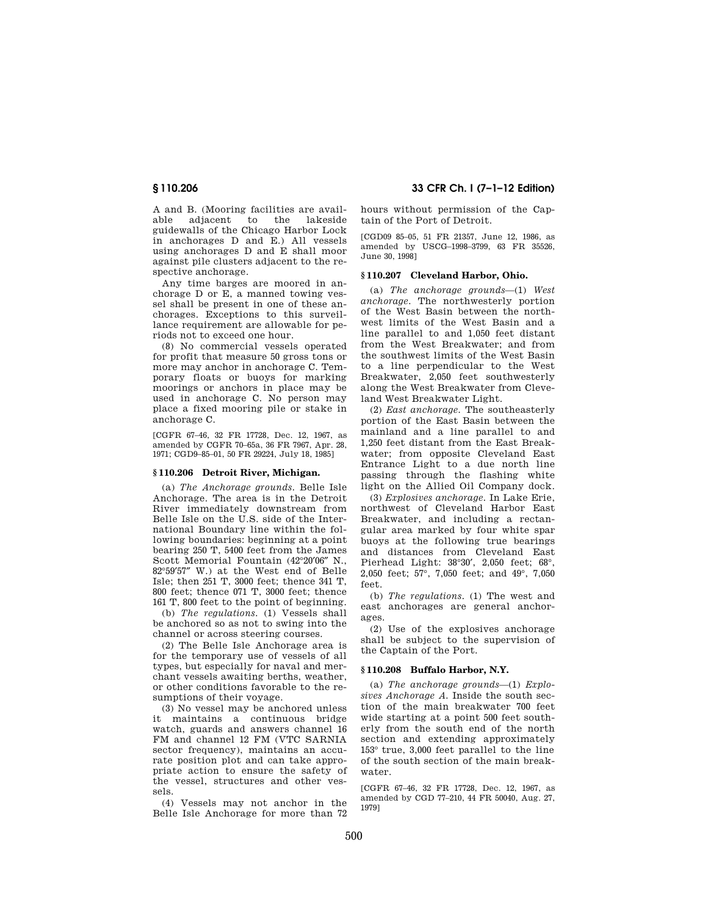A and B. (Mooring facilities are available adjacent to the lakeside guidewalls of the Chicago Harbor Lock in anchorages D and E.) All vessels using anchorages D and E shall moor against pile clusters adjacent to the respective anchorage.

Any time barges are moored in anchorage D or E, a manned towing vessel shall be present in one of these anchorages. Exceptions to this surveillance requirement are allowable for periods not to exceed one hour.

(8) No commercial vessels operated for profit that measure 50 gross tons or more may anchor in anchorage C. Temporary floats or buoys for marking moorings or anchors in place may be used in anchorage C. No person may place a fixed mooring pile or stake in anchorage C.

[CGFR 67–46, 32 FR 17728, Dec. 12, 1967, as amended by CGFR 70–65a, 36 FR 7967, Apr. 28, 1971; CGD9–85–01, 50 FR 29224, July 18, 1985]

## § 110.206 Detroit River, Michigan.

(a) *The Anchorage grounds.* Belle Isle Anchorage. The area is in the Detroit River immediately downstream from Belle Isle on the U.S. side of the International Boundary line within the following boundaries: beginning at a point bearing 250 T, 5400 feet from the James Scott Memorial Fountain (42°20′06″ N., 82°59′57″ W.) at the West end of Belle Isle; then 251 T, 3000 feet; thence 341 T, 800 feet; thence 071 T, 3000 feet; thence 161 T, 800 feet to the point of beginning.

(b) *The regulations.* (1) Vessels shall be anchored so as not to swing into the channel or across steering courses.

(2) The Belle Isle Anchorage area is for the temporary use of vessels of all types, but especially for naval and merchant vessels awaiting berths, weather, or other conditions favorable to the resumptions of their voyage.

(3) No vessel may be anchored unless it maintains a continuous bridge watch, guards and answers channel 16 FM and channel 12 FM (VTC SARNIA sector frequency), maintains an accurate position plot and can take appropriate action to ensure the safety of the vessel, structures and other vessels.

(4) Vessels may not anchor in the Belle Isle Anchorage for more than 72 hours without permission of the Captain of the Port of Detroit.

[CGD09 85–05, 51 FR 21357, June 12, 1986, as amended by USCG–1998–3799, 63 FR 35526, June 30, 1998]

## § 110.207 Cleveland Harbor, Ohio.

(a) *The anchorage grounds*—(1) *West anchorage.* The northwesterly portion of the West Basin between the northwest limits of the West Basin and a line parallel to and 1,050 feet distant from the West Breakwater; and from the southwest limits of the West Basin to a line perpendicular to the West Breakwater, 2,050 feet southwesterly along the West Breakwater from Cleveland West Breakwater Light.

(2) *East anchorage.* The southeasterly portion of the East Basin between the mainland and a line parallel to and 1,250 feet distant from the East Breakwater; from opposite Cleveland East Entrance Light to a due north line passing through the flashing white light on the Allied Oil Company dock.

(3) *Explosives anchorage.* In Lake Erie, northwest of Cleveland Harbor East Breakwater, and including a rectangular area marked by four white spar buoys at the following true bearings and distances from Cleveland East Pierhead Light: 38°30′, 2,050 feet; 68°, 2,050 feet; 57°, 7,050 feet; and 49°, 7,050 feet.

(b) *The regulations.* (1) The west and east anchorages are general anchorages.

(2) Use of the explosives anchorage shall be subject to the supervision of the Captain of the Port.

## § 110.208 Buffalo Harbor, N.Y.

(a) *The anchorage grounds*—(1) *Explosives Anchorage A.* Inside the south section of the main breakwater 700 feet wide starting at a point 500 feet southerly from the south end of the north section and extending approximately 153° true, 3,000 feet parallel to the line of the south section of the main breakwater.

[CGFR 67–46, 32 FR 17728, Dec. 12, 1967, as amended by CGD 77–210, 44 FR 50040, Aug. 27, 1979]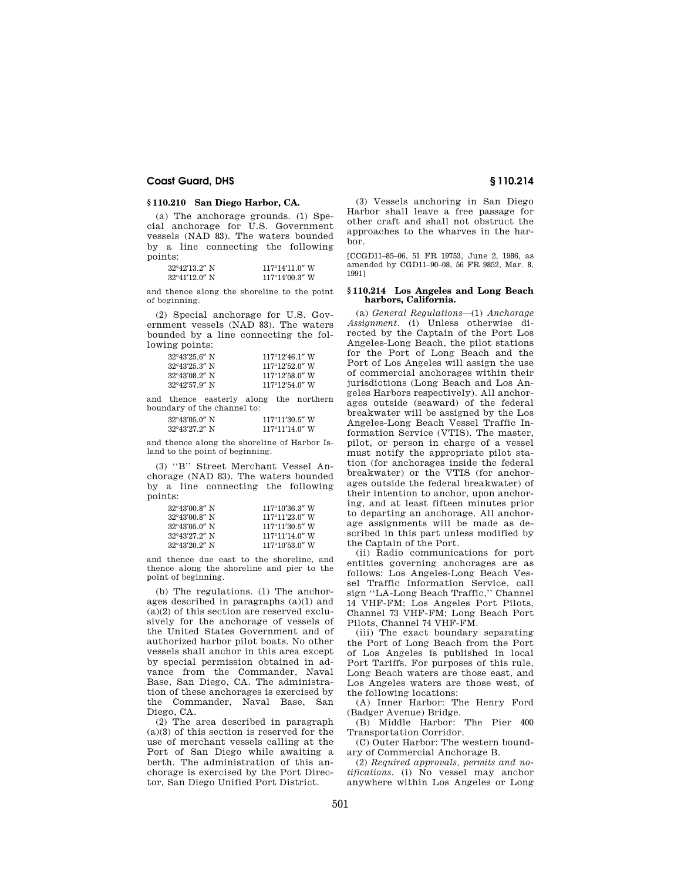## § 110.210 San Diego Harbor, CA.

(a) The anchorage grounds. (1) Special anchorage for U.S. Government vessels (NAD 83). The waters bounded by a line connecting the following points:

| | |
|---|---|
| 32°42′13.2″ N | 117°14′11.0″ W |
| 32°41′12.0″ N | 117°14′00.3″ W |

and thence along the shoreline to the point of beginning.

(2) Special anchorage for U.S. Government vessels (NAD 83). The waters bounded by a line connecting the following points:

| | |
|---|---|
| 32°43′25.6″ N | 117°12′46.1″ W |
| 32°43′25.3″ N | 117°12′52.0″ W |
| 32°43′08.2″ N | 117°12′58.0″ W |
| 32°42′57.9″ N | 117°12′54.0″ W |

and thence easterly along the northern boundary of the channel to:

| | |
|---|---|
| 32°43′05.0″ N | 117°11′30.5″ W |
| 32°43′27.2″ N | 117°11′14.0″ W |

and thence along the shoreline of Harbor Island to the point of beginning.

(3) ''B'' Street Merchant Vessel Anchorage (NAD 83). The waters bounded by a line connecting the following points:

| | |
|---|---|
| 32°43′00.8″ N | 117°10′36.3″ W |
| 32°43′00.8″ N | 117°11′23.0″ W |
| 32°43′05.0″ N | 117°11′30.5″ W |
| 32°43′27.2″ N | 117°11′14.0″ W |
| 32°43′20.2″ N | 117°10′53.0″ W |

and thence due east to the shoreline, and thence along the shoreline and pier to the point of beginning.

(b) The regulations. (1) The anchorages described in paragraphs (a)(1) and (a)(2) of this section are reserved exclusively for the anchorage of vessels of the United States Government and of authorized harbor pilot boats. No other vessels shall anchor in this area except by special permission obtained in advance from the Commander, Naval Base, San Diego, CA. The administration of these anchorages is exercised by the Commander, Naval Base, San Diego, CA.

(2) The area described in paragraph (a)(3) of this section is reserved for the use of merchant vessels calling at the Port of San Diego while awaiting a berth. The administration of this anchorage is exercised by the Port Director, San Diego Unified Port District.

(3) Vessels anchoring in San Diego Harbor shall leave a free passage for other craft and shall not obstruct the approaches to the wharves in the harbor.

[CCGD11–85–06, 51 FR 19753, June 2, 1986, as amended by CGD11–90–08, 56 FR 9852, Mar. 8, 1991]

## § 110.214 Los Angeles and Long Beach harbors, California.

(a) *General Regulations*—(1) *Anchorage Assignment*. (i) Unless otherwise directed by the Captain of the Port Los Angeles-Long Beach, the pilot stations for the Port of Long Beach and the Port of Los Angeles will assign the use of commercial anchorages within their jurisdictions (Long Beach and Los Angeles Harbors respectively). All anchorages outside (seaward) of the federal breakwater will be assigned by the Los Angeles-Long Beach Vessel Traffic Information Service (VTIS). The master, pilot, or person in charge of a vessel must notify the appropriate pilot station (for anchorages inside the federal breakwater) or the VTIS (for anchorages outside the federal breakwater) of their intention to anchor, upon anchoring, and at least fifteen minutes prior to departing an anchorage. All anchorage assignments will be made as described in this part unless modified by the Captain of the Port.

(ii) Radio communications for port entities governing anchorages are as follows: Los Angeles-Long Beach Vessel Traffic Information Service, call sign ''LA-Long Beach Traffic,'' Channel 14 VHF-FM; Los Angeles Port Pilots, Channel 73 VHF-FM; Long Beach Port Pilots, Channel 74 VHF-FM.

(iii) The exact boundary separating the Port of Long Beach from the Port of Los Angeles is published in local Port Tariffs. For purposes of this rule, Long Beach waters are those east, and Los Angeles waters are those west, of the following locations:

(A) Inner Harbor: The Henry Ford (Badger Avenue) Bridge.

(B) Middle Harbor: The Pier 400 Transportation Corridor.

(C) Outer Harbor: The western boundary of Commercial Anchorage B.

(2) *Required approvals, permits and notifications*. (i) No vessel may anchor anywhere within Los Angeles or Long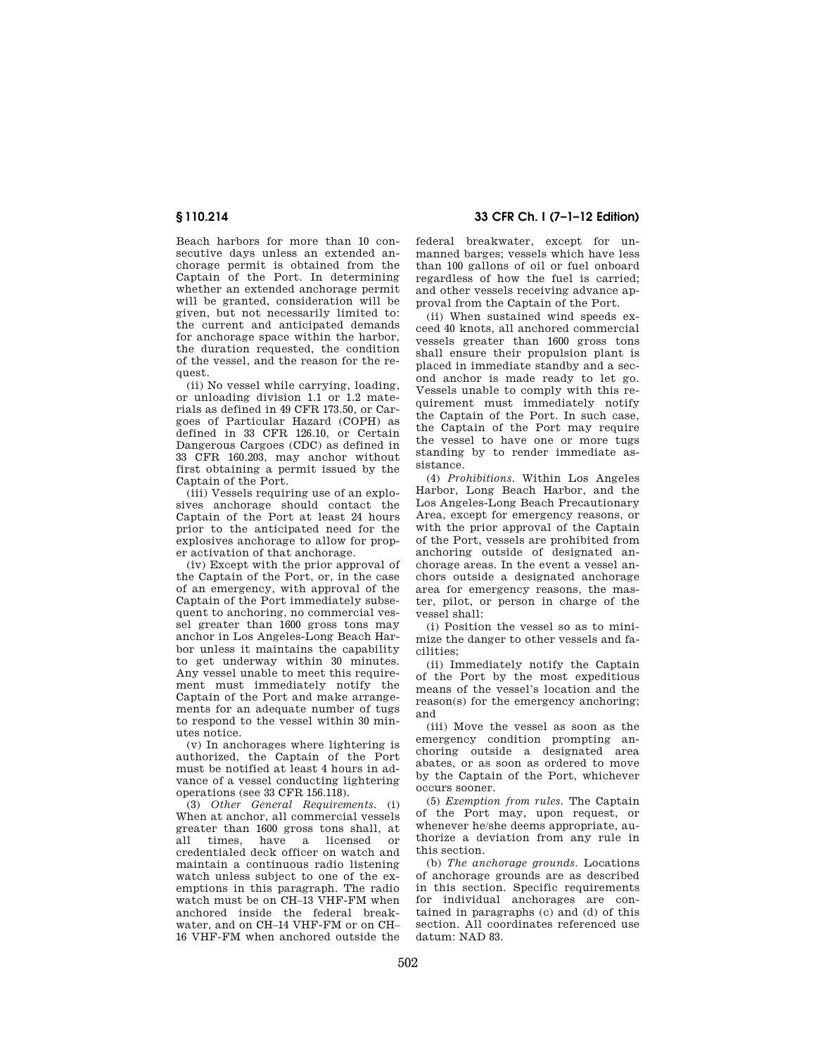Beach harbors for more than 10 consecutive days unless an extended anchorage permit is obtained from the Captain of the Port. In determining whether an extended anchorage permit will be granted, consideration will be given, but not necessarily limited to: the current and anticipated demands for anchorage space within the harbor, the duration requested, the condition of the vessel, and the reason for the request.

(ii) No vessel while carrying, loading, or unloading division 1.1 or 1.2 materials as defined in 49 CFR 173.50, or Cargoes of Particular Hazard (COPH) as defined in 33 CFR 126.10, or Certain Dangerous Cargoes (CDC) as defined in 33 CFR 160.203, may anchor without first obtaining a permit issued by the Captain of the Port.

(iii) Vessels requiring use of an explosives anchorage should contact the Captain of the Port at least 24 hours prior to the anticipated need for the explosives anchorage to allow for proper activation of that anchorage.

(iv) Except with the prior approval of the Captain of the Port, or, in the case of an emergency, with approval of the Captain of the Port immediately subsequent to anchoring, no commercial vessel greater than 1600 gross tons may anchor in Los Angeles-Long Beach Harbor unless it maintains the capability to get underway within 30 minutes. Any vessel unable to meet this requirement must immediately notify the Captain of the Port and make arrangements for an adequate number of tugs to respond to the vessel within 30 minutes notice.

(v) In anchorages where lightering is authorized, the Captain of the Port must be notified at least 4 hours in advance of a vessel conducting lightering operations (see 33 CFR 156.118).

(3) *Other General Requirements.* (i) When at anchor, all commercial vessels greater than 1600 gross tons shall, at all times, have a licensed or credentialed deck officer on watch and maintain a continuous radio listening watch unless subject to one of the exemptions in this paragraph. The radio watch must be on CH–13 VHF-FM when anchored inside the federal breakwater, and on CH–14 VHF-FM or on CH–16 VHF-FM when anchored outside the federal breakwater, except for unmanned barges; vessels which have less than 100 gallons of oil or fuel onboard regardless of how the fuel is carried; and other vessels receiving advance approval from the Captain of the Port.

(ii) When sustained wind speeds exceed 40 knots, all anchored commercial vessels greater than 1600 gross tons shall ensure their propulsion plant is placed in immediate standby and a second anchor is made ready to let go. Vessels unable to comply with this requirement must immediately notify the Captain of the Port. In such case, the Captain of the Port may require the vessel to have one or more tugs standing by to render immediate assistance.

(4) *Prohibitions.* Within Los Angeles Harbor, Long Beach Harbor, and the Los Angeles-Long Beach Precautionary Area, except for emergency reasons, or with the prior approval of the Captain of the Port, vessels are prohibited from anchoring outside of designated anchorage areas. In the event a vessel anchors outside a designated anchorage area for emergency reasons, the master, pilot, or person in charge of the vessel shall:

(i) Position the vessel so as to minimize the danger to other vessels and facilities;

(ii) Immediately notify the Captain of the Port by the most expeditious means of the vessel's location and the reason(s) for the emergency anchoring; and

(iii) Move the vessel as soon as the emergency condition prompting anchoring outside a designated area abates, or as soon as ordered to move by the Captain of the Port, whichever occurs sooner.

(5) *Exemption from rules.* The Captain of the Port may, upon request, or whenever he/she deems appropriate, authorize a deviation from any rule in this section.

(b) *The anchorage grounds.* Locations of anchorage grounds are as described in this section. Specific requirements for individual anchorages are contained in paragraphs (c) and (d) of this section. All coordinates referenced use datum: NAD 83.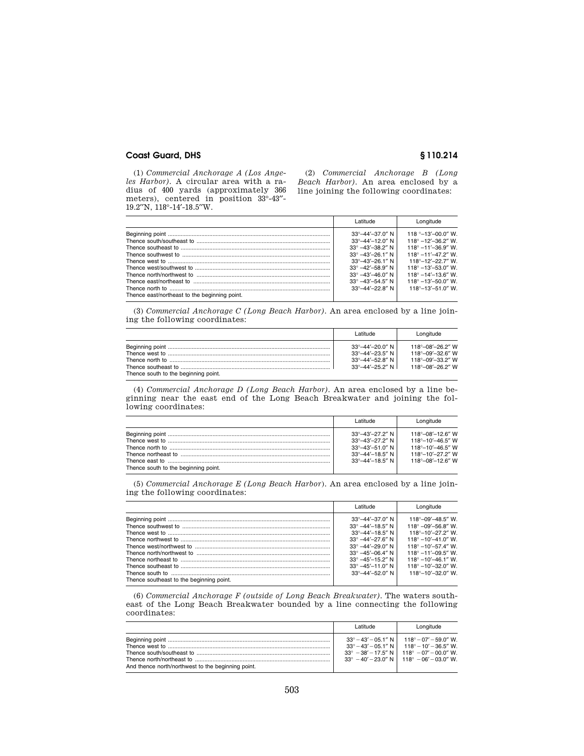(1) *Commercial Anchorage A (Los Angeles Harbor).* A circular area with a radius of 400 yards (approximately 366 meters), centered in position 33°-43″-19.2″N, 118°-14′-18.5″W.

(2) *Commercial Anchorage B (Long Beach Harbor).* An area enclosed by a line joining the following coordinates:

| | Latitude | Longitude |
|---|---|---|
| Beginning point | 33°–44′–37.0″ N | 118 °–13′–00.0″ W. |
| Thence south/southeast to | 33°–44′–12.0″ N | 118° –12′–36.2″ W. |
| Thence southeast to | 33° –43′–38.2″ N | 118° –11′–36.9″ W. |
| Thence southwest to | 33° –43′–26.1″ N | 118° –11′–47.2″ W. |
| Thence west to | 33°–43′–26.1″ N | 118°–12′–22.7″ W. |
| Thence west/southwest to | 33° –42′–58.9″ N | 118° –13′–53.0″ W. |
| Thence north/northwest to | 33° –43′–46.0″ N | 118° –14′–13.6″ W. |
| Thence east/northeast to | 33° –43′–54.5″ N | 118° –13′–50.0″ W. |
| Thence north to | 33°–44′–22.8″ N | 118°–13′–51.0″ W. |
| Thence east/northeast to the beginning point. | | |

(3) *Commercial Anchorage C (Long Beach Harbor).* An area enclosed by a line joining the following coordinates:

| | Latitude | Longitude |
|---|---|---|
| Beginning point | 33°–44′–20.0″ N | 118°–08′–26.2″ W |
| Thence west to | 33°–44′–23.5″ N | 118°–09′–32.6″ W |
| Thence north to | 33°–44′–52.8″ N | 118°–09′–33.2″ W |
| Thence southeast to | 33°–44′–25.2″ N | 118°–08′–26.2″ W |
| Thence south to the beginning point. | | |

(4) *Commercial Anchorage D (Long Beach Harbor).* An area enclosed by a line beginning near the east end of the Long Beach Breakwater and joining the following coordinates:

| | Latitude | Longitude |
|---|---|---|
| Beginning point | 33°–43′–27.2″ N | 118°–08′–12.6″ W |
| Thence west to | 33°–43′–27.2″ N | 118°–10′–46.5″ W |
| Thence north to | 33°–43′–51.0″ N | 118°–10′–46.5″ W |
| Thence northeast to | 33°–44′–18.5″ N | 118°–10′–27.2″ W |
| Thence east to | 33°–44′–18.5″ N | 118°–08′–12.6″ W |
| Thence south to the beginning point. | | |

(5) *Commercial Anchorage E (Long Beach Harbor).* An area enclosed by a line joining the following coordinates:

| | Latitude | Longitude |
|---|---|---|
| Beginning point | 33°–44′–37.0″ N | 118°–09′–48.5″ W. |
| Thence southwest to | 33° –44′–18.5″ N | 118° –09′–56.8″ W. |
| Thence west to | 33°–44′–18.5″ N | 118°–10′–27.2″ W. |
| Thence northwest to | 33° –44′–27.6″ N | 118° –10′–41.0″ W. |
| Thence west/northwest to | 33° –44′–29.0″ N | 118° –10′–57.4″ W. |
| Thence north/northwest to | 33° –45′–06.4″ N | 118° –11′–09.5″ W. |
| Thence northeast to | 33° –45′–15.2″ N | 118° –10′–46.1″ W. |
| Thence southeast to | 33° –45′–11.0″ N | 118° –10′–32.0″ W. |
| Thence south to | 33°–44′–52.0″ N | 118°–10′–32.0″ W. |
| Thence southeast to the beginning point. | | |

(6) *Commercial Anchorage F (outside of Long Beach Breakwater).* The waters southeast of the Long Beach Breakwater bounded by a line connecting the following coordinates:

| | Latitude | Longitude |
|---|---|---|
| Beginning point | 33° – 43′ – 05.1″ N | 118° – 07′ – 59.0″ W. |
| Thence west to | 33° – 43′ – 05.1″ N | 118° – 10′ – 36.5″ W. |
| Thence south/southeast to | 33° – 38′ – 17.5″ N | 118° – 07′ – 00.0″ W. |
| Thence north/northeast to | 33° – 40′ – 23.0″ N | 118° – 06′ – 03.0″ W. |
| And thence north/northwest to the beginning point. | | |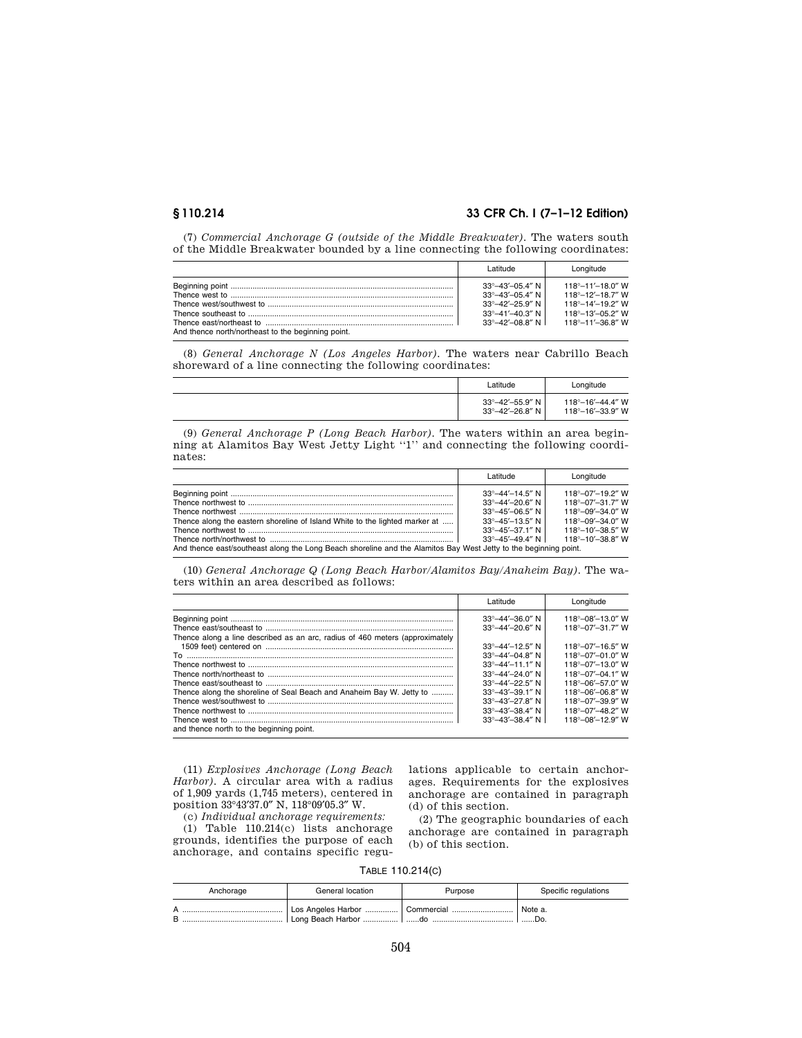(7) *Commercial Anchorage G (outside of the Middle Breakwater).* The waters south of the Middle Breakwater bounded by a line connecting the following coordinates:

| | Latitude | Longitude |
|---|---|---|
| Beginning point | 33°–43′–05.4″ N | 118°–11′–18.0″ W |
| Thence west to | 33°–43′–05.4″ N | 118°–12′–18.7″ W |
| Thence west/southwest to | 33°–42′–25.9″ N | 118°–14′–19.2″ W |
| Thence southeast to | 33°–41′–40.3″ N | 118°–13′–05.2″ W |
| Thence east/northeast to | 33°–42′–08.8″ N | 118°–11′–36.8″ W |
| And thence north/northeast to the beginning point. | | |

(8) *General Anchorage N (Los Angeles Harbor).* The waters near Cabrillo Beach shoreward of a line connecting the following coordinates:

| | Latitude | Longitude |
|---|---|---|
| | 33°–42′–55.9″ N | 118°–16′–44.4″ W |
| | 33°–42′–26.8″ N | 118°–16′–33.9″ W |

(9) *General Anchorage P (Long Beach Harbor).* The waters within an area beginning at Alamitos Bay West Jetty Light "1" and connecting the following coordinates:

| | Latitude | Longitude |
|---|---|---|
| Beginning point | 33°–44′–14.5″ N | 118°–07′–19.2″ W |
| Thence northwest to | 33°–44′–20.6″ N | 118°–07′–31.7″ W |
| Thence northwest | 33°–45′–06.5″ N | 118°–09′–34.0″ W |
| Thence along the eastern shoreline of Island White to the lighted marker at | 33°–45′–13.5″ N | 118°–09′–34.0″ W |
| Thence northwest to | 33°–45′–37.1″ N | 118°–10′–38.5″ W |
| Thence north/northwest to | 33°–45′–49.4″ N | 118°–10′–38.8″ W |
| And thence east/southeast along the Long Beach shoreline and the Alamitos Bay West Jetty to the beginning point. | | |

(10) *General Anchorage Q (Long Beach Harbor/Alamitos Bay/Anaheim Bay).* The waters within an area described as follows:

| | Latitude | Longitude |
|---|---|---|
| Beginning point | 33°–44′–36.0″ N | 118°–08′–13.0″ W |
| Thence east/southeast to | 33°–44′–20.6″ N | 118°–07′–31.7″ W |
| Thence along a line described as an arc, radius of 460 meters (approximately 1509 feet) centered on | 33°–44′–12.5″ N | 118°–07′–16.5″ W |
| To | 33°–44′–04.8″ N | 118°–07′–01.0″ W |
| Thence northwest to | 33°–44′–11.1″ N | 118°–07′–13.0″ W |
| Thence north/northeast to | 33°–44′–24.0″ N | 118°–07′–04.1″ W |
| Thence east/southeast to | 33°–44′–22.5″ N | 118°–06′–57.0″ W |
| Thence along the shoreline of Seal Beach and Anaheim Bay W. Jetty to | 33°–43′–39.1″ N | 118°–06′–06.8″ W |
| Thence west/southwest to | 33°–43′–27.8″ N | 118°–07′–39.9″ W |
| Thence northwest to | 33°–43′–38.4″ N | 118°–07′–48.2″ W |
| Thence west to | 33°–43′–38.4″ N | 118°–08′–12.9″ W |
| and thence north to the beginning point. | | |

(11) *Explosives Anchorage (Long Beach Harbor).* A circular area with a radius of 1,909 yards (1,745 meters), centered in position 33°43′37.0″ N, 118°09′05.3″ W.

(c) *Individual anchorage requirements:*

(1) Table 110.214(c) lists anchorage grounds, identifies the purpose of each anchorage, and contains specific regulations applicable to certain anchorages. Requirements for the explosives anchorage are contained in paragraph (d) of this section.

(2) The geographic boundaries of each anchorage are contained in paragraph (b) of this section.

TABLE 110.214(C)

| Anchorage | General location | Purpose | Specific regulations |
|---|---|---|---|
| A | Los Angeles Harbor | Commercial | Note a. |
| B | Long Beach Harbor | ......do | ......Do. |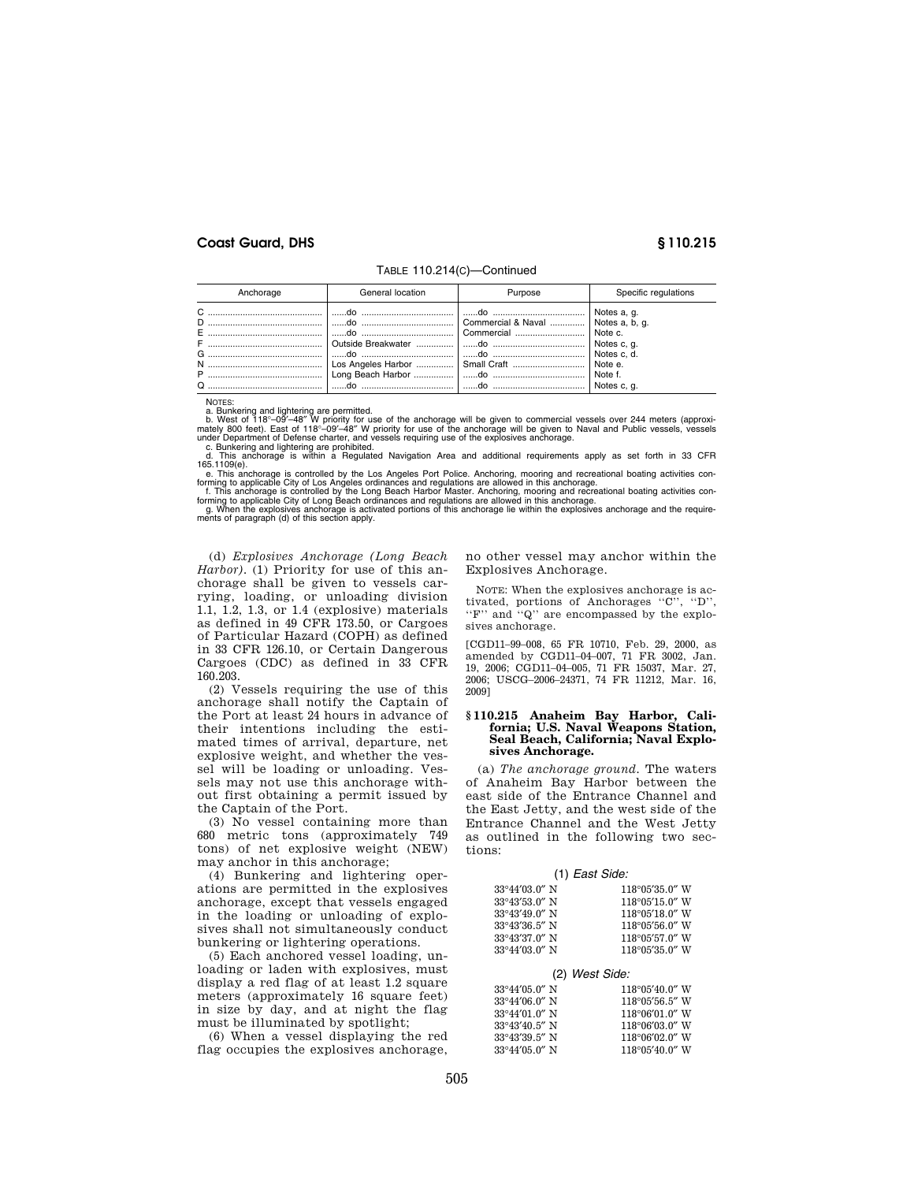TABLE 110.214(C)—Continued

| Anchorage | General location | Purpose | Specific regulations |
|---|---|---|---|
| C | ......do | ......do | Notes a, g. |
| D | ......do | Commercial & Naval | Notes a, b, g. |
| E | ......do | Commercial | Note c. |
| F | Outside Breakwater | ......do | Notes c, g. |
| G | ......do | ......do | Notes c, d. |
| N | Los Angeles Harbor | Small Craft | Note e. |
| P | Long Beach Harbor | ......do | Note f. |
| Q | ......do | ......do | Notes c, g. |

NOTES:

a. Bunkering and lightering are permitted.

b. West of 118°–09′–48″ W priority for use of the anchorage will be given to commercial vessels over 244 meters (approximately 800 feet). East of 118°–09′–48″ W priority for use of the anchorage will be given to Naval and Public vessels, vessels under Department of Defense charter, and vessels requiring use of the explosives anchorage.

c. Bunkering and lightering are prohibited.

d. This anchorage is within a Regulated Navigation Area and additional requirements apply as set forth in 33 CFR 165.1109(e).

e. This anchorage is controlled by the Los Angeles Port Police. Anchoring, mooring and recreational boating activities conforming to applicable City of Los Angeles ordinances and regulations are allowed in this anchorage.

f. This anchorage is controlled by the Long Beach Harbor Master. Anchoring, mooring and recreational boating activities conforming to applicable City of Long Beach ordinances and regulations are allowed in this anchorage.

g. When the explosives anchorage is activated portions of this anchorage lie within the explosives anchorage and the requirements of paragraph (d) of this section apply.

(d) *Explosives Anchorage (Long Beach Harbor).* (1) Priority for use of this anchorage shall be given to vessels carrying, loading, or unloading division 1.1, 1.2, 1.3, or 1.4 (explosive) materials as defined in 49 CFR 173.50, or Cargoes of Particular Hazard (COPH) as defined in 33 CFR 126.10, or Certain Dangerous Cargoes (CDC) as defined in 33 CFR 160.203.

(2) Vessels requiring the use of this anchorage shall notify the Captain of the Port at least 24 hours in advance of their intentions including the estimated times of arrival, departure, net explosive weight, and whether the vessel will be loading or unloading. Vessels may not use this anchorage without first obtaining a permit issued by the Captain of the Port.

(3) No vessel containing more than 680 metric tons (approximately 749 tons) of net explosive weight (NEW) may anchor in this anchorage;

(4) Bunkering and lightering operations are permitted in the explosives anchorage, except that vessels engaged in the loading or unloading of explosives shall not simultaneously conduct bunkering or lightering operations.

(5) Each anchored vessel loading, unloading or laden with explosives, must display a red flag of at least 1.2 square meters (approximately 16 square feet) in size by day, and at night the flag must be illuminated by spotlight;

(6) When a vessel displaying the red flag occupies the explosives anchorage, no other vessel may anchor within the Explosives Anchorage.

NOTE: When the explosives anchorage is activated, portions of Anchorages "C", "D", "F" and "Q" are encompassed by the explosives anchorage.

[CGD11–99–008, 65 FR 10710, Feb. 29, 2000, as amended by CGD11–04–007, 71 FR 3002, Jan. 19, 2006; CGD11–04–005, 71 FR 15037, Mar. 27, 2006; USCG–2006–24371, 74 FR 11212, Mar. 16, 2009]

### § 110.215 Anaheim Bay Harbor, California; U.S. Naval Weapons Station, Seal Beach, California; Naval Explosives Anchorage.

(a) *The anchorage ground.* The waters of Anaheim Bay Harbor between the east side of the Entrance Channel and the East Jetty, and the west side of the Entrance Channel and the West Jetty as outlined in the following two sections:

(1) *East Side:*

| | |
|---|---|
| 33°44′03.0″ N | 118°05′35.0″ W |
| 33°43′53.0″ N | 118°05′15.0″ W |
| 33°43′49.0″ N | 118°05′18.0″ W |
| 33°43′36.5″ N | 118°05′56.0″ W |
| 33°43′37.0″ N | 118°05′57.0″ W |
| 33°44′03.0″ N | 118°05′35.0″ W |

(2) *West Side:*

| | |
|---|---|
| 33°44′05.0″ N | 118°05′40.0″ W |
| 33°44′06.0″ N | 118°05′56.5″ W |
| 33°44′01.0″ N | 118°06′01.0″ W |
| 33°43′40.5″ N | 118°06′03.0″ W |
| 33°43′39.5″ N | 118°06′02.0″ W |
| 33°44′05.0″ N | 118°05′40.0″ W |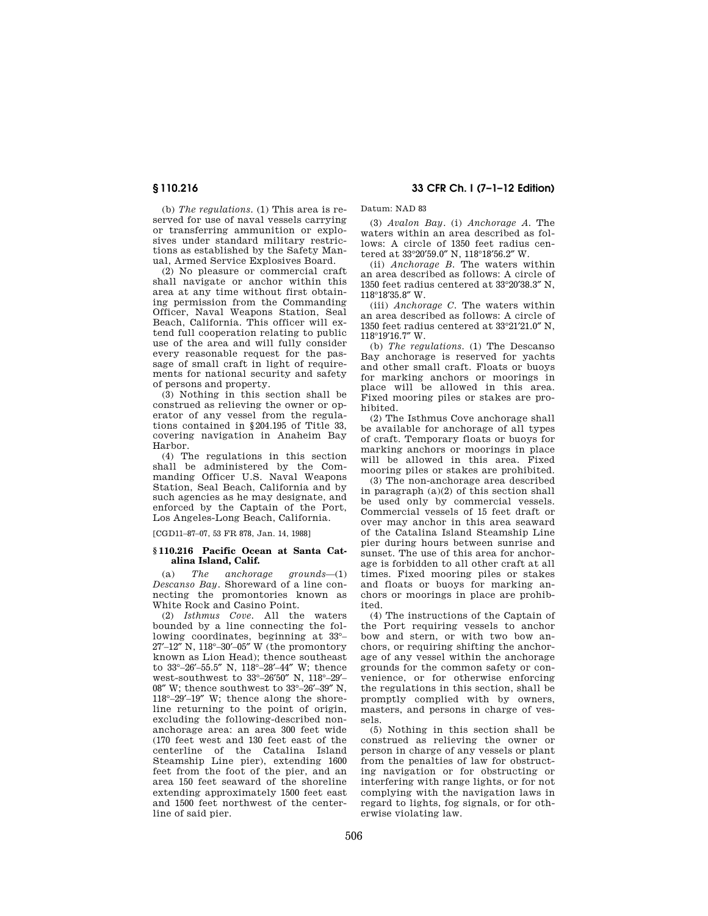(b) *The regulations.* (1) This area is reserved for use of naval vessels carrying or transferring ammunition or explosives under standard military restrictions as established by the Safety Manual, Armed Service Explosives Board.

(2) No pleasure or commercial craft shall navigate or anchor within this area at any time without first obtaining permission from the Commanding Officer, Naval Weapons Station, Seal Beach, California. This officer will extend full cooperation relating to public use of the area and will fully consider every reasonable request for the passage of small craft in light of requirements for national security and safety of persons and property.

(3) Nothing in this section shall be construed as relieving the owner or operator of any vessel from the regulations contained in §204.195 of Title 33, covering navigation in Anaheim Bay Harbor.

(4) The regulations in this section shall be administered by the Commanding Officer U.S. Naval Weapons Station, Seal Beach, California and by such agencies as he may designate, and enforced by the Captain of the Port, Los Angeles-Long Beach, California.

[CGD11–87–07, 53 FR 878, Jan. 14, 1988]

### § 110.216 Pacific Ocean at Santa Catalina Island, Calif.

(a) *The anchorage grounds*—(1) *Descanso Bay.* Shoreward of a line connecting the promontories known as White Rock and Casino Point.

(2) *Isthmus Cove.* All the waters bounded by a line connecting the following coordinates, beginning at 33°–27′–12″ N, 118°–30′–05″ W (the promontory known as Lion Head); thence southeast to 33°–26′–55.5″ N, 118°–28′–44″ W; thence west-southwest to 33°–26′50″ N, 118°–29′–08″ W; thence southwest to 33°–26′–39″ N, 118°–29′–19″ W; thence along the shoreline returning to the point of origin, excluding the following-described non-anchorage area: an area 300 feet wide (170 feet west and 130 feet east of the centerline of the Catalina Island Steamship Line pier), extending 1600 feet from the foot of the pier, and an area 150 feet seaward of the shoreline extending approximately 1500 feet east and 1500 feet northwest of the centerline of said pier.

Datum: NAD 83

(3) *Avalon Bay.* (i) *Anchorage A.* The waters within an area described as follows: A circle of 1350 feet radius centered at 33°20′59.0″ N, 118°18′56.2″ W.

(ii) *Anchorage B.* The waters within an area described as follows: A circle of 1350 feet radius centered at 33°20′38.3″ N, 118°18′35.8″ W.

(iii) *Anchorage C.* The waters within an area described as follows: A circle of 1350 feet radius centered at 33°21′21.0″ N, 118°19′16.7″ W.

(b) *The regulations.* (1) The Descanso Bay anchorage is reserved for yachts and other small craft. Floats or buoys for marking anchors or moorings in place will be allowed in this area. Fixed mooring piles or stakes are prohibited.

(2) The Isthmus Cove anchorage shall be available for anchorage of all types of craft. Temporary floats or buoys for marking anchors or moorings in place will be allowed in this area. Fixed mooring piles or stakes are prohibited.

(3) The non-anchorage area described in paragraph (a)(2) of this section shall be used only by commercial vessels. Commercial vessels of 15 feet draft or over may anchor in this area seaward of the Catalina Island Steamship Line pier during hours between sunrise and sunset. The use of this area for anchorage is forbidden to all other craft at all times. Fixed mooring piles or stakes and floats or buoys for marking anchors or moorings in place are prohibited.

(4) The instructions of the Captain of the Port requiring vessels to anchor bow and stern, or with two bow anchors, or requiring shifting the anchorage of any vessel within the anchorage grounds for the common safety or convenience, or for otherwise enforcing the regulations in this section, shall be promptly complied with by owners, masters, and persons in charge of vessels.

(5) Nothing in this section shall be construed as relieving the owner or person in charge of any vessels or plant from the penalties of law for obstructing navigation or for obstructing or interfering with range lights, or for not complying with the navigation laws in regard to lights, fog signals, or for otherwise violating law.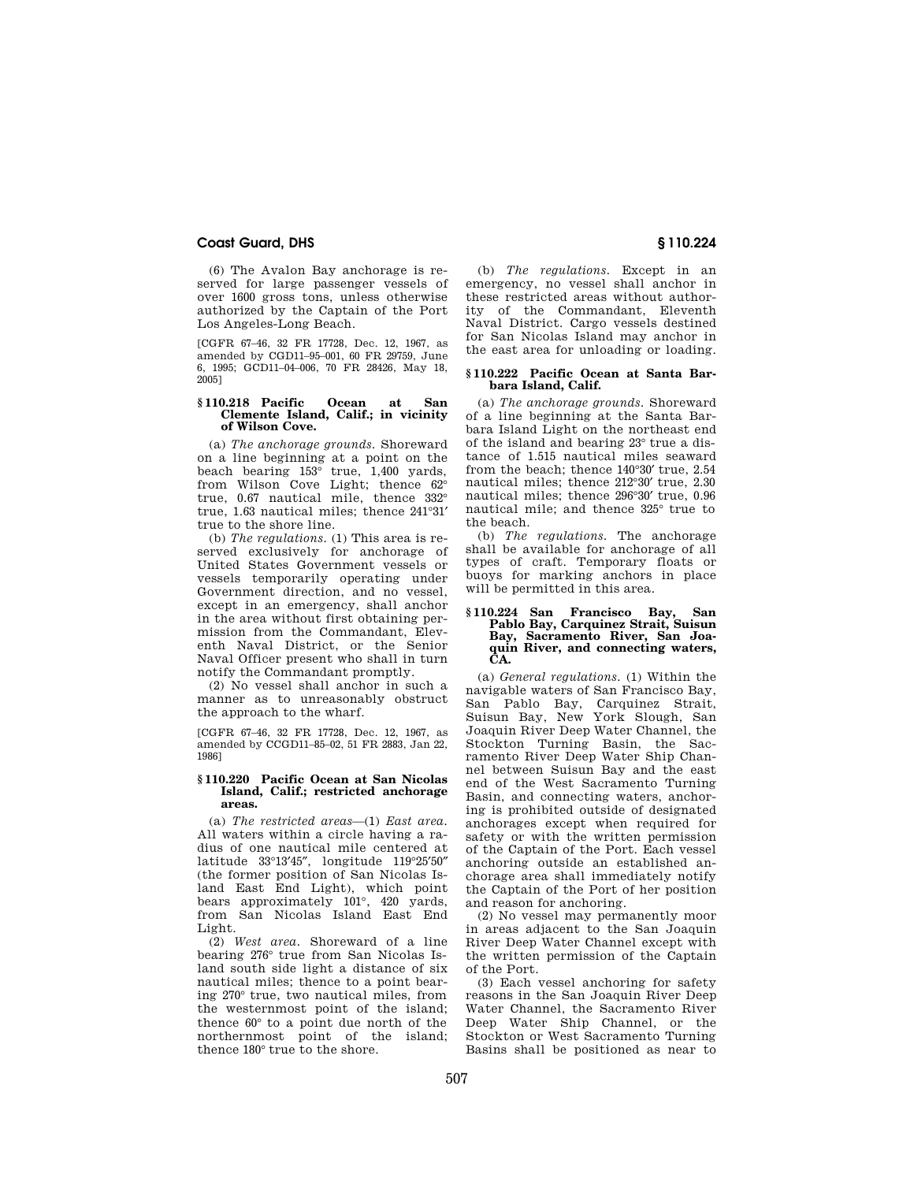(6) The Avalon Bay anchorage is reserved for large passenger vessels of over 1600 gross tons, unless otherwise authorized by the Captain of the Port Los Angeles-Long Beach.

[CGFR 67–46, 32 FR 17728, Dec. 12, 1967, as amended by CGD11–95–001, 60 FR 29759, June 6, 1995; GCD11–04–006, 70 FR 28426, May 18, 2005]

### § 110.218 Pacific Ocean at San Clemente Island, Calif.; in vicinity of Wilson Cove.

(a) *The anchorage grounds.* Shoreward on a line beginning at a point on the beach bearing 153° true, 1,400 yards, from Wilson Cove Light; thence 62° true, 0.67 nautical mile, thence 332° true, 1.63 nautical miles; thence 241°31′ true to the shore line.

(b) *The regulations.* (1) This area is reserved exclusively for anchorage of United States Government vessels or vessels temporarily operating under Government direction, and no vessel, except in an emergency, shall anchor in the area without first obtaining permission from the Commandant, Eleventh Naval District, or the Senior Naval Officer present who shall in turn notify the Commandant promptly.

(2) No vessel shall anchor in such a manner as to unreasonably obstruct the approach to the wharf.

[CGFR 67–46, 32 FR 17728, Dec. 12, 1967, as amended by CCGD11–85–02, 51 FR 2883, Jan 22, 1986]

### § 110.220 Pacific Ocean at San Nicolas Island, Calif.; restricted anchorage areas.

(a) *The restricted areas*—(1) *East area.* All waters within a circle having a radius of one nautical mile centered at latitude 33°13′45″, longitude 119°25′50″ (the former position of San Nicolas Island East End Light), which point bears approximately 101°, 420 yards, from San Nicolas Island East End Light.

(2) *West area.* Shoreward of a line bearing 276° true from San Nicolas Island south side light a distance of six nautical miles; thence to a point bearing 270° true, two nautical miles, from the westernmost point of the island; thence 60° to a point due north of the northernmost point of the island; thence 180° true to the shore.

(b) *The regulations.* Except in an emergency, no vessel shall anchor in these restricted areas without authority of the Commandant, Eleventh Naval District. Cargo vessels destined for San Nicolas Island may anchor in the east area for unloading or loading.

### § 110.222 Pacific Ocean at Santa Barbara Island, Calif.

(a) *The anchorage grounds.* Shoreward of a line beginning at the Santa Barbara Island Light on the northeast end of the island and bearing 23° true a distance of 1.515 nautical miles seaward from the beach; thence 140°30′ true, 2.54 nautical miles; thence 212°30′ true, 2.30 nautical miles; thence 296°30′ true, 0.96 nautical mile; and thence 325° true to the beach.

(b) *The regulations.* The anchorage shall be available for anchorage of all types of craft. Temporary floats or buoys for marking anchors in place will be permitted in this area.

### § 110.224 San Francisco Bay, San Pablo Bay, Carquinez Strait, Suisun Bay, Sacramento River, San Joaquin River, and connecting waters, CA.

(a) *General regulations.* (1) Within the navigable waters of San Francisco Bay, San Pablo Bay, Carquinez Strait, Suisun Bay, New York Slough, San Joaquin River Deep Water Channel, the Stockton Turning Basin, the Sacramento River Deep Water Ship Channel between Suisun Bay and the east end of the West Sacramento Turning Basin, and connecting waters, anchoring is prohibited outside of designated anchorages except when required for safety or with the written permission of the Captain of the Port. Each vessel anchoring outside an established anchorage area shall immediately notify the Captain of the Port of her position and reason for anchoring.

(2) No vessel may permanently moor in areas adjacent to the San Joaquin River Deep Water Channel except with the written permission of the Captain of the Port.

(3) Each vessel anchoring for safety reasons in the San Joaquin River Deep Water Channel, the Sacramento River Deep Water Ship Channel, or the Stockton or West Sacramento Turning Basins shall be positioned as near to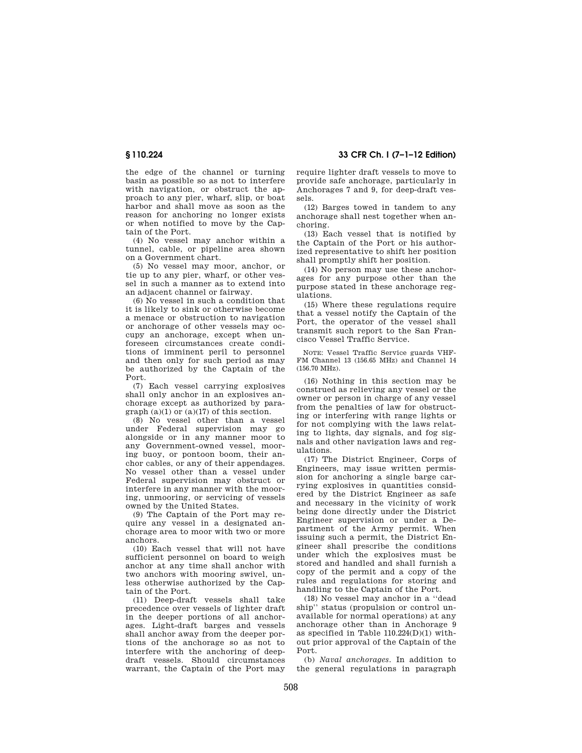the edge of the channel or turning basin as possible so as not to interfere with navigation, or obstruct the approach to any pier, wharf, slip, or boat harbor and shall move as soon as the reason for anchoring no longer exists or when notified to move by the Captain of the Port.

(4) No vessel may anchor within a tunnel, cable, or pipeline area shown on a Government chart.

(5) No vessel may moor, anchor, or tie up to any pier, wharf, or other vessel in such a manner as to extend into an adjacent channel or fairway.

(6) No vessel in such a condition that it is likely to sink or otherwise become a menace or obstruction to navigation or anchorage of other vessels may occupy an anchorage, except when unforeseen circumstances create conditions of imminent peril to personnel and then only for such period as may be authorized by the Captain of the Port.

(7) Each vessel carrying explosives shall only anchor in an explosives anchorage except as authorized by paragraph (a)(1) or (a)(17) of this section.

(8) No vessel other than a vessel under Federal supervision may go alongside or in any manner moor to any Government-owned vessel, mooring buoy, or pontoon boom, their anchor cables, or any of their appendages. No vessel other than a vessel under Federal supervision may obstruct or interfere in any manner with the mooring, unmooring, or servicing of vessels owned by the United States.

(9) The Captain of the Port may require any vessel in a designated anchorage area to moor with two or more anchors.

(10) Each vessel that will not have sufficient personnel on board to weigh anchor at any time shall anchor with two anchors with mooring swivel, unless otherwise authorized by the Captain of the Port.

(11) Deep-draft vessels shall take precedence over vessels of lighter draft in the deeper portions of all anchorages. Light-draft barges and vessels shall anchor away from the deeper portions of the anchorage so as not to interfere with the anchoring of deep-draft vessels. Should circumstances warrant, the Captain of the Port may require lighter draft vessels to move to provide safe anchorage, particularly in Anchorages 7 and 9, for deep-draft vessels.

(12) Barges towed in tandem to any anchorage shall nest together when anchoring.

(13) Each vessel that is notified by the Captain of the Port or his authorized representative to shift her position shall promptly shift her position.

(14) No person may use these anchorages for any purpose other than the purpose stated in these anchorage regulations.

(15) Where these regulations require that a vessel notify the Captain of the Port, the operator of the vessel shall transmit such report to the San Francisco Vessel Traffic Service.

NOTE: Vessel Traffic Service guards VHF-FM Channel 13 (156.65 MHz) and Channel 14 (156.70 MHz).

(16) Nothing in this section may be construed as relieving any vessel or the owner or person in charge of any vessel from the penalties of law for obstructing or interfering with range lights or for not complying with the laws relating to lights, day signals, and fog signals and other navigation laws and regulations.

(17) The District Engineer, Corps of Engineers, may issue written permission for anchoring a single barge carrying explosives in quantities considered by the District Engineer as safe and necessary in the vicinity of work being done directly under the District Engineer supervision or under a Department of the Army permit. When issuing such a permit, the District Engineer shall prescribe the conditions under which the explosives must be stored and handled and shall furnish a copy of the permit and a copy of the rules and regulations for storing and handling to the Captain of the Port.

(18) No vessel may anchor in a "dead ship" status (propulsion or control unavailable for normal operations) at any anchorage other than in Anchorage 9 as specified in Table 110.224(D)(1) without prior approval of the Captain of the Port.

(b) *Naval anchorages.* In addition to the general regulations in paragraph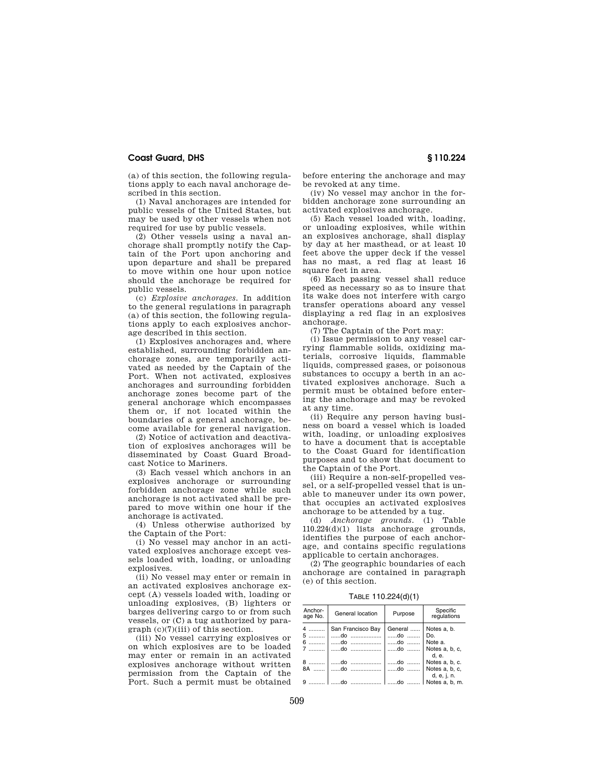(a) of this section, the following regulations apply to each naval anchorage described in this section.

(1) Naval anchorages are intended for public vessels of the United States, but may be used by other vessels when not required for use by public vessels.

(2) Other vessels using a naval anchorage shall promptly notify the Captain of the Port upon anchoring and upon departure and shall be prepared to move within one hour upon notice should the anchorage be required for public vessels.

(c) *Explosive anchorages.* In addition to the general regulations in paragraph (a) of this section, the following regulations apply to each explosives anchorage described in this section.

(1) Explosives anchorages and, where established, surrounding forbidden anchorage zones, are temporarily activated as needed by the Captain of the Port. When not activated, explosives anchorages and surrounding forbidden anchorage zones become part of the general anchorage which encompasses them or, if not located within the boundaries of a general anchorage, become available for general navigation.

(2) Notice of activation and deactivation of explosives anchorages will be disseminated by Coast Guard Broadcast Notice to Mariners.

(3) Each vessel which anchors in an explosives anchorage or surrounding forbidden anchorage zone while such anchorage is not activated shall be prepared to move within one hour if the anchorage is activated.

(4) Unless otherwise authorized by the Captain of the Port:

(i) No vessel may anchor in an activated explosives anchorage except vessels loaded with, loading, or unloading explosives.

(ii) No vessel may enter or remain in an activated explosives anchorage except (A) vessels loaded with, loading or unloading explosives, (B) lighters or barges delivering cargo to or from such vessels, or (C) a tug authorized by paragraph (c)(7)(iii) of this section.

(iii) No vessel carrying explosives or on which explosives are to be loaded may enter or remain in an activated explosives anchorage without written permission from the Captain of the Port. Such a permit must be obtained before entering the anchorage and may be revoked at any time.

(iv) No vessel may anchor in the forbidden anchorage zone surrounding an activated explosives anchorage.

(5) Each vessel loaded with, loading, or unloading explosives, while within an explosives anchorage, shall display by day at her masthead, or at least 10 feet above the upper deck if the vessel has no mast, a red flag at least 16 square feet in area.

(6) Each passing vessel shall reduce speed as necessary so as to insure that its wake does not interfere with cargo transfer operations aboard any vessel displaying a red flag in an explosives anchorage.

(7) The Captain of the Port may:

(i) Issue permission to any vessel carrying flammable solids, oxidizing materials, corrosive liquids, flammable liquids, compressed gases, or poisonous substances to occupy a berth in an activated explosives anchorage. Such a permit must be obtained before entering the anchorage and may be revoked at any time.

(ii) Require any person having business on board a vessel which is loaded with, loading, or unloading explosives to have a document that is acceptable to the Coast Guard for identification purposes and to show that document to the Captain of the Port.

(iii) Require a non-self-propelled vessel, or a self-propelled vessel that is unable to maneuver under its own power, that occupies an activated explosives anchorage to be attended by a tug.

(d) *Anchorage grounds.* (1) Table 110.224(d)(1) lists anchorage grounds, identifies the purpose of each anchorage, and contains specific regulations applicable to certain anchorages.

(2) The geographic boundaries of each anchorage are contained in paragraph (e) of this section.

TABLE 110.224(d)(1)

| Anchorage No. | General location | Purpose | Specific regulations |
|---|---|---|---|
| 4 | San Francisco Bay | General | Notes a, b. |
| 5 | ......do | ......do | Do. |
| 6 | ......do | ......do | Note a. |
| 7 | ......do | ......do | Notes a, b, c, d, e. |
| 8 | ......do | ......do | Notes a, b, c. |
| 8A | ......do | ......do | Notes a, b, c, d, e, j, n. |
| 9 | ......do | ......do | Notes a, b, m. |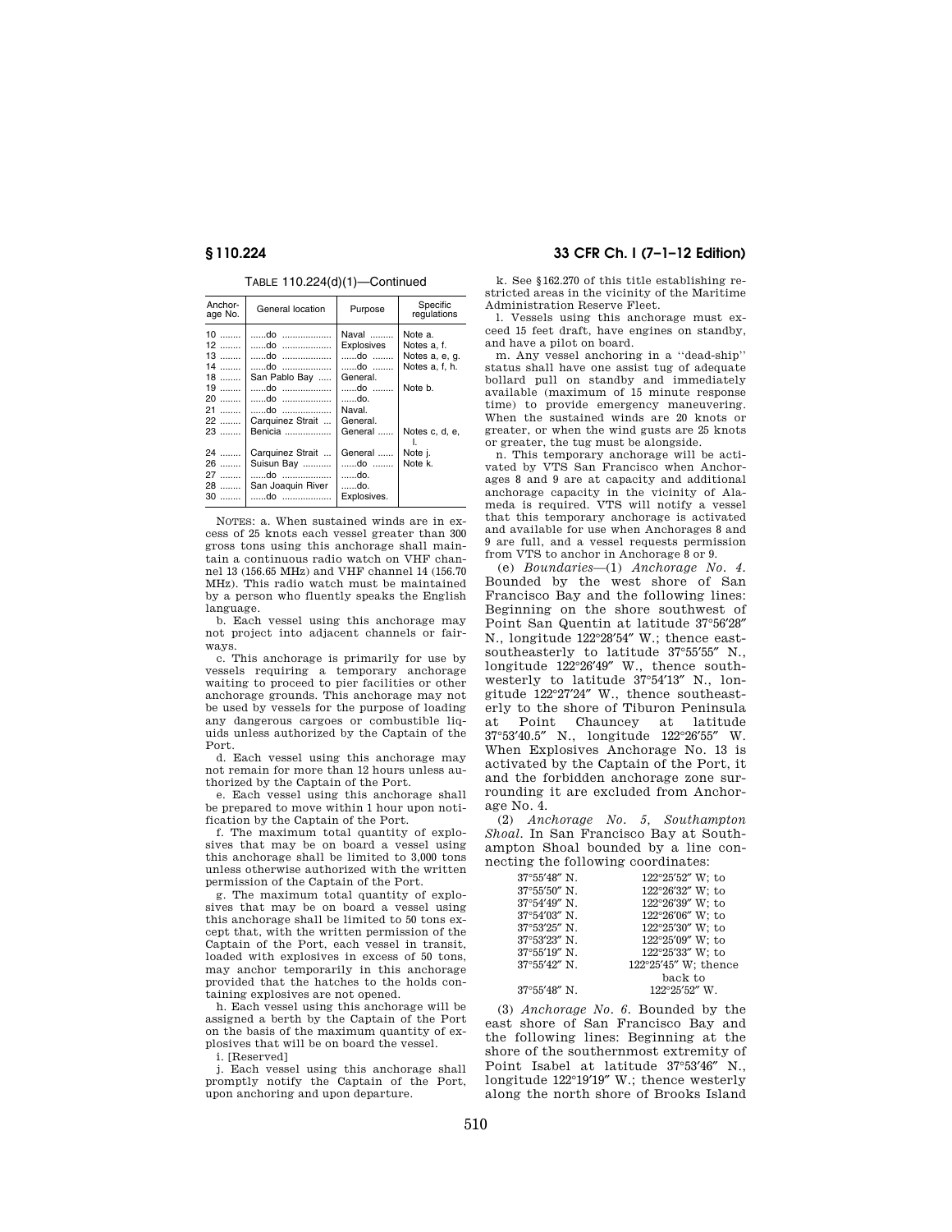TABLE 110.224(d)(1)—Continued

| Anchorage No. | General location | Purpose | Specific regulations |
|---|---|---|---|
| 10 | ......do | Naval | Note a. |
| 12 | ......do | Explosives | Notes a, f. |
| 13 | ......do | ......do | Notes a, e, g. |
| 14 | ......do | ......do | Notes a, f, h. |
| 18 | San Pablo Bay | General. | |
| 19 | ......do | ......do | Note b. |
| 20 | ......do | ......do. | |
| 21 | ......do | Naval. | |
| 22 | Carquinez Strait | General. | |
| 23 | Benicia | General | Notes c, d, e, l. |
| 24 | Carquinez Strait | General | Note j. |
| 26 | Suisun Bay | ......do | Note k. |
| 27 | ......do | ......do. | |
| 28 | San Joaquin River | ......do. | |
| 30 | ......do | Explosives. | |

NOTES: a. When sustained winds are in excess of 25 knots each vessel greater than 300 gross tons using this anchorage shall maintain a continuous radio watch on VHF channel 13 (156.65 MHz) and VHF channel 14 (156.70 MHz). This radio watch must be maintained by a person who fluently speaks the English language.

b. Each vessel using this anchorage may not project into adjacent channels or fairways.

c. This anchorage is primarily for use by vessels requiring a temporary anchorage waiting to proceed to pier facilities or other anchorage grounds. This anchorage may not be used by vessels for the purpose of loading any dangerous cargoes or combustible liquids unless authorized by the Captain of the Port.

d. Each vessel using this anchorage may not remain for more than 12 hours unless authorized by the Captain of the Port.

e. Each vessel using this anchorage shall be prepared to move within 1 hour upon notification by the Captain of the Port.

f. The maximum total quantity of explosives that may be on board a vessel using this anchorage shall be limited to 3,000 tons unless otherwise authorized with the written permission of the Captain of the Port.

g. The maximum total quantity of explosives that may be on board a vessel using this anchorage shall be limited to 50 tons except that, with the written permission of the Captain of the Port, each vessel in transit, loaded with explosives in excess of 50 tons, may anchor temporarily in this anchorage provided that the hatches to the holds containing explosives are not opened.

h. Each vessel using this anchorage will be assigned a berth by the Captain of the Port on the basis of the maximum quantity of explosives that will be on board the vessel.

i. [Reserved]

j. Each vessel using this anchorage shall promptly notify the Captain of the Port, upon anchoring and upon departure.

k. See §162.270 of this title establishing restricted areas in the vicinity of the Maritime Administration Reserve Fleet.

l. Vessels using this anchorage must exceed 15 feet draft, have engines on standby, and have a pilot on board.

m. Any vessel anchoring in a ''dead-ship'' status shall have one assist tug of adequate bollard pull on standby and immediately available (maximum of 15 minute response time) to provide emergency maneuvering. When the sustained winds are 20 knots or greater, or when the wind gusts are 25 knots or greater, the tug must be alongside.

n. This temporary anchorage will be activated by VTS San Francisco when Anchorages 8 and 9 are at capacity and additional anchorage capacity in the vicinity of Alameda is required. VTS will notify a vessel that this temporary anchorage is activated and available for use when Anchorages 8 and 9 are full, and a vessel requests permission from VTS to anchor in Anchorage 8 or 9.

(e) *Boundaries*—(1) *Anchorage No. 4*. Bounded by the west shore of San Francisco Bay and the following lines: Beginning on the shore southwest of Point San Quentin at latitude 37°56′28″ N., longitude 122°28′54″ W.; thence east-southeasterly to latitude 37°55′55″ N., longitude 122°26′49″ W., thence southwesterly to latitude 37°54′13″ N., longitude 122°27′24″ W., thence southeasterly to the shore of Tiburon Peninsula at Point Chauncey at latitude 37°53′40.5″ N., longitude 122°26′55″ W. When Explosives Anchorage No. 13 is activated by the Captain of the Port, it and the forbidden anchorage zone surrounding it are excluded from Anchorage No. 4.

(2) *Anchorage No. 5, Southampton Shoal*. In San Francisco Bay at Southampton Shoal bounded by a line connecting the following coordinates:

| | |
|---|---|
| 37°55′48″ N. | 122°25′52″ W; to |
| 37°55′50″ N. | 122°26′32″ W; to |
| 37°54′49″ N. | 122°26′39″ W; to |
| 37°54′03″ N. | 122°26′06″ W; to |
| 37°53′25″ N. | 122°25′30″ W; to |
| 37°53′23″ N. | 122°25′09″ W; to |
| 37°55′19″ N. | 122°25′33″ W; to |
| 37°55′42″ N. | 122°25′45″ W; thence back to |
| 37°55′48″ N. | 122°25′52″ W. |

(3) *Anchorage No. 6*. Bounded by the east shore of San Francisco Bay and the following lines: Beginning at the shore of the southernmost extremity of Point Isabel at latitude 37°53′46″ N., longitude 122°19′19″ W.; thence westerly along the north shore of Brooks Island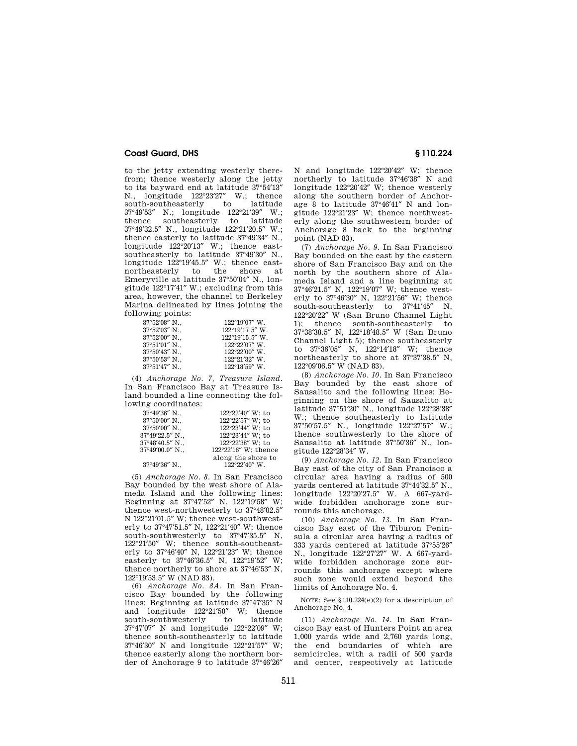to the jetty extending westerly therefrom; thence westerly along the jetty to its bayward end at latitude 37°54′13″ N., longitude 122°23′27″ W.; thence south-southeasterly to latitude 37°49′53″ N.; longitude 122°21′39″ W.; thence southeasterly to latitude 37°49′32.5″ N., longitude 122°21′20.5″ W.; thence easterly to latitude 37°49′34″ N., longitude 122°20′13″ W.; thence east-southeasterly to latitude 37°49′30″ N., longitude 122°19′45.5″ W.; thence east-northeasterly to the shore at Emeryville at latitude 37°50′04″ N., longitude 122°17′41″ W.; excluding from this area, however, the channel to Berkeley Marina delineated by lines joining the following points:

| | |
|---|---|
| 37°52′08″ N., | 122°19′07″ W. |
| 37°52′03″ N., | 122°19′17.5″ W. |
| 37°52′00″ N., | 122°19′15.5″ W. |
| 37°51′01″ N., | 122°22′07″ W. |
| 37°50′43″ N., | 122°22′00″ W. |
| 37°50′53″ N., | 122°21′32″ W. |
| 37°51′47″ N., | 122°18′59″ W. |

(4) *Anchorage No. 7, Treasure Island.* In San Francisco Bay at Treasure Island bounded a line connecting the following coordinates:

| | |
|---|---|
| 37°49′36″ N., | 122°22′40″ W; to |
| 37°50′00″ N., | 122°22′57″ W; to |
| 37°50′00″ N., | 122°23′44″ W; to |
| 37°49′22.5″ N., | 122°23′44″ W; to |
| 37°48′40.5″ N., | 122°22′38″ W; to |
| 37°49′00.0″ N., | 122°22′16″ W; thence along the shore to |
| 37°49′36″ N., | 122°22′40″ W. |

(5) *Anchorage No. 8.* In San Francisco Bay bounded by the west shore of Alameda Island and the following lines: Beginning at 37°47′52″ N, 122°19′58″ W; thence west-northwesterly to 37°48′02.5″ N 122°21′01.5″ W; thence west-southwesterly to 37°47′51.5″ N, 122°21′40″ W; thence south-southwesterly to 37°47′35.5″ N, 122°21′50″ W; thence south-southeasterly to 37°46′40″ N, 122°21′23″ W; thence easterly to 37°46′36.5″ N, 122°19′52″ W; thence northerly to shore at 37°46′53″ N, 122°19′53.5″ W (NAD 83).

(6) *Anchorage No. 8A.* In San Francisco Bay bounded by the following lines: Beginning at latitude 37°47′35″ N and longitude 122°21′50″ W; thence south-southwesterly to latitude 37°47′07″ N and longitude 122°22′09″ W; thence south-southeasterly to latitude 37°46′30″ N and longitude 122°21′57″ W; thence easterly along the northern border of Anchorage 9 to latitude 37°46′26″ N and longitude 122°20′42″ W; thence northerly to latitude 37°46′38″ N and longitude 122°20′42″ W; thence westerly along the southern border of Anchorage 8 to latitude 37°46′41″ N and longitude 122°21′23″ W; thence northwesterly along the southwestern border of Anchorage 8 back to the beginning point (NAD 83).

(7) *Anchorage No. 9.* In San Francisco Bay bounded on the east by the eastern shore of San Francisco Bay and on the north by the southern shore of Alameda Island and a line beginning at 37°46′21.5″ N, 122°19′07″ W; thence westerly to 37°46′30″ N, 122°21′56″ W; thence south-southeasterly to 37°41′45″ N, 122°20′22″ W (San Bruno Channel Light 1); thence south-southeasterly to 37°38′38.5″ N, 122°18′48.5″ W (San Bruno Channel Light 5); thence southeasterly to 37°36′05″ N, 122°14′18″ W; thence northeasterly to shore at 37°37′38.5″ N, 122°09′06.5″ W (NAD 83).

(8) *Anchorage No. 10.* In San Francisco Bay bounded by the east shore of Sausalito and the following lines: Beginning on the shore of Sausalito at latitude 37°51′20″ N., longitude 122°28′38″ W.; thence southeasterly to latitude 37°50′57.5″ N., longitude 122°27′57″ W.; thence southwesterly to the shore of Sausalito at latitude 37°50′36″ N., longitude 122°28′34″ W.

(9) *Anchorage No. 12.* In San Francisco Bay east of the city of San Francisco a circular area having a radius of 500 yards centered at latitude 37°44′32.5″ N., longitude 122°20′27.5″ W. A 667-yard-wide forbidden anchorage zone surrounds this anchorage.

(10) *Anchorage No. 13.* In San Francisco Bay east of the Tiburon Peninsula a circular area having a radius of 333 yards centered at latitude 37°55′26″ N., longitude 122°27′27″ W. A 667-yard-wide forbidden anchorage zone surrounds this anchorage except where such zone would extend beyond the limits of Anchorage No. 4.

NOTE: See §110.224(e)(2) for a description of Anchorage No. 4.

(11) *Anchorage No. 14.* In San Francisco Bay east of Hunters Point an area 1,000 yards wide and 2,760 yards long, the end boundaries of which are semicircles, with a radii of 500 yards and center, respectively at latitude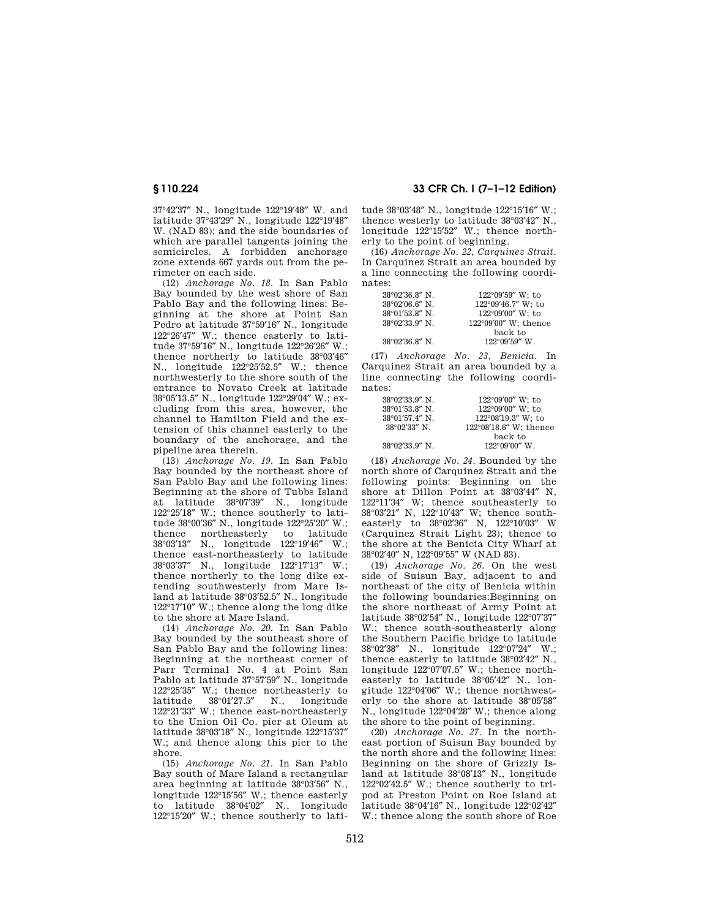37°42′37″ N., longitude 122°19′48″ W. and latitude 37°43′29″ N., longitude 122°19′48″ W. (NAD 83); and the side boundaries of which are parallel tangents joining the semicircles. A forbidden anchorage zone extends 667 yards out from the perimeter on each side.

(12) *Anchorage No. 18.* In San Pablo Bay bounded by the west shore of San Pablo Bay and the following lines: Beginning at the shore at Point San Pedro at latitude 37°59′16″ N., longitude 122°26′47″ W.; thence easterly to latitude 37°59′16″ N., longitude 122°26′26″ W.; thence northerly to latitude 38°03′46″ N., longitude 122°25′52.5″ W.; thence northwesterly to the shore south of the entrance to Novato Creek at latitude 38°05′13.5″ N., longitude 122°29′04″ W.; excluding from this area, however, the channel to Hamilton Field and the extension of this channel easterly to the boundary of the anchorage, and the pipeline area therein.

(13) *Anchorage No. 19.* In San Pablo Bay bounded by the northeast shore of San Pablo Bay and the following lines: Beginning at the shore of Tubbs Island at latitude 38°07′39″ N., longitude 122°25′18″ W.; thence southerly to latitude 38°00′36″ N., longitude 122°25′20″ W.; thence northeasterly to latitude 38°03′13″ N., longitude 122°19′46″ W.; thence east-northeasterly to latitude 38°03′37″ N., longitude 122°17′13″ W.; thence northerly to the long dike extending southwesterly from Mare Island at latitude 38°03′52.5″ N., longitude 122°17′10″ W.; thence along the long dike to the shore at Mare Island.

(14) *Anchorage No. 20.* In San Pablo Bay bounded by the southeast shore of San Pablo Bay and the following lines: Beginning at the northeast corner of Parr Terminal No. 4 at Point San Pablo at latitude 37°57′59″ N., longitude 122°25′35″ W.; thence northeasterly to latitude 38°01′27.5″ N., longitude 122°21′33″ W.; thence east-northeasterly to the Union Oil Co. pier at Oleum at latitude 38°03′18″ N., longitude 122°15′37″ W.; and thence along this pier to the shore.

(15) *Anchorage No. 21.* In San Pablo Bay south of Mare Island a rectangular area beginning at latitude 38°03′56″ N., longitude 122°15′56″ W.; thence easterly to latitude 38°04′02″ N., longitude 122°15′20″ W.; thence southerly to latitude 38°03′48″ N., longitude 122°15′16″ W.; thence westerly to latitude 38°03′42″ N., longitude 122°15′52″ W.; thence northerly to the point of beginning.

(16) *Anchorage No. 22, Carquinez Strait.* In Carquinez Strait an area bounded by a line connecting the following coordinates:

| | |
|---|---|
| 38°02′36.8″ N. | 122°09′59″ W; to |
| 38°02′06.6″ N. | 122°09′46.7″ W; to |
| 38°01′53.8″ N. | 122°09′00″ W; to |
| 38°02′33.9″ N. | 122°09′00″ W; thence back to |
| 38°02′36.8″ N. | 122°09′59″ W. |

(17) *Anchorage No. 23, Benicia.* In Carquinez Strait an area bounded by a line connecting the following coordinates:

| | |
|---|---|
| 38°02′33.9″ N. | 122°09′00″ W; to |
| 38°01′53.8″ N. | 122°09′00″ W; to |
| 38°01′57.4″ N. | 122°08′19.3″ W; to |
| 38°02′33″ N. | 122°08′18.6″ W; thence back to |
| 38°02′33.9″ N. | 122°09′00″ W. |

(18) *Anchorage No. 24.* Bounded by the north shore of Carquinez Strait and the following points: Beginning on the shore at Dillon Point at 38°03′44″ N, 122°11′34″ W; thence southeasterly to 38°03′21″ N, 122°10′43″ W; thence southeasterly to 38°02′36″ N, 122°10′03″ W (Carquinez Strait Light 23); thence to the shore at the Benicia City Wharf at 38°02′40″ N, 122°09′55″ W (NAD 83).

(19) *Anchorage No. 26.* On the west side of Suisun Bay, adjacent to and northeast of the city of Benicia within the following boundaries:Beginning on the shore northeast of Army Point at latitude 38°02′54″ N., longitude 122°07′37″ W.; thence south-southeasterly along the Southern Pacific bridge to latitude 38°02′38″ N., longitude 122°07′24″ W.; thence easterly to latitude 38°02′42″ N., longitude 122°07′07.5″ W.; thence northeasterly to latitude 38°05′42″ N., longitude 122°04′06″ W.; thence northwesterly to the shore at latitude 38°05′58″ N., longitude 122°04′28″ W.; thence along the shore to the point of beginning.

(20) *Anchorage No. 27.* In the northeast portion of Suisun Bay bounded by the north shore and the following lines: Beginning on the shore of Grizzly Island at latitude 38°08′13″ N., longitude 122°02′42.5″ W.; thence southerly to tripod at Preston Point on Roe Island at latitude 38°04′16″ N., longitude 122°02′42″ W.; thence along the south shore of Roe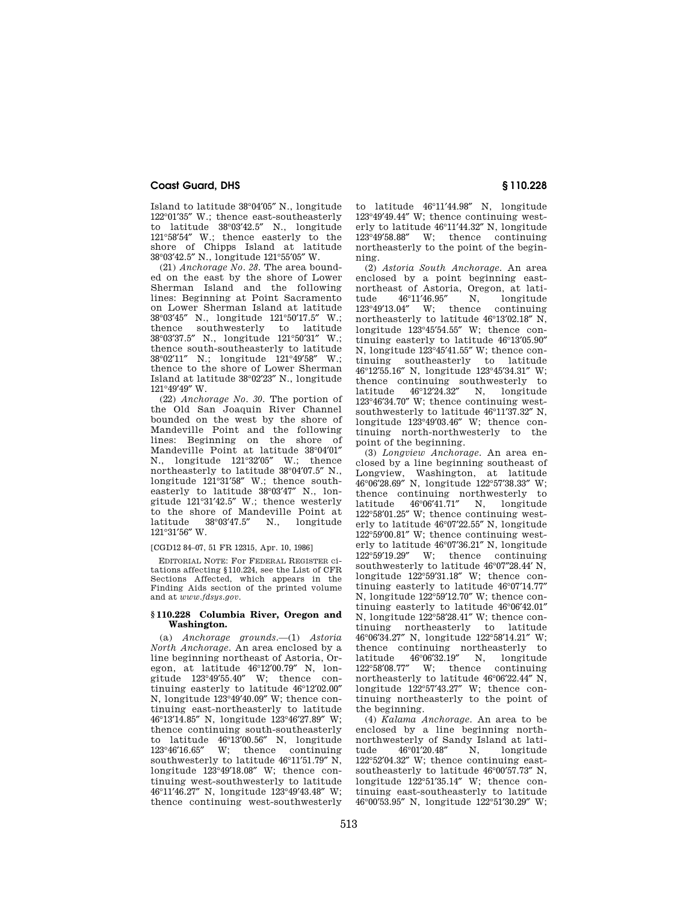Island to latitude 38°04′05″ N., longitude 122°01′35″ W.; thence east-southeasterly to latitude 38°03′42.5″ N., longitude 121°58′54″ W.; thence easterly to the shore of Chipps Island at latitude 38°03′42.5″ N., longitude 121°55′05″ W.

(21) *Anchorage No. 28.* The area bounded on the east by the shore of Lower Sherman Island and the following lines: Beginning at Point Sacramento on Lower Sherman Island at latitude 38°03′45″ N., longitude 121°50′17.5″ W.; thence southwesterly to latitude 38°03′37.5″ N., longitude 121°50′31″ W.; thence south-southeasterly to latitude 38°02′11″ N.; longitude 121°49′58″ W.; thence to the shore of Lower Sherman Island at latitude 38°02′23″ N., longitude 121°49′49″ W.

(22) *Anchorage No. 30.* The portion of the Old San Joaquin River Channel bounded on the west by the shore of Mandeville Point and the following lines: Beginning on the shore of Mandeville Point at latitude 38°04′01″ N., longitude 121°32′05″ W.; thence northeasterly to latitude 38°04′07.5″ N., longitude 121°31′58″ W.; thence southeasterly to latitude 38°03′47″ N., longitude 121°31′42.5″ W.; thence westerly to the shore of Mandeville Point at latitude 38°03′47.5″ N., longitude 121°31′56″ W.

[CGD12 84–07, 51 FR 12315, Apr. 10, 1986]

EDITORIAL NOTE: For FEDERAL REGISTER citations affecting §110.224, see the List of CFR Sections Affected, which appears in the Finding Aids section of the printed volume and at *www.fdsys.gov.*

### §110.228 Columbia River, Oregon and Washington.

(a) *Anchorage grounds.*—(1) *Astoria North Anchorage.* An area enclosed by a line beginning northeast of Astoria, Oregon, at latitude 46°12′00.79″ N, longitude 123°49′55.40″ W; thence continuing easterly to latitude 46°12′02.00″ N, longitude 123°49′40.09″ W; thence continuing east-northeasterly to latitude 46°13′14.85″ N, longitude 123°46′27.89″ W; thence continuing south-southeasterly to latitude 46°13′00.56″ N, longitude 123°46′16.65″ W; thence continuing southwesterly to latitude 46°11′51.79″ N, longitude 123°49′18.08″ W; thence continuing west-southwesterly to latitude 46°11′46.27″ N, longitude 123°49′43.48″ W; thence continuing west-southwesterly to latitude 46°11′44.98″ N, longitude 123°49′49.44″ W; thence continuing westerly to latitude 46°11′44.32″ N, longitude 123°49′58.88″ W; thence continuing northeasterly to the point of the beginning.

(2) *Astoria South Anchorage.* An area enclosed by a point beginning east-northeast of Astoria, Oregon, at latitude 46°11′46.95″ N, longitude 123°49′13.04″ W; thence continuing northeasterly to latitude 46°13′02.18″ N, longitude 123°45′54.55″ W; thence continuing easterly to latitude 46°13′05.90″ N, longitude 123°45′41.55″ W; thence continuing southeasterly to latitude 46°12′55.16″ N, longitude 123°45′34.31″ W; thence continuing southwesterly to latitude 46°12′24.32″ N, longitude 123°46′34.70″ W; thence continuing west-southwesterly to latitude 46°11′37.32″ N, longitude 123°49′03.46″ W; thence continuing north-northwesterly to the point of the beginning.

(3) *Longview Anchorage.* An area enclosed by a line beginning southeast of Longview, Washington, at latitude 46°06′28.69″ N, longitude 122°57′38.33″ W; thence continuing northwesterly to latitude 46°06′41.71″ N, longitude 122°58′01.25″ W; thence continuing westerly to latitude 46°07′22.55″ N, longitude 122°59′00.81″ W; thence continuing westerly to latitude 46°07′36.21″ N, longitude 122°59′19.29″ W; thence continuing southwesterly to latitude 46°07″28.44′ N, longitude 122°59′31.18″ W; thence continuing easterly to latitude 46°07′14.77″ N, longitude 122°59′12.70″ W; thence continuing easterly to latitude 46°06′42.01″ N, longitude 122°58′28.41″ W; thence continuing northeasterly to latitude 46°06′34.27″ N, longitude 122°58′14.21″ W; thence continuing northeasterly to latitude 46°06′32.19″ N, longitude 122°58′08.77″ W; thence continuing northeasterly to latitude 46°06′22.44″ N, longitude 122°57′43.27″ W; thence continuing northeasterly to the point of the beginning.

(4) *Kalama Anchorage.* An area to be enclosed by a line beginning north-northwesterly of Sandy Island at latitude 46°01′20.48″ N, longitude 122°52′04.32″ W; thence continuing east-southeasterly to latitude 46°00′57.73″ N, longitude 122°51′35.14″ W; thence continuing east-southeasterly to latitude 46°00′53.95″ N, longitude 122°51′30.29″ W;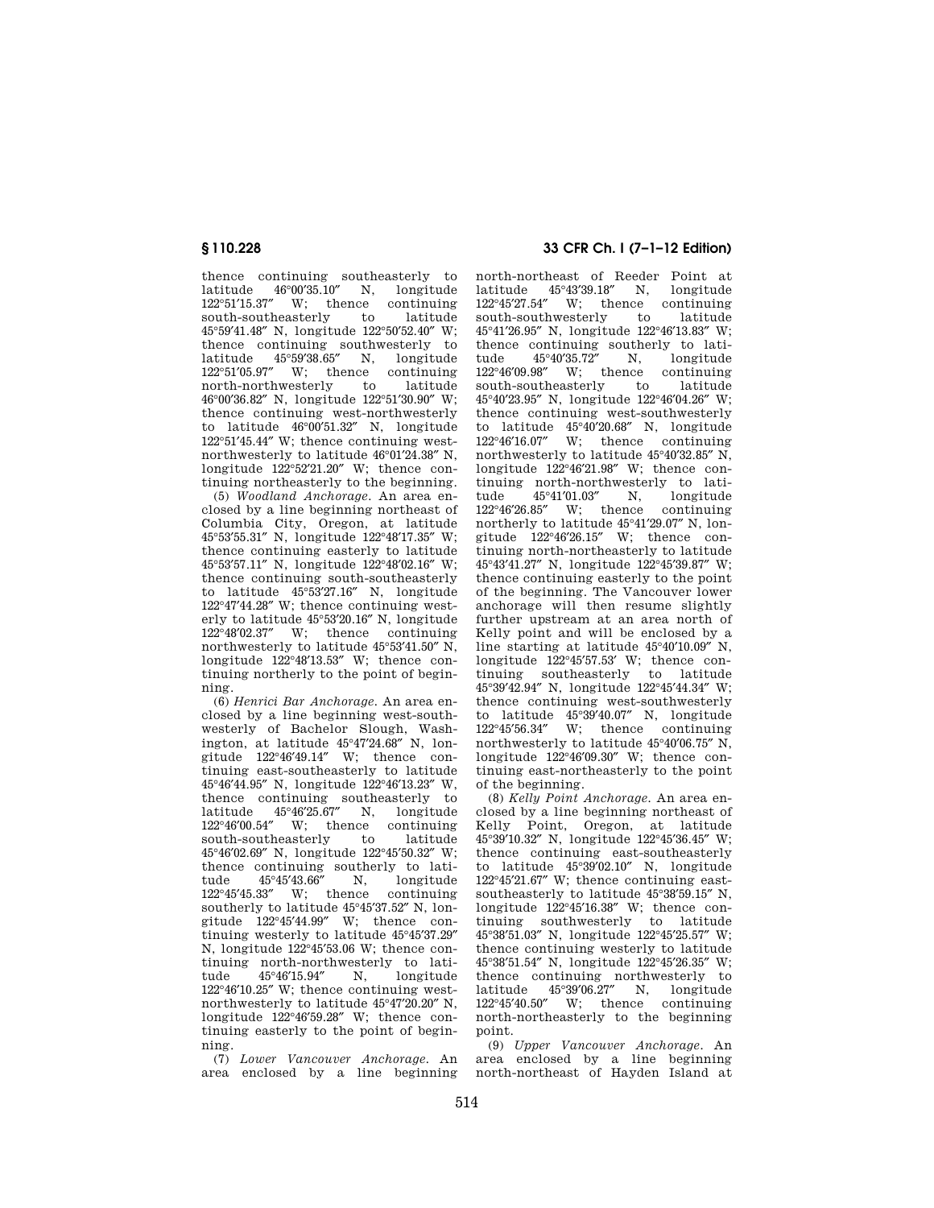thence continuing southeasterly to latitude 46°00′35.10″ N, longitude 122°51′15.37″ W; thence continuing south-southeasterly to latitude 45°59′41.48″ N, longitude 122°50′52.40″ W; thence continuing southwesterly to latitude 45°59′38.65″ N, longitude 122°51′05.97″ W; thence continuing north-northwesterly to latitude 46°00′36.82″ N, longitude 122°51′30.90″ W; thence continuing west-northwesterly to latitude 46°00′51.32″ N, longitude 122°51′45.44″ W; thence continuing west-northwesterly to latitude 46°01′24.38″ N, longitude 122°52′21.20″ W; thence continuing northeasterly to the beginning.

(5) *Woodland Anchorage.* An area enclosed by a line beginning northeast of Columbia City, Oregon, at latitude 45°53′55.31″ N, longitude 122°48′17.35″ W; thence continuing easterly to latitude 45°53′57.11″ N, longitude 122°48′02.16″ W; thence continuing south-southeasterly to latitude 45°53′27.16″ N, longitude 122°47′44.28″ W; thence continuing westerly to latitude 45°53′20.16″ N, longitude 122°48′02.37″ W; thence continuing northwesterly to latitude 45°53′41.50″ N, longitude 122°48′13.53″ W; thence continuing northerly to the point of beginning.

(6) *Henrici Bar Anchorage.* An area enclosed by a line beginning west-southwesterly of Bachelor Slough, Washington, at latitude 45°47′24.68″ N, longitude 122°46′49.14″ W; thence continuing east-southeasterly to latitude 45°46′44.95″ N, longitude 122°46′13.23″ W, thence continuing southeasterly to latitude 45°46′25.67″ N, longitude 122°46′00.54″ W; thence continuing south-southeasterly to latitude 45°46′02.69″ N, longitude 122°45′50.32″ W; thence continuing southerly to latitude 45°45′43.66″ N, longitude 122°45′45.33″ W; thence continuing southerly to latitude 45°45′37.52″ N, longitude 122°45′44.99″ W; thence continuing westerly to latitude 45°45′37.29″ N, longitude 122°45′53.06 W; thence continuing north-northwesterly to latitude 45°46′15.94″ N, longitude 122°46′10.25″ W; thence continuing west-northwesterly to latitude 45°47′20.20″ N, longitude 122°46′59.28″ W; thence continuing easterly to the point of beginning.

(7) *Lower Vancouver Anchorage.* An area enclosed by a line beginning north-northeast of Reeder Point at latitude 45°43′39.18″ N, longitude 122°45′27.54″ W; thence continuing south-southwesterly to latitude 45°41′26.95″ N, longitude 122°46′13.83″ W; thence continuing southerly to latitude 45°40′35.72″ N, longitude 122°46′09.98″ W; thence continuing south-southeasterly to latitude 45°40′23.95″ N, longitude 122°46′04.26″ W; thence continuing west-southwesterly to latitude 45°40′20.68″ N, longitude 122°46′16.07″ W; thence continuing northwesterly to latitude 45°40′32.85″ N, longitude 122°46′21.98″ W; thence continuing north-northwesterly to latitude 45°41′01.03″ N, longitude 122°46′26.85″ W; thence continuing northerly to latitude 45°41′29.07″ N, longitude 122°46′26.15″ W; thence continuing north-northeasterly to latitude 45°43′41.27″ N, longitude 122°45′39.87″ W; thence continuing easterly to the point of the beginning. The Vancouver lower anchorage will then resume slightly further upstream at an area north of Kelly point and will be enclosed by a line starting at latitude 45°40′10.09″ N, longitude 122°45′57.53′ W; thence continuing southeasterly to latitude 45°39′42.94″ N, longitude 122°45′44.34″ W; thence continuing west-southwesterly to latitude 45°39′40.07″ N, longitude 122°45′56.34″ W; thence continuing northwesterly to latitude 45°40′06.75″ N, longitude 122°46′09.30″ W; thence continuing east-northeasterly to the point of the beginning.

(8) *Kelly Point Anchorage.* An area enclosed by a line beginning northeast of Kelly Point, Oregon, at latitude 45°39′10.32″ N, longitude 122°45′36.45″ W; thence continuing east-southeasterly to latitude 45°39′02.10″ N, longitude 122°45′21.67″ W; thence continuing east-southeasterly to latitude 45°38′59.15″ N, longitude 122°45′16.38″ W; thence continuing southwesterly to latitude 45°38′51.03″ N, longitude 122°45′25.57″ W; thence continuing westerly to latitude 45°38′51.54″ N, longitude 122°45′26.35″ W; thence continuing northwesterly to latitude 45°39′06.27″ N, longitude 122°45′40.50″ W; thence continuing north-northeasterly to the beginning point.

(9) *Upper Vancouver Anchorage.* An area enclosed by a line beginning north-northeast of Hayden Island at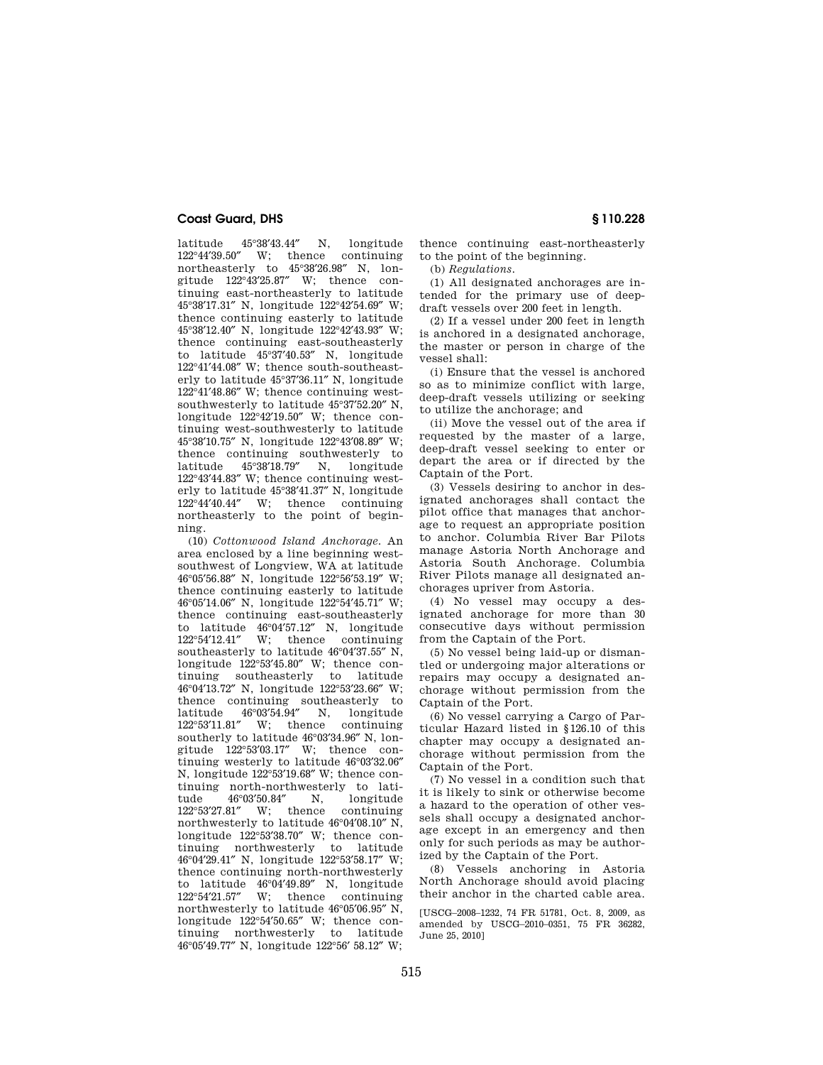latitude 45°38′43.44″ N, longitude 122°44′39.50″ W; thence continuing northeasterly to 45°38′26.98″ N, longitude 122°43′25.87″ W; thence continuing east-northeasterly to latitude 45°38′17.31″ N, longitude 122°42′54.69″ W; thence continuing easterly to latitude 45°38′12.40″ N, longitude 122°42′43.93″ W; thence continuing east-southeasterly to latitude 45°37′40.53″ N, longitude 122°41′44.08″ W; thence south-southeasterly to latitude 45°37′36.11″ N, longitude 122°41′48.86″ W; thence continuing west-southwesterly to latitude 45°37′52.20″ N, longitude 122°42′19.50″ W; thence continuing west-southwesterly to latitude 45°38′10.75″ N, longitude 122°43′08.89″ W; thence continuing southwesterly to latitude 45°38′18.79″ N, longitude 122°43′44.83″ W; thence continuing westerly to latitude 45°38′41.37″ N, longitude 122°44′40.44″ W; thence continuing northeasterly to the point of beginning.

(10) *Cottonwood Island Anchorage.* An area enclosed by a line beginning west-southwest of Longview, WA at latitude 46°05′56.88″ N, longitude 122°56′53.19″ W; thence continuing easterly to latitude 46°05′14.06″ N, longitude 122°54′45.71″ W; thence continuing east-southeasterly to latitude 46°04′57.12″ N, longitude 122°54′12.41″ W; thence continuing southeasterly to latitude 46°04′37.55″ N, longitude 122°53′45.80″ W; thence continuing southeasterly to latitude 46°04′13.72″ N, longitude 122°53′23.66″ W; thence continuing southeasterly to latitude 46°03′54.94″ N, longitude 122°53′11.81″ W; thence continuing southerly to latitude 46°03′34.96″ N, longitude 122°53′03.17″ W; thence continuing westerly to latitude 46°03′32.06″ N, longitude 122°53′19.68″ W; thence continuing north-northwesterly to latitude 46°03′50.84″ N, longitude 122°53′27.81″ W; thence continuing northwesterly to latitude 46°04′08.10″ N, longitude 122°53′38.70″ W; thence continuing northwesterly to latitude 46°04′29.41″ N, longitude 122°53′58.17″ W; thence continuing north-northwesterly to latitude 46°04′49.89″ N, longitude 122°54′21.57″ W; thence continuing northwesterly to latitude 46°05′06.95″ N, longitude 122°54′50.65″ W; thence continuing northwesterly to latitude 46°05′49.77″ N, longitude 122°56′ 58.12″ W; thence continuing east-northeasterly to the point of the beginning.

(b) *Regulations.*

(1) All designated anchorages are intended for the primary use of deep-draft vessels over 200 feet in length.

(2) If a vessel under 200 feet in length is anchored in a designated anchorage, the master or person in charge of the vessel shall:

(i) Ensure that the vessel is anchored so as to minimize conflict with large, deep-draft vessels utilizing or seeking to utilize the anchorage; and

(ii) Move the vessel out of the area if requested by the master of a large, deep-draft vessel seeking to enter or depart the area or if directed by the Captain of the Port.

(3) Vessels desiring to anchor in designated anchorages shall contact the pilot office that manages that anchorage to request an appropriate position to anchor. Columbia River Bar Pilots manage Astoria North Anchorage and Astoria South Anchorage. Columbia River Pilots manage all designated anchorages upriver from Astoria.

(4) No vessel may occupy a designated anchorage for more than 30 consecutive days without permission from the Captain of the Port.

(5) No vessel being laid-up or dismantled or undergoing major alterations or repairs may occupy a designated anchorage without permission from the Captain of the Port.

(6) No vessel carrying a Cargo of Particular Hazard listed in §126.10 of this chapter may occupy a designated anchorage without permission from the Captain of the Port.

(7) No vessel in a condition such that it is likely to sink or otherwise become a hazard to the operation of other vessels shall occupy a designated anchorage except in an emergency and then only for such periods as may be authorized by the Captain of the Port.

(8) Vessels anchoring in Astoria North Anchorage should avoid placing their anchor in the charted cable area.

[USCG–2008–1232, 74 FR 51781, Oct. 8, 2009, as amended by USCG–2010–0351, 75 FR 36282, June 25, 2010]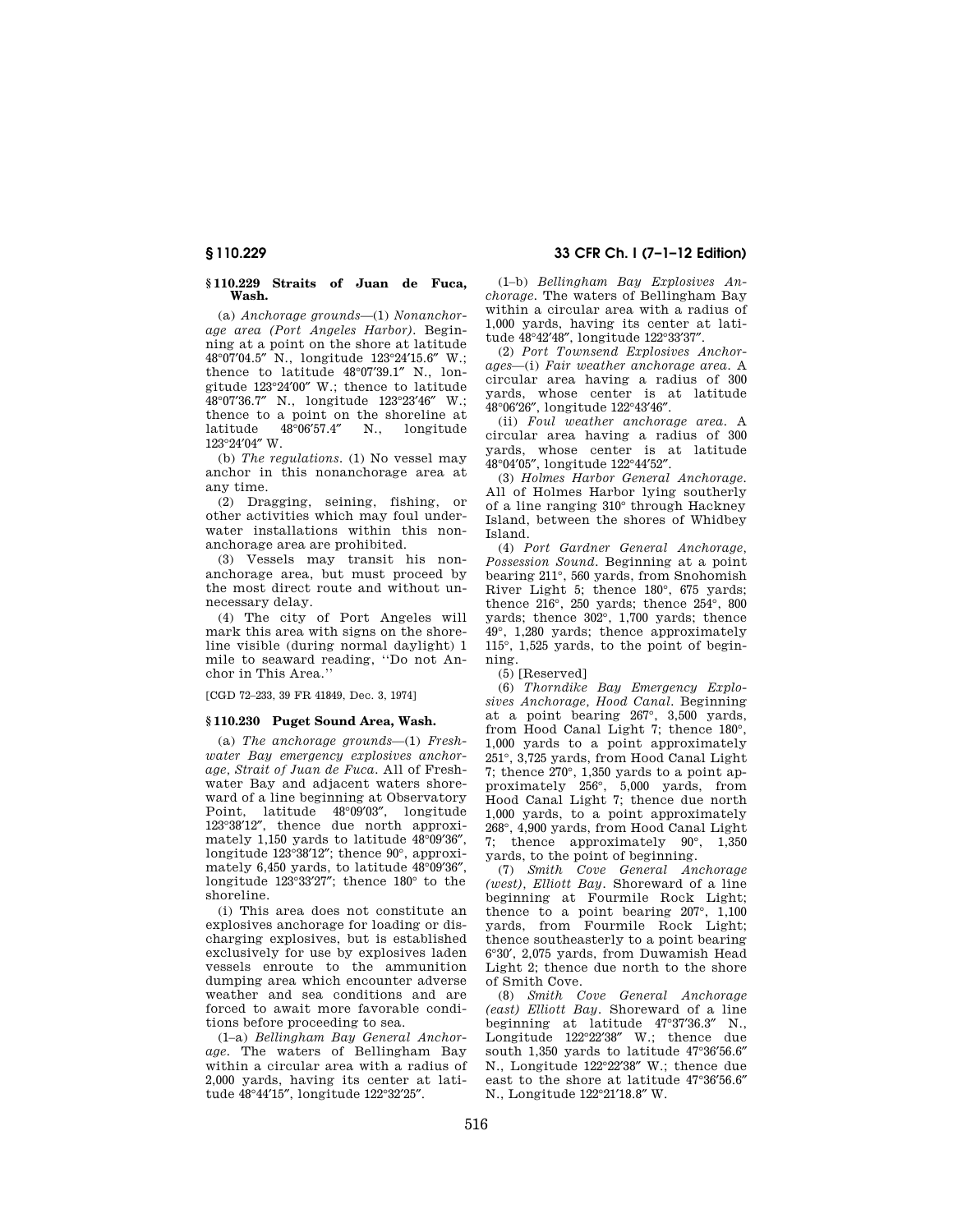## § 110.229 Straits of Juan de Fuca, Wash.

(a) *Anchorage grounds*—(1) *Nonanchorage area (Port Angeles Harbor).* Beginning at a point on the shore at latitude 48°07′04.5″ N., longitude 123°24′15.6″ W.; thence to latitude 48°07′39.1″ N., longitude 123°24′00″ W.; thence to latitude 48°07′36.7″ N., longitude 123°23′46″ W.; thence to a point on the shoreline at latitude 48°06′57.4″ N., longitude 123°24′04″ W.

(b) *The regulations.* (1) No vessel may anchor in this nonanchorage area at any time.

(2) Dragging, seining, fishing, or other activities which may foul underwater installations within this nonanchorage area are prohibited.

(3) Vessels may transit his nonanchorage area, but must proceed by the most direct route and without unnecessary delay.

(4) The city of Port Angeles will mark this area with signs on the shoreline visible (during normal daylight) 1 mile to seaward reading, ''Do not Anchor in This Area.''

[CGD 72–233, 39 FR 41849, Dec. 3, 1974]

## § 110.230 Puget Sound Area, Wash.

(a) *The anchorage grounds*—(1) *Freshwater Bay emergency explosives anchorage, Strait of Juan de Fuca.* All of Freshwater Bay and adjacent waters shoreward of a line beginning at Observatory Point, latitude 48°09′03″, longitude 123°38′12″, thence due north approximately 1,150 yards to latitude 48°09′36″, longitude 123°38′12″; thence 90°, approximately 6,450 yards, to latitude 48°09′36″, longitude 123°33′27″; thence 180° to the shoreline.

(i) This area does not constitute an explosives anchorage for loading or discharging explosives, but is established exclusively for use by explosives laden vessels enroute to the ammunition dumping area which encounter adverse weather and sea conditions and are forced to await more favorable conditions before proceeding to sea.

(1–a) *Bellingham Bay General Anchorage.* The waters of Bellingham Bay within a circular area with a radius of 2,000 yards, having its center at latitude 48°44′15″, longitude 122°32′25″.

(1–b) *Bellingham Bay Explosives Anchorage.* The waters of Bellingham Bay within a circular area with a radius of 1,000 yards, having its center at latitude 48°42′48″, longitude 122°33′37″.

(2) *Port Townsend Explosives Anchorages*—(i) *Fair weather anchorage area.* A circular area having a radius of 300 yards, whose center is at latitude 48°06′26″, longitude 122°43′46″.

(ii) *Foul weather anchorage area.* A circular area having a radius of 300 yards, whose center is at latitude 48°04′05″, longitude 122°44′52″.

(3) *Holmes Harbor General Anchorage.* All of Holmes Harbor lying southerly of a line ranging 310° through Hackney Island, between the shores of Whidbey Island.

(4) *Port Gardner General Anchorage, Possession Sound.* Beginning at a point bearing 211°, 560 yards, from Snohomish River Light 5; thence 180°, 675 yards; thence 216°, 250 yards; thence 254°, 800 yards; thence 302°, 1,700 yards; thence 49°, 1,280 yards; thence approximately 115°, 1,525 yards, to the point of beginning.

(5) [Reserved]

(6) *Thorndike Bay Emergency Explosives Anchorage, Hood Canal.* Beginning at a point bearing 267°, 3,500 yards, from Hood Canal Light 7; thence 180°, 1,000 yards to a point approximately 251°, 3,725 yards, from Hood Canal Light 7; thence 270°, 1,350 yards to a point approximately 256°, 5,000 yards, from Hood Canal Light 7; thence due north 1,000 yards, to a point approximately 268°, 4,900 yards, from Hood Canal Light 7; thence approximately 90°, 1,350 yards, to the point of beginning.

(7) *Smith Cove General Anchorage (west), Elliott Bay.* Shoreward of a line beginning at Fourmile Rock Light; thence to a point bearing 207°, 1,100 yards, from Fourmile Rock Light; thence southeasterly to a point bearing 6°30′, 2,075 yards, from Duwamish Head Light 2; thence due north to the shore of Smith Cove.

(8) *Smith Cove General Anchorage (east) Elliott Bay.* Shoreward of a line beginning at latitude 47°37′36.3″ N., Longitude 122°22′38″ W.; thence due south 1,350 yards to latitude 47°36′56.6″ N., Longitude 122°22′38″ W.; thence due east to the shore at latitude 47°36′56.6″ N., Longitude 122°21′18.8″ W.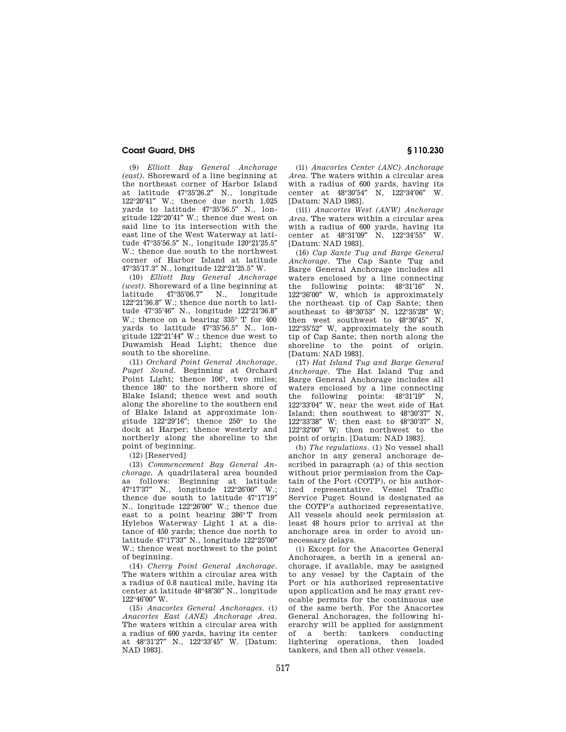(9) *Elliott Bay General Anchorage (east).* Shoreward of a line beginning at the northeast corner of Harbor Island at latitude 47°35′26.2″ N., longitude 122°20′41″ W.; thence due north 1,025 yards to latitude 47°35′56.5″ N., longitude 122°20′41″ W.; thence due west on said line to its intersection with the east line of the West Waterway at latitude 47°35′56.5″ N., longitude 120°21′25.5″ W.; thence due south to the northwest corner of Harbor Island at latitude 47°35′17.3″ N., longitude 122°21′25.5″ W.

(10) *Elliott Bay General Anchorage (west).* Shoreward of a line beginning at latitude 47°35′06.7″ N., longitude 122°21′36.8″ W.; thence due north to latitude 47°35′46″ N., longitude 122°21′36.8″ W.; thence on a bearing 335° T for 400 yards to latitude 47°35′56.5″ N., longitude 122°21′44″ W.; thence due west to Duwamish Head Light; thence due south to the shoreline.

(11) *Orchard Point General Anchorage, Puget Sound.* Beginning at Orchard Point Light; thence 106°, two miles; thence 180° to the northern shore of Blake Island; thence west and south along the shoreline to the southern end of Blake Island at approximate longitude 122°29′16″; thence 250° to the dock at Harper; thence westerly and northerly along the shoreline to the point of beginning.

(12) [Reserved]

(13) *Commencement Bay General Anchorage.* A quadrilateral area bounded as follows: Beginning at latitude 47°17′37″ N., longitude 122°26′00″ W.; thence due south to latitude 47°17′19″ N., longitude 122°26′00″ W.; thence due east to a point bearing 286° T from Hylebos Waterway Light 1 at a distance of 450 yards; thence due north to latitude 47°17′33″ N., longitude 122°25′00″ W.; thence west northwest to the point of beginning.

(14) *Cherry Point General Anchorage.* The waters within a circular area with a radius of 0.8 nautical mile, having its center at latitude 48°48′30″ N., longitude 122°46′00″ W.

(15) *Anacortes General Anchorages.* (i) *Anacortes East (ANE) Anchorage Area.* The waters within a circular area with a radius of 600 yards, having its center at 48°31′27″ N., 122°33′45″ W. [Datum: NAD 1983].

(ii) *Anacortes Center (ANC) Anchorage Area.* The waters within a circular area with a radius of 600 yards, having its center at 48°30′54″ N, 122°34′06″ W. [Datum: NAD 1983].

(iii) *Anacortes West (ANW) Anchorage Area.* The waters within a circular area with a radius of 600 yards, having its center at 48°31′09″ N, 122°34′55″ W. [Datum: NAD 1983].

(16) *Cap Sante Tug and Barge General Anchorage.* The Cap Sante Tug and Barge General Anchorage includes all waters enclosed by a line connecting the following points: 48°31′16″ N, 122°36′00″ W, which is approximately the northeast tip of Cap Sante; then southeast to 48°30′53″ N, 122°35′28″ W; then west southwest to 48°30′45″ N, 122°35′52″ W, approximately the south tip of Cap Sante; then north along the shoreline to the point of origin. [Datum: NAD 1983].

(17) *Hat Island Tug and Barge General Anchorage.* The Hat Island Tug and Barge General Anchorage includes all waters enclosed by a line connecting the following points: 48°31′19″ N, 122°33′04″ W, near the west side of Hat Island; then southwest to 48°30′37″ N, 122°33′38″ W; then east to 48°30′37″ N, 122°32′00″ W; then northwest to the point of origin. [Datum: NAD 1983].

(b) *The regulations.* (1) No vessel shall anchor in any general anchorage described in paragraph (a) of this section without prior permission from the Captain of the Port (COTP), or his authorized representative. Vessel Traffic Service Puget Sound is designated as the COTP's authorized representative. All vessels should seek permission at least 48 hours prior to arrival at the anchorage area in order to avoid unnecessary delays.

(i) Except for the Anacortes General Anchorages, a berth in a general anchorage, if available, may be assigned to any vessel by the Captain of the Port or his authorized representative upon application and he may grant revocable permits for the continuous use of the same berth. For the Anacortes General Anchorages, the following hierarchy will be applied for assignment of a berth: tankers conducting lightering operations, then loaded tankers, and then all other vessels.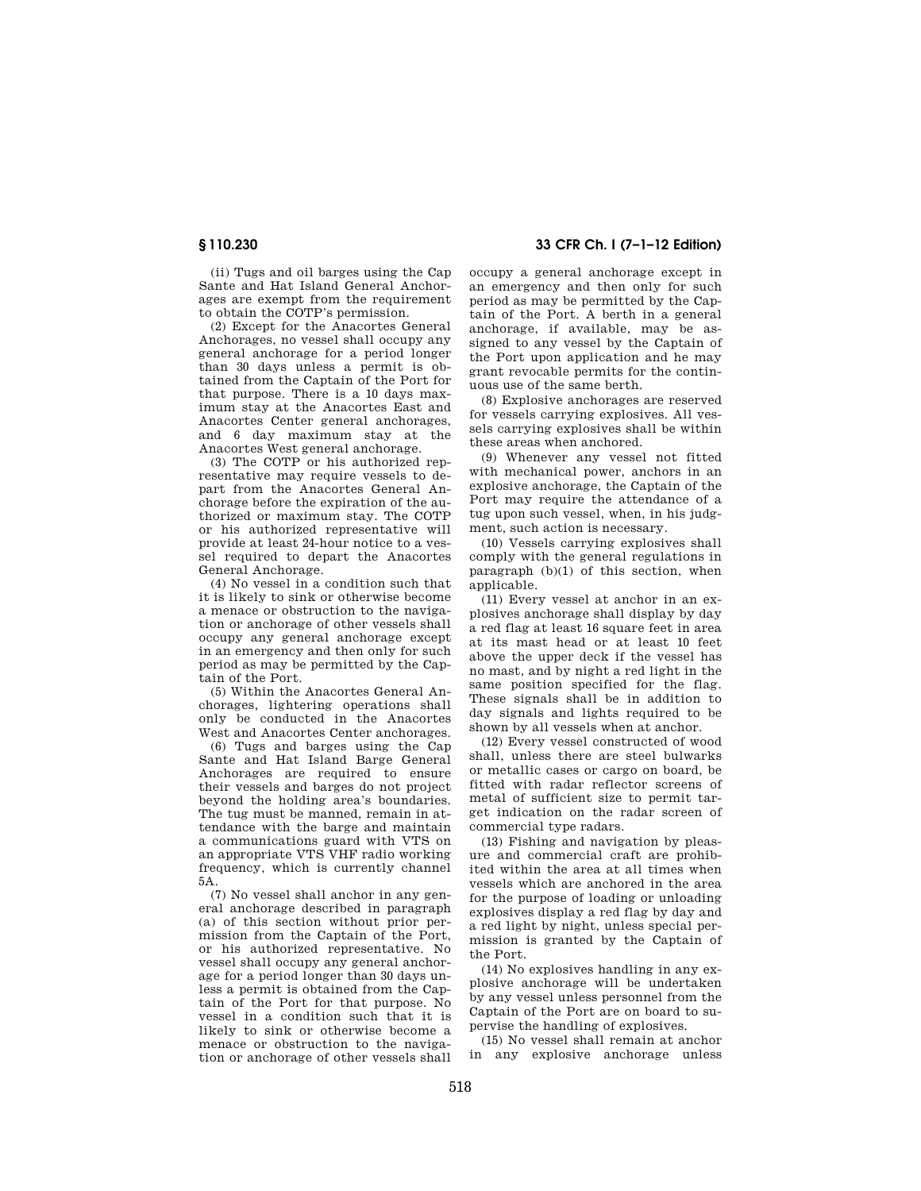(ii) Tugs and oil barges using the Cap Sante and Hat Island General Anchorages are exempt from the requirement to obtain the COTP's permission.

(2) Except for the Anacortes General Anchorages, no vessel shall occupy any general anchorage for a period longer than 30 days unless a permit is obtained from the Captain of the Port for that purpose. There is a 10 days maximum stay at the Anacortes East and Anacortes Center general anchorages, and 6 day maximum stay at the Anacortes West general anchorage.

(3) The COTP or his authorized representative may require vessels to depart from the Anacortes General Anchorage before the expiration of the authorized or maximum stay. The COTP or his authorized representative will provide at least 24-hour notice to a vessel required to depart the Anacortes General Anchorage.

(4) No vessel in a condition such that it is likely to sink or otherwise become a menace or obstruction to the navigation or anchorage of other vessels shall occupy any general anchorage except in an emergency and then only for such period as may be permitted by the Captain of the Port.

(5) Within the Anacortes General Anchorages, lightering operations shall only be conducted in the Anacortes West and Anacortes Center anchorages.

(6) Tugs and barges using the Cap Sante and Hat Island Barge General Anchorages are required to ensure their vessels and barges do not project beyond the holding area's boundaries. The tug must be manned, remain in attendance with the barge and maintain a communications guard with VTS on an appropriate VTS VHF radio working frequency, which is currently channel 5A.

(7) No vessel shall anchor in any general anchorage described in paragraph (a) of this section without prior permission from the Captain of the Port, or his authorized representative. No vessel shall occupy any general anchorage for a period longer than 30 days unless a permit is obtained from the Captain of the Port for that purpose. No vessel in a condition such that it is likely to sink or otherwise become a menace or obstruction to the navigation or anchorage of other vessels shall occupy a general anchorage except in an emergency and then only for such period as may be permitted by the Captain of the Port. A berth in a general anchorage, if available, may be assigned to any vessel by the Captain of the Port upon application and he may grant revocable permits for the continuous use of the same berth.

(8) Explosive anchorages are reserved for vessels carrying explosives. All vessels carrying explosives shall be within these areas when anchored.

(9) Whenever any vessel not fitted with mechanical power, anchors in an explosive anchorage, the Captain of the Port may require the attendance of a tug upon such vessel, when, in his judgment, such action is necessary.

(10) Vessels carrying explosives shall comply with the general regulations in paragraph (b)(1) of this section, when applicable.

(11) Every vessel at anchor in an explosives anchorage shall display by day a red flag at least 16 square feet in area at its mast head or at least 10 feet above the upper deck if the vessel has no mast, and by night a red light in the same position specified for the flag. These signals shall be in addition to day signals and lights required to be shown by all vessels when at anchor.

(12) Every vessel constructed of wood shall, unless there are steel bulwarks or metallic cases or cargo on board, be fitted with radar reflector screens of metal of sufficient size to permit target indication on the radar screen of commercial type radars.

(13) Fishing and navigation by pleasure and commercial craft are prohibited within the area at all times when vessels which are anchored in the area for the purpose of loading or unloading explosives display a red flag by day and a red light by night, unless special permission is granted by the Captain of the Port.

(14) No explosives handling in any explosive anchorage will be undertaken by any vessel unless personnel from the Captain of the Port are on board to supervise the handling of explosives.

(15) No vessel shall remain at anchor in any explosive anchorage unless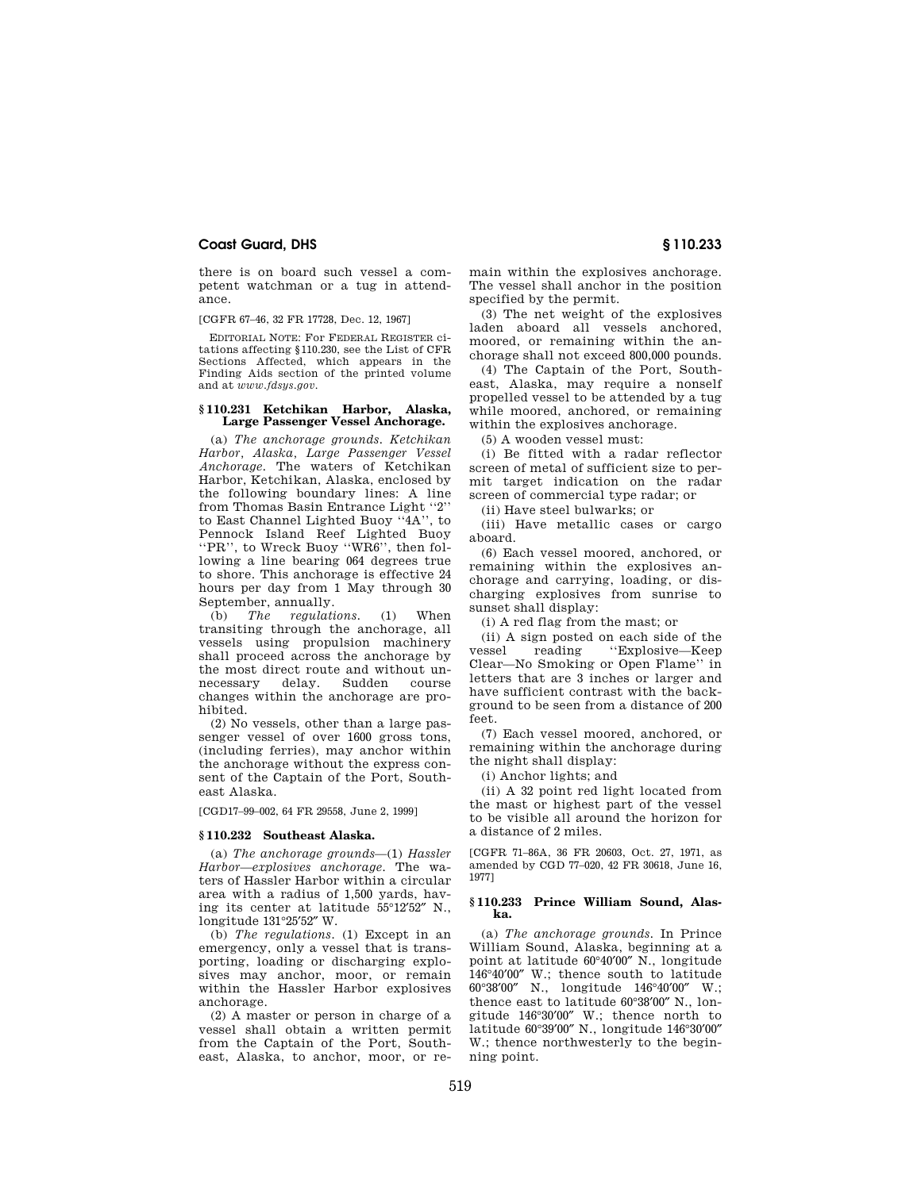there is on board such vessel a competent watchman or a tug in attendance.

[CGFR 67–46, 32 FR 17728, Dec. 12, 1967]

EDITORIAL NOTE: For FEDERAL REGISTER citations affecting §110.230, see the List of CFR Sections Affected, which appears in the Finding Aids section of the printed volume and at *www.fdsys.gov*.

### § 110.231 Ketchikan Harbor, Alaska, Large Passenger Vessel Anchorage.

(a) *The anchorage grounds. Ketchikan Harbor, Alaska, Large Passenger Vessel Anchorage.* The waters of Ketchikan Harbor, Ketchikan, Alaska, enclosed by the following boundary lines: A line from Thomas Basin Entrance Light ''2'' to East Channel Lighted Buoy ''4A'', to Pennock Island Reef Lighted Buoy ''PR'', to Wreck Buoy ''WR6'', then following a line bearing 064 degrees true to shore. This anchorage is effective 24 hours per day from 1 May through 30 September, annually.

(b) *The regulations.* (1) When transiting through the anchorage, all vessels using propulsion machinery shall proceed across the anchorage by the most direct route and without unnecessary delay. Sudden course changes within the anchorage are prohibited.

(2) No vessels, other than a large passenger vessel of over 1600 gross tons, (including ferries), may anchor within the anchorage without the express consent of the Captain of the Port, Southeast Alaska.

[CGD17–99–002, 64 FR 29558, June 2, 1999]

### § 110.232 Southeast Alaska.

(a) *The anchorage grounds*—(1) *Hassler Harbor—explosives anchorage.* The waters of Hassler Harbor within a circular area with a radius of 1,500 yards, having its center at latitude 55°12′52″ N., longitude 131°25′52″ W.

(b) *The regulations.* (1) Except in an emergency, only a vessel that is transporting, loading or discharging explosives may anchor, moor, or remain within the Hassler Harbor explosives anchorage.

(2) A master or person in charge of a vessel shall obtain a written permit from the Captain of the Port, Southeast, Alaska, to anchor, moor, or remain within the explosives anchorage. The vessel shall anchor in the position specified by the permit.

(3) The net weight of the explosives laden aboard all vessels anchored, moored, or remaining within the anchorage shall not exceed 800,000 pounds.

(4) The Captain of the Port, Southeast, Alaska, may require a nonself propelled vessel to be attended by a tug while moored, anchored, or remaining within the explosives anchorage.

(5) A wooden vessel must:

(i) Be fitted with a radar reflector screen of metal of sufficient size to permit target indication on the radar screen of commercial type radar; or

(ii) Have steel bulwarks; or

(iii) Have metallic cases or cargo aboard.

(6) Each vessel moored, anchored, or remaining within the explosives anchorage and carrying, loading, or discharging explosives from sunrise to sunset shall display:

(i) A red flag from the mast; or

(ii) A sign posted on each side of the vessel reading ''Explosive—Keep Clear—No Smoking or Open Flame'' in letters that are 3 inches or larger and have sufficient contrast with the background to be seen from a distance of 200 feet.

(7) Each vessel moored, anchored, or remaining within the anchorage during the night shall display:

(i) Anchor lights; and

(ii) A 32 point red light located from the mast or highest part of the vessel to be visible all around the horizon for a distance of 2 miles.

[CGFR 71–86A, 36 FR 20603, Oct. 27, 1971, as amended by CGD 77–020, 42 FR 30618, June 16, 1977]

### § 110.233 Prince William Sound, Alaska.

(a) *The anchorage grounds.* In Prince William Sound, Alaska, beginning at a point at latitude 60°40′00″ N., longitude 146°40′00″ W.; thence south to latitude 60°38′00″ N., longitude 146°40′00″ W.; thence east to latitude 60°38′00″ N., longitude 146°30′00″ W.; thence north to latitude 60°39′00″ N., longitude 146°30′00″ W.; thence northwesterly to the beginning point.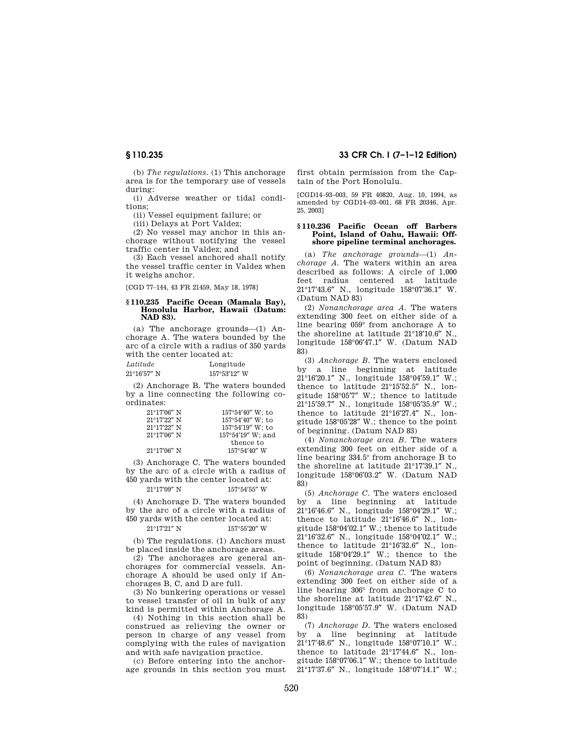(b) *The regulations.* (1) This anchorage area is for the temporary use of vessels during:

(i) Adverse weather or tidal conditions;

(ii) Vessel equipment failure; or

(iii) Delays at Port Valdez;

(2) No vessel may anchor in this anchorage without notifying the vessel traffic center in Valdez; and

(3) Each vessel anchored shall notify the vessel traffic center in Valdez when it weighs anchor.

[CGD 77–144, 43 FR 21459, May 18, 1978]

### § 110.235 Pacific Ocean (Mamala Bay), Honolulu Harbor, Hawaii (Datum: NAD 83).

(a) The anchorage grounds—(1) Anchorage A. The waters bounded by the arc of a circle with a radius of 350 yards with the center located at:

| *Latitude* | Longitude |
|---|---|
| 21°16′57″ N | 157°53′12″ W |

(2) Anchorage B. The waters bounded by a line connecting the following coordinates:

| | |
|---|---|
| 21°17′06″ N | 157°54′40″ W; to |
| 21°17′22″ N | 157°54′40″ W; to |
| 21°17′22″ N | 157°54′19″ W; to |
| 21°17′06″ N | 157°54′19″ W; and thence to |
| 21°17′06″ N | 157°54′40″ W |

(3) Anchorage C. The waters bounded by the arc of a circle with a radius of 450 yards with the center located at:

| | |
|---|---|
| 21°17′09″ N | 157°54′55″ W |

(4) Anchorage D. The waters bounded by the arc of a circle with a radius of 450 yards with the center located at:

| | |
|---|---|
| 21°17′21″ N | 157°55′20″ W |

(b) The regulations. (1) Anchors must be placed inside the anchorage areas.

(2) The anchorages are general anchorages for commercial vessels. Anchorage A should be used only if Anchorages B, C, and D are full.

(3) No bunkering operations or vessel to vessel transfer of oil in bulk of any kind is permitted within Anchorage A.

(4) Nothing in this section shall be construed as relieving the owner or person in charge of any vessel from complying with the rules of navigation and with safe navigation practice.

(c) Before entering into the anchorage grounds in this section you must first obtain permission from the Captain of the Port Honolulu.

[CGD14–93–003, 59 FR 40820, Aug. 10, 1994, as amended by CGD14–03–001, 68 FR 20346, Apr. 25, 2003]

### § 110.236 Pacific Ocean off Barbers Point, Island of Oahu, Hawaii: Offshore pipeline terminal anchorages.

(a) *The anchorage grounds*—(1) *Anchorage A.* The waters within an area described as follows: A circle of 1,000 feet radius centered at latitude 21°17′43.6″ N., longitude 158°07′36.1″ W. (Datum NAD 83)

(2) *Nonanchorage area A.* The waters extending 300 feet on either side of a line bearing 059° from anchorage A to the shoreline at latitude 21°18′10.6″ N., longitude 158°06′47.1″ W. (Datum NAD 83)

(3) *Anchorage B.* The waters enclosed by a line beginning at latitude 21°16′20.1″ N., longitude 158°04′59.1″ W.; thence to latitude 21°15′52.5″ N., longitude 158°05′7″ W.; thence to latitude 21°15′59.7″ N., longitude 158°05′35.9″ W.; thence to latitude 21°16′27.4″ N., longitude 158°05′28″ W.; thence to the point of beginning. (Datum NAD 83)

(4) *Nonanchorage area B.* The waters extending 300 feet on either side of a line bearing 334.5° from anchorage B to the shoreline at latitude 21°17′39.1″ N., longitude 158°06′03.2″ W. (Datum NAD 83)

(5) *Anchorage C.* The waters enclosed by a line beginning at latitude 21°16′46.6″ N., longitude 158°04′29.1″ W.; thence to latitude 21°16′46.6″ N., longitude 158°04′02.1″ W.; thence to latitude 21°16′32.6″ N., longitude 158°04′02.1″ W.; thence to latitude 21°16′32.6″ N., longitude 158°04′29.1″ W.; thence to the point of beginning. (Datum NAD 83)

(6) *Nonanchorage area C.* The waters extending 300 feet on either side of a line bearing 306° from anchorage C to the shoreline at latitude 21°17′42.6″ N., longitude 158°05′57.9″ W. (Datum NAD 83)

(7) *Anchorage D.* The waters enclosed by a line beginning at latitude 21°17′48.6″ N., longitude 158°07′10.1″ W.; thence to latitude 21°17′44.6″ N., longitude 158°07′06.1″ W.; thence to latitude 21°17′37.6″ N., longitude 158°07′14.1″ W.;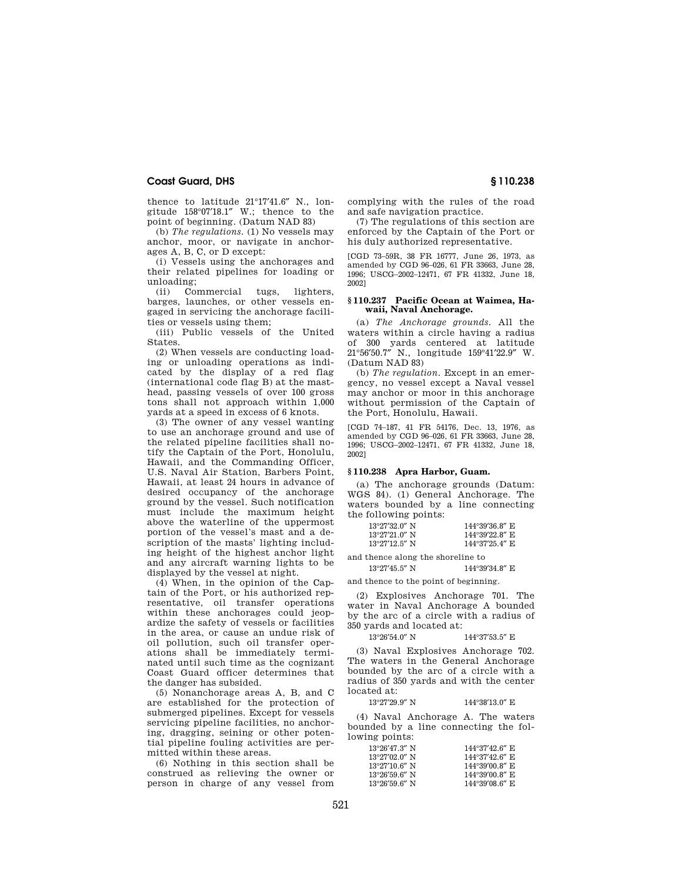thence to latitude 21°17′41.6″ N., longitude 158°07′18.1″ W.; thence to the point of beginning. (Datum NAD 83)

(b) *The regulations.* (1) No vessels may anchor, moor, or navigate in anchorages A, B, C, or D except:

(i) Vessels using the anchorages and their related pipelines for loading or unloading;

(ii) Commercial tugs, lighters, barges, launches, or other vessels engaged in servicing the anchorage facilities or vessels using them;

(iii) Public vessels of the United States.

(2) When vessels are conducting loading or unloading operations as indicated by the display of a red flag (international code flag B) at the masthead, passing vessels of over 100 gross tons shall not approach within 1,000 yards at a speed in excess of 6 knots.

(3) The owner of any vessel wanting to use an anchorage ground and use of the related pipeline facilities shall notify the Captain of the Port, Honolulu, Hawaii, and the Commanding Officer, U.S. Naval Air Station, Barbers Point, Hawaii, at least 24 hours in advance of desired occupancy of the anchorage ground by the vessel. Such notification must include the maximum height above the waterline of the uppermost portion of the vessel's mast and a description of the masts' lighting including height of the highest anchor light and any aircraft warning lights to be displayed by the vessel at night.

(4) When, in the opinion of the Captain of the Port, or his authorized representative, oil transfer operations within these anchorages could jeopardize the safety of vessels or facilities in the area, or cause an undue risk of oil pollution, such oil transfer operations shall be immediately terminated until such time as the cognizant Coast Guard officer determines that the danger has subsided.

(5) Nonanchorage areas A, B, and C are established for the protection of submerged pipelines. Except for vessels servicing pipeline facilities, no anchoring, dragging, seining or other potential pipeline fouling activities are permitted within these areas.

(6) Nothing in this section shall be construed as relieving the owner or person in charge of any vessel from complying with the rules of the road and safe navigation practice.

(7) The regulations of this section are enforced by the Captain of the Port or his duly authorized representative.

[CGD 73–59R, 38 FR 16777, June 26, 1973, as amended by CGD 96–026, 61 FR 33663, June 28, 1996; USCG–2002–12471, 67 FR 41332, June 18, 2002]

### § 110.237 Pacific Ocean at Waimea, Hawaii, Naval Anchorage.

(a) *The Anchorage grounds.* All the waters within a circle having a radius of 300 yards centered at latitude 21°56′50.7″ N., longitude 159°41′22.9″ W. (Datum NAD 83)

(b) *The regulation.* Except in an emergency, no vessel except a Naval vessel may anchor or moor in this anchorage without permission of the Captain of the Port, Honolulu, Hawaii.

[CGD 74–187, 41 FR 54176, Dec. 13, 1976, as amended by CGD 96–026, 61 FR 33663, June 28, 1996; USCG–2002–12471, 67 FR 41332, June 18, 2002]

### § 110.238 Apra Harbor, Guam.

(a) The anchorage grounds (Datum: WGS 84). (1) General Anchorage. The waters bounded by a line connecting the following points:

| | |
|---|---|
| 13°27′32.0″ N | 144°39′36.8″ E |
| 13°27′21.0″ N | 144°39′22.8″ E |
| 13°27′12.5″ N | 144°37′25.4″ E |

and thence along the shoreline to

| | |
|---|---|
| 13°27′45.5″ N | 144°39′34.8″ E |

and thence to the point of beginning.

(2) Explosives Anchorage 701. The water in Naval Anchorage A bounded by the arc of a circle with a radius of 350 yards and located at:

| | |
|---|---|
| 13°26′54.0″ N | 144°37′53.5″ E |

(3) Naval Explosives Anchorage 702. The waters in the General Anchorage bounded by the arc of a circle with a radius of 350 yards and with the center located at:

| | |
|---|---|
| 13°27′29.9″ N | 144°38′13.0″ E |

(4) Naval Anchorage A. The waters bounded by a line connecting the following points:

| | |
|---|---|
| 13°26′47.3″ N | 144°37′42.6″ E |
| 13°27′02.0″ N | 144°37′42.6″ E |
| 13°27′10.6″ N | 144°39′00.8″ E |
| 13°26′59.6″ N | 144°39′00.8″ E |
| 13°26′59.6″ N | 144°39′08.6″ E |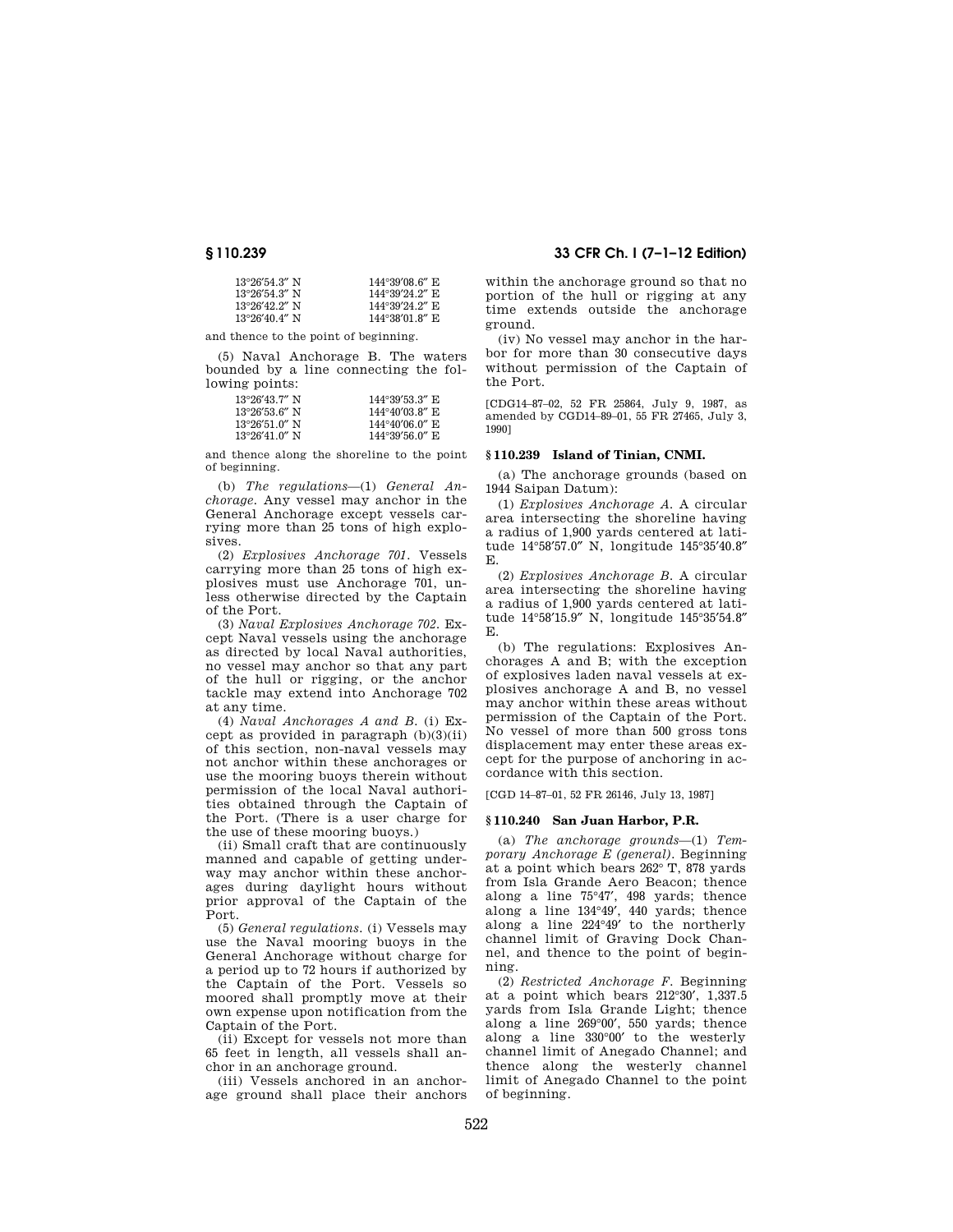| | |
|---|---|
| 13°26′54.3″ N | 144°39′08.6″ E |
| 13°26′54.3″ N | 144°39′24.2″ E |
| 13°26′42.2″ N | 144°39′24.2″ E |
| 13°26′40.4″ N | 144°38′01.8″ E |

and thence to the point of beginning.

(5) Naval Anchorage B. The waters bounded by a line connecting the following points:

| | |
|---|---|
| 13°26′43.7″ N | 144°39′53.3″ E |
| 13°26′53.6″ N | 144°40′03.8″ E |
| 13°26′51.0″ N | 144°40′06.0″ E |
| 13°26′41.0″ N | 144°39′56.0″ E |

and thence along the shoreline to the point of beginning.

(b) *The regulations*—(1) *General Anchorage.* Any vessel may anchor in the General Anchorage except vessels carrying more than 25 tons of high explosives.

(2) *Explosives Anchorage 701.* Vessels carrying more than 25 tons of high explosives must use Anchorage 701, unless otherwise directed by the Captain of the Port.

(3) *Naval Explosives Anchorage 702.* Except Naval vessels using the anchorage as directed by local Naval authorities, no vessel may anchor so that any part of the hull or rigging, or the anchor tackle may extend into Anchorage 702 at any time.

(4) *Naval Anchorages A and B.* (i) Except as provided in paragraph (b)(3)(ii) of this section, non-naval vessels may not anchor within these anchorages or use the mooring buoys therein without permission of the local Naval authorities obtained through the Captain of the Port. (There is a user charge for the use of these mooring buoys.)

(ii) Small craft that are continuously manned and capable of getting underway may anchor within these anchorages during daylight hours without prior approval of the Captain of the Port.

(5) *General regulations.* (i) Vessels may use the Naval mooring buoys in the General Anchorage without charge for a period up to 72 hours if authorized by the Captain of the Port. Vessels so moored shall promptly move at their own expense upon notification from the Captain of the Port.

(ii) Except for vessels not more than 65 feet in length, all vessels shall anchor in an anchorage ground.

(iii) Vessels anchored in an anchorage ground shall place their anchors within the anchorage ground so that no portion of the hull or rigging at any time extends outside the anchorage ground.

(iv) No vessel may anchor in the harbor for more than 30 consecutive days without permission of the Captain of the Port.

[CDG14–87–02, 52 FR 25864, July 9, 1987, as amended by CGD14–89–01, 55 FR 27465, July 3, 1990]

## § 110.239 Island of Tinian, CNMI.

(a) The anchorage grounds (based on 1944 Saipan Datum):

(1) *Explosives Anchorage A.* A circular area intersecting the shoreline having a radius of 1,900 yards centered at latitude 14°58′57.0″ N, longitude 145°35′40.8″ E.

(2) *Explosives Anchorage B.* A circular area intersecting the shoreline having a radius of 1,900 yards centered at latitude 14°58′15.9″ N, longitude 145°35′54.8″ E.

(b) The regulations: Explosives Anchorages A and B; with the exception of explosives laden naval vessels at explosives anchorage A and B, no vessel may anchor within these areas without permission of the Captain of the Port. No vessel of more than 500 gross tons displacement may enter these areas except for the purpose of anchoring in accordance with this section.

[CGD 14–87–01, 52 FR 26146, July 13, 1987]

## § 110.240 San Juan Harbor, P.R.

(a) *The anchorage grounds*—(1) *Temporary Anchorage E (general).* Beginning at a point which bears 262° T, 878 yards from Isla Grande Aero Beacon; thence along a line 75°47′, 498 yards; thence along a line 134°49′, 440 yards; thence along a line 224°49′ to the northerly channel limit of Graving Dock Channel, and thence to the point of beginning.

(2) *Restricted Anchorage F.* Beginning at a point which bears 212°30′, 1,337.5 yards from Isla Grande Light; thence along a line 269°00′, 550 yards; thence along a line 330°00′ to the westerly channel limit of Anegado Channel; and thence along the westerly channel limit of Anegado Channel to the point of beginning.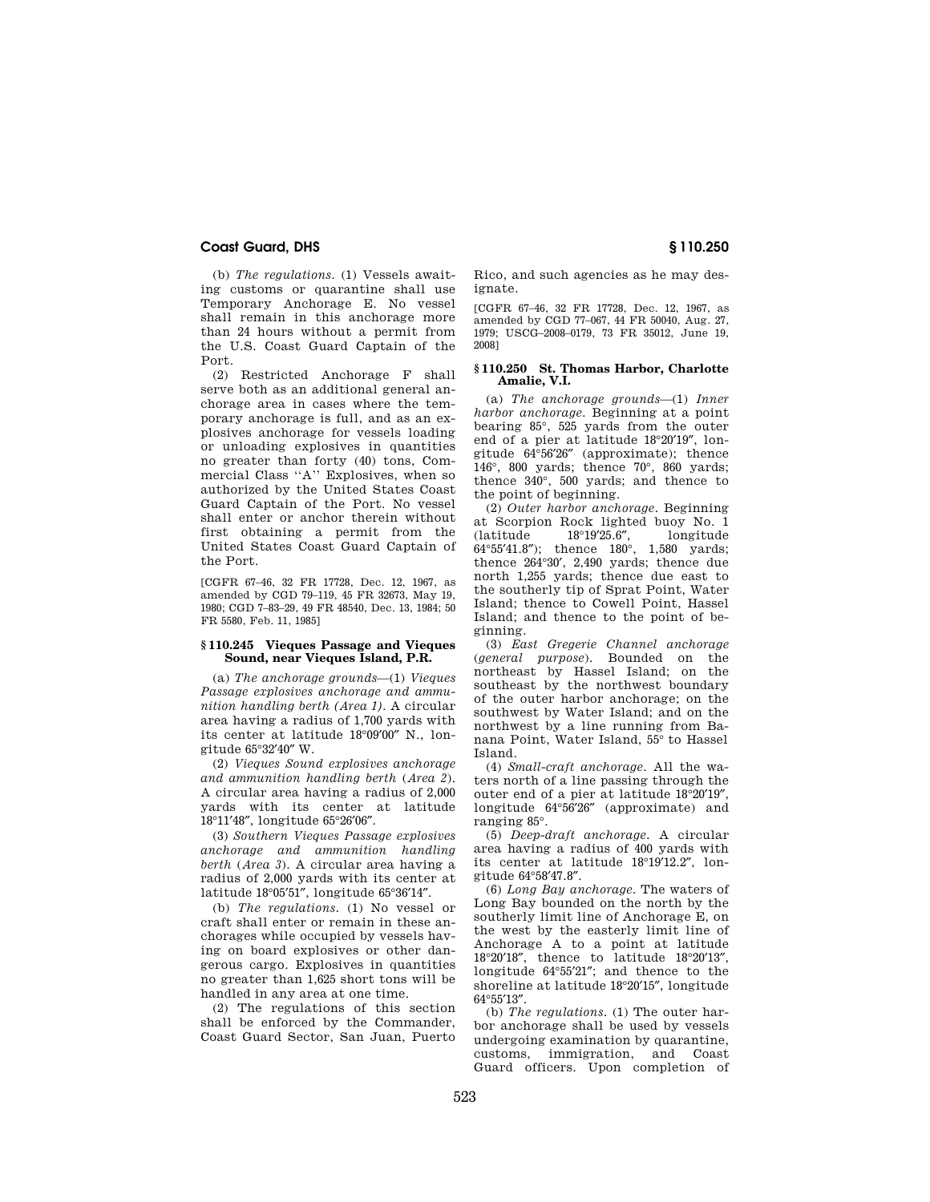(b) *The regulations.* (1) Vessels awaiting customs or quarantine shall use Temporary Anchorage E. No vessel shall remain in this anchorage more than 24 hours without a permit from the U.S. Coast Guard Captain of the Port.

(2) Restricted Anchorage F shall serve both as an additional general anchorage area in cases where the temporary anchorage is full, and as an explosives anchorage for vessels loading or unloading explosives in quantities no greater than forty (40) tons, Commercial Class ''A'' Explosives, when so authorized by the United States Coast Guard Captain of the Port. No vessel shall enter or anchor therein without first obtaining a permit from the United States Coast Guard Captain of the Port.

[CGFR 67–46, 32 FR 17728, Dec. 12, 1967, as amended by CGD 79–119, 45 FR 32673, May 19, 1980; CGD 7–83–29, 49 FR 48540, Dec. 13, 1984; 50 FR 5580, Feb. 11, 1985]

## § 110.245 Vieques Passage and Vieques Sound, near Vieques Island, P.R.

(a) *The anchorage grounds*—(1) *Vieques Passage explosives anchorage and ammunition handling berth (Area 1).* A circular area having a radius of 1,700 yards with its center at latitude 18°09′00″ N., longitude 65°32′40″ W.

(2) *Vieques Sound explosives anchorage and ammunition handling berth* (*Area 2*). A circular area having a radius of 2,000 yards with its center at latitude 18°11′48″, longitude 65°26′06″.

(3) *Southern Vieques Passage explosives anchorage and ammunition handling berth* (*Area 3*). A circular area having a radius of 2,000 yards with its center at latitude 18°05′51″, longitude 65°36′14″.

(b) *The regulations.* (1) No vessel or craft shall enter or remain in these anchorages while occupied by vessels having on board explosives or other dangerous cargo. Explosives in quantities no greater than 1,625 short tons will be handled in any area at one time.

(2) The regulations of this section shall be enforced by the Commander, Coast Guard Sector, San Juan, Puerto Rico, and such agencies as he may designate.

[CGFR 67–46, 32 FR 17728, Dec. 12, 1967, as amended by CGD 77–067, 44 FR 50040, Aug. 27, 1979; USCG–2008–0179, 73 FR 35012, June 19, 2008]

## § 110.250 St. Thomas Harbor, Charlotte Amalie, V.I.

(a) *The anchorage grounds*—(1) *Inner harbor anchorage.* Beginning at a point bearing 85°, 525 yards from the outer end of a pier at latitude 18°20′19″, longitude 64°56′26″ (approximate); thence 146°, 800 yards; thence 70°, 860 yards; thence 340°, 500 yards; and thence to the point of beginning.

(2) *Outer harbor anchorage.* Beginning at Scorpion Rock lighted buoy No. 1 (latitude 18°19′25.6″, longitude 64°55′41.8″); thence 180°, 1,580 yards; thence 264°30′, 2,490 yards; thence due north 1,255 yards; thence due east to the southerly tip of Sprat Point, Water Island; thence to Cowell Point, Hassel Island; and thence to the point of beginning.

(3) *East Gregerie Channel anchorage* (*general purpose*). Bounded on the northeast by Hassel Island; on the southeast by the northwest boundary of the outer harbor anchorage; on the southwest by Water Island; and on the northwest by a line running from Banana Point, Water Island, 55° to Hassel Island.

(4) *Small-craft anchorage.* All the waters north of a line passing through the outer end of a pier at latitude 18°20′19″, longitude 64°56′26″ (approximate) and ranging 85°.

(5) *Deep-draft anchorage.* A circular area having a radius of 400 yards with its center at latitude 18°19′12.2″, longitude 64°58′47.8″.

(6) *Long Bay anchorage.* The waters of Long Bay bounded on the north by the southerly limit line of Anchorage E, on the west by the easterly limit line of Anchorage A to a point at latitude 18°20′18″, thence to latitude 18°20′13″, longitude 64°55′21″; and thence to the shoreline at latitude 18°20′15″, longitude 64°55′13″.

(b) *The regulations.* (1) The outer harbor anchorage shall be used by vessels undergoing examination by quarantine, customs, immigration, and Coast Guard officers. Upon completion of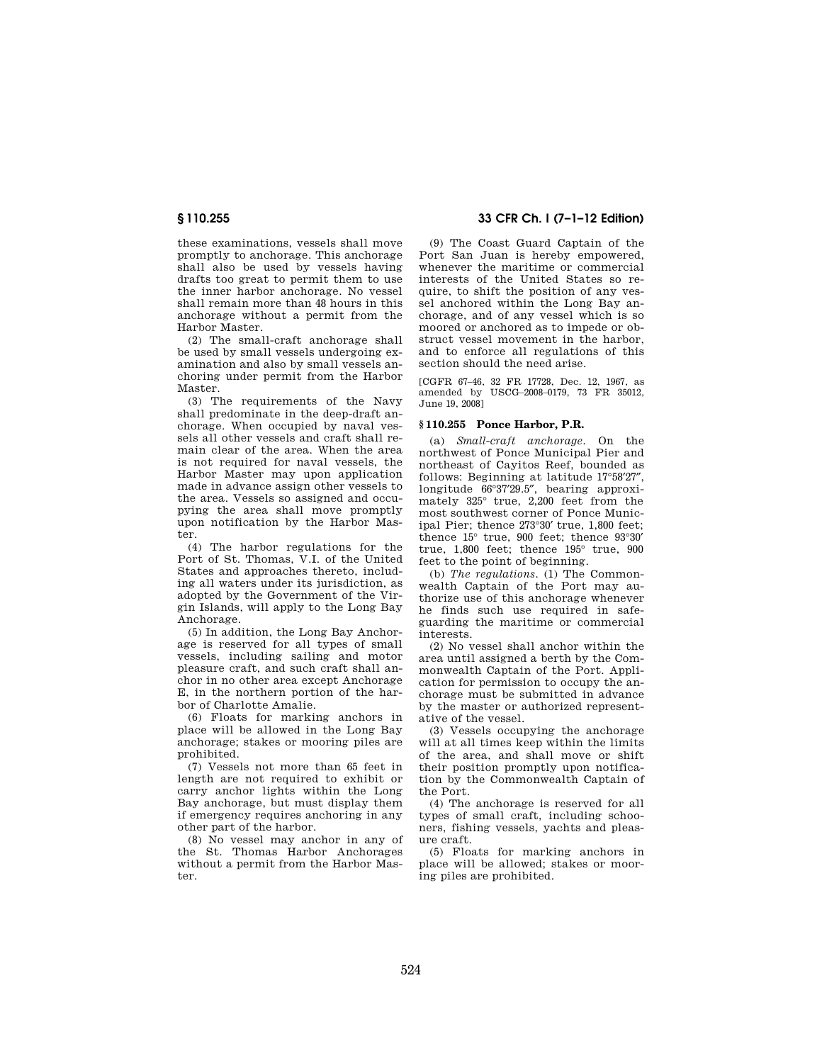these examinations, vessels shall move promptly to anchorage. This anchorage shall also be used by vessels having drafts too great to permit them to use the inner harbor anchorage. No vessel shall remain more than 48 hours in this anchorage without a permit from the Harbor Master.

(2) The small-craft anchorage shall be used by small vessels undergoing examination and also by small vessels anchoring under permit from the Harbor Master.

(3) The requirements of the Navy shall predominate in the deep-draft anchorage. When occupied by naval vessels all other vessels and craft shall remain clear of the area. When the area is not required for naval vessels, the Harbor Master may upon application made in advance assign other vessels to the area. Vessels so assigned and occupying the area shall move promptly upon notification by the Harbor Master.

(4) The harbor regulations for the Port of St. Thomas, V.I. of the United States and approaches thereto, including all waters under its jurisdiction, as adopted by the Government of the Virgin Islands, will apply to the Long Bay Anchorage.

(5) In addition, the Long Bay Anchorage is reserved for all types of small vessels, including sailing and motor pleasure craft, and such craft shall anchor in no other area except Anchorage E, in the northern portion of the harbor of Charlotte Amalie.

(6) Floats for marking anchors in place will be allowed in the Long Bay anchorage; stakes or mooring piles are prohibited.

(7) Vessels not more than 65 feet in length are not required to exhibit or carry anchor lights within the Long Bay anchorage, but must display them if emergency requires anchoring in any other part of the harbor.

(8) No vessel may anchor in any of the St. Thomas Harbor Anchorages without a permit from the Harbor Master.

(9) The Coast Guard Captain of the Port San Juan is hereby empowered, whenever the maritime or commercial interests of the United States so require, to shift the position of any vessel anchored within the Long Bay anchorage, and of any vessel which is so moored or anchored as to impede or obstruct vessel movement in the harbor, and to enforce all regulations of this section should the need arise.

[CGFR 67–46, 32 FR 17728, Dec. 12, 1967, as amended by USCG–2008–0179, 73 FR 35012, June 19, 2008]

### § 110.255 Ponce Harbor, P.R.

(a) *Small-craft anchorage.* On the northwest of Ponce Municipal Pier and northeast of Cayitos Reef, bounded as follows: Beginning at latitude 17°58′27″, longitude 66°37′29.5″, bearing approximately 325° true, 2,200 feet from the most southwest corner of Ponce Municipal Pier; thence 273°30′ true, 1,800 feet; thence 15° true, 900 feet; thence 93°30′ true, 1,800 feet; thence 195° true, 900 feet to the point of beginning.

(b) *The regulations.* (1) The Commonwealth Captain of the Port may authorize use of this anchorage whenever he finds such use required in safeguarding the maritime or commercial interests.

(2) No vessel shall anchor within the area until assigned a berth by the Commonwealth Captain of the Port. Application for permission to occupy the anchorage must be submitted in advance by the master or authorized representative of the vessel.

(3) Vessels occupying the anchorage will at all times keep within the limits of the area, and shall move or shift their position promptly upon notification by the Commonwealth Captain of the Port.

(4) The anchorage is reserved for all types of small craft, including schooners, fishing vessels, yachts and pleasure craft.

(5) Floats for marking anchors in place will be allowed; stakes or mooring piles are prohibited.